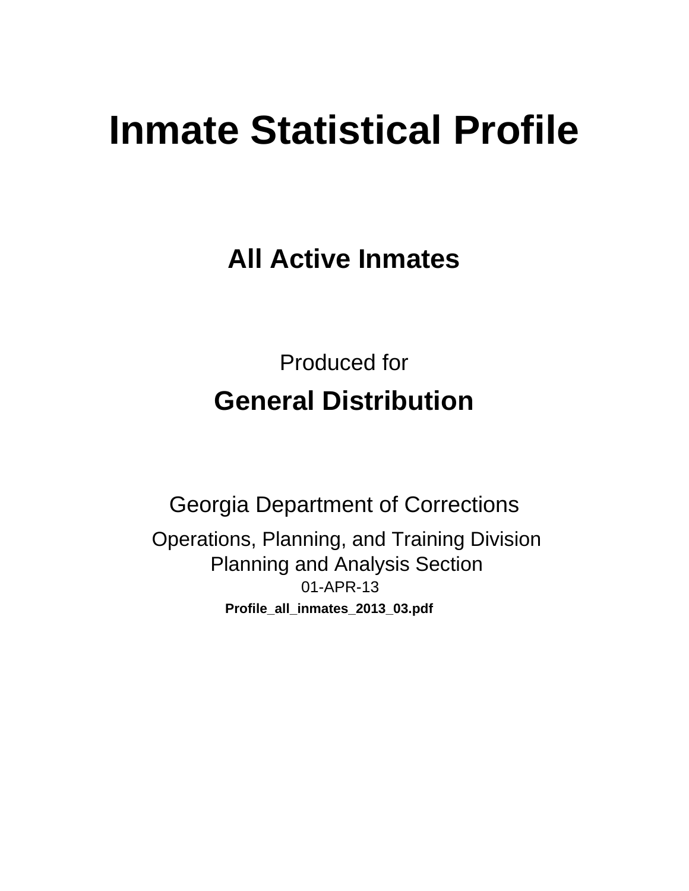# Inmate Statistical Profile

## All Active Inmates

Produced for

## General Distribution

Georgia Department of Corrections

Operations, Planning, and Training Division
Planning and Analysis Section
01-APR-13

**Profile_all_inmates_2013_03.pdf**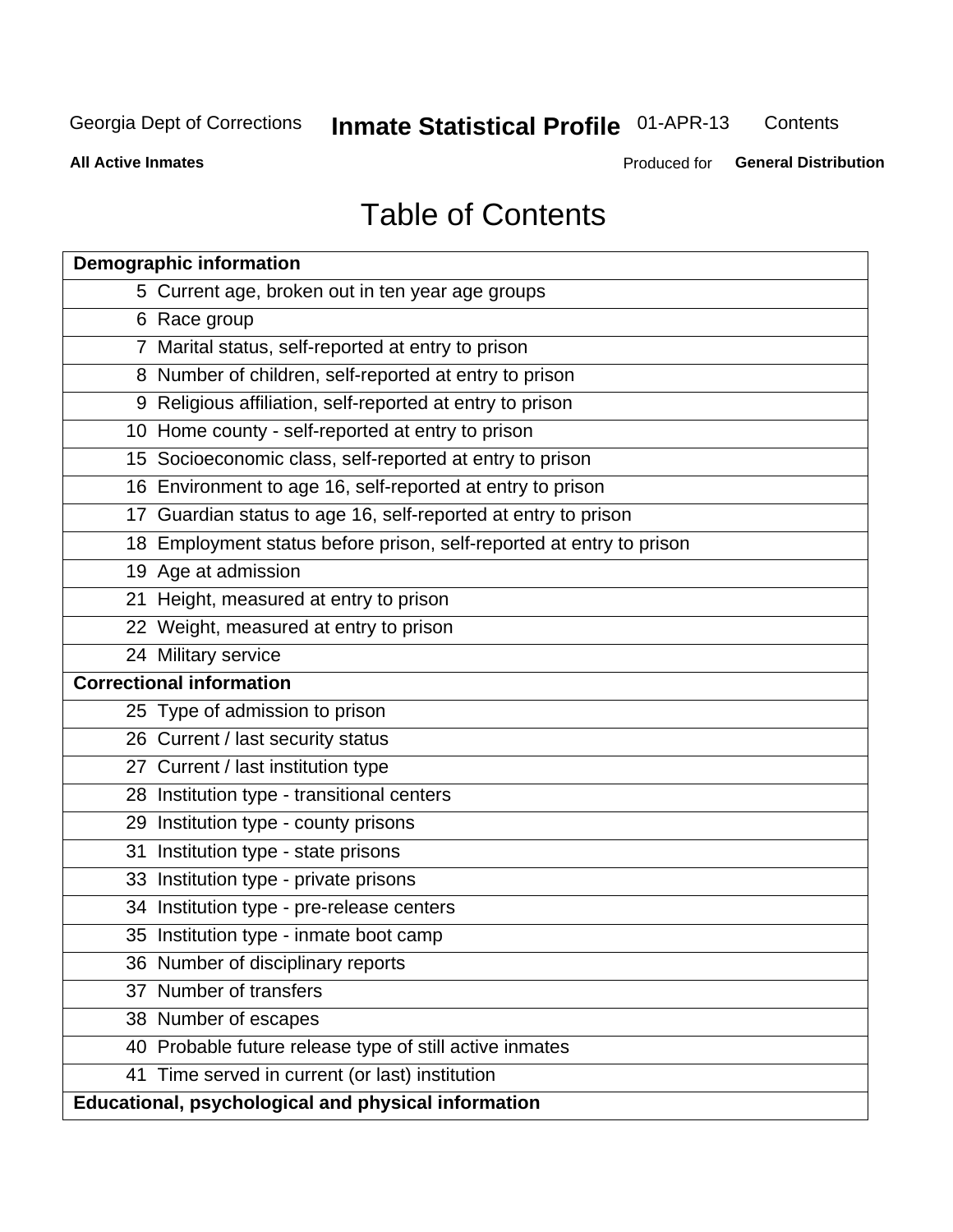# Table of Contents

| Demographic information | |
|---|---|
| 5 | Current age, broken out in ten year age groups |
| 6 | Race group |
| 7 | Marital status, self-reported at entry to prison |
| 8 | Number of children, self-reported at entry to prison |
| 9 | Religious affiliation, self-reported at entry to prison |
| 10 | Home county - self-reported at entry to prison |
| 15 | Socioeconomic class, self-reported at entry to prison |
| 16 | Environment to age 16, self-reported at entry to prison |
| 17 | Guardian status to age 16, self-reported at entry to prison |
| 18 | Employment status before prison, self-reported at entry to prison |
| 19 | Age at admission |
| 21 | Height, measured at entry to prison |
| 22 | Weight, measured at entry to prison |
| 24 | Military service |
| **Correctional information** | |
| 25 | Type of admission to prison |
| 26 | Current / last security status |
| 27 | Current / last institution type |
| 28 | Institution type - transitional centers |
| 29 | Institution type - county prisons |
| 31 | Institution type - state prisons |
| 33 | Institution type - private prisons |
| 34 | Institution type - pre-release centers |
| 35 | Institution type - inmate boot camp |
| 36 | Number of disciplinary reports |
| 37 | Number of transfers |
| 38 | Number of escapes |
| 40 | Probable future release type of still active inmates |
| 41 | Time served in current (or last) institution |
| **Educational, psychological and physical information** | |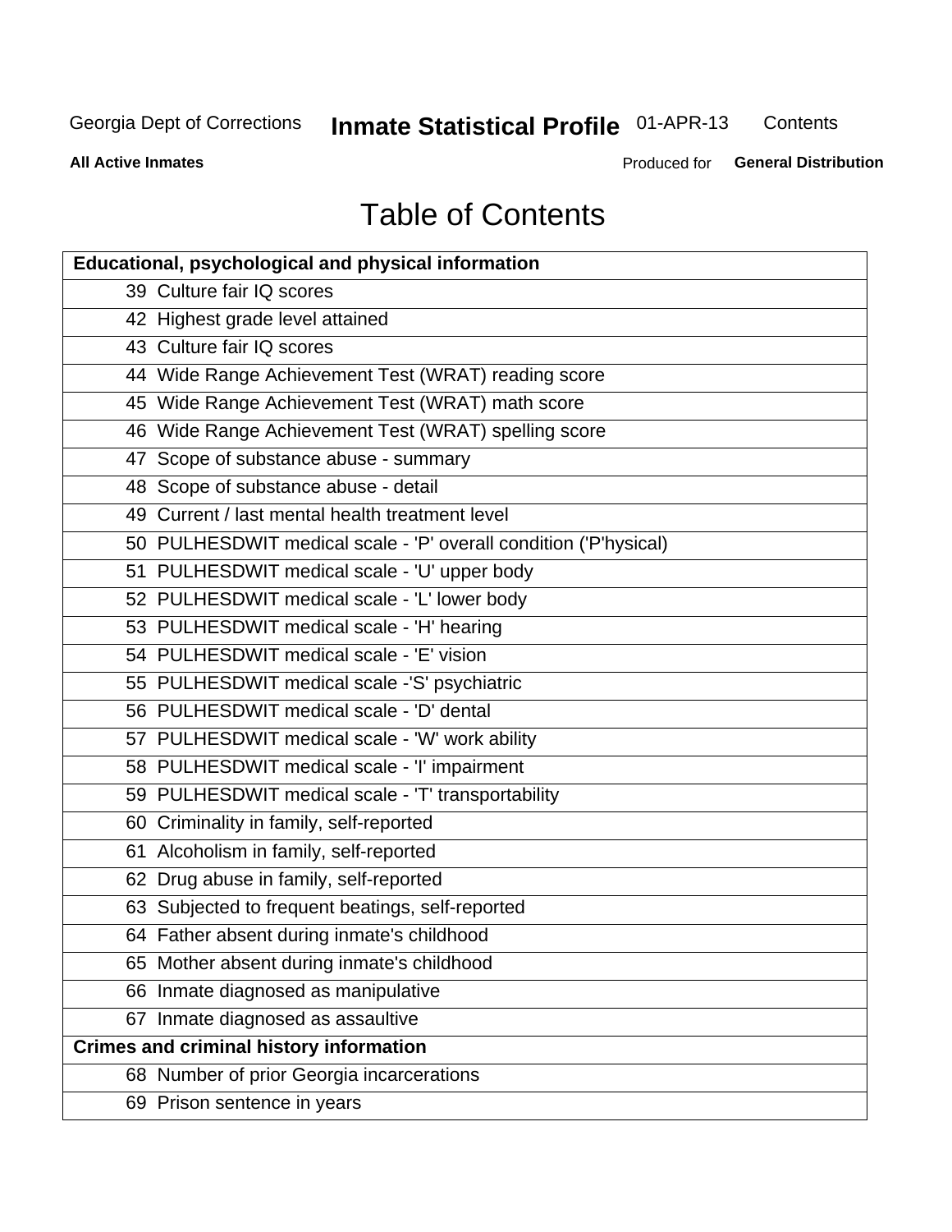# Table of Contents

| Educational, psychological and physical information | |
|---|---|
| 39 | Culture fair IQ scores |
| 42 | Highest grade level attained |
| 43 | Culture fair IQ scores |
| 44 | Wide Range Achievement Test (WRAT) reading score |
| 45 | Wide Range Achievement Test (WRAT) math score |
| 46 | Wide Range Achievement Test (WRAT) spelling score |
| 47 | Scope of substance abuse - summary |
| 48 | Scope of substance abuse - detail |
| 49 | Current / last mental health treatment level |
| 50 | PULHESDWIT medical scale - 'P' overall condition ('P'hysical) |
| 51 | PULHESDWIT medical scale - 'U' upper body |
| 52 | PULHESDWIT medical scale - 'L' lower body |
| 53 | PULHESDWIT medical scale - 'H' hearing |
| 54 | PULHESDWIT medical scale - 'E' vision |
| 55 | PULHESDWIT medical scale -'S' psychiatric |
| 56 | PULHESDWIT medical scale - 'D' dental |
| 57 | PULHESDWIT medical scale - 'W' work ability |
| 58 | PULHESDWIT medical scale - 'I' impairment |
| 59 | PULHESDWIT medical scale - 'T' transportability |
| 60 | Criminality in family, self-reported |
| 61 | Alcoholism in family, self-reported |
| 62 | Drug abuse in family, self-reported |
| 63 | Subjected to frequent beatings, self-reported |
| 64 | Father absent during inmate's childhood |
| 65 | Mother absent during inmate's childhood |
| 66 | Inmate diagnosed as manipulative |
| 67 | Inmate diagnosed as assaultive |
| **Crimes and criminal history information** | |
| 68 | Number of prior Georgia incarcerations |
| 69 | Prison sentence in years |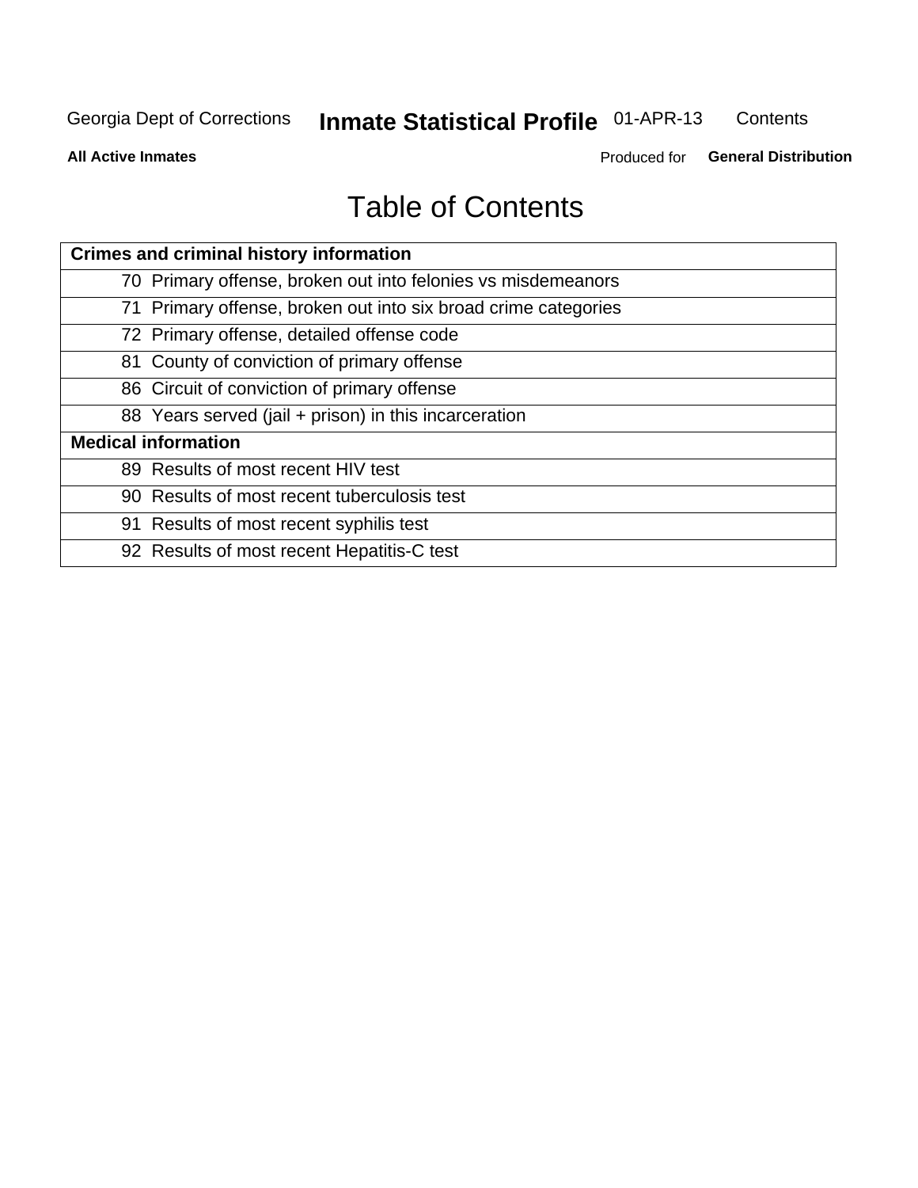# Table of Contents

| Crimes and criminal history information | |
|---|---|
| 70 | Primary offense, broken out into felonies vs misdemeanors |
| 71 | Primary offense, broken out into six broad crime categories |
| 72 | Primary offense, detailed offense code |
| 81 | County of conviction of primary offense |
| 86 | Circuit of conviction of primary offense |
| 88 | Years served (jail + prison) in this incarceration |
| **Medical information** | |
| 89 | Results of most recent HIV test |
| 90 | Results of most recent tuberculosis test |
| 91 | Results of most recent syphilis test |
| 92 | Results of most recent Hepatitis-C test |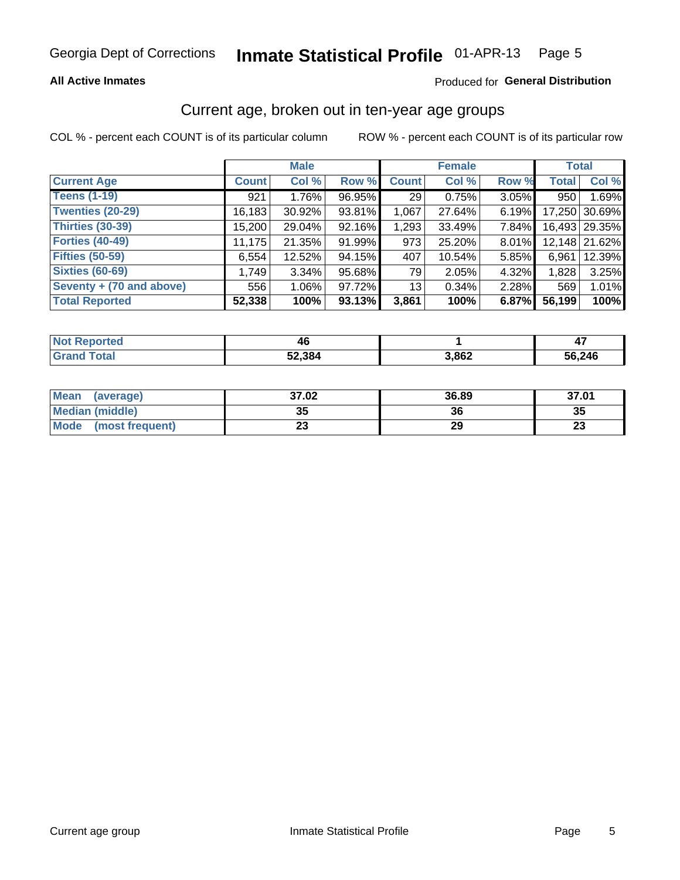Georgia Dept of Corrections **Inmate Statistical Profile** 01-APR-13

**All Active Inmates**

Produced for **General Distribution**

## Current age, broken out in ten-year age groups

COL % - percent each COUNT is of its particular column

ROW % - percent each COUNT is of its particular row

| | Male | | | Female | | | Total | |
|---|---|---|---|---|---|---|---|---|
| **Current Age** | **Count** | **Col %** | **Row %** | **Count** | **Col %** | **Row %** | **Total** | **Col %** |
| **Teens (1-19)** | 921 | 1.76% | 96.95% | 29 | 0.75% | 3.05% | 950 | 1.69% |
| **Twenties (20-29)** | 16,183 | 30.92% | 93.81% | 1,067 | 27.64% | 6.19% | 17,250 | 30.69% |
| **Thirties (30-39)** | 15,200 | 29.04% | 92.16% | 1,293 | 33.49% | 7.84% | 16,493 | 29.35% |
| **Forties (40-49)** | 11,175 | 21.35% | 91.99% | 973 | 25.20% | 8.01% | 12,148 | 21.62% |
| **Fifties (50-59)** | 6,554 | 12.52% | 94.15% | 407 | 10.54% | 5.85% | 6,961 | 12.39% |
| **Sixties (60-69)** | 1,749 | 3.34% | 95.68% | 79 | 2.05% | 4.32% | 1,828 | 3.25% |
| **Seventy + (70 and above)** | 556 | 1.06% | 97.72% | 13 | 0.34% | 2.28% | 569 | 1.01% |
| **Total Reported** | **52,338** | **100%** | **93.13%** | **3,861** | **100%** | **6.87%** | **56,199** | **100%** |

| | Male | Female | Total |
|---|---|---|---|
| **Not Reported** | **46** | **1** | **47** |
| **Grand Total** | **52,384** | **3,862** | **56,246** |

| | Male | Female | Total |
|---|---|---|---|
| **Mean (average)** | **37.02** | **36.89** | **37.01** |
| **Median (middle)** | **35** | **36** | **35** |
| **Mode (most frequent)** | **23** | **29** | **23** |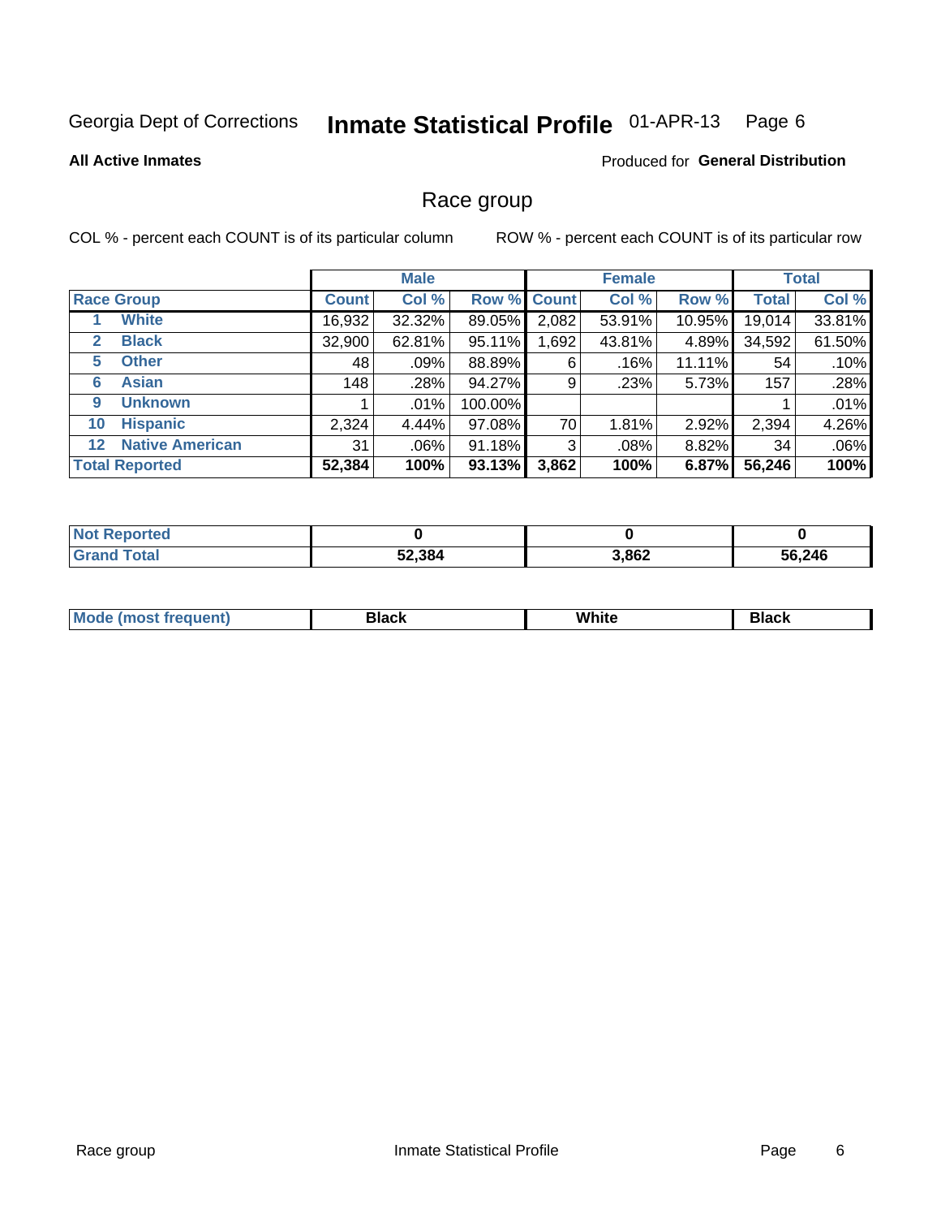Georgia Dept of Corrections **Inmate Statistical Profile** 01-APR-13

**All Active Inmates**

Produced for **General Distribution**

## Race group

COL % - percent each COUNT is of its particular column

ROW % - percent each COUNT is of its particular row

| | | Male | | | Female | | | Total | |
|---|---|---|---|---|---|---|---|---|---|
| **Race Group** | | **Count** | **Col %** | **Row %** | **Count** | **Col %** | **Row %** | **Total** | **Col %** |
| 1 | **White** | 16,932 | 32.32% | 89.05% | 2,082 | 53.91% | 10.95% | 19,014 | 33.81% |
| 2 | **Black** | 32,900 | 62.81% | 95.11% | 1,692 | 43.81% | 4.89% | 34,592 | 61.50% |
| 5 | **Other** | 48 | .09% | 88.89% | 6 | .16% | 11.11% | 54 | .10% |
| 6 | **Asian** | 148 | .28% | 94.27% | 9 | .23% | 5.73% | 157 | .28% |
| 9 | **Unknown** | 1 | .01% | 100.00% | | | | 1 | .01% |
| 10 | **Hispanic** | 2,324 | 4.44% | 97.08% | 70 | 1.81% | 2.92% | 2,394 | 4.26% |
| 12 | **Native American** | 31 | .06% | 91.18% | 3 | .08% | 8.82% | 34 | .06% |
| **Total Reported** | | **52,384** | **100%** | **93.13%** | **3,862** | **100%** | **6.87%** | **56,246** | **100%** |

| | Male | Female | Total |
|---|---|---|---|
| **Not Reported** | **0** | **0** | **0** |
| **Grand Total** | **52,384** | **3,862** | **56,246** |

| | Male | Female | Total |
|---|---|---|---|
| **Mode (most frequent)** | **Black** | **White** | **Black** |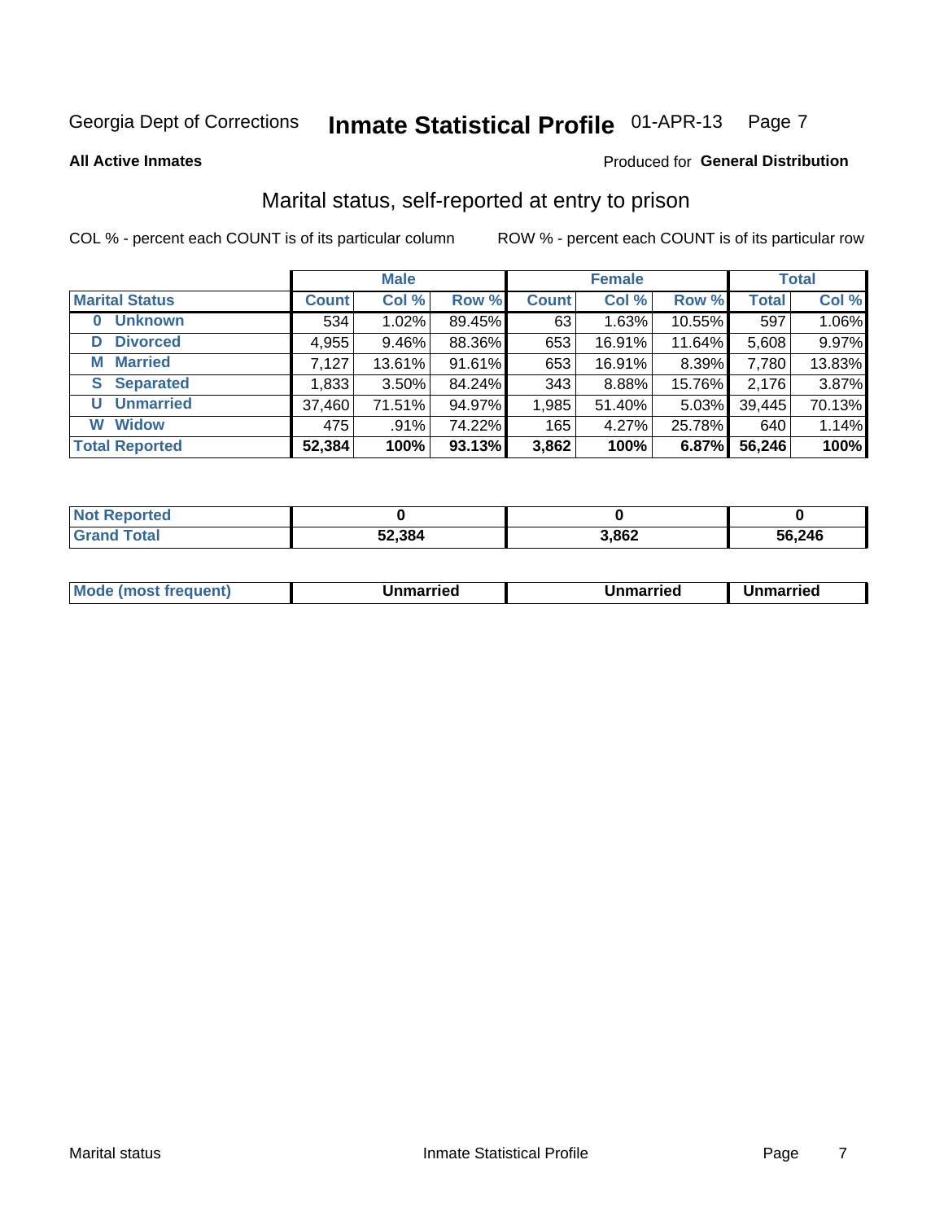Georgia Dept of Corrections **Inmate Statistical Profile** 01-APR-13

**All Active Inmates**

Produced for **General Distribution**

## Marital status, self-reported at entry to prison

COL % - percent each COUNT is of its particular column

ROW % - percent each COUNT is of its particular row

| | Male | | | Female | | | Total | |
|---|---|---|---|---|---|---|---|---|
| **Marital Status** | **Count** | **Col %** | **Row %** | **Count** | **Col %** | **Row %** | **Total** | **Col %** |
| **0 Unknown** | 534 | 1.02% | 89.45% | 63 | 1.63% | 10.55% | 597 | 1.06% |
| **D Divorced** | 4,955 | 9.46% | 88.36% | 653 | 16.91% | 11.64% | 5,608 | 9.97% |
| **M Married** | 7,127 | 13.61% | 91.61% | 653 | 16.91% | 8.39% | 7,780 | 13.83% |
| **S Separated** | 1,833 | 3.50% | 84.24% | 343 | 8.88% | 15.76% | 2,176 | 3.87% |
| **U Unmarried** | 37,460 | 71.51% | 94.97% | 1,985 | 51.40% | 5.03% | 39,445 | 70.13% |
| **W Widow** | 475 | .91% | 74.22% | 165 | 4.27% | 25.78% | 640 | 1.14% |
| **Total Reported** | **52,384** | **100%** | **93.13%** | **3,862** | **100%** | **6.87%** | **56,246** | **100%** |

| | Male | Female | Total |
|---|---|---|---|
| **Not Reported** | **0** | **0** | **0** |
| **Grand Total** | **52,384** | **3,862** | **56,246** |

| | Male | Female | Total |
|---|---|---|---|
| **Mode (most frequent)** | **Unmarried** | **Unmarried** | **Unmarried** |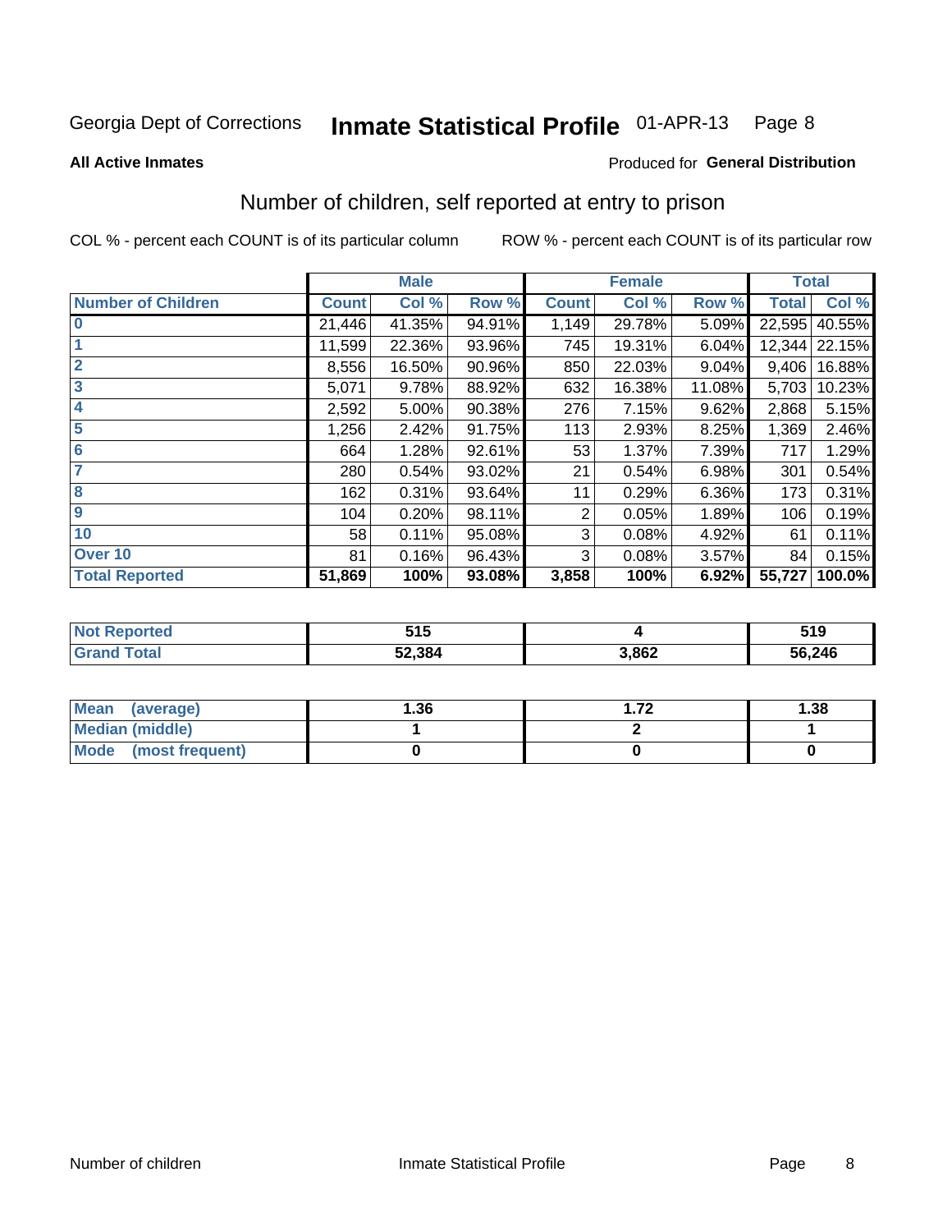Georgia Dept of Corrections **Inmate Statistical Profile** 01-APR-13

**All Active Inmates**

Produced for **General Distribution**

## Number of children, self reported at entry to prison

COL % - percent each COUNT is of its particular column    ROW % - percent each COUNT is of its particular row

| | Male | | | Female | | | Total | |
|---|---|---|---|---|---|---|---|---|
| **Number of Children** | **Count** | **Col %** | **Row %** | **Count** | **Col %** | **Row %** | **Total** | **Col %** |
| **0** | 21,446 | 41.35% | 94.91% | 1,149 | 29.78% | 5.09% | 22,595 | 40.55% |
| **1** | 11,599 | 22.36% | 93.96% | 745 | 19.31% | 6.04% | 12,344 | 22.15% |
| **2** | 8,556 | 16.50% | 90.96% | 850 | 22.03% | 9.04% | 9,406 | 16.88% |
| **3** | 5,071 | 9.78% | 88.92% | 632 | 16.38% | 11.08% | 5,703 | 10.23% |
| **4** | 2,592 | 5.00% | 90.38% | 276 | 7.15% | 9.62% | 2,868 | 5.15% |
| **5** | 1,256 | 2.42% | 91.75% | 113 | 2.93% | 8.25% | 1,369 | 2.46% |
| **6** | 664 | 1.28% | 92.61% | 53 | 1.37% | 7.39% | 717 | 1.29% |
| **7** | 280 | 0.54% | 93.02% | 21 | 0.54% | 6.98% | 301 | 0.54% |
| **8** | 162 | 0.31% | 93.64% | 11 | 0.29% | 6.36% | 173 | 0.31% |
| **9** | 104 | 0.20% | 98.11% | 2 | 0.05% | 1.89% | 106 | 0.19% |
| **10** | 58 | 0.11% | 95.08% | 3 | 0.08% | 4.92% | 61 | 0.11% |
| **Over 10** | 81 | 0.16% | 96.43% | 3 | 0.08% | 3.57% | 84 | 0.15% |
| **Total Reported** | **51,869** | **100%** | **93.08%** | **3,858** | **100%** | **6.92%** | **55,727** | **100.0%** |

| | Male | Female | Total |
|---|---|---|---|
| **Not Reported** | **515** | **4** | **519** |
| **Grand Total** | **52,384** | **3,862** | **56,246** |

| | Male | Female | Total |
|---|---|---|---|
| **Mean (average)** | **1.36** | **1.72** | **1.38** |
| **Median (middle)** | **1** | **2** | **1** |
| **Mode (most frequent)** | **0** | **0** | **0** |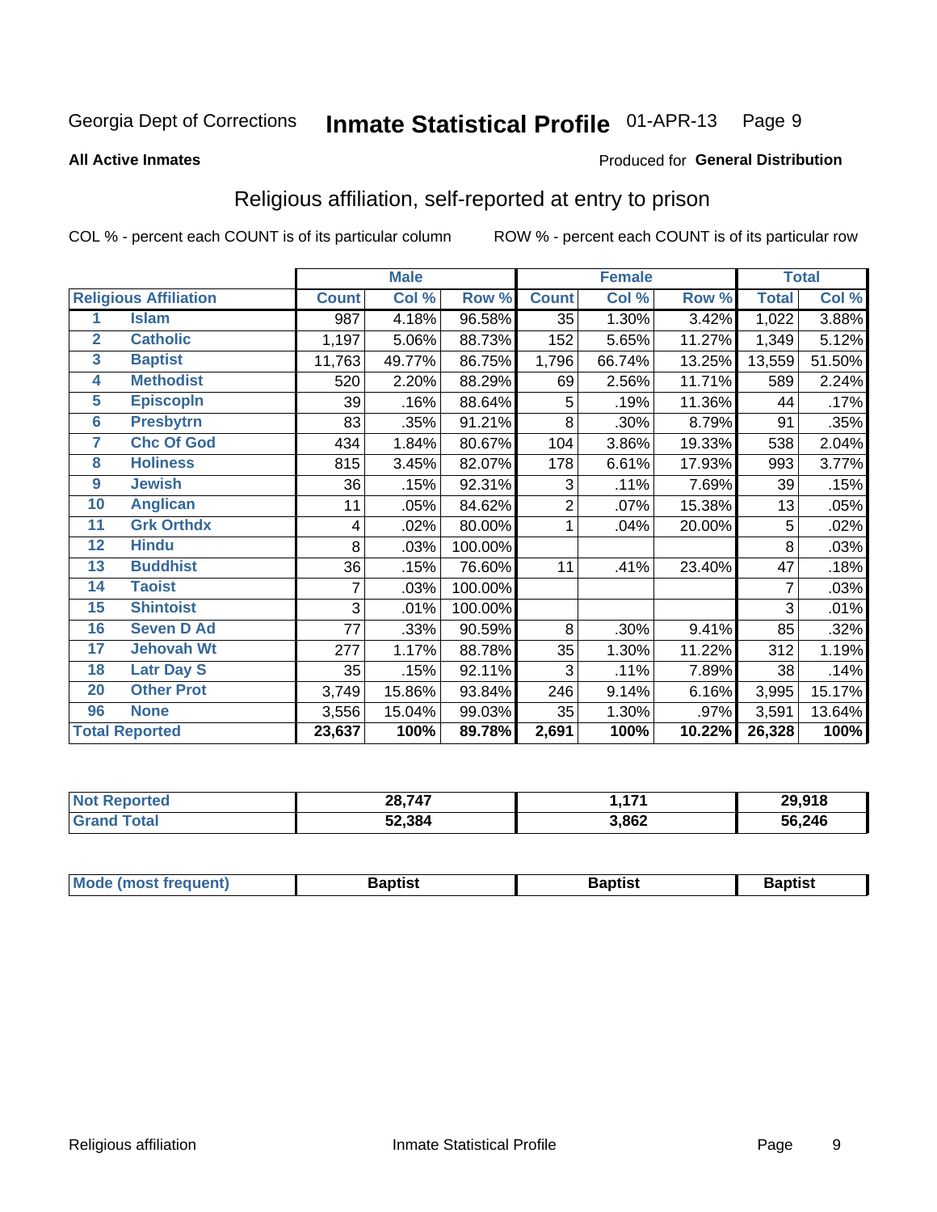Georgia Dept of Corrections **Inmate Statistical Profile** 01-APR-13

**All Active Inmates**

Produced for **General Distribution**

## Religious affiliation, self-reported at entry to prison

COL % - percent each COUNT is of its particular column ROW % - percent each COUNT is of its particular row

| | | Male | | | Female | | | Total | |
|---|---|---|---|---|---|---|---|---|---|
| **Religious Affiliation** | | **Count** | **Col %** | **Row %** | **Count** | **Col %** | **Row %** | **Total** | **Col %** |
| 1 | Islam | 987 | 4.18% | 96.58% | 35 | 1.30% | 3.42% | 1,022 | 3.88% |
| 2 | Catholic | 1,197 | 5.06% | 88.73% | 152 | 5.65% | 11.27% | 1,349 | 5.12% |
| 3 | Baptist | 11,763 | 49.77% | 86.75% | 1,796 | 66.74% | 13.25% | 13,559 | 51.50% |
| 4 | Methodist | 520 | 2.20% | 88.29% | 69 | 2.56% | 11.71% | 589 | 2.24% |
| 5 | Episcopln | 39 | .16% | 88.64% | 5 | .19% | 11.36% | 44 | .17% |
| 6 | Presbytrn | 83 | .35% | 91.21% | 8 | .30% | 8.79% | 91 | .35% |
| 7 | Chc Of God | 434 | 1.84% | 80.67% | 104 | 3.86% | 19.33% | 538 | 2.04% |
| 8 | Holiness | 815 | 3.45% | 82.07% | 178 | 6.61% | 17.93% | 993 | 3.77% |
| 9 | Jewish | 36 | .15% | 92.31% | 3 | .11% | 7.69% | 39 | .15% |
| 10 | Anglican | 11 | .05% | 84.62% | 2 | .07% | 15.38% | 13 | .05% |
| 11 | Grk Orthdx | 4 | .02% | 80.00% | 1 | .04% | 20.00% | 5 | .02% |
| 12 | Hindu | 8 | .03% | 100.00% | | | | 8 | .03% |
| 13 | Buddhist | 36 | .15% | 76.60% | 11 | .41% | 23.40% | 47 | .18% |
| 14 | Taoist | 7 | .03% | 100.00% | | | | 7 | .03% |
| 15 | Shintoist | 3 | .01% | 100.00% | | | | 3 | .01% |
| 16 | Seven D Ad | 77 | .33% | 90.59% | 8 | .30% | 9.41% | 85 | .32% |
| 17 | Jehovah Wt | 277 | 1.17% | 88.78% | 35 | 1.30% | 11.22% | 312 | 1.19% |
| 18 | Latr Day S | 35 | .15% | 92.11% | 3 | .11% | 7.89% | 38 | .14% |
| 20 | Other Prot | 3,749 | 15.86% | 93.84% | 246 | 9.14% | 6.16% | 3,995 | 15.17% |
| 96 | None | 3,556 | 15.04% | 99.03% | 35 | 1.30% | .97% | 3,591 | 13.64% |
| **Total Reported** | | **23,637** | **100%** | **89.78%** | **2,691** | **100%** | **10.22%** | **26,328** | **100%** |

| | Male | Female | Total |
|---|---|---|---|
| **Not Reported** | **28,747** | **1,171** | **29,918** |
| **Grand Total** | **52,384** | **3,862** | **56,246** |

| | Male | Female | Total |
|---|---|---|---|
| **Mode (most frequent)** | **Baptist** | **Baptist** | **Baptist** |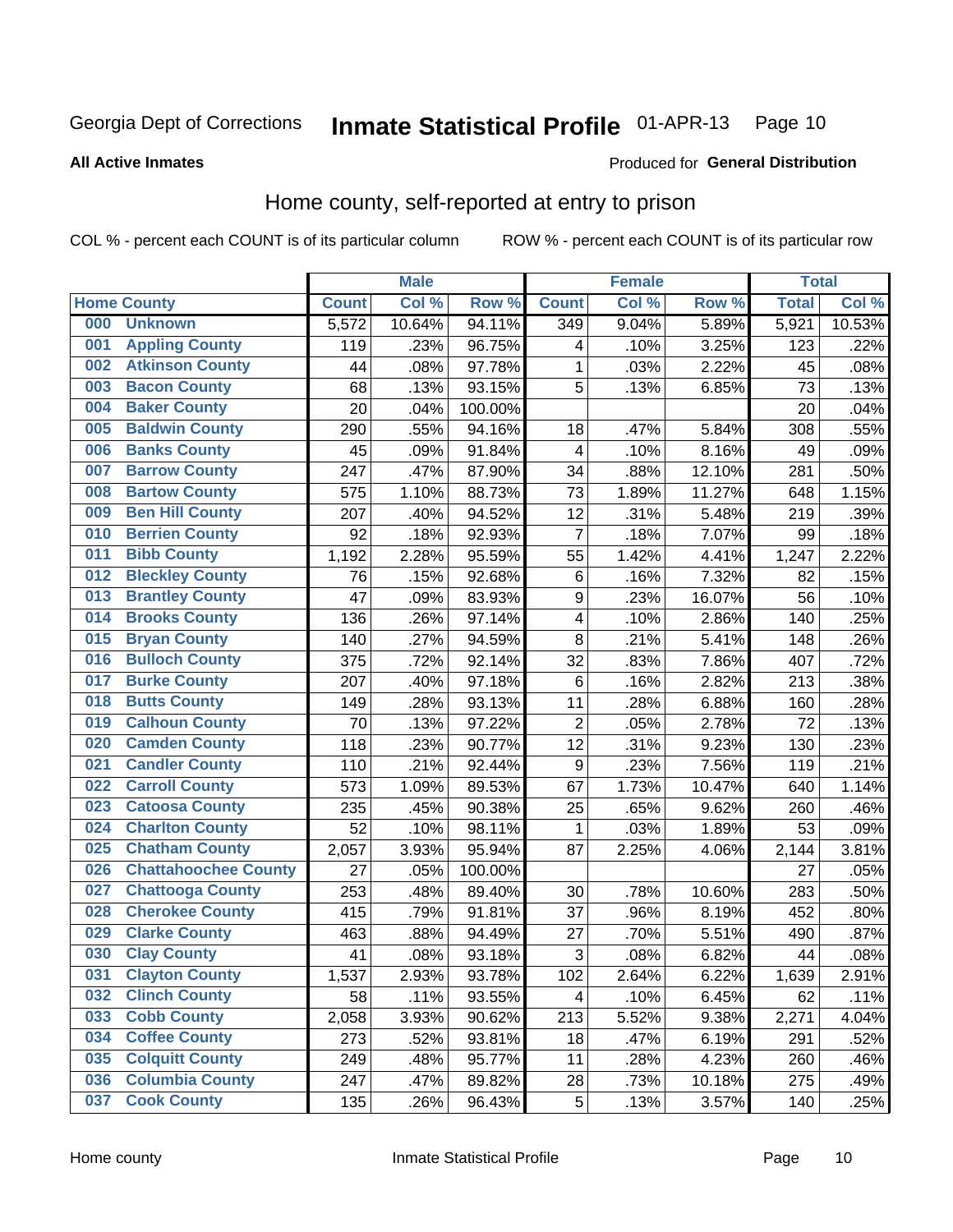Georgia Dept of Corrections **Inmate Statistical Profile** 01-APR-13

**All Active Inmates**

Produced for **General Distribution**

## Home county, self-reported at entry to prison

COL % - percent each COUNT is of its particular column ROW % - percent each COUNT is of its particular row

| | | Male | | | Female | | | Total | |
|---|---|---|---|---|---|---|---|---|---|
| Home County | | Count | Col % | Row % | Count | Col % | Row % | Total | Col % |
| 000 | Unknown | 5,572 | 10.64% | 94.11% | 349 | 9.04% | 5.89% | 5,921 | 10.53% |
| 001 | Appling County | 119 | .23% | 96.75% | 4 | .10% | 3.25% | 123 | .22% |
| 002 | Atkinson County | 44 | .08% | 97.78% | 1 | .03% | 2.22% | 45 | .08% |
| 003 | Bacon County | 68 | .13% | 93.15% | 5 | .13% | 6.85% | 73 | .13% |
| 004 | Baker County | 20 | .04% | 100.00% | | | | 20 | .04% |
| 005 | Baldwin County | 290 | .55% | 94.16% | 18 | .47% | 5.84% | 308 | .55% |
| 006 | Banks County | 45 | .09% | 91.84% | 4 | .10% | 8.16% | 49 | .09% |
| 007 | Barrow County | 247 | .47% | 87.90% | 34 | .88% | 12.10% | 281 | .50% |
| 008 | Bartow County | 575 | 1.10% | 88.73% | 73 | 1.89% | 11.27% | 648 | 1.15% |
| 009 | Ben Hill County | 207 | .40% | 94.52% | 12 | .31% | 5.48% | 219 | .39% |
| 010 | Berrien County | 92 | .18% | 92.93% | 7 | .18% | 7.07% | 99 | .18% |
| 011 | Bibb County | 1,192 | 2.28% | 95.59% | 55 | 1.42% | 4.41% | 1,247 | 2.22% |
| 012 | Bleckley County | 76 | .15% | 92.68% | 6 | .16% | 7.32% | 82 | .15% |
| 013 | Brantley County | 47 | .09% | 83.93% | 9 | .23% | 16.07% | 56 | .10% |
| 014 | Brooks County | 136 | .26% | 97.14% | 4 | .10% | 2.86% | 140 | .25% |
| 015 | Bryan County | 140 | .27% | 94.59% | 8 | .21% | 5.41% | 148 | .26% |
| 016 | Bulloch County | 375 | .72% | 92.14% | 32 | .83% | 7.86% | 407 | .72% |
| 017 | Burke County | 207 | .40% | 97.18% | 6 | .16% | 2.82% | 213 | .38% |
| 018 | Butts County | 149 | .28% | 93.13% | 11 | .28% | 6.88% | 160 | .28% |
| 019 | Calhoun County | 70 | .13% | 97.22% | 2 | .05% | 2.78% | 72 | .13% |
| 020 | Camden County | 118 | .23% | 90.77% | 12 | .31% | 9.23% | 130 | .23% |
| 021 | Candler County | 110 | .21% | 92.44% | 9 | .23% | 7.56% | 119 | .21% |
| 022 | Carroll County | 573 | 1.09% | 89.53% | 67 | 1.73% | 10.47% | 640 | 1.14% |
| 023 | Catoosa County | 235 | .45% | 90.38% | 25 | .65% | 9.62% | 260 | .46% |
| 024 | Charlton County | 52 | .10% | 98.11% | 1 | .03% | 1.89% | 53 | .09% |
| 025 | Chatham County | 2,057 | 3.93% | 95.94% | 87 | 2.25% | 4.06% | 2,144 | 3.81% |
| 026 | Chattahoochee County | 27 | .05% | 100.00% | | | | 27 | .05% |
| 027 | Chattooga County | 253 | .48% | 89.40% | 30 | .78% | 10.60% | 283 | .50% |
| 028 | Cherokee County | 415 | .79% | 91.81% | 37 | .96% | 8.19% | 452 | .80% |
| 029 | Clarke County | 463 | .88% | 94.49% | 27 | .70% | 5.51% | 490 | .87% |
| 030 | Clay County | 41 | .08% | 93.18% | 3 | .08% | 6.82% | 44 | .08% |
| 031 | Clayton County | 1,537 | 2.93% | 93.78% | 102 | 2.64% | 6.22% | 1,639 | 2.91% |
| 032 | Clinch County | 58 | .11% | 93.55% | 4 | .10% | 6.45% | 62 | .11% |
| 033 | Cobb County | 2,058 | 3.93% | 90.62% | 213 | 5.52% | 9.38% | 2,271 | 4.04% |
| 034 | Coffee County | 273 | .52% | 93.81% | 18 | .47% | 6.19% | 291 | .52% |
| 035 | Colquitt County | 249 | .48% | 95.77% | 11 | .28% | 4.23% | 260 | .46% |
| 036 | Columbia County | 247 | .47% | 89.82% | 28 | .73% | 10.18% | 275 | .49% |
| 037 | Cook County | 135 | .26% | 96.43% | 5 | .13% | 3.57% | 140 | .25% |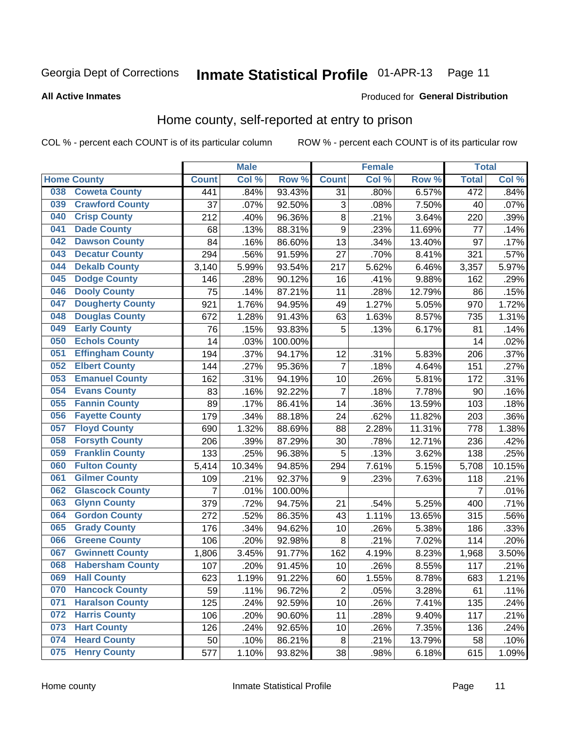Georgia Dept of Corrections **Inmate Statistical Profile** 01-APR-13

**All Active Inmates**

Produced for **General Distribution**

## Home county, self-reported at entry to prison

COL % - percent each COUNT is of its particular column ROW % - percent each COUNT is of its particular row

| Home County | | Male | | | Female | | | Total | |
|---|---|---|---|---|---|---|---|---|---|
| | | Count | Col % | Row % | Count | Col % | Row % | Total | Col % |
| 038 | Coweta County | 441 | .84% | 93.43% | 31 | .80% | 6.57% | 472 | .84% |
| 039 | Crawford County | 37 | .07% | 92.50% | 3 | .08% | 7.50% | 40 | .07% |
| 040 | Crisp County | 212 | .40% | 96.36% | 8 | .21% | 3.64% | 220 | .39% |
| 041 | Dade County | 68 | .13% | 88.31% | 9 | .23% | 11.69% | 77 | .14% |
| 042 | Dawson County | 84 | .16% | 86.60% | 13 | .34% | 13.40% | 97 | .17% |
| 043 | Decatur County | 294 | .56% | 91.59% | 27 | .70% | 8.41% | 321 | .57% |
| 044 | Dekalb County | 3,140 | 5.99% | 93.54% | 217 | 5.62% | 6.46% | 3,357 | 5.97% |
| 045 | Dodge County | 146 | .28% | 90.12% | 16 | .41% | 9.88% | 162 | .29% |
| 046 | Dooly County | 75 | .14% | 87.21% | 11 | .28% | 12.79% | 86 | .15% |
| 047 | Dougherty County | 921 | 1.76% | 94.95% | 49 | 1.27% | 5.05% | 970 | 1.72% |
| 048 | Douglas County | 672 | 1.28% | 91.43% | 63 | 1.63% | 8.57% | 735 | 1.31% |
| 049 | Early County | 76 | .15% | 93.83% | 5 | .13% | 6.17% | 81 | .14% |
| 050 | Echols County | 14 | .03% | 100.00% | | | | 14 | .02% |
| 051 | Effingham County | 194 | .37% | 94.17% | 12 | .31% | 5.83% | 206 | .37% |
| 052 | Elbert County | 144 | .27% | 95.36% | 7 | .18% | 4.64% | 151 | .27% |
| 053 | Emanuel County | 162 | .31% | 94.19% | 10 | .26% | 5.81% | 172 | .31% |
| 054 | Evans County | 83 | .16% | 92.22% | 7 | .18% | 7.78% | 90 | .16% |
| 055 | Fannin County | 89 | .17% | 86.41% | 14 | .36% | 13.59% | 103 | .18% |
| 056 | Fayette County | 179 | .34% | 88.18% | 24 | .62% | 11.82% | 203 | .36% |
| 057 | Floyd County | 690 | 1.32% | 88.69% | 88 | 2.28% | 11.31% | 778 | 1.38% |
| 058 | Forsyth County | 206 | .39% | 87.29% | 30 | .78% | 12.71% | 236 | .42% |
| 059 | Franklin County | 133 | .25% | 96.38% | 5 | .13% | 3.62% | 138 | .25% |
| 060 | Fulton County | 5,414 | 10.34% | 94.85% | 294 | 7.61% | 5.15% | 5,708 | 10.15% |
| 061 | Gilmer County | 109 | .21% | 92.37% | 9 | .23% | 7.63% | 118 | .21% |
| 062 | Glascock County | 7 | .01% | 100.00% | | | | 7 | .01% |
| 063 | Glynn County | 379 | .72% | 94.75% | 21 | .54% | 5.25% | 400 | .71% |
| 064 | Gordon County | 272 | .52% | 86.35% | 43 | 1.11% | 13.65% | 315 | .56% |
| 065 | Grady County | 176 | .34% | 94.62% | 10 | .26% | 5.38% | 186 | .33% |
| 066 | Greene County | 106 | .20% | 92.98% | 8 | .21% | 7.02% | 114 | .20% |
| 067 | Gwinnett County | 1,806 | 3.45% | 91.77% | 162 | 4.19% | 8.23% | 1,968 | 3.50% |
| 068 | Habersham County | 107 | .20% | 91.45% | 10 | .26% | 8.55% | 117 | .21% |
| 069 | Hall County | 623 | 1.19% | 91.22% | 60 | 1.55% | 8.78% | 683 | 1.21% |
| 070 | Hancock County | 59 | .11% | 96.72% | 2 | .05% | 3.28% | 61 | .11% |
| 071 | Haralson County | 125 | .24% | 92.59% | 10 | .26% | 7.41% | 135 | .24% |
| 072 | Harris County | 106 | .20% | 90.60% | 11 | .28% | 9.40% | 117 | .21% |
| 073 | Hart County | 126 | .24% | 92.65% | 10 | .26% | 7.35% | 136 | .24% |
| 074 | Heard County | 50 | .10% | 86.21% | 8 | .21% | 13.79% | 58 | .10% |
| 075 | Henry County | 577 | 1.10% | 93.82% | 38 | .98% | 6.18% | 615 | 1.09% |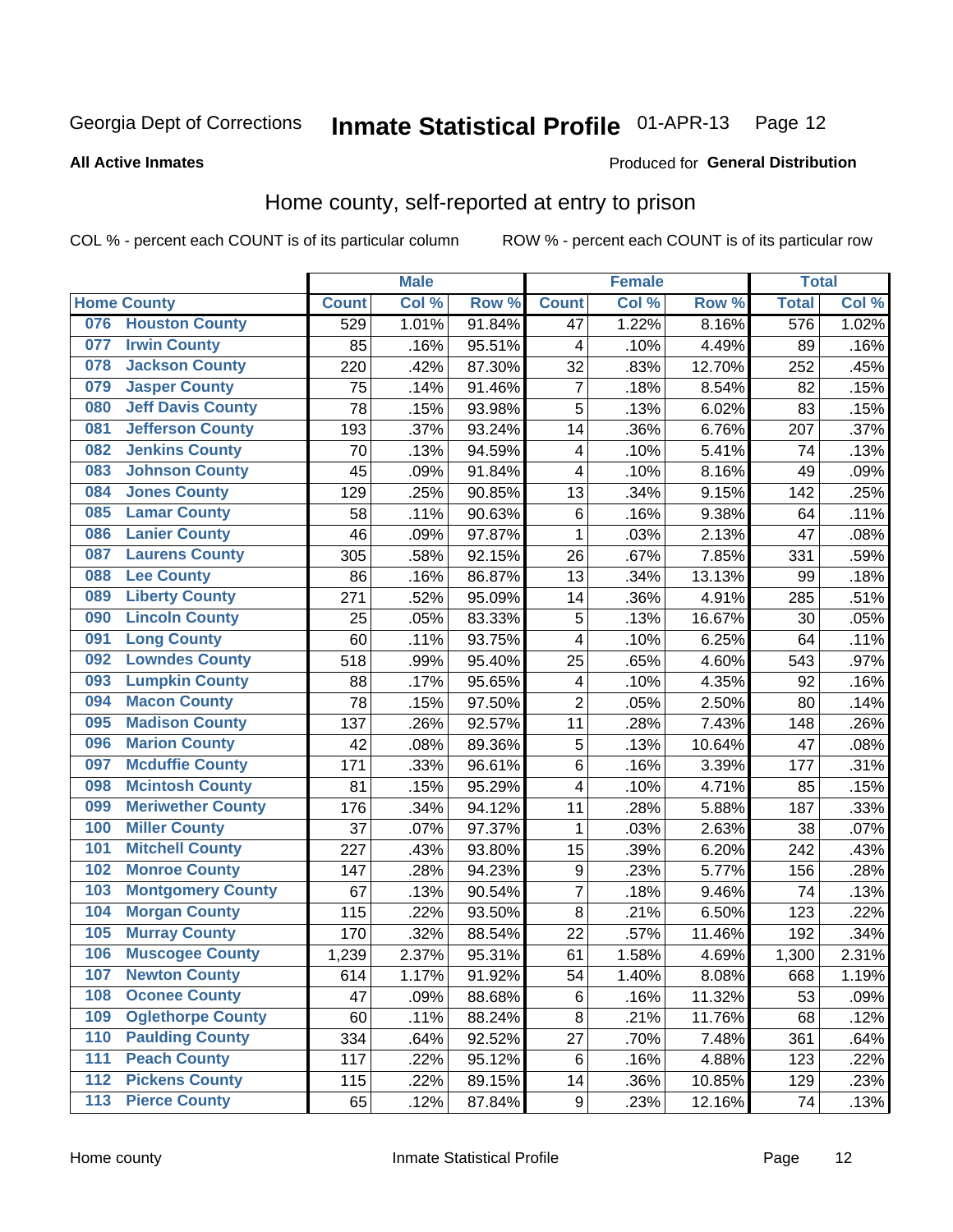Georgia Dept of Corrections **Inmate Statistical Profile** 01-APR-13

**All Active Inmates**

Produced for **General Distribution**

## Home county, self-reported at entry to prison

COL % - percent each COUNT is of its particular column    ROW % - percent each COUNT is of its particular row

| | | Male | | | Female | | | Total | |
|---|---|---|---|---|---|---|---|---|---|
| **Home County** | | **Count** | **Col %** | **Row %** | **Count** | **Col %** | **Row %** | **Total** | **Col %** |
| 076 | Houston County | 529 | 1.01% | 91.84% | 47 | 1.22% | 8.16% | 576 | 1.02% |
| 077 | Irwin County | 85 | .16% | 95.51% | 4 | .10% | 4.49% | 89 | .16% |
| 078 | Jackson County | 220 | .42% | 87.30% | 32 | .83% | 12.70% | 252 | .45% |
| 079 | Jasper County | 75 | .14% | 91.46% | 7 | .18% | 8.54% | 82 | .15% |
| 080 | Jeff Davis County | 78 | .15% | 93.98% | 5 | .13% | 6.02% | 83 | .15% |
| 081 | Jefferson County | 193 | .37% | 93.24% | 14 | .36% | 6.76% | 207 | .37% |
| 082 | Jenkins County | 70 | .13% | 94.59% | 4 | .10% | 5.41% | 74 | .13% |
| 083 | Johnson County | 45 | .09% | 91.84% | 4 | .10% | 8.16% | 49 | .09% |
| 084 | Jones County | 129 | .25% | 90.85% | 13 | .34% | 9.15% | 142 | .25% |
| 085 | Lamar County | 58 | .11% | 90.63% | 6 | .16% | 9.38% | 64 | .11% |
| 086 | Lanier County | 46 | .09% | 97.87% | 1 | .03% | 2.13% | 47 | .08% |
| 087 | Laurens County | 305 | .58% | 92.15% | 26 | .67% | 7.85% | 331 | .59% |
| 088 | Lee County | 86 | .16% | 86.87% | 13 | .34% | 13.13% | 99 | .18% |
| 089 | Liberty County | 271 | .52% | 95.09% | 14 | .36% | 4.91% | 285 | .51% |
| 090 | Lincoln County | 25 | .05% | 83.33% | 5 | .13% | 16.67% | 30 | .05% |
| 091 | Long County | 60 | .11% | 93.75% | 4 | .10% | 6.25% | 64 | .11% |
| 092 | Lowndes County | 518 | .99% | 95.40% | 25 | .65% | 4.60% | 543 | .97% |
| 093 | Lumpkin County | 88 | .17% | 95.65% | 4 | .10% | 4.35% | 92 | .16% |
| 094 | Macon County | 78 | .15% | 97.50% | 2 | .05% | 2.50% | 80 | .14% |
| 095 | Madison County | 137 | .26% | 92.57% | 11 | .28% | 7.43% | 148 | .26% |
| 096 | Marion County | 42 | .08% | 89.36% | 5 | .13% | 10.64% | 47 | .08% |
| 097 | Mcduffie County | 171 | .33% | 96.61% | 6 | .16% | 3.39% | 177 | .31% |
| 098 | Mcintosh County | 81 | .15% | 95.29% | 4 | .10% | 4.71% | 85 | .15% |
| 099 | Meriwether County | 176 | .34% | 94.12% | 11 | .28% | 5.88% | 187 | .33% |
| 100 | Miller County | 37 | .07% | 97.37% | 1 | .03% | 2.63% | 38 | .07% |
| 101 | Mitchell County | 227 | .43% | 93.80% | 15 | .39% | 6.20% | 242 | .43% |
| 102 | Monroe County | 147 | .28% | 94.23% | 9 | .23% | 5.77% | 156 | .28% |
| 103 | Montgomery County | 67 | .13% | 90.54% | 7 | .18% | 9.46% | 74 | .13% |
| 104 | Morgan County | 115 | .22% | 93.50% | 8 | .21% | 6.50% | 123 | .22% |
| 105 | Murray County | 170 | .32% | 88.54% | 22 | .57% | 11.46% | 192 | .34% |
| 106 | Muscogee County | 1,239 | 2.37% | 95.31% | 61 | 1.58% | 4.69% | 1,300 | 2.31% |
| 107 | Newton County | 614 | 1.17% | 91.92% | 54 | 1.40% | 8.08% | 668 | 1.19% |
| 108 | Oconee County | 47 | .09% | 88.68% | 6 | .16% | 11.32% | 53 | .09% |
| 109 | Oglethorpe County | 60 | .11% | 88.24% | 8 | .21% | 11.76% | 68 | .12% |
| 110 | Paulding County | 334 | .64% | 92.52% | 27 | .70% | 7.48% | 361 | .64% |
| 111 | Peach County | 117 | .22% | 95.12% | 6 | .16% | 4.88% | 123 | .22% |
| 112 | Pickens County | 115 | .22% | 89.15% | 14 | .36% | 10.85% | 129 | .23% |
| 113 | Pierce County | 65 | .12% | 87.84% | 9 | .23% | 12.16% | 74 | .13% |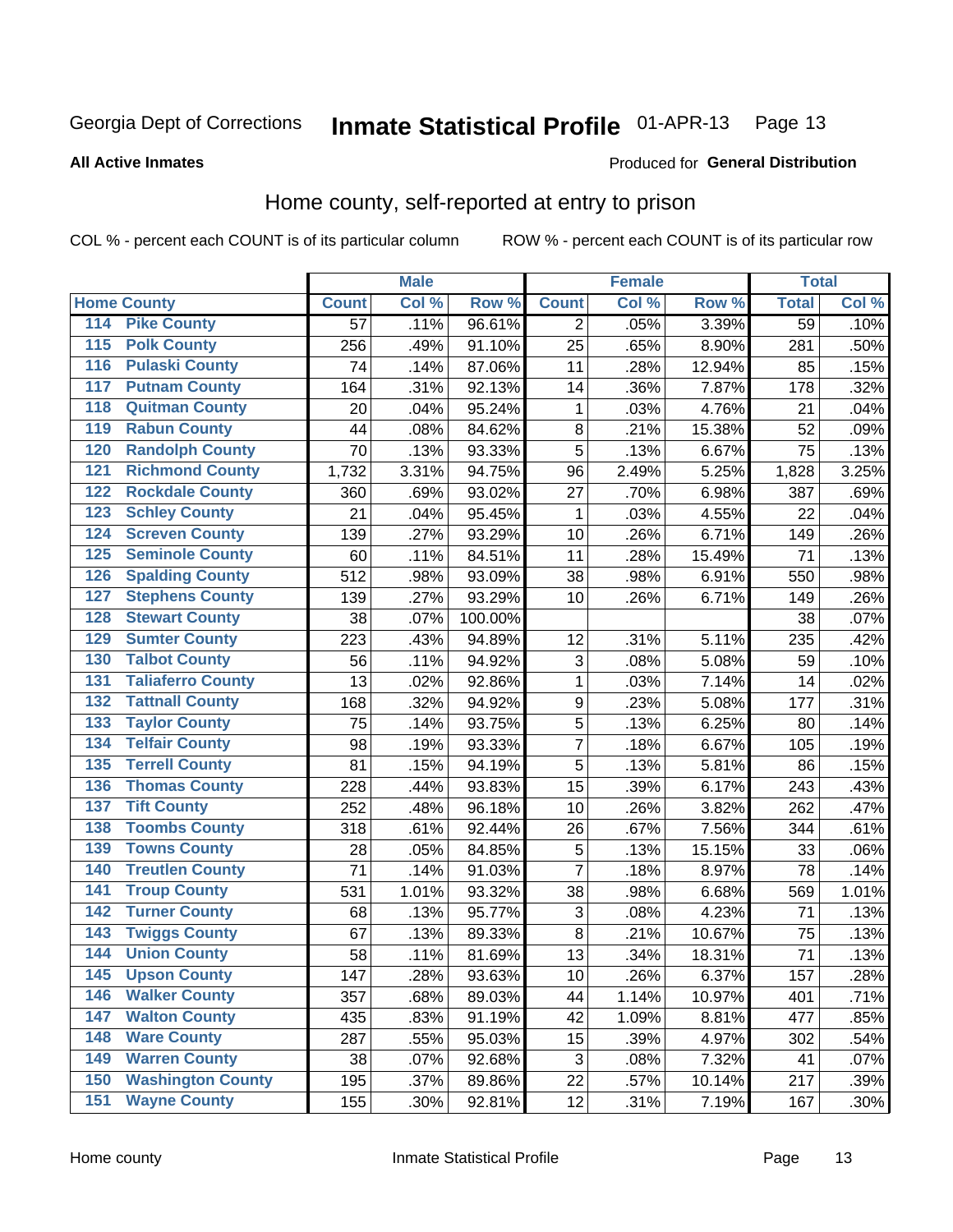Georgia Dept of Corrections **Inmate Statistical Profile** 01-APR-13 Page 13

**All Active Inmates**

Produced for **General Distribution**

## Home county, self-reported at entry to prison

COL % - percent each COUNT is of its particular column ROW % - percent each COUNT is of its particular row

| Home County | | Male | | | Female | | | Total | |
|---|---|---|---|---|---|---|---|---|---|
| | | Count | Col % | Row % | Count | Col % | Row % | Total | Col % |
| 114 | Pike County | 57 | .11% | 96.61% | 2 | .05% | 3.39% | 59 | .10% |
| 115 | Polk County | 256 | .49% | 91.10% | 25 | .65% | 8.90% | 281 | .50% |
| 116 | Pulaski County | 74 | .14% | 87.06% | 11 | .28% | 12.94% | 85 | .15% |
| 117 | Putnam County | 164 | .31% | 92.13% | 14 | .36% | 7.87% | 178 | .32% |
| 118 | Quitman County | 20 | .04% | 95.24% | 1 | .03% | 4.76% | 21 | .04% |
| 119 | Rabun County | 44 | .08% | 84.62% | 8 | .21% | 15.38% | 52 | .09% |
| 120 | Randolph County | 70 | .13% | 93.33% | 5 | .13% | 6.67% | 75 | .13% |
| 121 | Richmond County | 1,732 | 3.31% | 94.75% | 96 | 2.49% | 5.25% | 1,828 | 3.25% |
| 122 | Rockdale County | 360 | .69% | 93.02% | 27 | .70% | 6.98% | 387 | .69% |
| 123 | Schley County | 21 | .04% | 95.45% | 1 | .03% | 4.55% | 22 | .04% |
| 124 | Screven County | 139 | .27% | 93.29% | 10 | .26% | 6.71% | 149 | .26% |
| 125 | Seminole County | 60 | .11% | 84.51% | 11 | .28% | 15.49% | 71 | .13% |
| 126 | Spalding County | 512 | .98% | 93.09% | 38 | .98% | 6.91% | 550 | .98% |
| 127 | Stephens County | 139 | .27% | 93.29% | 10 | .26% | 6.71% | 149 | .26% |
| 128 | Stewart County | 38 | .07% | 100.00% | | | | 38 | .07% |
| 129 | Sumter County | 223 | .43% | 94.89% | 12 | .31% | 5.11% | 235 | .42% |
| 130 | Talbot County | 56 | .11% | 94.92% | 3 | .08% | 5.08% | 59 | .10% |
| 131 | Taliaferro County | 13 | .02% | 92.86% | 1 | .03% | 7.14% | 14 | .02% |
| 132 | Tattnall County | 168 | .32% | 94.92% | 9 | .23% | 5.08% | 177 | .31% |
| 133 | Taylor County | 75 | .14% | 93.75% | 5 | .13% | 6.25% | 80 | .14% |
| 134 | Telfair County | 98 | .19% | 93.33% | 7 | .18% | 6.67% | 105 | .19% |
| 135 | Terrell County | 81 | .15% | 94.19% | 5 | .13% | 5.81% | 86 | .15% |
| 136 | Thomas County | 228 | .44% | 93.83% | 15 | .39% | 6.17% | 243 | .43% |
| 137 | Tift County | 252 | .48% | 96.18% | 10 | .26% | 3.82% | 262 | .47% |
| 138 | Toombs County | 318 | .61% | 92.44% | 26 | .67% | 7.56% | 344 | .61% |
| 139 | Towns County | 28 | .05% | 84.85% | 5 | .13% | 15.15% | 33 | .06% |
| 140 | Treutlen County | 71 | .14% | 91.03% | 7 | .18% | 8.97% | 78 | .14% |
| 141 | Troup County | 531 | 1.01% | 93.32% | 38 | .98% | 6.68% | 569 | 1.01% |
| 142 | Turner County | 68 | .13% | 95.77% | 3 | .08% | 4.23% | 71 | .13% |
| 143 | Twiggs County | 67 | .13% | 89.33% | 8 | .21% | 10.67% | 75 | .13% |
| 144 | Union County | 58 | .11% | 81.69% | 13 | .34% | 18.31% | 71 | .13% |
| 145 | Upson County | 147 | .28% | 93.63% | 10 | .26% | 6.37% | 157 | .28% |
| 146 | Walker County | 357 | .68% | 89.03% | 44 | 1.14% | 10.97% | 401 | .71% |
| 147 | Walton County | 435 | .83% | 91.19% | 42 | 1.09% | 8.81% | 477 | .85% |
| 148 | Ware County | 287 | .55% | 95.03% | 15 | .39% | 4.97% | 302 | .54% |
| 149 | Warren County | 38 | .07% | 92.68% | 3 | .08% | 7.32% | 41 | .07% |
| 150 | Washington County | 195 | .37% | 89.86% | 22 | .57% | 10.14% | 217 | .39% |
| 151 | Wayne County | 155 | .30% | 92.81% | 12 | .31% | 7.19% | 167 | .30% |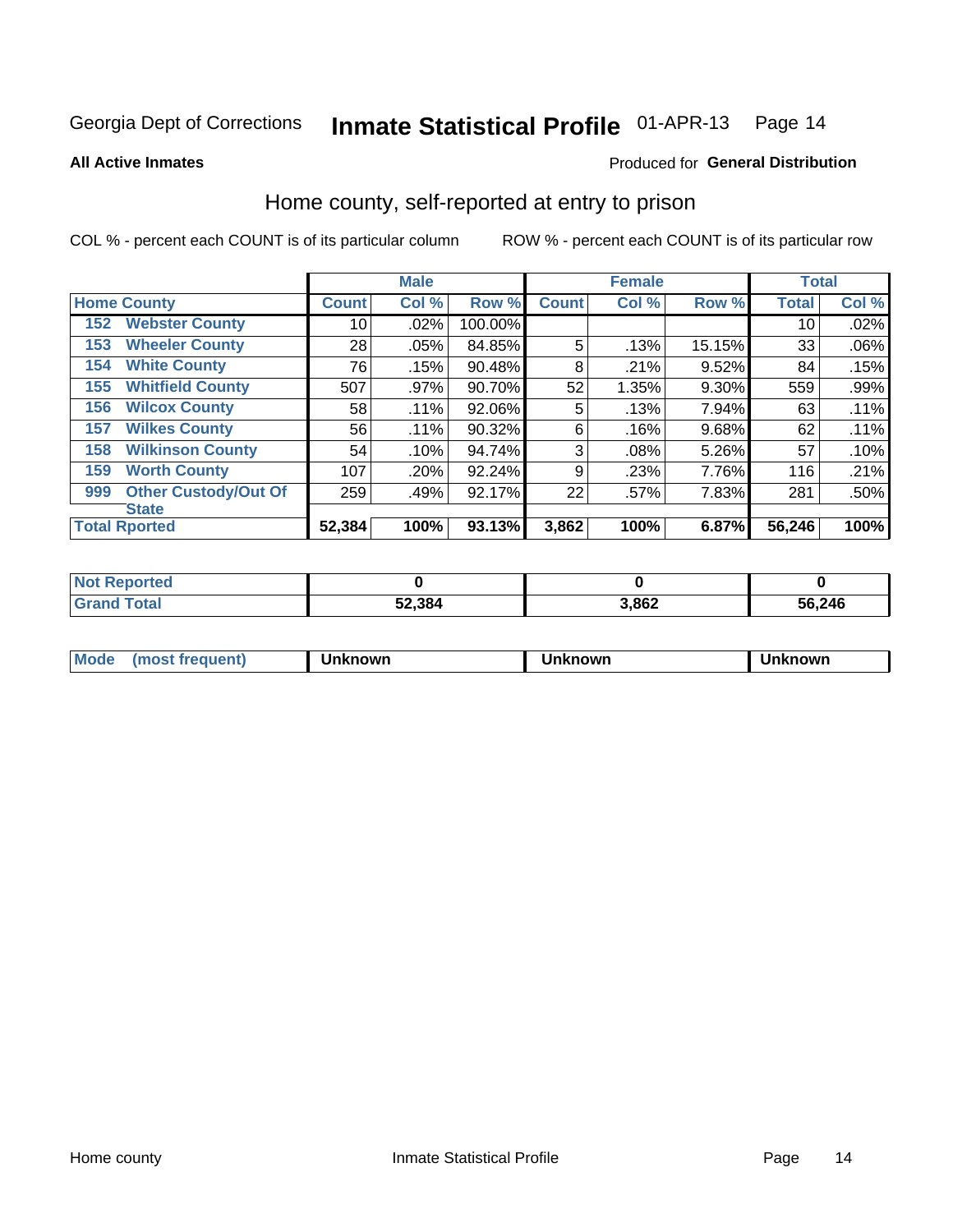Georgia Dept of Corrections **Inmate Statistical Profile** 01-APR-13

**All Active Inmates**

Produced for **General Distribution**

## Home county, self-reported at entry to prison

COL % - percent each COUNT is of its particular column

ROW % - percent each COUNT is of its particular row

| Home County | | Male | | | Female | | | Total | |
|---|---|---|---|---|---|---|---|---|---|
| | | Count | Col % | Row % | Count | Col % | Row % | Total | Col % |
| 152 | Webster County | 10 | .02% | 100.00% | | | | 10 | .02% |
| 153 | Wheeler County | 28 | .05% | 84.85% | 5 | .13% | 15.15% | 33 | .06% |
| 154 | White County | 76 | .15% | 90.48% | 8 | .21% | 9.52% | 84 | .15% |
| 155 | Whitfield County | 507 | .97% | 90.70% | 52 | 1.35% | 9.30% | 559 | .99% |
| 156 | Wilcox County | 58 | .11% | 92.06% | 5 | .13% | 7.94% | 63 | .11% |
| 157 | Wilkes County | 56 | .11% | 90.32% | 6 | .16% | 9.68% | 62 | .11% |
| 158 | Wilkinson County | 54 | .10% | 94.74% | 3 | .08% | 5.26% | 57 | .10% |
| 159 | Worth County | 107 | .20% | 92.24% | 9 | .23% | 7.76% | 116 | .21% |
| 999 | Other Custody/Out Of State | 259 | .49% | 92.17% | 22 | .57% | 7.83% | 281 | .50% |
| **Total Rported** | | **52,384** | **100%** | **93.13%** | **3,862** | **100%** | **6.87%** | **56,246** | **100%** |

| | Male | Female | Total |
|---|---|---|---|
| Not Reported | **0** | **0** | **0** |
| Grand Total | **52,384** | **3,862** | **56,246** |

| | Male | Female | Total |
|---|---|---|---|
| Mode (most frequent) | **Unknown** | **Unknown** | **Unknown** |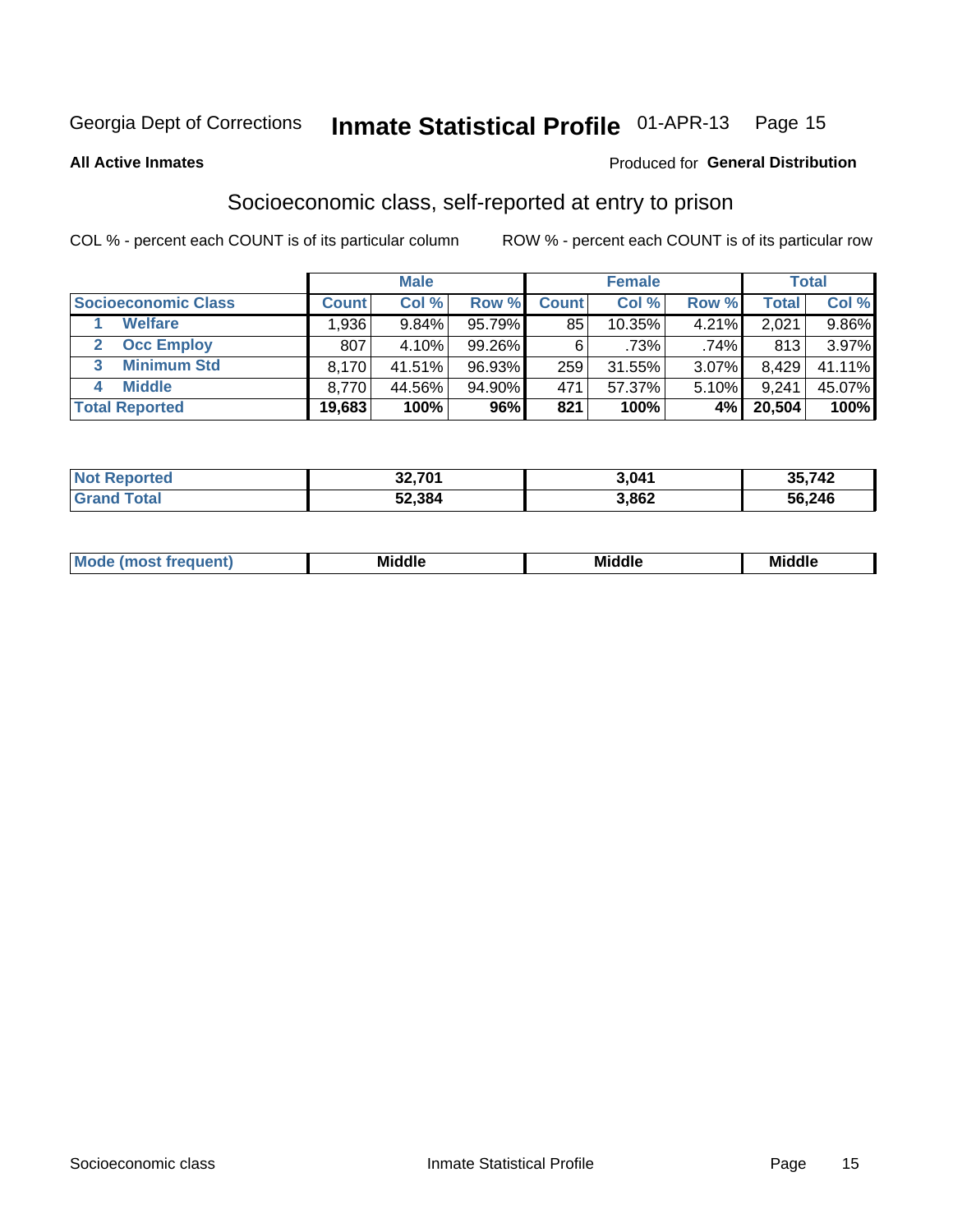Georgia Dept of Corrections **Inmate Statistical Profile** 01-APR-13 Page 15

**All Active Inmates**

Produced for **General Distribution**

## Socioeconomic class, self-reported at entry to prison

COL % - percent each COUNT is of its particular column

ROW % - percent each COUNT is of its particular row

| | Male | | | Female | | | Total | |
|---|---|---|---|---|---|---|---|---|
| **Socioeconomic Class** | **Count** | **Col %** | **Row %** | **Count** | **Col %** | **Row %** | **Total** | **Col %** |
| 1 Welfare | 1,936 | 9.84% | 95.79% | 85 | 10.35% | 4.21% | 2,021 | 9.86% |
| 2 Occ Employ | 807 | 4.10% | 99.26% | 6 | .73% | .74% | 813 | 3.97% |
| 3 Minimum Std | 8,170 | 41.51% | 96.93% | 259 | 31.55% | 3.07% | 8,429 | 41.11% |
| 4 Middle | 8,770 | 44.56% | 94.90% | 471 | 57.37% | 5.10% | 9,241 | 45.07% |
| **Total Reported** | **19,683** | **100%** | **96%** | **821** | **100%** | **4%** | **20,504** | **100%** |

| | Male | Female | Total |
|---|---|---|---|
| Not Reported | 32,701 | 3,041 | 35,742 |
| Grand Total | 52,384 | 3,862 | 56,246 |

| | Male | Female | Total |
|---|---|---|---|
| Mode (most frequent) | Middle | Middle | Middle |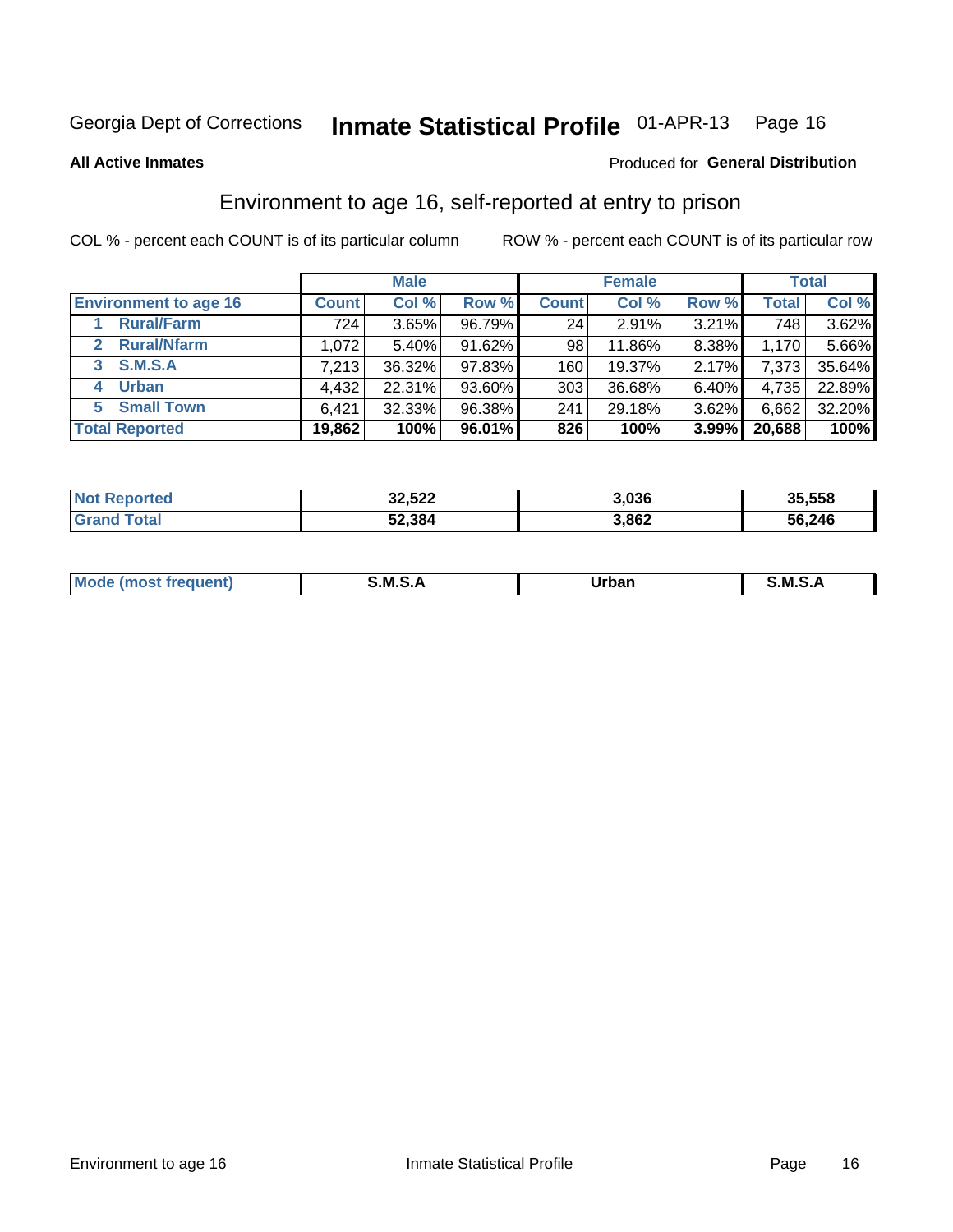Georgia Dept of Corrections **Inmate Statistical Profile** 01-APR-13

**All Active Inmates**

Produced for **General Distribution**

## Environment to age 16, self-reported at entry to prison

COL % - percent each COUNT is of its particular column

ROW % - percent each COUNT is of its particular row

| | Male | | | Female | | | Total | |
|---|---|---|---|---|---|---|---|---|
| **Environment to age 16** | **Count** | **Col %** | **Row %** | **Count** | **Col %** | **Row %** | **Total** | **Col %** |
| 1 **Rural/Farm** | 724 | 3.65% | 96.79% | 24 | 2.91% | 3.21% | 748 | 3.62% |
| 2 **Rural/Nfarm** | 1,072 | 5.40% | 91.62% | 98 | 11.86% | 8.38% | 1,170 | 5.66% |
| 3 **S.M.S.A** | 7,213 | 36.32% | 97.83% | 160 | 19.37% | 2.17% | 7,373 | 35.64% |
| 4 **Urban** | 4,432 | 22.31% | 93.60% | 303 | 36.68% | 6.40% | 4,735 | 22.89% |
| 5 **Small Town** | 6,421 | 32.33% | 96.38% | 241 | 29.18% | 3.62% | 6,662 | 32.20% |
| **Total Reported** | **19,862** | **100%** | **96.01%** | **826** | **100%** | **3.99%** | **20,688** | **100%** |

| | Male | Female | Total |
|---|---|---|---|
| **Not Reported** | **32,522** | **3,036** | **35,558** |
| **Grand Total** | **52,384** | **3,862** | **56,246** |

| | Male | Female | Total |
|---|---|---|---|
| **Mode (most frequent)** | **S.M.S.A** | **Urban** | **S.M.S.A** |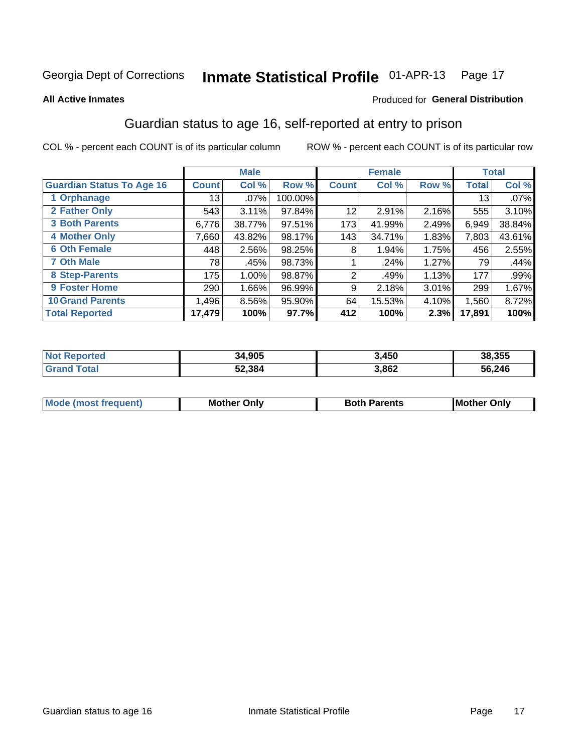Georgia Dept of Corrections **Inmate Statistical Profile** 01-APR-13

**All Active Inmates** Produced for **General Distribution**

## Guardian status to age 16, self-reported at entry to prison

COL % - percent each COUNT is of its particular column ROW % - percent each COUNT is of its particular row

| | Male | | | Female | | | Total | |
|---|---|---|---|---|---|---|---|---|
| **Guardian Status To Age 16** | **Count** | **Col %** | **Row %** | **Count** | **Col %** | **Row %** | **Total** | **Col %** |
| **1 Orphanage** | 13 | .07% | 100.00% | | | | 13 | .07% |
| **2 Father Only** | 543 | 3.11% | 97.84% | 12 | 2.91% | 2.16% | 555 | 3.10% |
| **3 Both Parents** | 6,776 | 38.77% | 97.51% | 173 | 41.99% | 2.49% | 6,949 | 38.84% |
| **4 Mother Only** | 7,660 | 43.82% | 98.17% | 143 | 34.71% | 1.83% | 7,803 | 43.61% |
| **6 Oth Female** | 448 | 2.56% | 98.25% | 8 | 1.94% | 1.75% | 456 | 2.55% |
| **7 Oth Male** | 78 | .45% | 98.73% | 1 | .24% | 1.27% | 79 | .44% |
| **8 Step-Parents** | 175 | 1.00% | 98.87% | 2 | .49% | 1.13% | 177 | .99% |
| **9 Foster Home** | 290 | 1.66% | 96.99% | 9 | 2.18% | 3.01% | 299 | 1.67% |
| **10 Grand Parents** | 1,496 | 8.56% | 95.90% | 64 | 15.53% | 4.10% | 1,560 | 8.72% |
| **Total Reported** | **17,479** | **100%** | **97.7%** | **412** | **100%** | **2.3%** | **17,891** | **100%** |

| | Male | Female | Total |
|---|---|---|---|
| **Not Reported** | **34,905** | **3,450** | **38,355** |
| **Grand Total** | **52,384** | **3,862** | **56,246** |

| | Male | Female | Total |
|---|---|---|---|
| **Mode (most frequent)** | **Mother Only** | **Both Parents** | **Mother Only** |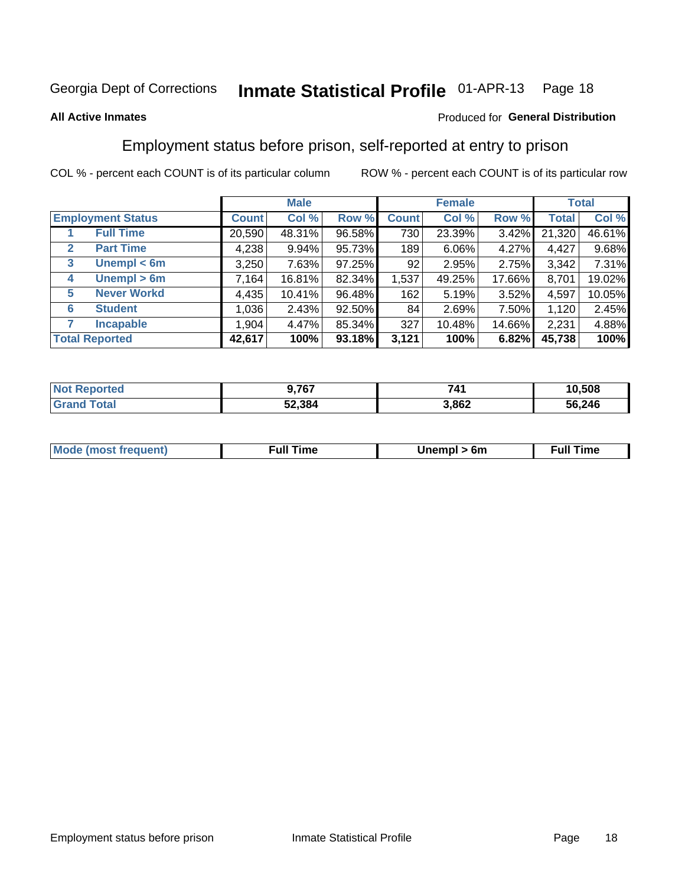Georgia Dept of Corrections **Inmate Statistical Profile** 01-APR-13

**All Active Inmates**

Produced for **General Distribution**

## Employment status before prison, self-reported at entry to prison

COL % - percent each COUNT is of its particular column ROW % - percent each COUNT is of its particular row

| Employment Status | | Male | | | Female | | | Total | |
|---|---|---|---|---|---|---|---|---|---|
| | | Count | Col % | Row % | Count | Col % | Row % | Total | Col % |
| 1 | Full Time | 20,590 | 48.31% | 96.58% | 730 | 23.39% | 3.42% | 21,320 | 46.61% |
| 2 | Part Time | 4,238 | 9.94% | 95.73% | 189 | 6.06% | 4.27% | 4,427 | 9.68% |
| 3 | Unempl < 6m | 3,250 | 7.63% | 97.25% | 92 | 2.95% | 2.75% | 3,342 | 7.31% |
| 4 | Unempl > 6m | 7,164 | 16.81% | 82.34% | 1,537 | 49.25% | 17.66% | 8,701 | 19.02% |
| 5 | Never Workd | 4,435 | 10.41% | 96.48% | 162 | 5.19% | 3.52% | 4,597 | 10.05% |
| 6 | Student | 1,036 | 2.43% | 92.50% | 84 | 2.69% | 7.50% | 1,120 | 2.45% |
| 7 | Incapable | 1,904 | 4.47% | 85.34% | 327 | 10.48% | 14.66% | 2,231 | 4.88% |
| **Total Reported** | | **42,617** | **100%** | **93.18%** | **3,121** | **100%** | **6.82%** | **45,738** | **100%** |

| | Male | Female | Total |
|---|---|---|---|
| Not Reported | **9,767** | **741** | **10,508** |
| Grand Total | **52,384** | **3,862** | **56,246** |

| | Male | Female | Total |
|---|---|---|---|
| Mode (most frequent) | **Full Time** | **Unempl > 6m** | **Full Time** |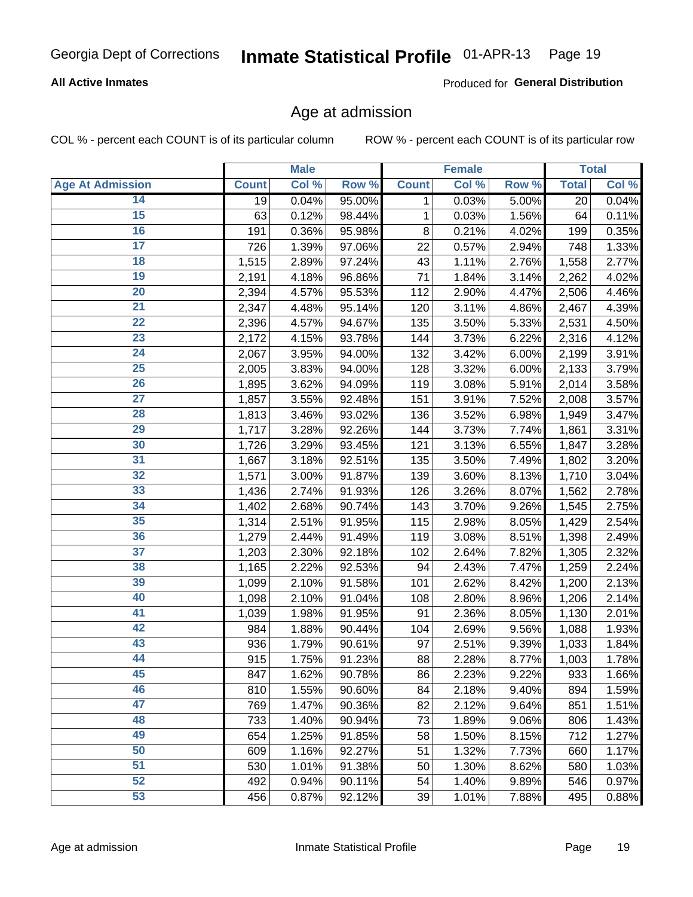**All Active Inmates**

Produced for **General Distribution**

## Age at admission

COL % - percent each COUNT is of its particular column

ROW % - percent each COUNT is of its particular row

| | Male | | | Female | | | Total | |
|---|---|---|---|---|---|---|---|---|
| **Age At Admission** | **Count** | **Col %** | **Row %** | **Count** | **Col %** | **Row %** | **Total** | **Col %** |
| 14 | 19 | 0.04% | 95.00% | 1 | 0.03% | 5.00% | 20 | 0.04% |
| 15 | 63 | 0.12% | 98.44% | 1 | 0.03% | 1.56% | 64 | 0.11% |
| 16 | 191 | 0.36% | 95.98% | 8 | 0.21% | 4.02% | 199 | 0.35% |
| 17 | 726 | 1.39% | 97.06% | 22 | 0.57% | 2.94% | 748 | 1.33% |
| 18 | 1,515 | 2.89% | 97.24% | 43 | 1.11% | 2.76% | 1,558 | 2.77% |
| 19 | 2,191 | 4.18% | 96.86% | 71 | 1.84% | 3.14% | 2,262 | 4.02% |
| 20 | 2,394 | 4.57% | 95.53% | 112 | 2.90% | 4.47% | 2,506 | 4.46% |
| 21 | 2,347 | 4.48% | 95.14% | 120 | 3.11% | 4.86% | 2,467 | 4.39% |
| 22 | 2,396 | 4.57% | 94.67% | 135 | 3.50% | 5.33% | 2,531 | 4.50% |
| 23 | 2,172 | 4.15% | 93.78% | 144 | 3.73% | 6.22% | 2,316 | 4.12% |
| 24 | 2,067 | 3.95% | 94.00% | 132 | 3.42% | 6.00% | 2,199 | 3.91% |
| 25 | 2,005 | 3.83% | 94.00% | 128 | 3.32% | 6.00% | 2,133 | 3.79% |
| 26 | 1,895 | 3.62% | 94.09% | 119 | 3.08% | 5.91% | 2,014 | 3.58% |
| 27 | 1,857 | 3.55% | 92.48% | 151 | 3.91% | 7.52% | 2,008 | 3.57% |
| 28 | 1,813 | 3.46% | 93.02% | 136 | 3.52% | 6.98% | 1,949 | 3.47% |
| 29 | 1,717 | 3.28% | 92.26% | 144 | 3.73% | 7.74% | 1,861 | 3.31% |
| 30 | 1,726 | 3.29% | 93.45% | 121 | 3.13% | 6.55% | 1,847 | 3.28% |
| 31 | 1,667 | 3.18% | 92.51% | 135 | 3.50% | 7.49% | 1,802 | 3.20% |
| 32 | 1,571 | 3.00% | 91.87% | 139 | 3.60% | 8.13% | 1,710 | 3.04% |
| 33 | 1,436 | 2.74% | 91.93% | 126 | 3.26% | 8.07% | 1,562 | 2.78% |
| 34 | 1,402 | 2.68% | 90.74% | 143 | 3.70% | 9.26% | 1,545 | 2.75% |
| 35 | 1,314 | 2.51% | 91.95% | 115 | 2.98% | 8.05% | 1,429 | 2.54% |
| 36 | 1,279 | 2.44% | 91.49% | 119 | 3.08% | 8.51% | 1,398 | 2.49% |
| 37 | 1,203 | 2.30% | 92.18% | 102 | 2.64% | 7.82% | 1,305 | 2.32% |
| 38 | 1,165 | 2.22% | 92.53% | 94 | 2.43% | 7.47% | 1,259 | 2.24% |
| 39 | 1,099 | 2.10% | 91.58% | 101 | 2.62% | 8.42% | 1,200 | 2.13% |
| 40 | 1,098 | 2.10% | 91.04% | 108 | 2.80% | 8.96% | 1,206 | 2.14% |
| 41 | 1,039 | 1.98% | 91.95% | 91 | 2.36% | 8.05% | 1,130 | 2.01% |
| 42 | 984 | 1.88% | 90.44% | 104 | 2.69% | 9.56% | 1,088 | 1.93% |
| 43 | 936 | 1.79% | 90.61% | 97 | 2.51% | 9.39% | 1,033 | 1.84% |
| 44 | 915 | 1.75% | 91.23% | 88 | 2.28% | 8.77% | 1,003 | 1.78% |
| 45 | 847 | 1.62% | 90.78% | 86 | 2.23% | 9.22% | 933 | 1.66% |
| 46 | 810 | 1.55% | 90.60% | 84 | 2.18% | 9.40% | 894 | 1.59% |
| 47 | 769 | 1.47% | 90.36% | 82 | 2.12% | 9.64% | 851 | 1.51% |
| 48 | 733 | 1.40% | 90.94% | 73 | 1.89% | 9.06% | 806 | 1.43% |
| 49 | 654 | 1.25% | 91.85% | 58 | 1.50% | 8.15% | 712 | 1.27% |
| 50 | 609 | 1.16% | 92.27% | 51 | 1.32% | 7.73% | 660 | 1.17% |
| 51 | 530 | 1.01% | 91.38% | 50 | 1.30% | 8.62% | 580 | 1.03% |
| 52 | 492 | 0.94% | 90.11% | 54 | 1.40% | 9.89% | 546 | 0.97% |
| 53 | 456 | 0.87% | 92.12% | 39 | 1.01% | 7.88% | 495 | 0.88% |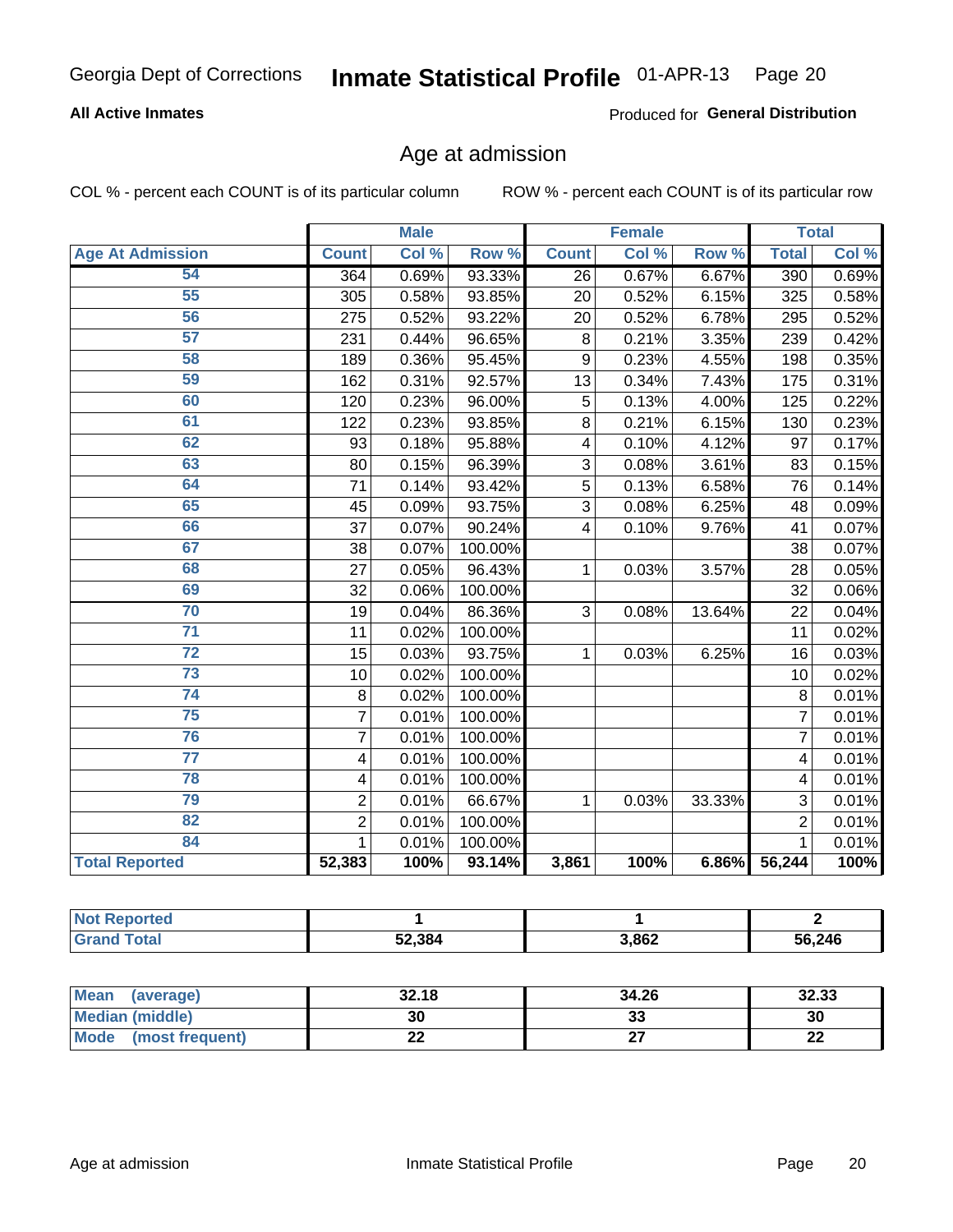# Age at admission

**All Active Inmates**

Produced for **General Distribution**

COL % - percent each COUNT is of its particular column

ROW % - percent each COUNT is of its particular row

| | Male | | | Female | | | Total | |
|---|---|---|---|---|---|---|---|---|
| Age At Admission | Count | Col % | Row % | Count | Col % | Row % | Total | Col % |
| 54 | 364 | 0.69% | 93.33% | 26 | 0.67% | 6.67% | 390 | 0.69% |
| 55 | 305 | 0.58% | 93.85% | 20 | 0.52% | 6.15% | 325 | 0.58% |
| 56 | 275 | 0.52% | 93.22% | 20 | 0.52% | 6.78% | 295 | 0.52% |
| 57 | 231 | 0.44% | 96.65% | 8 | 0.21% | 3.35% | 239 | 0.42% |
| 58 | 189 | 0.36% | 95.45% | 9 | 0.23% | 4.55% | 198 | 0.35% |
| 59 | 162 | 0.31% | 92.57% | 13 | 0.34% | 7.43% | 175 | 0.31% |
| 60 | 120 | 0.23% | 96.00% | 5 | 0.13% | 4.00% | 125 | 0.22% |
| 61 | 122 | 0.23% | 93.85% | 8 | 0.21% | 6.15% | 130 | 0.23% |
| 62 | 93 | 0.18% | 95.88% | 4 | 0.10% | 4.12% | 97 | 0.17% |
| 63 | 80 | 0.15% | 96.39% | 3 | 0.08% | 3.61% | 83 | 0.15% |
| 64 | 71 | 0.14% | 93.42% | 5 | 0.13% | 6.58% | 76 | 0.14% |
| 65 | 45 | 0.09% | 93.75% | 3 | 0.08% | 6.25% | 48 | 0.09% |
| 66 | 37 | 0.07% | 90.24% | 4 | 0.10% | 9.76% | 41 | 0.07% |
| 67 | 38 | 0.07% | 100.00% | | | | 38 | 0.07% |
| 68 | 27 | 0.05% | 96.43% | 1 | 0.03% | 3.57% | 28 | 0.05% |
| 69 | 32 | 0.06% | 100.00% | | | | 32 | 0.06% |
| 70 | 19 | 0.04% | 86.36% | 3 | 0.08% | 13.64% | 22 | 0.04% |
| 71 | 11 | 0.02% | 100.00% | | | | 11 | 0.02% |
| 72 | 15 | 0.03% | 93.75% | 1 | 0.03% | 6.25% | 16 | 0.03% |
| 73 | 10 | 0.02% | 100.00% | | | | 10 | 0.02% |
| 74 | 8 | 0.02% | 100.00% | | | | 8 | 0.01% |
| 75 | 7 | 0.01% | 100.00% | | | | 7 | 0.01% |
| 76 | 7 | 0.01% | 100.00% | | | | 7 | 0.01% |
| 77 | 4 | 0.01% | 100.00% | | | | 4 | 0.01% |
| 78 | 4 | 0.01% | 100.00% | | | | 4 | 0.01% |
| 79 | 2 | 0.01% | 66.67% | 1 | 0.03% | 33.33% | 3 | 0.01% |
| 82 | 2 | 0.01% | 100.00% | | | | 2 | 0.01% |
| 84 | 1 | 0.01% | 100.00% | | | | 1 | 0.01% |
| **Total Reported** | **52,383** | **100%** | **93.14%** | **3,861** | **100%** | **6.86%** | **56,244** | **100%** |

| | Male | Female | Total |
|---|---|---|---|
| Not Reported | 1 | 1 | 2 |
| Grand Total | 52,384 | 3,862 | 56,246 |

| | Male | Female | Total |
|---|---|---|---|
| Mean (average) | 32.18 | 34.26 | 32.33 |
| Median (middle) | 30 | 33 | 30 |
| Mode (most frequent) | 22 | 27 | 22 |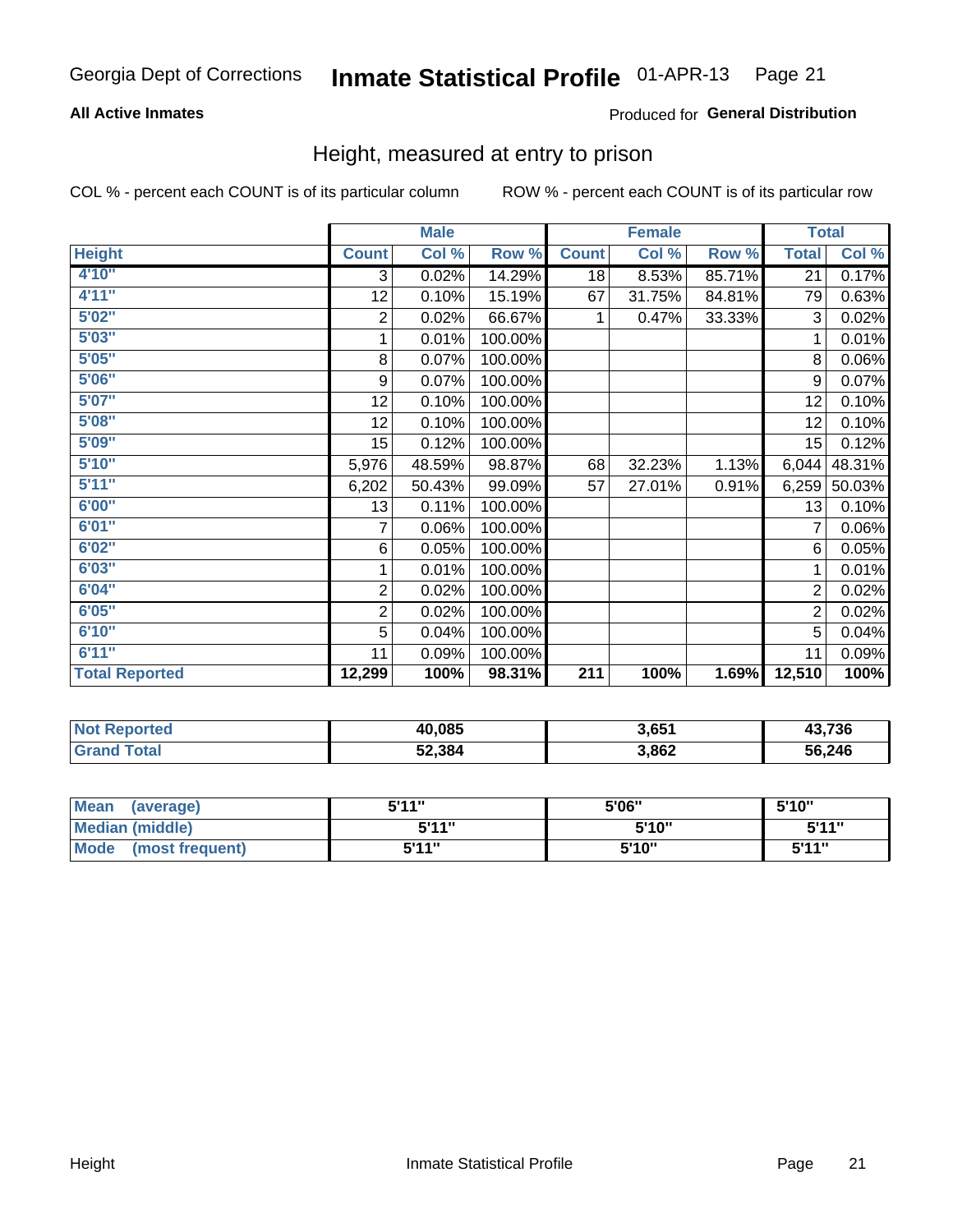Georgia Dept of Corrections **Inmate Statistical Profile** 01-APR-13

**All Active Inmates**

Produced for **General Distribution**

## Height, measured at entry to prison

COL % - percent each COUNT is of its particular column

ROW % - percent each COUNT is of its particular row

| | Male | | | Female | | | Total | |
|---|---|---|---|---|---|---|---|---|
| **Height** | **Count** | **Col %** | **Row %** | **Count** | **Col %** | **Row %** | **Total** | **Col %** |
| 4'10" | 3 | 0.02% | 14.29% | 18 | 8.53% | 85.71% | 21 | 0.17% |
| 4'11" | 12 | 0.10% | 15.19% | 67 | 31.75% | 84.81% | 79 | 0.63% |
| 5'02" | 2 | 0.02% | 66.67% | 1 | 0.47% | 33.33% | 3 | 0.02% |
| 5'03" | 1 | 0.01% | 100.00% | | | | 1 | 0.01% |
| 5'05" | 8 | 0.07% | 100.00% | | | | 8 | 0.06% |
| 5'06" | 9 | 0.07% | 100.00% | | | | 9 | 0.07% |
| 5'07" | 12 | 0.10% | 100.00% | | | | 12 | 0.10% |
| 5'08" | 12 | 0.10% | 100.00% | | | | 12 | 0.10% |
| 5'09" | 15 | 0.12% | 100.00% | | | | 15 | 0.12% |
| 5'10" | 5,976 | 48.59% | 98.87% | 68 | 32.23% | 1.13% | 6,044 | 48.31% |
| 5'11" | 6,202 | 50.43% | 99.09% | 57 | 27.01% | 0.91% | 6,259 | 50.03% |
| 6'00" | 13 | 0.11% | 100.00% | | | | 13 | 0.10% |
| 6'01" | 7 | 0.06% | 100.00% | | | | 7 | 0.06% |
| 6'02" | 6 | 0.05% | 100.00% | | | | 6 | 0.05% |
| 6'03" | 1 | 0.01% | 100.00% | | | | 1 | 0.01% |
| 6'04" | 2 | 0.02% | 100.00% | | | | 2 | 0.02% |
| 6'05" | 2 | 0.02% | 100.00% | | | | 2 | 0.02% |
| 6'10" | 5 | 0.04% | 100.00% | | | | 5 | 0.04% |
| 6'11" | 11 | 0.09% | 100.00% | | | | 11 | 0.09% |
| **Total Reported** | **12,299** | **100%** | **98.31%** | **211** | **100%** | **1.69%** | **12,510** | **100%** |

| | Male | Female | Total |
|---|---|---|---|
| **Not Reported** | **40,085** | **3,651** | **43,736** |
| **Grand Total** | **52,384** | **3,862** | **56,246** |

| | Male | Female | Total |
|---|---|---|---|
| **Mean (average)** | **5'11"** | **5'06"** | **5'10"** |
| **Median (middle)** | **5'11"** | **5'10"** | **5'11"** |
| **Mode (most frequent)** | **5'11"** | **5'10"** | **5'11"** |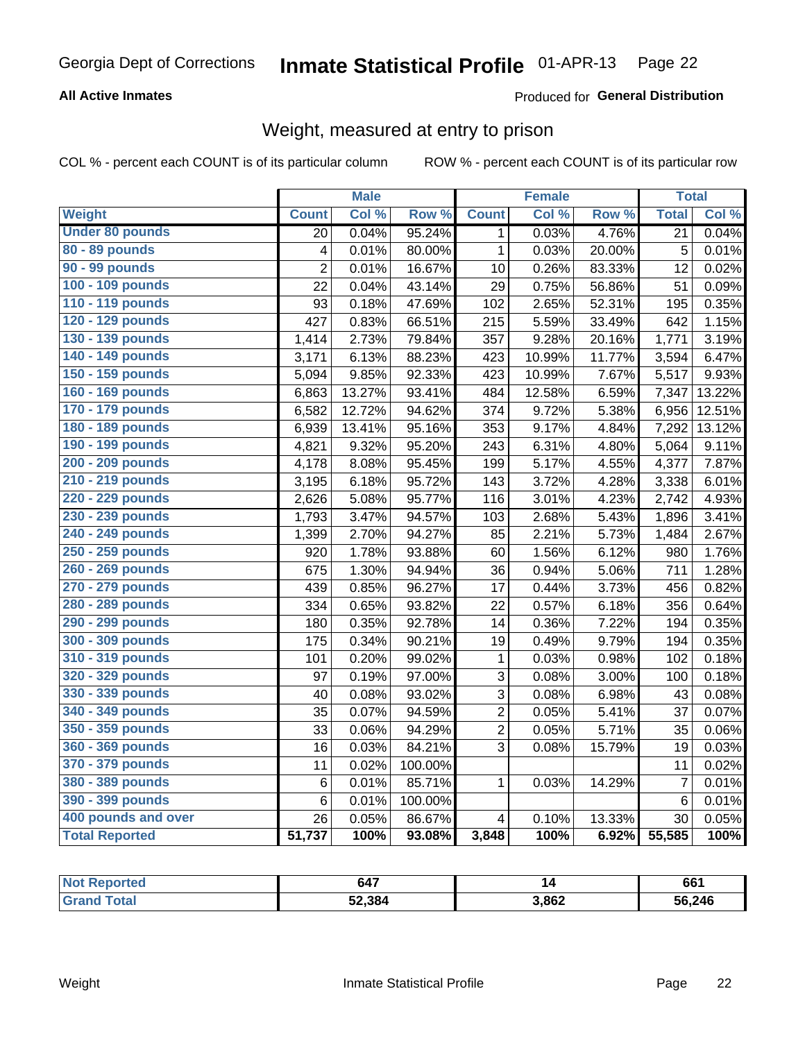Georgia Dept of Corrections **Inmate Statistical Profile** 01-APR-13

**All Active Inmates**

Produced for **General Distribution**

## Weight, measured at entry to prison

COL % - percent each COUNT is of its particular column

ROW % - percent each COUNT is of its particular row

| | Male | | | Female | | | Total | |
|---|---|---|---|---|---|---|---|---|
| **Weight** | **Count** | **Col %** | **Row %** | **Count** | **Col %** | **Row %** | **Total** | **Col %** |
| **Under 80 pounds** | 20 | 0.04% | 95.24% | 1 | 0.03% | 4.76% | 21 | 0.04% |
| **80 - 89 pounds** | 4 | 0.01% | 80.00% | 1 | 0.03% | 20.00% | 5 | 0.01% |
| **90 - 99 pounds** | 2 | 0.01% | 16.67% | 10 | 0.26% | 83.33% | 12 | 0.02% |
| **100 - 109 pounds** | 22 | 0.04% | 43.14% | 29 | 0.75% | 56.86% | 51 | 0.09% |
| **110 - 119 pounds** | 93 | 0.18% | 47.69% | 102 | 2.65% | 52.31% | 195 | 0.35% |
| **120 - 129 pounds** | 427 | 0.83% | 66.51% | 215 | 5.59% | 33.49% | 642 | 1.15% |
| **130 - 139 pounds** | 1,414 | 2.73% | 79.84% | 357 | 9.28% | 20.16% | 1,771 | 3.19% |
| **140 - 149 pounds** | 3,171 | 6.13% | 88.23% | 423 | 10.99% | 11.77% | 3,594 | 6.47% |
| **150 - 159 pounds** | 5,094 | 9.85% | 92.33% | 423 | 10.99% | 7.67% | 5,517 | 9.93% |
| **160 - 169 pounds** | 6,863 | 13.27% | 93.41% | 484 | 12.58% | 6.59% | 7,347 | 13.22% |
| **170 - 179 pounds** | 6,582 | 12.72% | 94.62% | 374 | 9.72% | 5.38% | 6,956 | 12.51% |
| **180 - 189 pounds** | 6,939 | 13.41% | 95.16% | 353 | 9.17% | 4.84% | 7,292 | 13.12% |
| **190 - 199 pounds** | 4,821 | 9.32% | 95.20% | 243 | 6.31% | 4.80% | 5,064 | 9.11% |
| **200 - 209 pounds** | 4,178 | 8.08% | 95.45% | 199 | 5.17% | 4.55% | 4,377 | 7.87% |
| **210 - 219 pounds** | 3,195 | 6.18% | 95.72% | 143 | 3.72% | 4.28% | 3,338 | 6.01% |
| **220 - 229 pounds** | 2,626 | 5.08% | 95.77% | 116 | 3.01% | 4.23% | 2,742 | 4.93% |
| **230 - 239 pounds** | 1,793 | 3.47% | 94.57% | 103 | 2.68% | 5.43% | 1,896 | 3.41% |
| **240 - 249 pounds** | 1,399 | 2.70% | 94.27% | 85 | 2.21% | 5.73% | 1,484 | 2.67% |
| **250 - 259 pounds** | 920 | 1.78% | 93.88% | 60 | 1.56% | 6.12% | 980 | 1.76% |
| **260 - 269 pounds** | 675 | 1.30% | 94.94% | 36 | 0.94% | 5.06% | 711 | 1.28% |
| **270 - 279 pounds** | 439 | 0.85% | 96.27% | 17 | 0.44% | 3.73% | 456 | 0.82% |
| **280 - 289 pounds** | 334 | 0.65% | 93.82% | 22 | 0.57% | 6.18% | 356 | 0.64% |
| **290 - 299 pounds** | 180 | 0.35% | 92.78% | 14 | 0.36% | 7.22% | 194 | 0.35% |
| **300 - 309 pounds** | 175 | 0.34% | 90.21% | 19 | 0.49% | 9.79% | 194 | 0.35% |
| **310 - 319 pounds** | 101 | 0.20% | 99.02% | 1 | 0.03% | 0.98% | 102 | 0.18% |
| **320 - 329 pounds** | 97 | 0.19% | 97.00% | 3 | 0.08% | 3.00% | 100 | 0.18% |
| **330 - 339 pounds** | 40 | 0.08% | 93.02% | 3 | 0.08% | 6.98% | 43 | 0.08% |
| **340 - 349 pounds** | 35 | 0.07% | 94.59% | 2 | 0.05% | 5.41% | 37 | 0.07% |
| **350 - 359 pounds** | 33 | 0.06% | 94.29% | 2 | 0.05% | 5.71% | 35 | 0.06% |
| **360 - 369 pounds** | 16 | 0.03% | 84.21% | 3 | 0.08% | 15.79% | 19 | 0.03% |
| **370 - 379 pounds** | 11 | 0.02% | 100.00% | | | | 11 | 0.02% |
| **380 - 389 pounds** | 6 | 0.01% | 85.71% | 1 | 0.03% | 14.29% | 7 | 0.01% |
| **390 - 399 pounds** | 6 | 0.01% | 100.00% | | | | 6 | 0.01% |
| **400 pounds and over** | 26 | 0.05% | 86.67% | 4 | 0.10% | 13.33% | 30 | 0.05% |
| **Total Reported** | **51,737** | **100%** | **93.08%** | **3,848** | **100%** | **6.92%** | **55,585** | **100%** |

| | Male | Female | Total |
|---|---|---|---|
| **Not Reported** | **647** | **14** | **661** |
| **Grand Total** | **52,384** | **3,862** | **56,246** |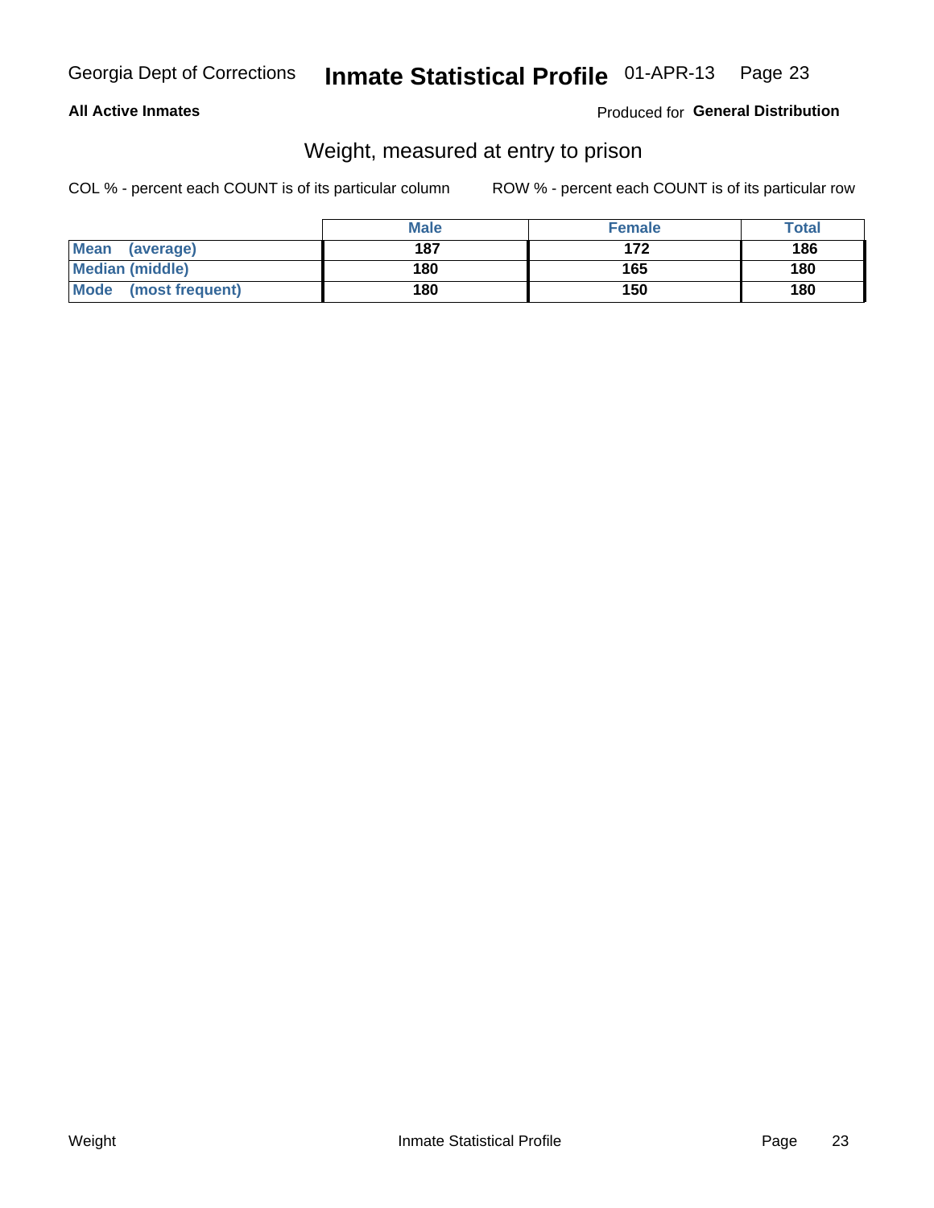**All Active Inmates**

Produced for **General Distribution**

## Weight, measured at entry to prison

COL % - percent each COUNT is of its particular column

ROW % - percent each COUNT is of its particular row

| | Male | Female | Total |
|---|---|---|---|
| **Mean (average)** | **187** | **172** | **186** |
| **Median (middle)** | **180** | **165** | **180** |
| **Mode (most frequent)** | **180** | **150** | **180** |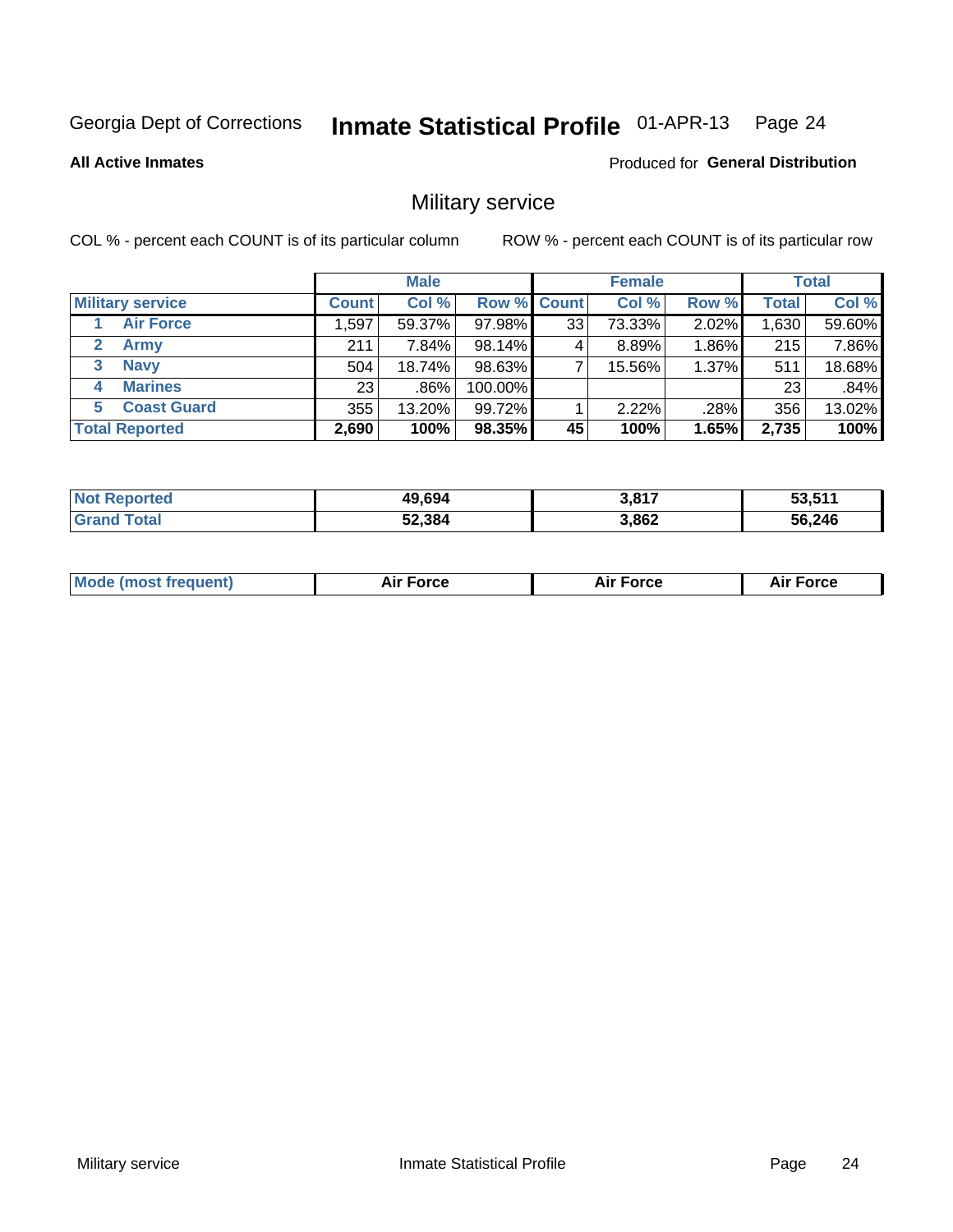Georgia Dept of Corrections **Inmate Statistical Profile** 01-APR-13

**All Active Inmates**

Produced for **General Distribution**

## Military service

COL % - percent each COUNT is of its particular column

ROW % - percent each COUNT is of its particular row

| | Male | | | Female | | | Total | |
|---|---|---|---|---|---|---|---|---|
| **Military service** | **Count** | **Col %** | **Row %** | **Count** | **Col %** | **Row %** | **Total** | **Col %** |
| 1 Air Force | 1,597 | 59.37% | 97.98% | 33 | 73.33% | 2.02% | 1,630 | 59.60% |
| 2 Army | 211 | 7.84% | 98.14% | 4 | 8.89% | 1.86% | 215 | 7.86% |
| 3 Navy | 504 | 18.74% | 98.63% | 7 | 15.56% | 1.37% | 511 | 18.68% |
| 4 Marines | 23 | .86% | 100.00% | | | | 23 | .84% |
| 5 Coast Guard | 355 | 13.20% | 99.72% | 1 | 2.22% | .28% | 356 | 13.02% |
| **Total Reported** | **2,690** | **100%** | **98.35%** | **45** | **100%** | **1.65%** | **2,735** | **100%** |

| | Male | Female | Total |
|---|---|---|---|
| **Not Reported** | **49,694** | **3,817** | **53,511** |
| **Grand Total** | **52,384** | **3,862** | **56,246** |

| | Male | Female | Total |
|---|---|---|---|
| **Mode (most frequent)** | **Air Force** | **Air Force** | **Air Force** |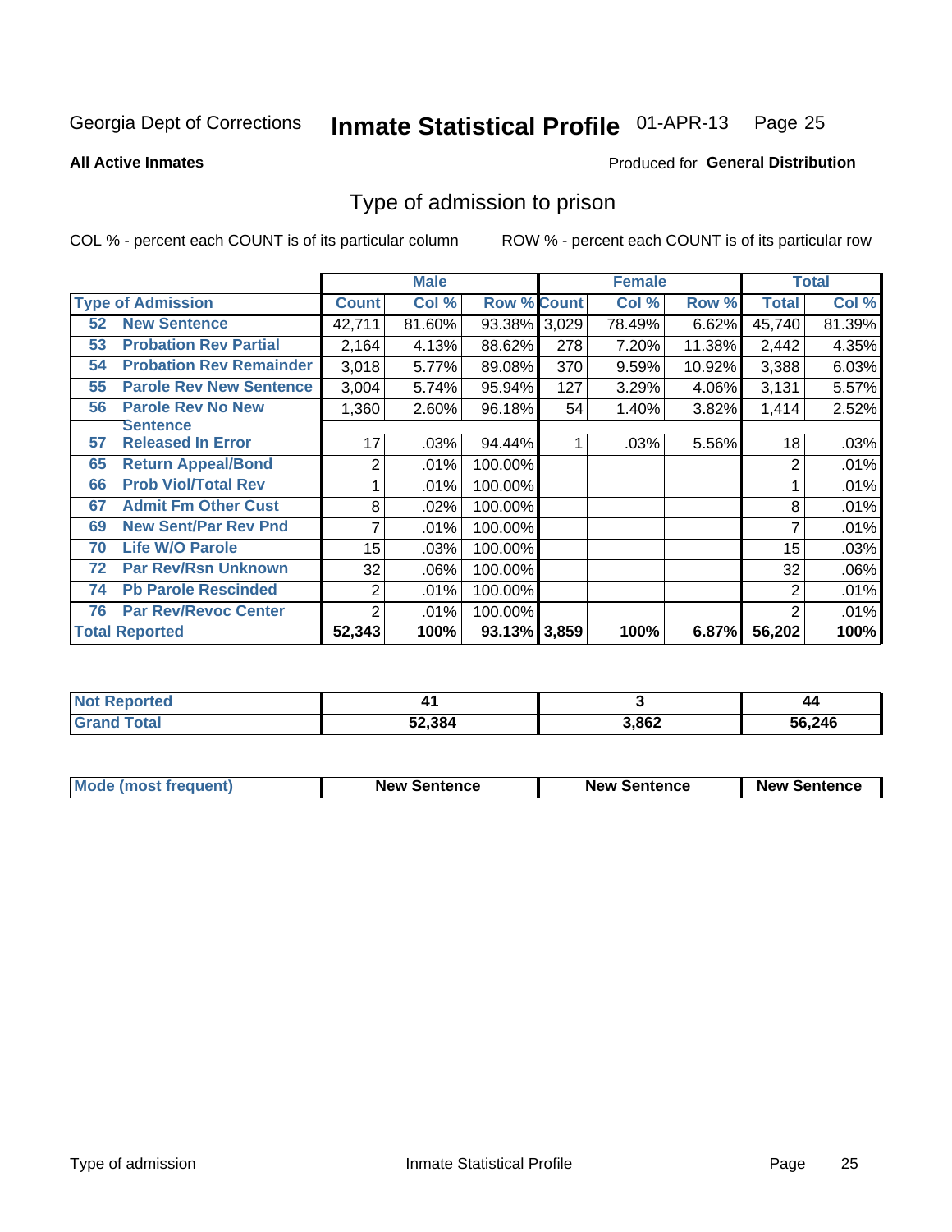Georgia Dept of Corrections **Inmate Statistical Profile** 01-APR-13

**All Active Inmates**

Produced for **General Distribution**

# Type of admission to prison

COL % - percent each COUNT is of its particular column ROW % - percent each COUNT is of its particular row

| | Male | | | Female | | | Total | |
|---|---|---|---|---|---|---|---|---|
| **Type of Admission** | **Count** | **Col %** | **Row %** | **Count** | **Col %** | **Row %** | **Total** | **Col %** |
| 52 **New Sentence** | 42,711 | 81.60% | 93.38% | 3,029 | 78.49% | 6.62% | 45,740 | 81.39% |
| 53 **Probation Rev Partial** | 2,164 | 4.13% | 88.62% | 278 | 7.20% | 11.38% | 2,442 | 4.35% |
| 54 **Probation Rev Remainder** | 3,018 | 5.77% | 89.08% | 370 | 9.59% | 10.92% | 3,388 | 6.03% |
| 55 **Parole Rev New Sentence** | 3,004 | 5.74% | 95.94% | 127 | 3.29% | 4.06% | 3,131 | 5.57% |
| 56 **Parole Rev No New Sentence** | 1,360 | 2.60% | 96.18% | 54 | 1.40% | 3.82% | 1,414 | 2.52% |
| 57 **Released In Error** | 17 | .03% | 94.44% | 1 | .03% | 5.56% | 18 | .03% |
| 65 **Return Appeal/Bond** | 2 | .01% | 100.00% | | | | 2 | .01% |
| 66 **Prob Viol/Total Rev** | 1 | .01% | 100.00% | | | | 1 | .01% |
| 67 **Admit Fm Other Cust** | 8 | .02% | 100.00% | | | | 8 | .01% |
| 69 **New Sent/Par Rev Pnd** | 7 | .01% | 100.00% | | | | 7 | .01% |
| 70 **Life W/O Parole** | 15 | .03% | 100.00% | | | | 15 | .03% |
| 72 **Par Rev/Rsn Unknown** | 32 | .06% | 100.00% | | | | 32 | .06% |
| 74 **Pb Parole Rescinded** | 2 | .01% | 100.00% | | | | 2 | .01% |
| 76 **Par Rev/Revoc Center** | 2 | .01% | 100.00% | | | | 2 | .01% |
| **Total Reported** | **52,343** | **100%** | **93.13%** | **3,859** | **100%** | **6.87%** | **56,202** | **100%** |

| | Male | Female | Total |
|---|---|---|---|
| **Not Reported** | **41** | **3** | **44** |
| **Grand Total** | **52,384** | **3,862** | **56,246** |

| | Male | Female | Total |
|---|---|---|---|
| **Mode (most frequent)** | **New Sentence** | **New Sentence** | **New Sentence** |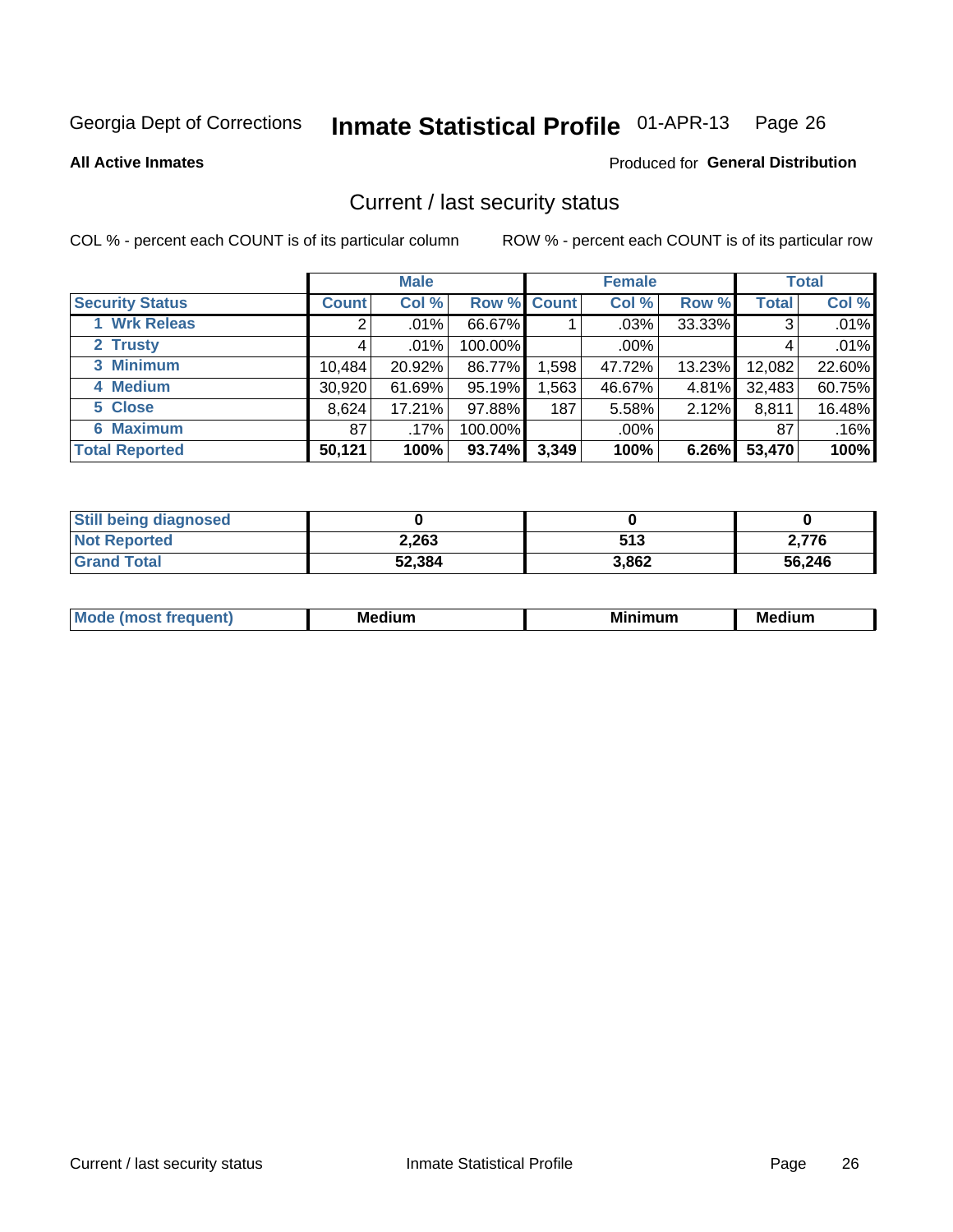Georgia Dept of Corrections **Inmate Statistical Profile** 01-APR-13 Page 26

**All Active Inmates**

Produced for **General Distribution**

## Current / last security status

COL % - percent each COUNT is of its particular column

ROW % - percent each COUNT is of its particular row

| | Male | | | Female | | | Total | |
|---|---|---|---|---|---|---|---|---|
| **Security Status** | **Count** | **Col %** | **Row %** | **Count** | **Col %** | **Row %** | **Total** | **Col %** |
| 1 Wrk Releas | 2 | .01% | 66.67% | 1 | .03% | 33.33% | 3 | .01% |
| 2 Trusty | 4 | .01% | 100.00% | | .00% | | 4 | .01% |
| 3 Minimum | 10,484 | 20.92% | 86.77% | 1,598 | 47.72% | 13.23% | 12,082 | 22.60% |
| 4 Medium | 30,920 | 61.69% | 95.19% | 1,563 | 46.67% | 4.81% | 32,483 | 60.75% |
| 5 Close | 8,624 | 17.21% | 97.88% | 187 | 5.58% | 2.12% | 8,811 | 16.48% |
| 6 Maximum | 87 | .17% | 100.00% | | .00% | | 87 | .16% |
| **Total Reported** | **50,121** | **100%** | **93.74%** | **3,349** | **100%** | **6.26%** | **53,470** | **100%** |

| | Male | Female | Total |
|---|---|---|---|
| **Still being diagnosed** | **0** | **0** | **0** |
| **Not Reported** | **2,263** | **513** | **2,776** |
| **Grand Total** | **52,384** | **3,862** | **56,246** |

| | Male | Female | Total |
|---|---|---|---|
| **Mode (most frequent)** | **Medium** | **Minimum** | **Medium** |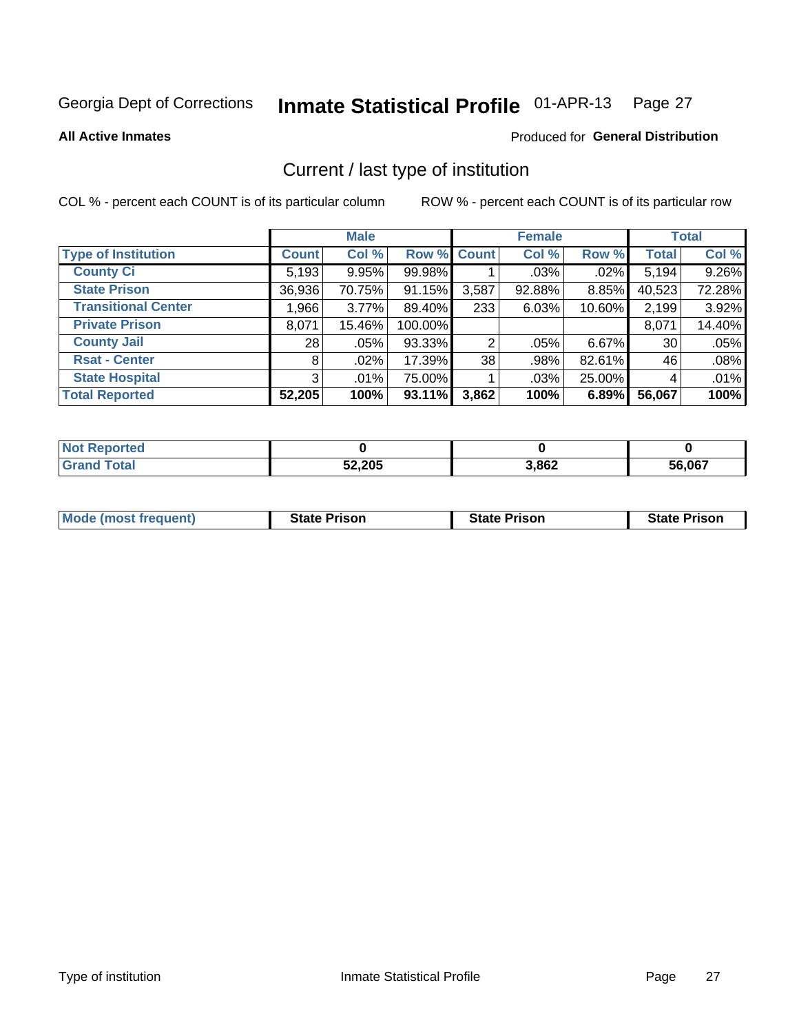Georgia Dept of Corrections **Inmate Statistical Profile** 01-APR-13

**All Active Inmates**

Produced for **General Distribution**

## Current / last type of institution

COL % - percent each COUNT is of its particular column ROW % - percent each COUNT is of its particular row

| | Male | | | Female | | | Total | |
|---|---|---|---|---|---|---|---|---|
| **Type of Institution** | **Count** | **Col %** | **Row %** | **Count** | **Col %** | **Row %** | **Total** | **Col %** |
| County Ci | 5,193 | 9.95% | 99.98% | 1 | .03% | .02% | 5,194 | 9.26% |
| State Prison | 36,936 | 70.75% | 91.15% | 3,587 | 92.88% | 8.85% | 40,523 | 72.28% |
| Transitional Center | 1,966 | 3.77% | 89.40% | 233 | 6.03% | 10.60% | 2,199 | 3.92% |
| Private Prison | 8,071 | 15.46% | 100.00% | | | | 8,071 | 14.40% |
| County Jail | 28 | .05% | 93.33% | 2 | .05% | 6.67% | 30 | .05% |
| Rsat - Center | 8 | .02% | 17.39% | 38 | .98% | 82.61% | 46 | .08% |
| State Hospital | 3 | .01% | 75.00% | 1 | .03% | 25.00% | 4 | .01% |
| **Total Reported** | **52,205** | **100%** | **93.11%** | **3,862** | **100%** | **6.89%** | **56,067** | **100%** |

| | Male | Female | Total |
|---|---|---|---|
| Not Reported | **0** | **0** | **0** |
| Grand Total | **52,205** | **3,862** | **56,067** |

| | Male | Female | Total |
|---|---|---|---|
| Mode (most frequent) | **State Prison** | **State Prison** | **State Prison** |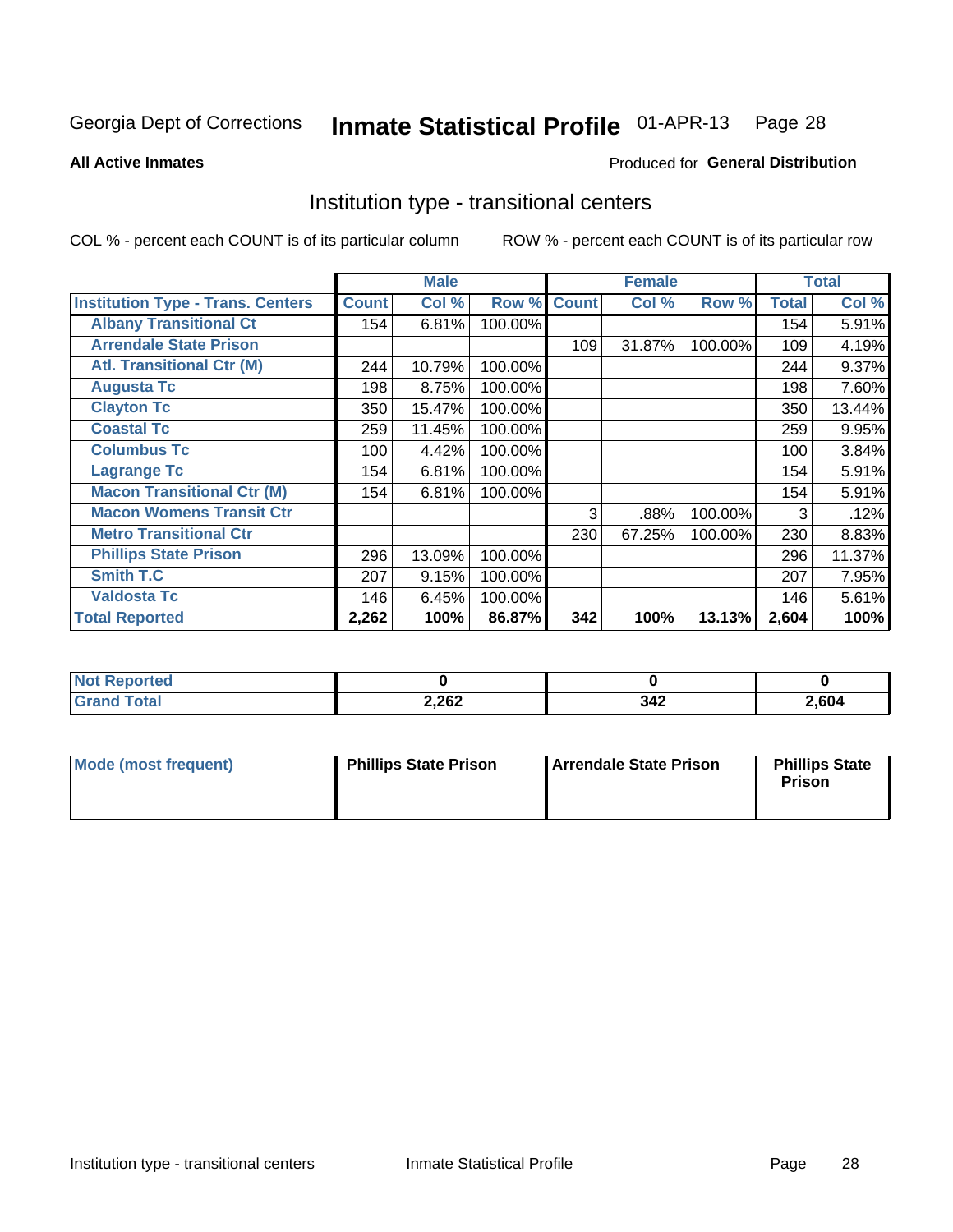Georgia Dept of Corrections **Inmate Statistical Profile** 01-APR-13

**All Active Inmates**

Produced for **General Distribution**

## Institution type - transitional centers

COL % - percent each COUNT is of its particular column

ROW % - percent each COUNT is of its particular row

| | Male | | | Female | | | Total | |
|---|---|---|---|---|---|---|---|---|
| **Institution Type - Trans. Centers** | **Count** | **Col %** | **Row %** | **Count** | **Col %** | **Row %** | **Total** | **Col %** |
| **Albany Transitional Ct** | 154 | 6.81% | 100.00% | | | | 154 | 5.91% |
| **Arrendale State Prison** | | | | 109 | 31.87% | 100.00% | 109 | 4.19% |
| **Atl. Transitional Ctr (M)** | 244 | 10.79% | 100.00% | | | | 244 | 9.37% |
| **Augusta Tc** | 198 | 8.75% | 100.00% | | | | 198 | 7.60% |
| **Clayton Tc** | 350 | 15.47% | 100.00% | | | | 350 | 13.44% |
| **Coastal Tc** | 259 | 11.45% | 100.00% | | | | 259 | 9.95% |
| **Columbus Tc** | 100 | 4.42% | 100.00% | | | | 100 | 3.84% |
| **Lagrange Tc** | 154 | 6.81% | 100.00% | | | | 154 | 5.91% |
| **Macon Transitional Ctr (M)** | 154 | 6.81% | 100.00% | | | | 154 | 5.91% |
| **Macon Womens Transit Ctr** | | | | 3 | .88% | 100.00% | 3 | .12% |
| **Metro Transitional Ctr** | | | | 230 | 67.25% | 100.00% | 230 | 8.83% |
| **Phillips State Prison** | 296 | 13.09% | 100.00% | | | | 296 | 11.37% |
| **Smith T.C** | 207 | 9.15% | 100.00% | | | | 207 | 7.95% |
| **Valdosta Tc** | 146 | 6.45% | 100.00% | | | | 146 | 5.61% |
| **Total Reported** | **2,262** | **100%** | **86.87%** | **342** | **100%** | **13.13%** | **2,604** | **100%** |

| | Male | Female | Total |
|---|---|---|---|
| **Not Reported** | **0** | **0** | **0** |
| **Grand Total** | **2,262** | **342** | **2,604** |

| | Male | Female | Total |
|---|---|---|---|
| **Mode (most frequent)** | **Phillips State Prison** | **Arrendale State Prison** | **Phillips State Prison** |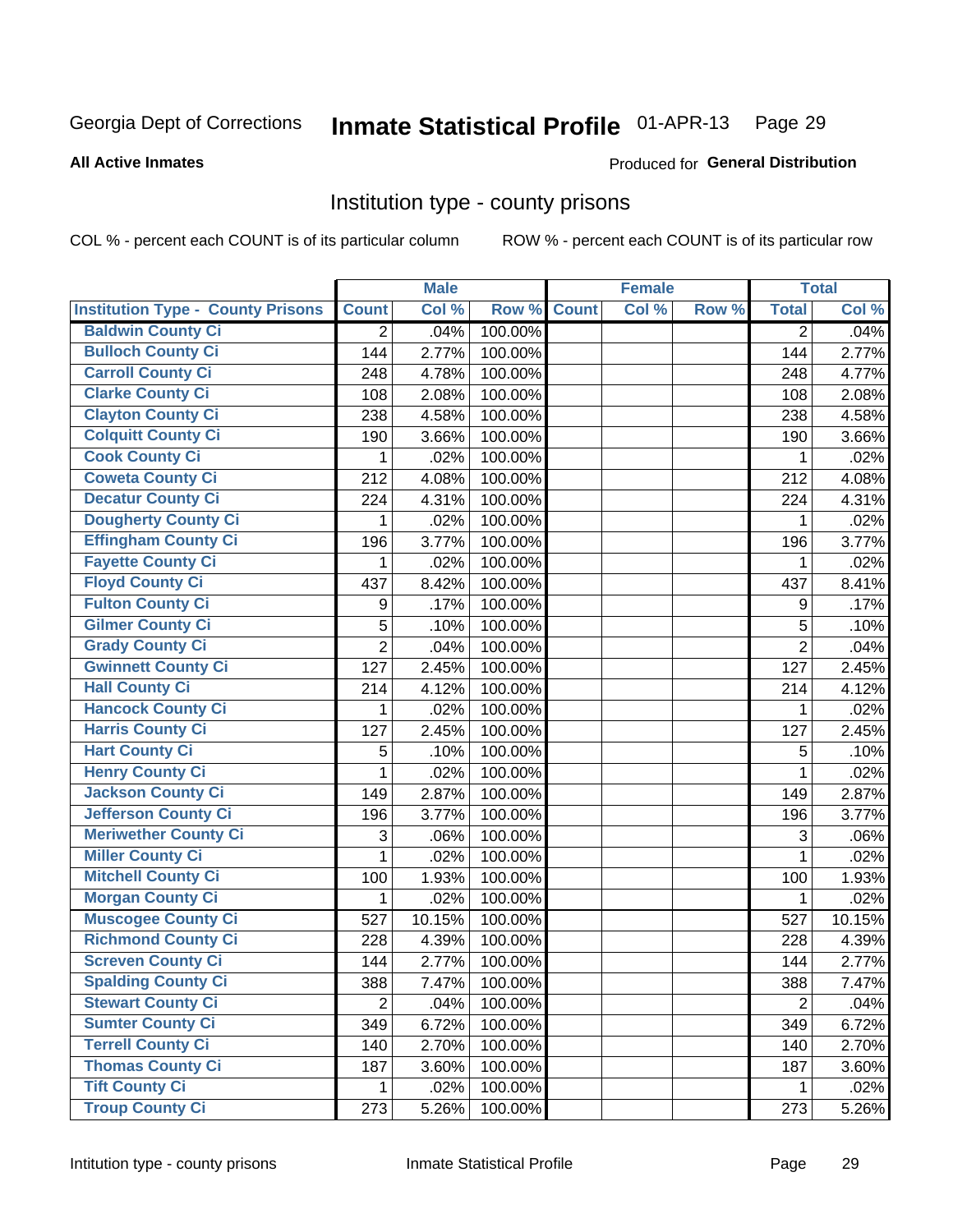Georgia Dept of Corrections **Inmate Statistical Profile** 01-APR-13

**All Active Inmates**

Produced for **General Distribution**

## Institution type - county prisons

COL % - percent each COUNT is of its particular column

ROW % - percent each COUNT is of its particular row

| Institution Type - County Prisons | Male | | | Female | | | Total | |
|---|---|---|---|---|---|---|---|---|
| | Count | Col % | Row % | Count | Col % | Row % | Total | Col % |
| Baldwin County Ci | 2 | .04% | 100.00% | | | | 2 | .04% |
| Bulloch County Ci | 144 | 2.77% | 100.00% | | | | 144 | 2.77% |
| Carroll County Ci | 248 | 4.78% | 100.00% | | | | 248 | 4.77% |
| Clarke County Ci | 108 | 2.08% | 100.00% | | | | 108 | 2.08% |
| Clayton County Ci | 238 | 4.58% | 100.00% | | | | 238 | 4.58% |
| Colquitt County Ci | 190 | 3.66% | 100.00% | | | | 190 | 3.66% |
| Cook County Ci | 1 | .02% | 100.00% | | | | 1 | .02% |
| Coweta County Ci | 212 | 4.08% | 100.00% | | | | 212 | 4.08% |
| Decatur County Ci | 224 | 4.31% | 100.00% | | | | 224 | 4.31% |
| Dougherty County Ci | 1 | .02% | 100.00% | | | | 1 | .02% |
| Effingham County Ci | 196 | 3.77% | 100.00% | | | | 196 | 3.77% |
| Fayette County Ci | 1 | .02% | 100.00% | | | | 1 | .02% |
| Floyd County Ci | 437 | 8.42% | 100.00% | | | | 437 | 8.41% |
| Fulton County Ci | 9 | .17% | 100.00% | | | | 9 | .17% |
| Gilmer County Ci | 5 | .10% | 100.00% | | | | 5 | .10% |
| Grady County Ci | 2 | .04% | 100.00% | | | | 2 | .04% |
| Gwinnett County Ci | 127 | 2.45% | 100.00% | | | | 127 | 2.45% |
| Hall County Ci | 214 | 4.12% | 100.00% | | | | 214 | 4.12% |
| Hancock County Ci | 1 | .02% | 100.00% | | | | 1 | .02% |
| Harris County Ci | 127 | 2.45% | 100.00% | | | | 127 | 2.45% |
| Hart County Ci | 5 | .10% | 100.00% | | | | 5 | .10% |
| Henry County Ci | 1 | .02% | 100.00% | | | | 1 | .02% |
| Jackson County Ci | 149 | 2.87% | 100.00% | | | | 149 | 2.87% |
| Jefferson County Ci | 196 | 3.77% | 100.00% | | | | 196 | 3.77% |
| Meriwether County Ci | 3 | .06% | 100.00% | | | | 3 | .06% |
| Miller County Ci | 1 | .02% | 100.00% | | | | 1 | .02% |
| Mitchell County Ci | 100 | 1.93% | 100.00% | | | | 100 | 1.93% |
| Morgan County Ci | 1 | .02% | 100.00% | | | | 1 | .02% |
| Muscogee County Ci | 527 | 10.15% | 100.00% | | | | 527 | 10.15% |
| Richmond County Ci | 228 | 4.39% | 100.00% | | | | 228 | 4.39% |
| Screven County Ci | 144 | 2.77% | 100.00% | | | | 144 | 2.77% |
| Spalding County Ci | 388 | 7.47% | 100.00% | | | | 388 | 7.47% |
| Stewart County Ci | 2 | .04% | 100.00% | | | | 2 | .04% |
| Sumter County Ci | 349 | 6.72% | 100.00% | | | | 349 | 6.72% |
| Terrell County Ci | 140 | 2.70% | 100.00% | | | | 140 | 2.70% |
| Thomas County Ci | 187 | 3.60% | 100.00% | | | | 187 | 3.60% |
| Tift County Ci | 1 | .02% | 100.00% | | | | 1 | .02% |
| Troup County Ci | 273 | 5.26% | 100.00% | | | | 273 | 5.26% |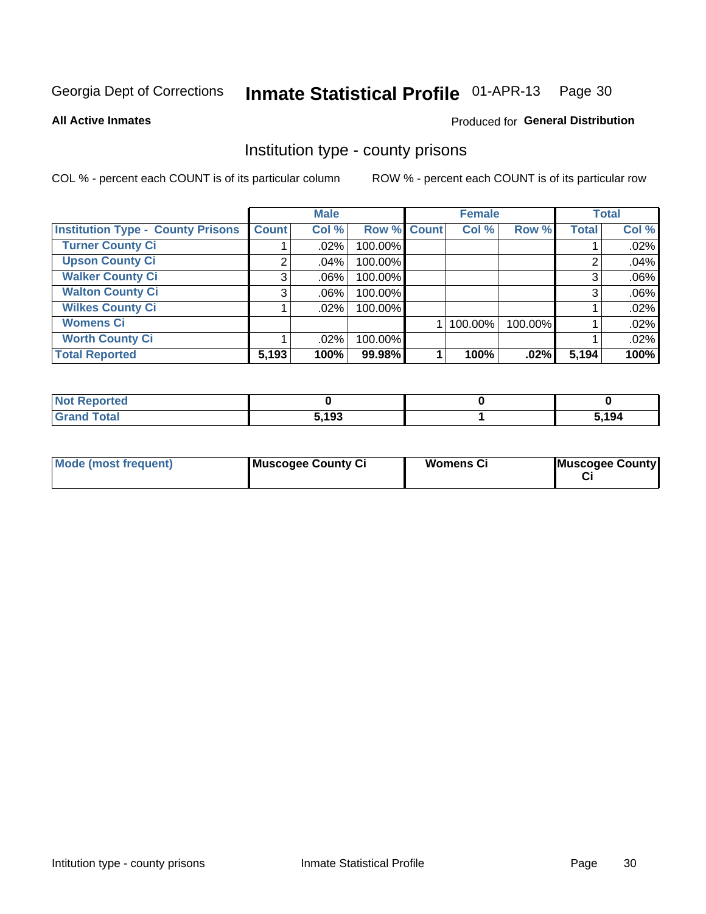Georgia Dept of Corrections **Inmate Statistical Profile** 01-APR-13

**All Active Inmates**

Produced for **General Distribution**

## Institution type - county prisons

COL % - percent each COUNT is of its particular column

ROW % - percent each COUNT is of its particular row

| | Male | | | Female | | | Total | |
|---|---|---|---|---|---|---|---|---|
| **Institution Type - County Prisons** | **Count** | **Col %** | **Row %** | **Count** | **Col %** | **Row %** | **Total** | **Col %** |
| **Turner County Ci** | 1 | .02% | 100.00% | | | | 1 | .02% |
| **Upson County Ci** | 2 | .04% | 100.00% | | | | 2 | .04% |
| **Walker County Ci** | 3 | .06% | 100.00% | | | | 3 | .06% |
| **Walton County Ci** | 3 | .06% | 100.00% | | | | 3 | .06% |
| **Wilkes County Ci** | 1 | .02% | 100.00% | | | | 1 | .02% |
| **Womens Ci** | | | | 1 | 100.00% | 100.00% | 1 | .02% |
| **Worth County Ci** | 1 | .02% | 100.00% | | | | 1 | .02% |
| **Total Reported** | **5,193** | **100%** | **99.98%** | **1** | **100%** | **.02%** | **5,194** | **100%** |

| | Male | Female | Total |
|---|---|---|---|
| **Not Reported** | **0** | **0** | **0** |
| **Grand Total** | **5,193** | **1** | **5,194** |

| | Male | Female | Total |
|---|---|---|---|
| **Mode (most frequent)** | **Muscogee County Ci** | **Womens Ci** | **Muscogee County Ci** |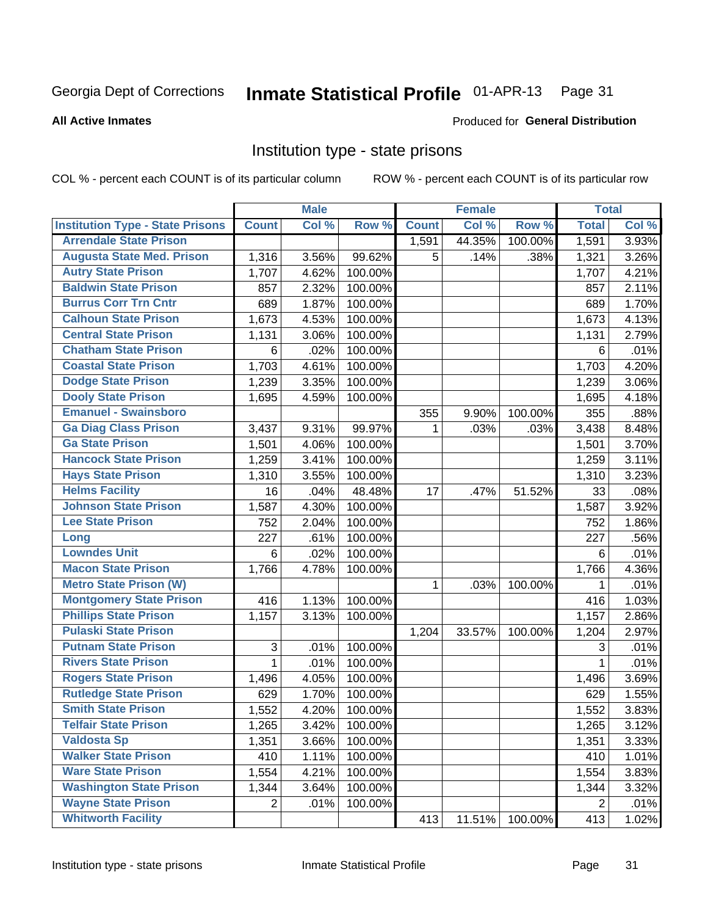Georgia Dept of Corrections **Inmate Statistical Profile** 01-APR-13

**All Active Inmates**

Produced for **General Distribution**

## Institution type - state prisons

COL % - percent each COUNT is of its particular column

ROW % - percent each COUNT is of its particular row

| | Male | | | Female | | | Total | |
|---|---|---|---|---|---|---|---|---|
| **Institution Type - State Prisons** | **Count** | **Col %** | **Row %** | **Count** | **Col %** | **Row %** | **Total** | **Col %** |
| Arrendale State Prison | | | | 1,591 | 44.35% | 100.00% | 1,591 | 3.93% |
| Augusta State Med. Prison | 1,316 | 3.56% | 99.62% | 5 | .14% | .38% | 1,321 | 3.26% |
| Autry State Prison | 1,707 | 4.62% | 100.00% | | | | 1,707 | 4.21% |
| Baldwin State Prison | 857 | 2.32% | 100.00% | | | | 857 | 2.11% |
| Burrus Corr Trn Cntr | 689 | 1.87% | 100.00% | | | | 689 | 1.70% |
| Calhoun State Prison | 1,673 | 4.53% | 100.00% | | | | 1,673 | 4.13% |
| Central State Prison | 1,131 | 3.06% | 100.00% | | | | 1,131 | 2.79% |
| Chatham State Prison | 6 | .02% | 100.00% | | | | 6 | .01% |
| Coastal State Prison | 1,703 | 4.61% | 100.00% | | | | 1,703 | 4.20% |
| Dodge State Prison | 1,239 | 3.35% | 100.00% | | | | 1,239 | 3.06% |
| Dooly State Prison | 1,695 | 4.59% | 100.00% | | | | 1,695 | 4.18% |
| Emanuel - Swainsboro | | | | 355 | 9.90% | 100.00% | 355 | .88% |
| Ga Diag Class Prison | 3,437 | 9.31% | 99.97% | 1 | .03% | .03% | 3,438 | 8.48% |
| Ga State Prison | 1,501 | 4.06% | 100.00% | | | | 1,501 | 3.70% |
| Hancock State Prison | 1,259 | 3.41% | 100.00% | | | | 1,259 | 3.11% |
| Hays State Prison | 1,310 | 3.55% | 100.00% | | | | 1,310 | 3.23% |
| Helms Facility | 16 | .04% | 48.48% | 17 | .47% | 51.52% | 33 | .08% |
| Johnson State Prison | 1,587 | 4.30% | 100.00% | | | | 1,587 | 3.92% |
| Lee State Prison | 752 | 2.04% | 100.00% | | | | 752 | 1.86% |
| Long | 227 | .61% | 100.00% | | | | 227 | .56% |
| Lowndes Unit | 6 | .02% | 100.00% | | | | 6 | .01% |
| Macon State Prison | 1,766 | 4.78% | 100.00% | | | | 1,766 | 4.36% |
| Metro State Prison (W) | | | | 1 | .03% | 100.00% | 1 | .01% |
| Montgomery State Prison | 416 | 1.13% | 100.00% | | | | 416 | 1.03% |
| Phillips State Prison | 1,157 | 3.13% | 100.00% | | | | 1,157 | 2.86% |
| Pulaski State Prison | | | | 1,204 | 33.57% | 100.00% | 1,204 | 2.97% |
| Putnam State Prison | 3 | .01% | 100.00% | | | | 3 | .01% |
| Rivers State Prison | 1 | .01% | 100.00% | | | | 1 | .01% |
| Rogers State Prison | 1,496 | 4.05% | 100.00% | | | | 1,496 | 3.69% |
| Rutledge State Prison | 629 | 1.70% | 100.00% | | | | 629 | 1.55% |
| Smith State Prison | 1,552 | 4.20% | 100.00% | | | | 1,552 | 3.83% |
| Telfair State Prison | 1,265 | 3.42% | 100.00% | | | | 1,265 | 3.12% |
| Valdosta Sp | 1,351 | 3.66% | 100.00% | | | | 1,351 | 3.33% |
| Walker State Prison | 410 | 1.11% | 100.00% | | | | 410 | 1.01% |
| Ware State Prison | 1,554 | 4.21% | 100.00% | | | | 1,554 | 3.83% |
| Washington State Prison | 1,344 | 3.64% | 100.00% | | | | 1,344 | 3.32% |
| Wayne State Prison | 2 | .01% | 100.00% | | | | 2 | .01% |
| Whitworth Facility | | | | 413 | 11.51% | 100.00% | 413 | 1.02% |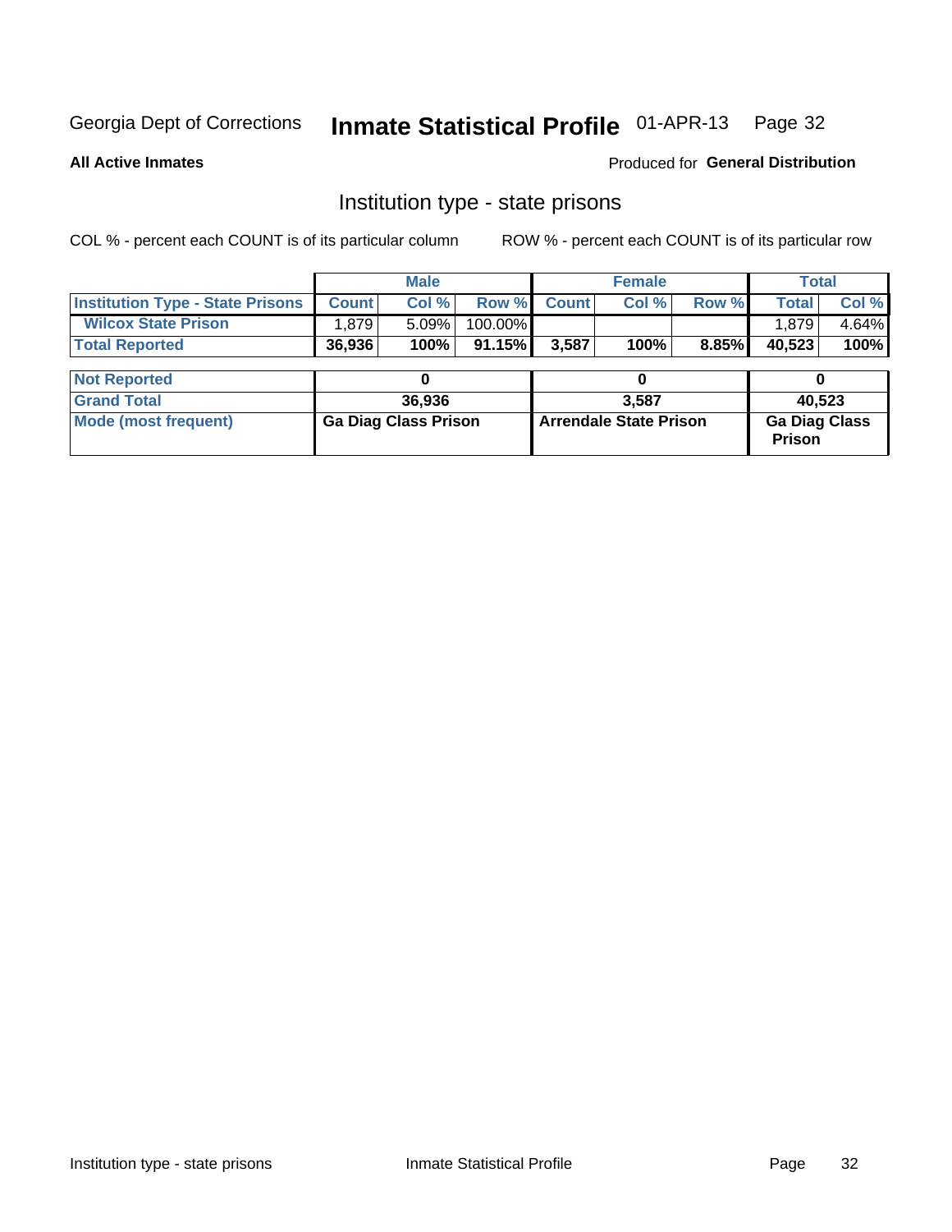Georgia Dept of Corrections **Inmate Statistical Profile** 01-APR-13

**All Active Inmates** Produced for **General Distribution**

## Institution type - state prisons

COL % - percent each COUNT is of its particular column ROW % - percent each COUNT is of its particular row

| | Male | | | Female | | | Total | |
|---|---|---|---|---|---|---|---|---|
| **Institution Type - State Prisons** | **Count** | **Col %** | **Row %** | **Count** | **Col %** | **Row %** | **Total** | **Col %** |
| **Wilcox State Prison** | 1,879 | 5.09% | 100.00% | | | | 1,879 | 4.64% |
| **Total Reported** | **36,936** | **100%** | **91.15%** | **3,587** | **100%** | **8.85%** | **40,523** | **100%** |
| **Not Reported** | **0** | | | **0** | | | **0** | |
| **Grand Total** | **36,936** | | | **3,587** | | | **40,523** | |
| **Mode (most frequent)** | **Ga Diag Class Prison** | | | **Arrendale State Prison** | | | **Ga Diag Class Prison** | |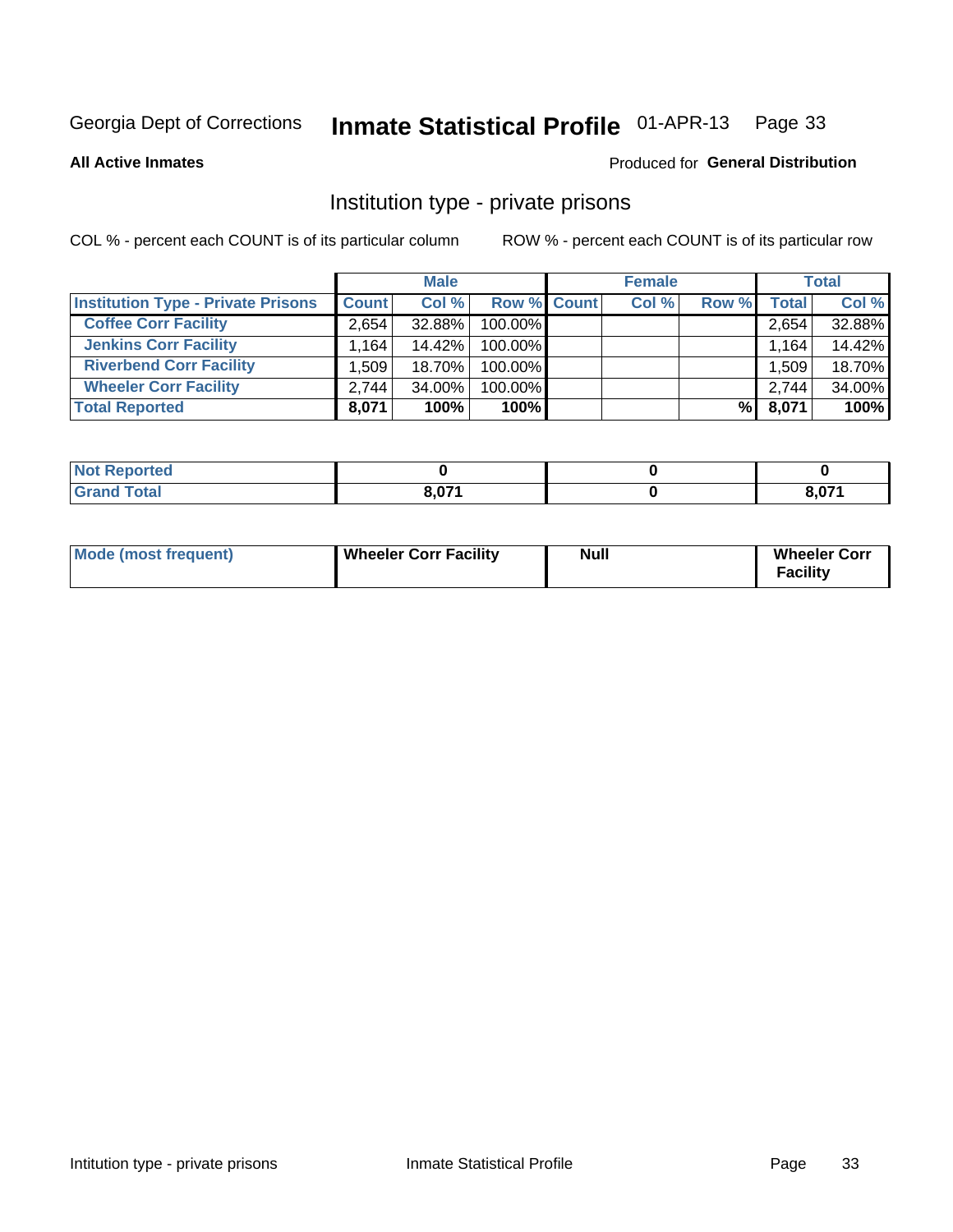Georgia Dept of Corrections **Inmate Statistical Profile** 01-APR-13

**All Active Inmates**

Produced for **General Distribution**

## Institution type - private prisons

COL % - percent each COUNT is of its particular column

ROW % - percent each COUNT is of its particular row

| | Male | | | Female | | | Total | |
|---|---|---|---|---|---|---|---|---|
| **Institution Type - Private Prisons** | **Count** | **Col %** | **Row %** | **Count** | **Col %** | **Row %** | **Total** | **Col %** |
| **Coffee Corr Facility** | 2,654 | 32.88% | 100.00% | | | | 2,654 | 32.88% |
| **Jenkins Corr Facility** | 1,164 | 14.42% | 100.00% | | | | 1,164 | 14.42% |
| **Riverbend Corr Facility** | 1,509 | 18.70% | 100.00% | | | | 1,509 | 18.70% |
| **Wheeler Corr Facility** | 2,744 | 34.00% | 100.00% | | | | 2,744 | 34.00% |
| **Total Reported** | **8,071** | **100%** | **100%** | | | **%** | **8,071** | **100%** |

| | Male | Female | Total |
|---|---|---|---|
| **Not Reported** | **0** | **0** | **0** |
| **Grand Total** | **8,071** | **0** | **8,071** |

| | Male | Female | Total |
|---|---|---|---|
| **Mode (most frequent)** | **Wheeler Corr Facility** | **Null** | **Wheeler Corr Facility** |

Intitution type - private prisons Inmate Statistical Profile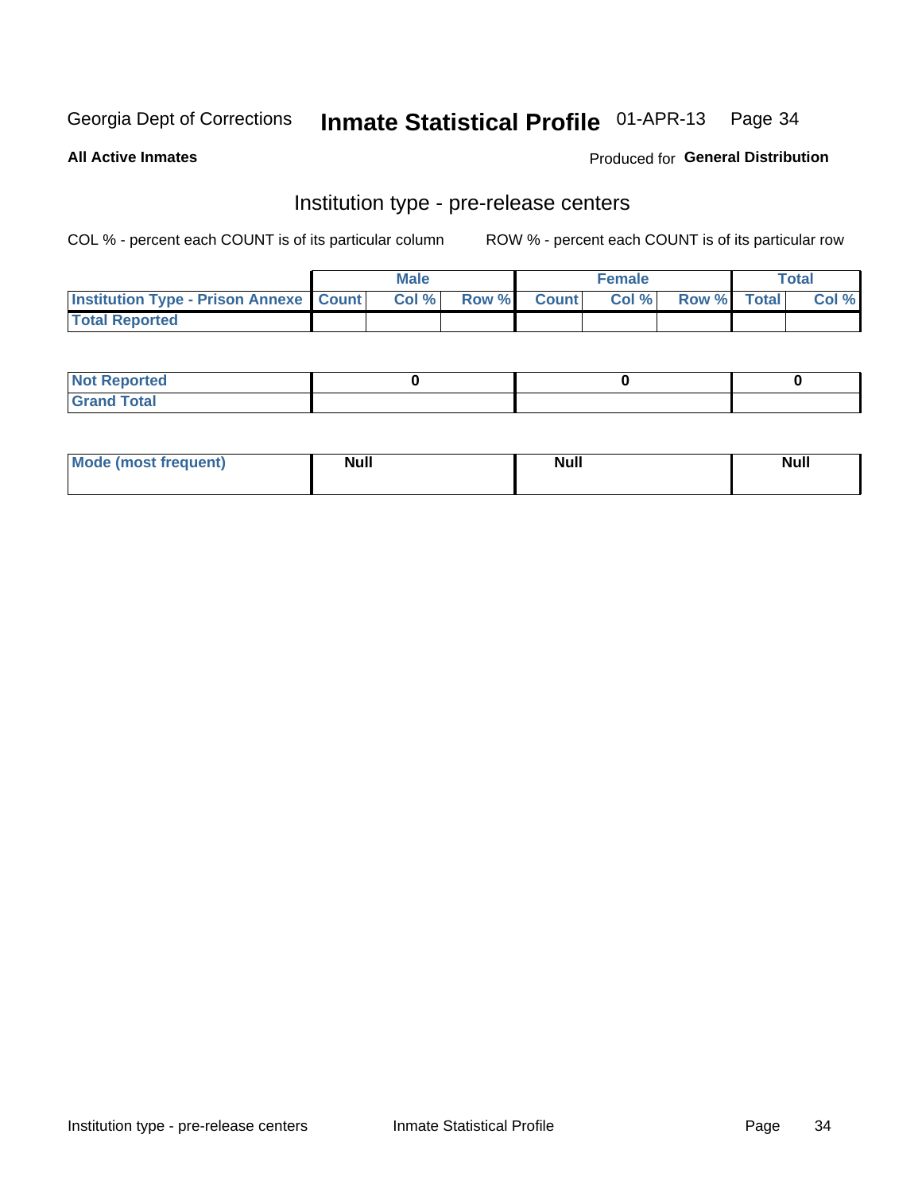Georgia Dept of Corrections **Inmate Statistical Profile** 01-APR-13

**All Active Inmates**

Produced for **General Distribution**

## Institution type - pre-release centers

COL % - percent each COUNT is of its particular column    ROW % - percent each COUNT is of its particular row

| | Male | | | Female | | | Total | |
|---|---|---|---|---|---|---|---|---|
| **Institution Type - Prison Annexe** | **Count** | **Col %** | **Row %** | **Count** | **Col %** | **Row %** | **Total** | **Col %** |
| **Total Reported** | | | | | | | | |

| | Male | Female | Total |
|---|---|---|---|
| **Not Reported** | 0 | 0 | 0 |
| **Grand Total** | | | |

| | Male | Female | Total |
|---|---|---|---|
| **Mode (most frequent)** | Null | Null | Null |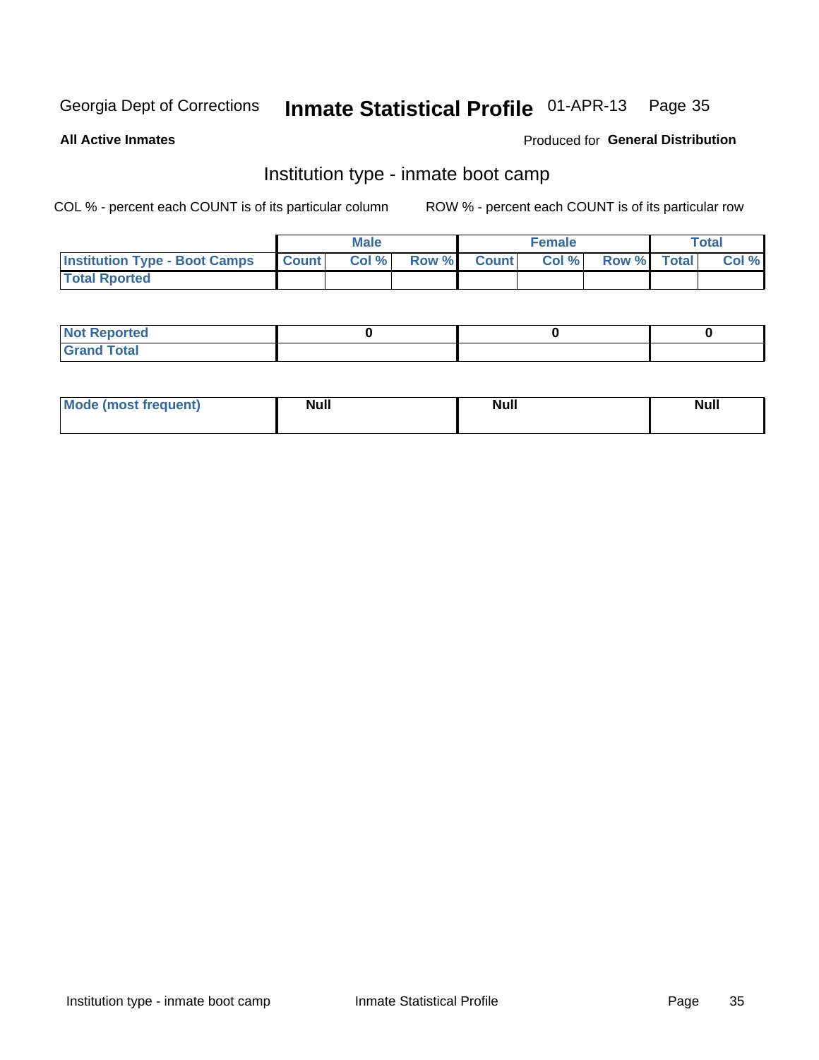Georgia Dept of Corrections **Inmate Statistical Profile** 01-APR-13

**All Active Inmates**

Produced for **General Distribution**

## Institution type - inmate boot camp

COL % - percent each COUNT is of its particular column

ROW % - percent each COUNT is of its particular row

| | Male | | | Female | | | Total | |
|---|---|---|---|---|---|---|---|---|
| **Institution Type - Boot Camps** | **Count** | **Col %** | **Row %** | **Count** | **Col %** | **Row %** | **Total** | **Col %** |
| **Total Rported** | | | | | | | | |

| | Male | Female | Total |
|---|---|---|---|
| **Not Reported** | 0 | 0 | 0 |
| **Grand Total** | | | |

| | Male | Female | Total |
|---|---|---|---|
| **Mode (most frequent)** | Null | Null | Null |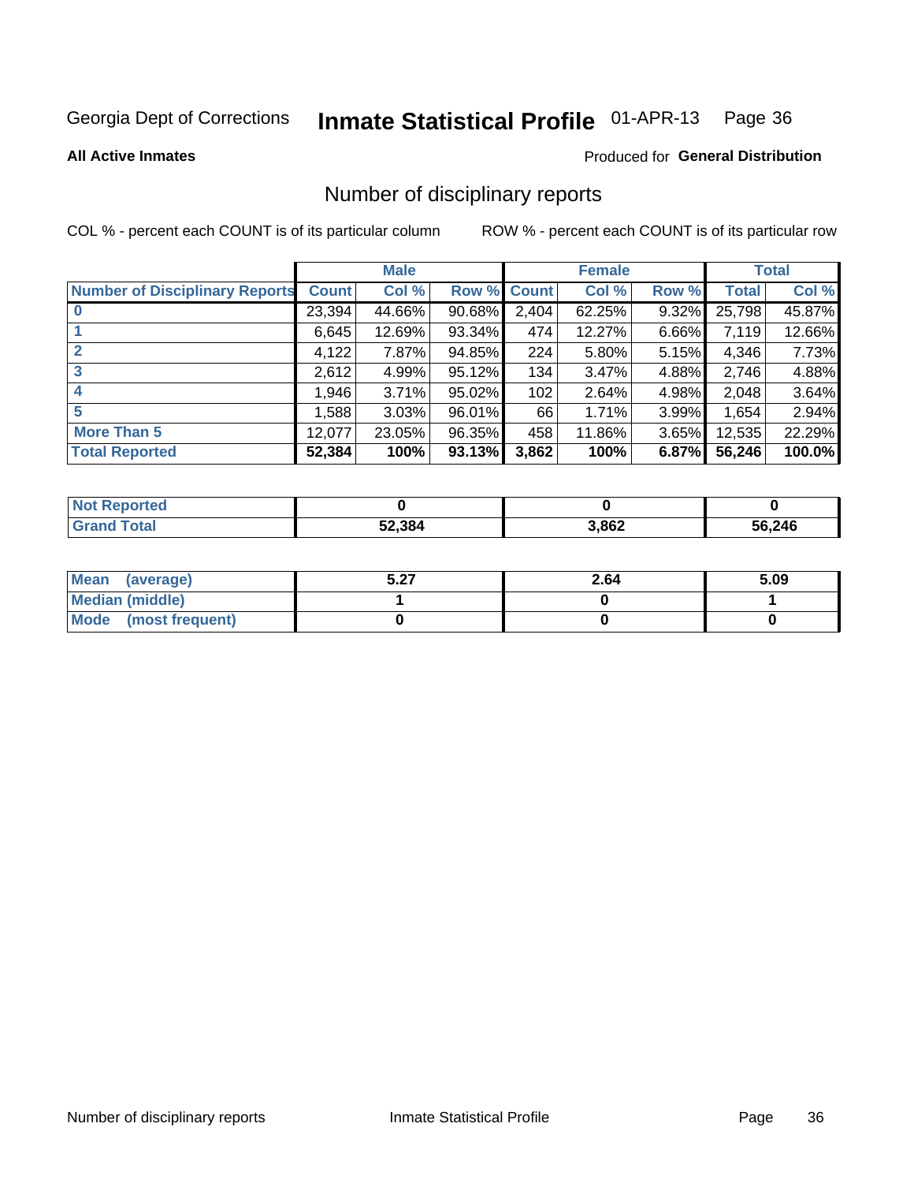Georgia Dept of Corrections **Inmate Statistical Profile** 01-APR-13

**All Active Inmates**

Produced for **General Distribution**

## Number of disciplinary reports

COL % - percent each COUNT is of its particular column

ROW % - percent each COUNT is of its particular row

| | Male | | | Female | | | Total | |
|---|---|---|---|---|---|---|---|---|
| **Number of Disciplinary Reports** | **Count** | **Col %** | **Row %** | **Count** | **Col %** | **Row %** | **Total** | **Col %** |
| **0** | 23,394 | 44.66% | 90.68% | 2,404 | 62.25% | 9.32% | 25,798 | 45.87% |
| **1** | 6,645 | 12.69% | 93.34% | 474 | 12.27% | 6.66% | 7,119 | 12.66% |
| **2** | 4,122 | 7.87% | 94.85% | 224 | 5.80% | 5.15% | 4,346 | 7.73% |
| **3** | 2,612 | 4.99% | 95.12% | 134 | 3.47% | 4.88% | 2,746 | 4.88% |
| **4** | 1,946 | 3.71% | 95.02% | 102 | 2.64% | 4.98% | 2,048 | 3.64% |
| **5** | 1,588 | 3.03% | 96.01% | 66 | 1.71% | 3.99% | 1,654 | 2.94% |
| **More Than 5** | 12,077 | 23.05% | 96.35% | 458 | 11.86% | 3.65% | 12,535 | 22.29% |
| **Total Reported** | **52,384** | **100%** | **93.13%** | **3,862** | **100%** | **6.87%** | **56,246** | **100.0%** |

| | Male | Female | Total |
|---|---|---|---|
| **Not Reported** | **0** | **0** | **0** |
| **Grand Total** | **52,384** | **3,862** | **56,246** |

| | Male | Female | Total |
|---|---|---|---|
| **Mean (average)** | **5.27** | **2.64** | **5.09** |
| **Median (middle)** | **1** | **0** | **1** |
| **Mode (most frequent)** | **0** | **0** | **0** |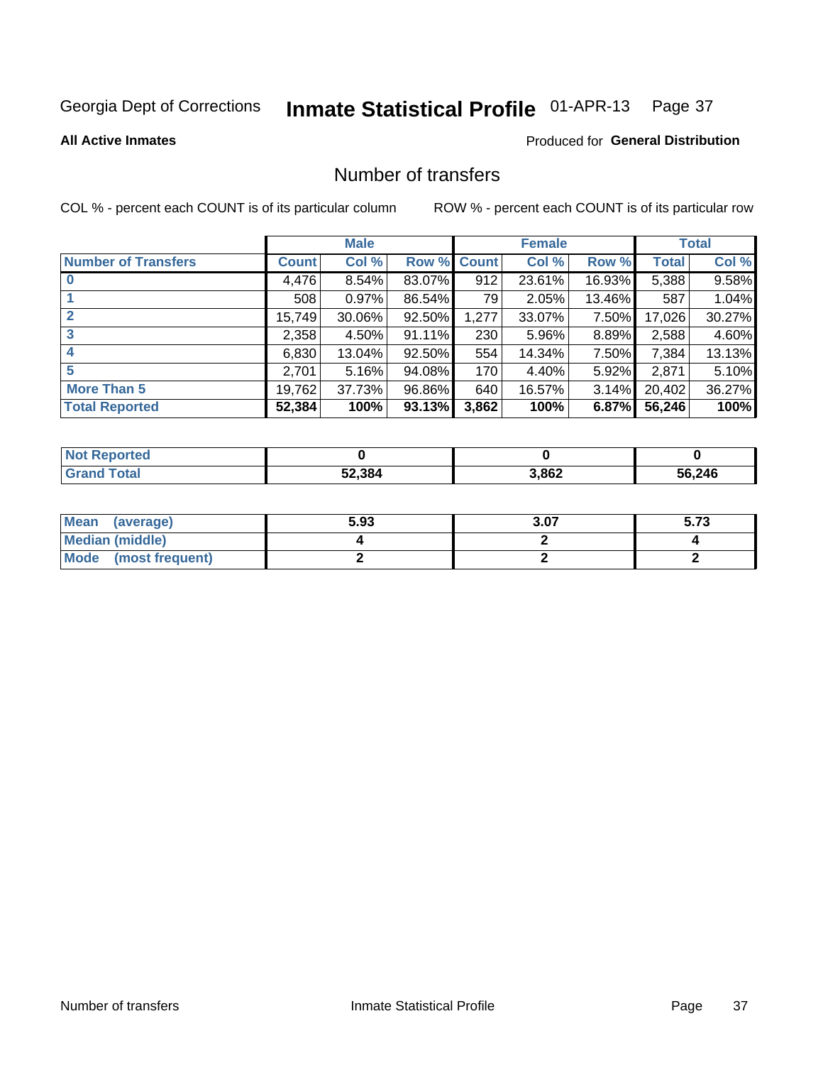Georgia Dept of Corrections **Inmate Statistical Profile** 01-APR-13

**All Active Inmates**

Produced for **General Distribution**

## Number of transfers

COL % - percent each COUNT is of its particular column

ROW % - percent each COUNT is of its particular row

| | Male | | | Female | | | Total | |
|---|---|---|---|---|---|---|---|---|
| **Number of Transfers** | **Count** | **Col %** | **Row %** | **Count** | **Col %** | **Row %** | **Total** | **Col %** |
| **0** | 4,476 | 8.54% | 83.07% | 912 | 23.61% | 16.93% | 5,388 | 9.58% |
| **1** | 508 | 0.97% | 86.54% | 79 | 2.05% | 13.46% | 587 | 1.04% |
| **2** | 15,749 | 30.06% | 92.50% | 1,277 | 33.07% | 7.50% | 17,026 | 30.27% |
| **3** | 2,358 | 4.50% | 91.11% | 230 | 5.96% | 8.89% | 2,588 | 4.60% |
| **4** | 6,830 | 13.04% | 92.50% | 554 | 14.34% | 7.50% | 7,384 | 13.13% |
| **5** | 2,701 | 5.16% | 94.08% | 170 | 4.40% | 5.92% | 2,871 | 5.10% |
| **More Than 5** | 19,762 | 37.73% | 96.86% | 640 | 16.57% | 3.14% | 20,402 | 36.27% |
| **Total Reported** | **52,384** | **100%** | **93.13%** | **3,862** | **100%** | **6.87%** | **56,246** | **100%** |

| | Male | Female | Total |
|---|---|---|---|
| **Not Reported** | **0** | **0** | **0** |
| **Grand Total** | **52,384** | **3,862** | **56,246** |

| | Male | Female | Total |
|---|---|---|---|
| **Mean (average)** | **5.93** | **3.07** | **5.73** |
| **Median (middle)** | **4** | **2** | **4** |
| **Mode (most frequent)** | **2** | **2** | **2** |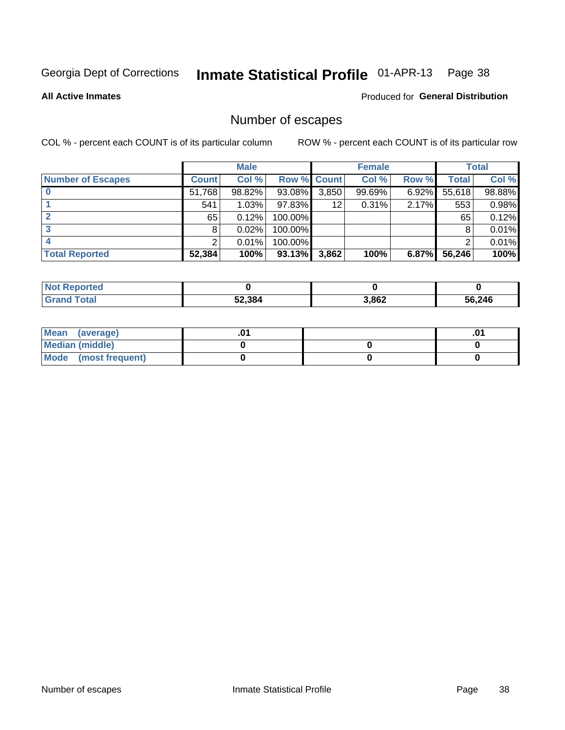Georgia Dept of Corrections **Inmate Statistical Profile** 01-APR-13 Page 38

**All Active Inmates**

Produced for **General Distribution**

## Number of escapes

COL % - percent each COUNT is of its particular column

ROW % - percent each COUNT is of its particular row

| | Male | | | Female | | | Total | |
|---|---|---|---|---|---|---|---|---|
| **Number of Escapes** | **Count** | **Col %** | **Row %** | **Count** | **Col %** | **Row %** | **Total** | **Col %** |
| **0** | 51,768 | 98.82% | 93.08% | 3,850 | 99.69% | 6.92% | 55,618 | 98.88% |
| **1** | 541 | 1.03% | 97.83% | 12 | 0.31% | 2.17% | 553 | 0.98% |
| **2** | 65 | 0.12% | 100.00% | | | | 65 | 0.12% |
| **3** | 8 | 0.02% | 100.00% | | | | 8 | 0.01% |
| **4** | 2 | 0.01% | 100.00% | | | | 2 | 0.01% |
| **Total Reported** | **52,384** | **100%** | **93.13%** | **3,862** | **100%** | **6.87%** | **56,246** | **100%** |

| | Male | Female | Total |
|---|---|---|---|
| **Not Reported** | **0** | **0** | **0** |
| **Grand Total** | **52,384** | **3,862** | **56,246** |

| | Male | Female | Total |
|---|---|---|---|
| **Mean (average)** | **.01** | | **.01** |
| **Median (middle)** | **0** | **0** | **0** |
| **Mode (most frequent)** | **0** | **0** | **0** |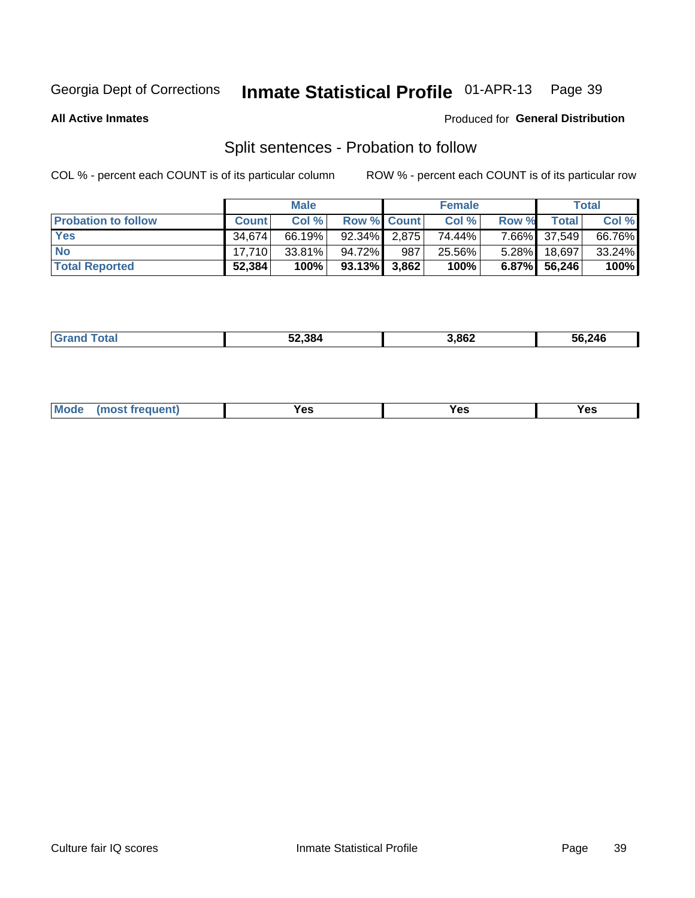Georgia Dept of Corrections **Inmate Statistical Profile** 01-APR-13

**All Active Inmates**

Produced for **General Distribution**

## Split sentences - Probation to follow

COL % - percent each COUNT is of its particular column

ROW % - percent each COUNT is of its particular row

| | Male | | | Female | | | Total | |
|---|---|---|---|---|---|---|---|---|
| **Probation to follow** | **Count** | **Col %** | **Row %** | **Count** | **Col %** | **Row %** | **Total** | **Col %** |
| **Yes** | 34,674 | 66.19% | 92.34% | 2,875 | 74.44% | 7.66% | 37,549 | 66.76% |
| **No** | 17,710 | 33.81% | 94.72% | 987 | 25.56% | 5.28% | 18,697 | 33.24% |
| **Total Reported** | **52,384** | **100%** | **93.13%** | **3,862** | **100%** | **6.87%** | **56,246** | **100%** |

| | | | |
|---|---|---|---|
| **Grand Total** | **52,384** | **3,862** | **56,246** |

| | | | |
|---|---|---|---|
| **Mode (most frequent)** | **Yes** | **Yes** | **Yes** |

Culture fair IQ scores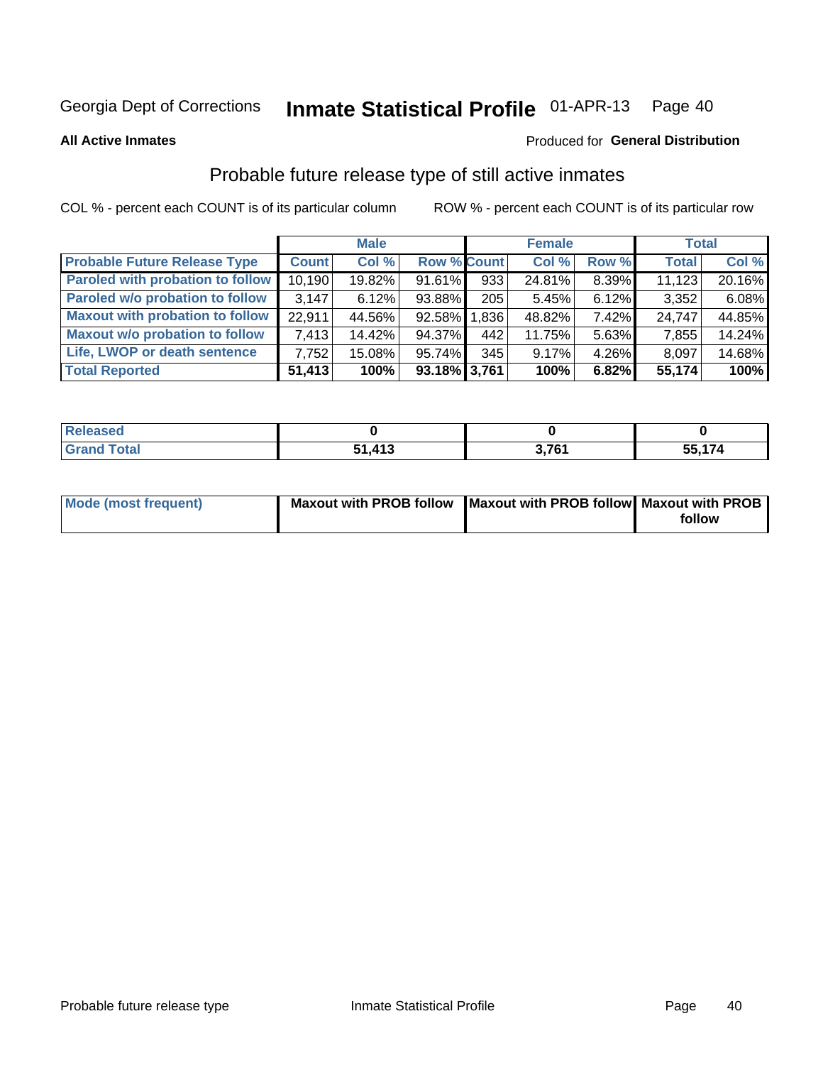Georgia Dept of Corrections **Inactive Statistical Profile** 01-APR-13 Page 40

**All Active Inmates**

Produced for **General Distribution**

## Probable future release type of still active inmates

COL % - percent each COUNT is of its particular column ROW % - percent each COUNT is of its particular row

| | Male | | | Female | | | Total | |
|---|---|---|---|---|---|---|---|---|
| **Probable Future Release Type** | **Count** | **Col %** | **Row %** | **Count** | **Col %** | **Row %** | **Total** | **Col %** |
| **Paroled with probation to follow** | 10,190 | 19.82% | 91.61% | 933 | 24.81% | 8.39% | 11,123 | 20.16% |
| **Paroled w/o probation to follow** | 3,147 | 6.12% | 93.88% | 205 | 5.45% | 6.12% | 3,352 | 6.08% |
| **Maxout with probation to follow** | 22,911 | 44.56% | 92.58% | 1,836 | 48.82% | 7.42% | 24,747 | 44.85% |
| **Maxout w/o probation to follow** | 7,413 | 14.42% | 94.37% | 442 | 11.75% | 5.63% | 7,855 | 14.24% |
| **Life, LWOP or death sentence** | 7,752 | 15.08% | 95.74% | 345 | 9.17% | 4.26% | 8,097 | 14.68% |
| **Total Reported** | **51,413** | **100%** | **93.18%** | **3,761** | **100%** | **6.82%** | **55,174** | **100%** |

| | Male | Female | Total |
|---|---|---|---|
| **Released** | **0** | **0** | **0** |
| **Grand Total** | **51,413** | **3,761** | **55,174** |

| | Male | Female | Total |
|---|---|---|---|
| **Mode (most frequent)** | **Maxout with PROB follow** | **Maxout with PROB follow** | **Maxout with PROB follow** |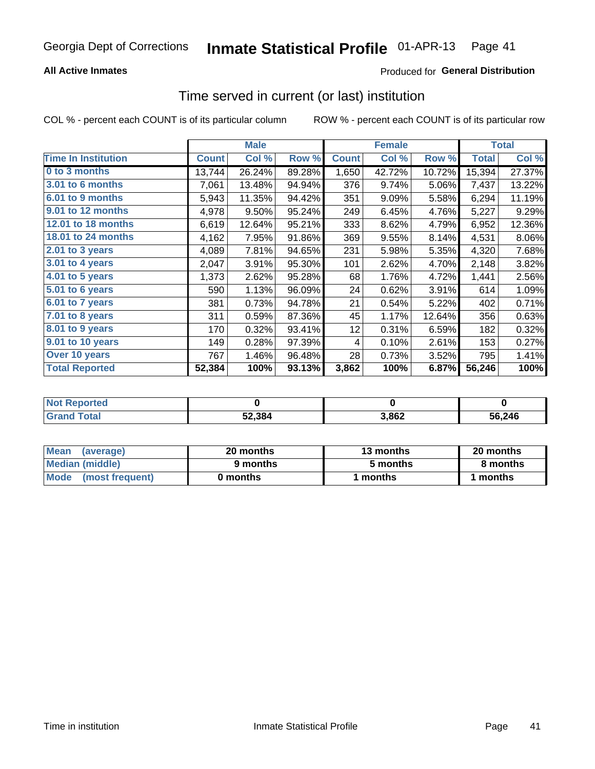Georgia Dept of Corrections **Inmate Statistical Profile** 01-APR-13

**All Active Inmates**

Produced for **General Distribution**

## Time served in current (or last) institution

COL % - percent each COUNT is of its particular column ROW % - percent each COUNT is of its particular row

| | Male | | | Female | | | Total | |
|---|---|---|---|---|---|---|---|---|
| **Time In Institution** | **Count** | **Col %** | **Row %** | **Count** | **Col %** | **Row %** | **Total** | **Col %** |
| 0 to 3 months | 13,744 | 26.24% | 89.28% | 1,650 | 42.72% | 10.72% | 15,394 | 27.37% |
| 3.01 to 6 months | 7,061 | 13.48% | 94.94% | 376 | 9.74% | 5.06% | 7,437 | 13.22% |
| 6.01 to 9 months | 5,943 | 11.35% | 94.42% | 351 | 9.09% | 5.58% | 6,294 | 11.19% |
| 9.01 to 12 months | 4,978 | 9.50% | 95.24% | 249 | 6.45% | 4.76% | 5,227 | 9.29% |
| 12.01 to 18 months | 6,619 | 12.64% | 95.21% | 333 | 8.62% | 4.79% | 6,952 | 12.36% |
| 18.01 to 24 months | 4,162 | 7.95% | 91.86% | 369 | 9.55% | 8.14% | 4,531 | 8.06% |
| 2.01 to 3 years | 4,089 | 7.81% | 94.65% | 231 | 5.98% | 5.35% | 4,320 | 7.68% |
| 3.01 to 4 years | 2,047 | 3.91% | 95.30% | 101 | 2.62% | 4.70% | 2,148 | 3.82% |
| 4.01 to 5 years | 1,373 | 2.62% | 95.28% | 68 | 1.76% | 4.72% | 1,441 | 2.56% |
| 5.01 to 6 years | 590 | 1.13% | 96.09% | 24 | 0.62% | 3.91% | 614 | 1.09% |
| 6.01 to 7 years | 381 | 0.73% | 94.78% | 21 | 0.54% | 5.22% | 402 | 0.71% |
| 7.01 to 8 years | 311 | 0.59% | 87.36% | 45 | 1.17% | 12.64% | 356 | 0.63% |
| 8.01 to 9 years | 170 | 0.32% | 93.41% | 12 | 0.31% | 6.59% | 182 | 0.32% |
| 9.01 to 10 years | 149 | 0.28% | 97.39% | 4 | 0.10% | 2.61% | 153 | 0.27% |
| Over 10 years | 767 | 1.46% | 96.48% | 28 | 0.73% | 3.52% | 795 | 1.41% |
| **Total Reported** | **52,384** | **100%** | **93.13%** | **3,862** | **100%** | **6.87%** | **56,246** | **100%** |

| | Male | Female | Total |
|---|---|---|---|
| Not Reported | **0** | **0** | **0** |
| Grand Total | **52,384** | **3,862** | **56,246** |

| | Male | Female | Total |
|---|---|---|---|
| Mean (average) | **20 months** | **13 months** | **20 months** |
| Median (middle) | **9 months** | **5 months** | **8 months** |
| Mode (most frequent) | **0 months** | **1 months** | **1 months** |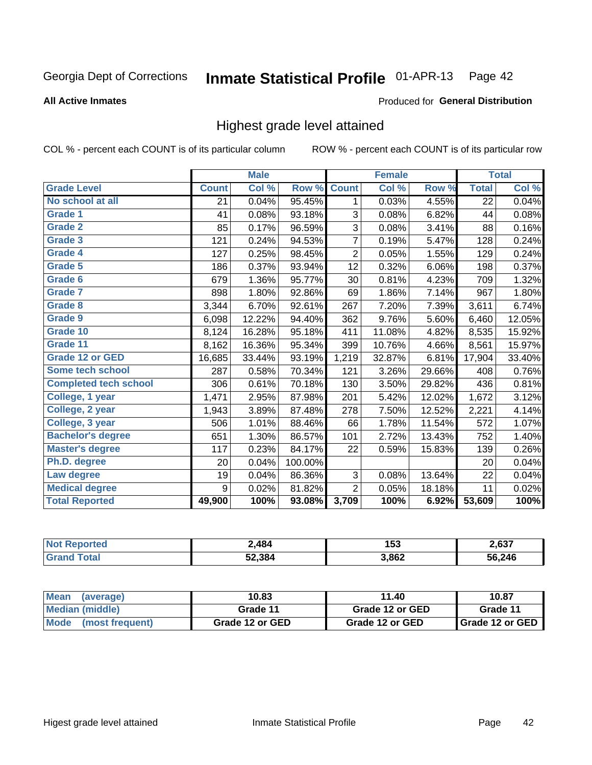Georgia Dept of Corrections **Inmate Statistical Profile** 01-APR-13

**All Active Inmates** Produced for **General Distribution**

## Highest grade level attained

COL % - percent each COUNT is of its particular column ROW % - percent each COUNT is of its particular row

| | Male | | | Female | | | Total | |
|---|---|---|---|---|---|---|---|---|
| **Grade Level** | **Count** | **Col %** | **Row %** | **Count** | **Col %** | **Row %** | **Total** | **Col %** |
| No school at all | 21 | 0.04% | 95.45% | 1 | 0.03% | 4.55% | 22 | 0.04% |
| Grade 1 | 41 | 0.08% | 93.18% | 3 | 0.08% | 6.82% | 44 | 0.08% |
| Grade 2 | 85 | 0.17% | 96.59% | 3 | 0.08% | 3.41% | 88 | 0.16% |
| Grade 3 | 121 | 0.24% | 94.53% | 7 | 0.19% | 5.47% | 128 | 0.24% |
| Grade 4 | 127 | 0.25% | 98.45% | 2 | 0.05% | 1.55% | 129 | 0.24% |
| Grade 5 | 186 | 0.37% | 93.94% | 12 | 0.32% | 6.06% | 198 | 0.37% |
| Grade 6 | 679 | 1.36% | 95.77% | 30 | 0.81% | 4.23% | 709 | 1.32% |
| Grade 7 | 898 | 1.80% | 92.86% | 69 | 1.86% | 7.14% | 967 | 1.80% |
| Grade 8 | 3,344 | 6.70% | 92.61% | 267 | 7.20% | 7.39% | 3,611 | 6.74% |
| Grade 9 | 6,098 | 12.22% | 94.40% | 362 | 9.76% | 5.60% | 6,460 | 12.05% |
| Grade 10 | 8,124 | 16.28% | 95.18% | 411 | 11.08% | 4.82% | 8,535 | 15.92% |
| Grade 11 | 8,162 | 16.36% | 95.34% | 399 | 10.76% | 4.66% | 8,561 | 15.97% |
| Grade 12 or GED | 16,685 | 33.44% | 93.19% | 1,219 | 32.87% | 6.81% | 17,904 | 33.40% |
| Some tech school | 287 | 0.58% | 70.34% | 121 | 3.26% | 29.66% | 408 | 0.76% |
| Completed tech school | 306 | 0.61% | 70.18% | 130 | 3.50% | 29.82% | 436 | 0.81% |
| College, 1 year | 1,471 | 2.95% | 87.98% | 201 | 5.42% | 12.02% | 1,672 | 3.12% |
| College, 2 year | 1,943 | 3.89% | 87.48% | 278 | 7.50% | 12.52% | 2,221 | 4.14% |
| College, 3 year | 506 | 1.01% | 88.46% | 66 | 1.78% | 11.54% | 572 | 1.07% |
| Bachelor's degree | 651 | 1.30% | 86.57% | 101 | 2.72% | 13.43% | 752 | 1.40% |
| Master's degree | 117 | 0.23% | 84.17% | 22 | 0.59% | 15.83% | 139 | 0.26% |
| Ph.D. degree | 20 | 0.04% | 100.00% | | | | 20 | 0.04% |
| Law degree | 19 | 0.04% | 86.36% | 3 | 0.08% | 13.64% | 22 | 0.04% |
| Medical degree | 9 | 0.02% | 81.82% | 2 | 0.05% | 18.18% | 11 | 0.02% |
| **Total Reported** | **49,900** | **100%** | **93.08%** | **3,709** | **100%** | **6.92%** | **53,609** | **100%** |

| | Male | Female | Total |
|---|---|---|---|
| Not Reported | 2,484 | 153 | 2,637 |
| Grand Total | 52,384 | 3,862 | 56,246 |

| | Male | Female | Total |
|---|---|---|---|
| Mean (average) | 10.83 | 11.40 | 10.87 |
| Median (middle) | Grade 11 | Grade 12 or GED | Grade 11 |
| Mode (most frequent) | Grade 12 or GED | Grade 12 or GED | Grade 12 or GED |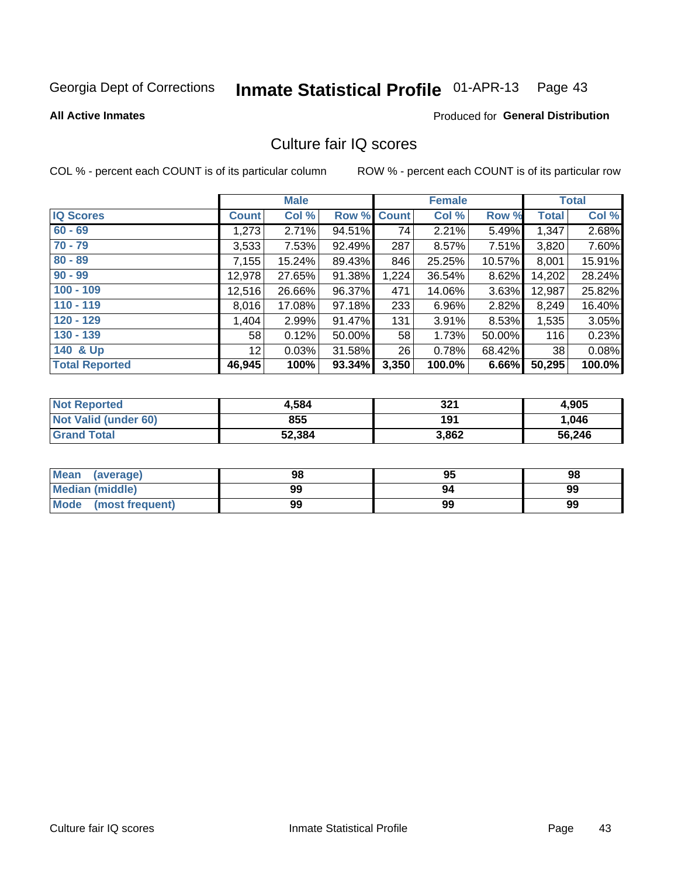Georgia Dept of Corrections **Inmate Statistical Profile** 01-APR-13 Page 43

**All Active Inmates** Produced for **General Distribution**

## Culture fair IQ scores

COL % - percent each COUNT is of its particular column ROW % - percent each COUNT is of its particular row

| | Male | | | Female | | | Total | |
|---|---|---|---|---|---|---|---|---|
| **IQ Scores** | **Count** | **Col %** | **Row %** | **Count** | **Col %** | **Row %** | **Total** | **Col %** |
| 60 - 69 | 1,273 | 2.71% | 94.51% | 74 | 2.21% | 5.49% | 1,347 | 2.68% |
| 70 - 79 | 3,533 | 7.53% | 92.49% | 287 | 8.57% | 7.51% | 3,820 | 7.60% |
| 80 - 89 | 7,155 | 15.24% | 89.43% | 846 | 25.25% | 10.57% | 8,001 | 15.91% |
| 90 - 99 | 12,978 | 27.65% | 91.38% | 1,224 | 36.54% | 8.62% | 14,202 | 28.24% |
| 100 - 109 | 12,516 | 26.66% | 96.37% | 471 | 14.06% | 3.63% | 12,987 | 25.82% |
| 110 - 119 | 8,016 | 17.08% | 97.18% | 233 | 6.96% | 2.82% | 8,249 | 16.40% |
| 120 - 129 | 1,404 | 2.99% | 91.47% | 131 | 3.91% | 8.53% | 1,535 | 3.05% |
| 130 - 139 | 58 | 0.12% | 50.00% | 58 | 1.73% | 50.00% | 116 | 0.23% |
| 140 & Up | 12 | 0.03% | 31.58% | 26 | 0.78% | 68.42% | 38 | 0.08% |
| **Total Reported** | **46,945** | **100%** | **93.34%** | **3,350** | **100.0%** | **6.66%** | **50,295** | **100.0%** |

| | Male | Female | Total |
|---|---|---|---|
| Not Reported | 4,584 | 321 | 4,905 |
| Not Valid (under 60) | 855 | 191 | 1,046 |
| Grand Total | 52,384 | 3,862 | 56,246 |

| | Male | Female | Total |
|---|---|---|---|
| Mean (average) | 98 | 95 | 98 |
| Median (middle) | 99 | 94 | 99 |
| Mode (most frequent) | 99 | 99 | 99 |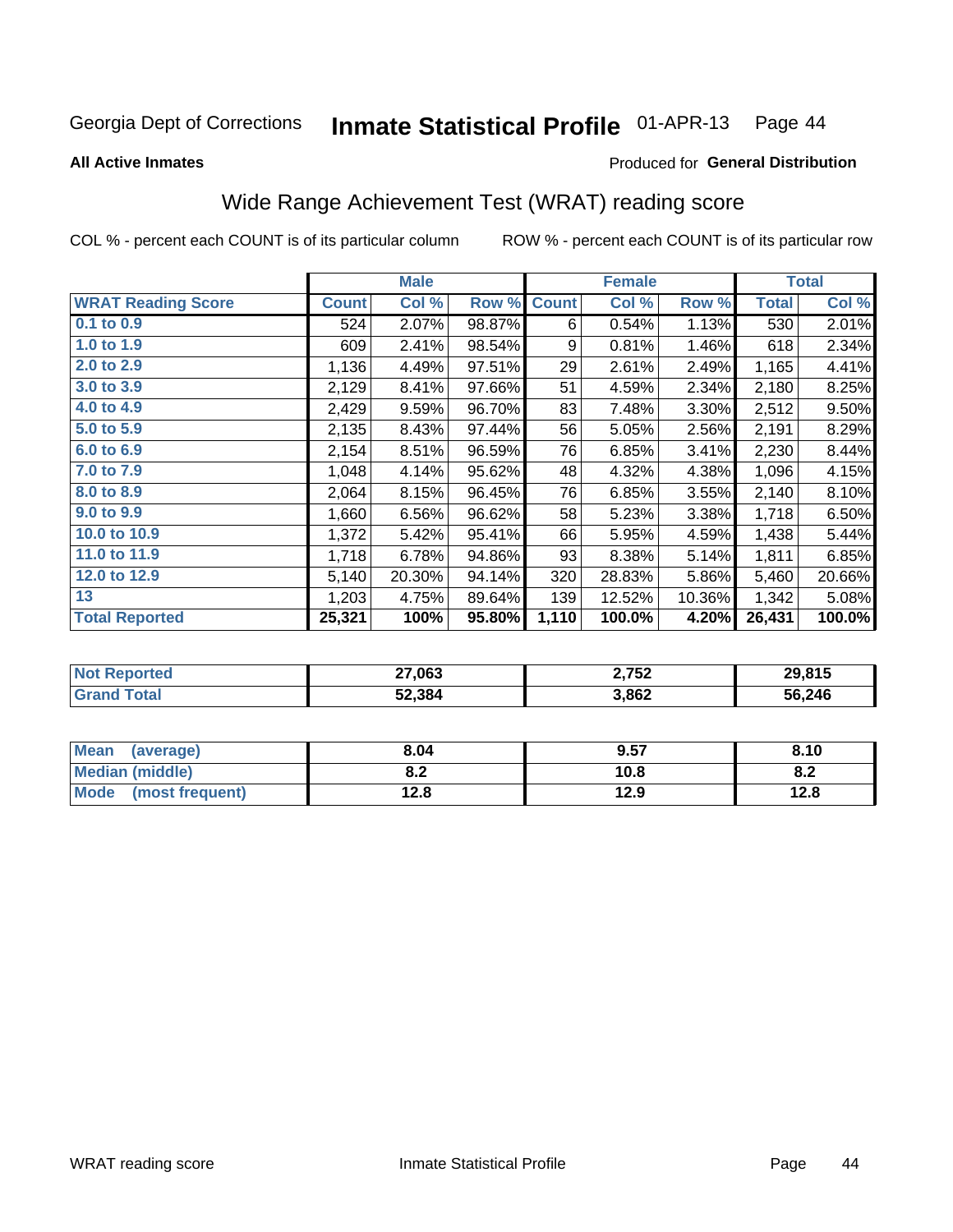Georgia Dept of Corrections **Inmate Statistical Profile** 01-APR-13

**All Active Inmates**

Produced for **General Distribution**

## Wide Range Achievement Test (WRAT) reading score

COL % - percent each COUNT is of its particular column ROW % - percent each COUNT is of its particular row

| | Male | | | Female | | | Total | |
|---|---|---|---|---|---|---|---|---|
| **WRAT Reading Score** | **Count** | **Col %** | **Row %** | **Count** | **Col %** | **Row %** | **Total** | **Col %** |
| 0.1 to 0.9 | 524 | 2.07% | 98.87% | 6 | 0.54% | 1.13% | 530 | 2.01% |
| 1.0 to 1.9 | 609 | 2.41% | 98.54% | 9 | 0.81% | 1.46% | 618 | 2.34% |
| 2.0 to 2.9 | 1,136 | 4.49% | 97.51% | 29 | 2.61% | 2.49% | 1,165 | 4.41% |
| 3.0 to 3.9 | 2,129 | 8.41% | 97.66% | 51 | 4.59% | 2.34% | 2,180 | 8.25% |
| 4.0 to 4.9 | 2,429 | 9.59% | 96.70% | 83 | 7.48% | 3.30% | 2,512 | 9.50% |
| 5.0 to 5.9 | 2,135 | 8.43% | 97.44% | 56 | 5.05% | 2.56% | 2,191 | 8.29% |
| 6.0 to 6.9 | 2,154 | 8.51% | 96.59% | 76 | 6.85% | 3.41% | 2,230 | 8.44% |
| 7.0 to 7.9 | 1,048 | 4.14% | 95.62% | 48 | 4.32% | 4.38% | 1,096 | 4.15% |
| 8.0 to 8.9 | 2,064 | 8.15% | 96.45% | 76 | 6.85% | 3.55% | 2,140 | 8.10% |
| 9.0 to 9.9 | 1,660 | 6.56% | 96.62% | 58 | 5.23% | 3.38% | 1,718 | 6.50% |
| 10.0 to 10.9 | 1,372 | 5.42% | 95.41% | 66 | 5.95% | 4.59% | 1,438 | 5.44% |
| 11.0 to 11.9 | 1,718 | 6.78% | 94.86% | 93 | 8.38% | 5.14% | 1,811 | 6.85% |
| 12.0 to 12.9 | 5,140 | 20.30% | 94.14% | 320 | 28.83% | 5.86% | 5,460 | 20.66% |
| 13 | 1,203 | 4.75% | 89.64% | 139 | 12.52% | 10.36% | 1,342 | 5.08% |
| **Total Reported** | **25,321** | **100%** | **95.80%** | **1,110** | **100.0%** | **4.20%** | **26,431** | **100.0%** |

| | Male | Female | Total |
|---|---|---|---|
| Not Reported | 27,063 | 2,752 | 29,815 |
| Grand Total | 52,384 | 3,862 | 56,246 |

| | Male | Female | Total |
|---|---|---|---|
| Mean (average) | 8.04 | 9.57 | 8.10 |
| Median (middle) | 8.2 | 10.8 | 8.2 |
| Mode (most frequent) | 12.8 | 12.9 | 12.8 |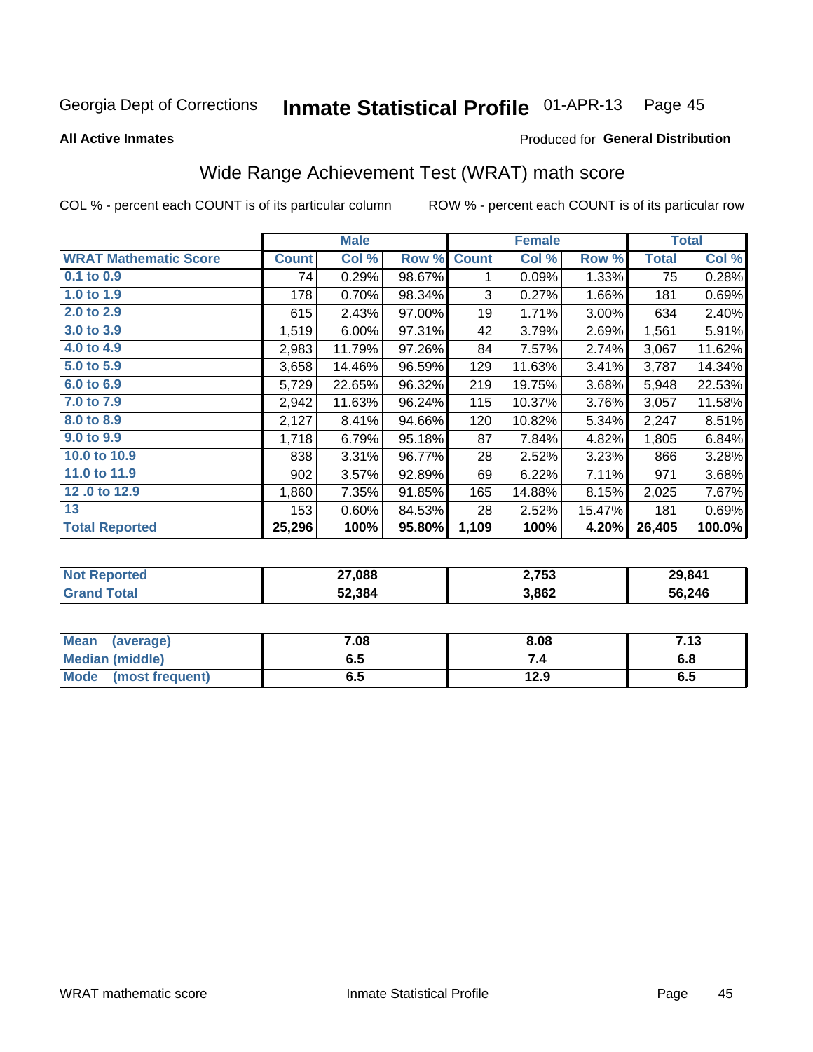Georgia Dept of Corrections **Inmate Statistical Profile** 01-APR-13

**All Active Inmates**

Produced for **General Distribution**

## Wide Range Achievement Test (WRAT) math score

COL % - percent each COUNT is of its particular column    ROW % - percent each COUNT is of its particular row

| | Male | | | Female | | | Total | |
|---|---|---|---|---|---|---|---|---|
| **WRAT Mathematic Score** | **Count** | **Col %** | **Row %** | **Count** | **Col %** | **Row %** | **Total** | **Col %** |
| **0.1 to 0.9** | 74 | 0.29% | 98.67% | 1 | 0.09% | 1.33% | 75 | 0.28% |
| **1.0 to 1.9** | 178 | 0.70% | 98.34% | 3 | 0.27% | 1.66% | 181 | 0.69% |
| **2.0 to 2.9** | 615 | 2.43% | 97.00% | 19 | 1.71% | 3.00% | 634 | 2.40% |
| **3.0 to 3.9** | 1,519 | 6.00% | 97.31% | 42 | 3.79% | 2.69% | 1,561 | 5.91% |
| **4.0 to 4.9** | 2,983 | 11.79% | 97.26% | 84 | 7.57% | 2.74% | 3,067 | 11.62% |
| **5.0 to 5.9** | 3,658 | 14.46% | 96.59% | 129 | 11.63% | 3.41% | 3,787 | 14.34% |
| **6.0 to 6.9** | 5,729 | 22.65% | 96.32% | 219 | 19.75% | 3.68% | 5,948 | 22.53% |
| **7.0 to 7.9** | 2,942 | 11.63% | 96.24% | 115 | 10.37% | 3.76% | 3,057 | 11.58% |
| **8.0 to 8.9** | 2,127 | 8.41% | 94.66% | 120 | 10.82% | 5.34% | 2,247 | 8.51% |
| **9.0 to 9.9** | 1,718 | 6.79% | 95.18% | 87 | 7.84% | 4.82% | 1,805 | 6.84% |
| **10.0 to 10.9** | 838 | 3.31% | 96.77% | 28 | 2.52% | 3.23% | 866 | 3.28% |
| **11.0 to 11.9** | 902 | 3.57% | 92.89% | 69 | 6.22% | 7.11% | 971 | 3.68% |
| **12 .0 to 12.9** | 1,860 | 7.35% | 91.85% | 165 | 14.88% | 8.15% | 2,025 | 7.67% |
| **13** | 153 | 0.60% | 84.53% | 28 | 2.52% | 15.47% | 181 | 0.69% |
| **Total Reported** | **25,296** | **100%** | **95.80%** | **1,109** | **100%** | **4.20%** | **26,405** | **100.0%** |

| | Male | Female | Total |
|---|---|---|---|
| **Not Reported** | **27,088** | **2,753** | **29,841** |
| **Grand Total** | **52,384** | **3,862** | **56,246** |

| | Male | Female | Total |
|---|---|---|---|
| **Mean (average)** | **7.08** | **8.08** | **7.13** |
| **Median (middle)** | **6.5** | **7.4** | **6.8** |
| **Mode (most frequent)** | **6.5** | **12.9** | **6.5** |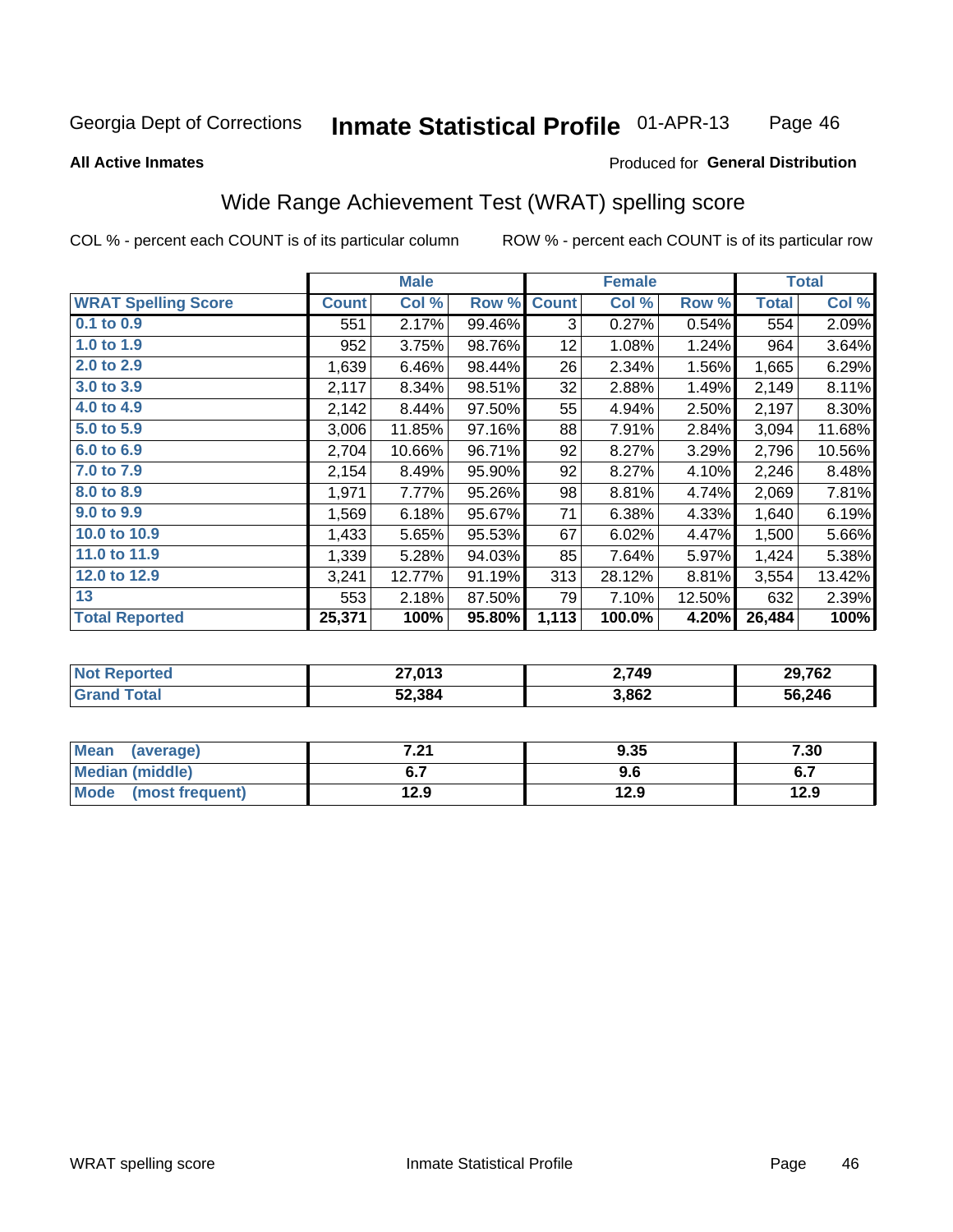Georgia Dept of Corrections **Inmate Statistical Profile** 01-APR-13

**All Active Inmates**

Produced for **General Distribution**

## Wide Range Achievement Test (WRAT) spelling score

COL % - percent each COUNT is of its particular column ROW % - percent each COUNT is of its particular row

| | Male | | | Female | | | Total | |
|---|---|---|---|---|---|---|---|---|
| **WRAT Spelling Score** | **Count** | **Col %** | **Row %** | **Count** | **Col %** | **Row %** | **Total** | **Col %** |
| 0.1 to 0.9 | 551 | 2.17% | 99.46% | 3 | 0.27% | 0.54% | 554 | 2.09% |
| 1.0 to 1.9 | 952 | 3.75% | 98.76% | 12 | 1.08% | 1.24% | 964 | 3.64% |
| 2.0 to 2.9 | 1,639 | 6.46% | 98.44% | 26 | 2.34% | 1.56% | 1,665 | 6.29% |
| 3.0 to 3.9 | 2,117 | 8.34% | 98.51% | 32 | 2.88% | 1.49% | 2,149 | 8.11% |
| 4.0 to 4.9 | 2,142 | 8.44% | 97.50% | 55 | 4.94% | 2.50% | 2,197 | 8.30% |
| 5.0 to 5.9 | 3,006 | 11.85% | 97.16% | 88 | 7.91% | 2.84% | 3,094 | 11.68% |
| 6.0 to 6.9 | 2,704 | 10.66% | 96.71% | 92 | 8.27% | 3.29% | 2,796 | 10.56% |
| 7.0 to 7.9 | 2,154 | 8.49% | 95.90% | 92 | 8.27% | 4.10% | 2,246 | 8.48% |
| 8.0 to 8.9 | 1,971 | 7.77% | 95.26% | 98 | 8.81% | 4.74% | 2,069 | 7.81% |
| 9.0 to 9.9 | 1,569 | 6.18% | 95.67% | 71 | 6.38% | 4.33% | 1,640 | 6.19% |
| 10.0 to 10.9 | 1,433 | 5.65% | 95.53% | 67 | 6.02% | 4.47% | 1,500 | 5.66% |
| 11.0 to 11.9 | 1,339 | 5.28% | 94.03% | 85 | 7.64% | 5.97% | 1,424 | 5.38% |
| 12.0 to 12.9 | 3,241 | 12.77% | 91.19% | 313 | 28.12% | 8.81% | 3,554 | 13.42% |
| 13 | 553 | 2.18% | 87.50% | 79 | 7.10% | 12.50% | 632 | 2.39% |
| **Total Reported** | **25,371** | **100%** | **95.80%** | **1,113** | **100.0%** | **4.20%** | **26,484** | **100%** |

| | Male | Female | Total |
|---|---|---|---|
| Not Reported | **27,013** | **2,749** | **29,762** |
| Grand Total | **52,384** | **3,862** | **56,246** |

| | Male | Female | Total |
|---|---|---|---|
| Mean (average) | **7.21** | **9.35** | **7.30** |
| Median (middle) | **6.7** | **9.6** | **6.7** |
| Mode (most frequent) | **12.9** | **12.9** | **12.9** |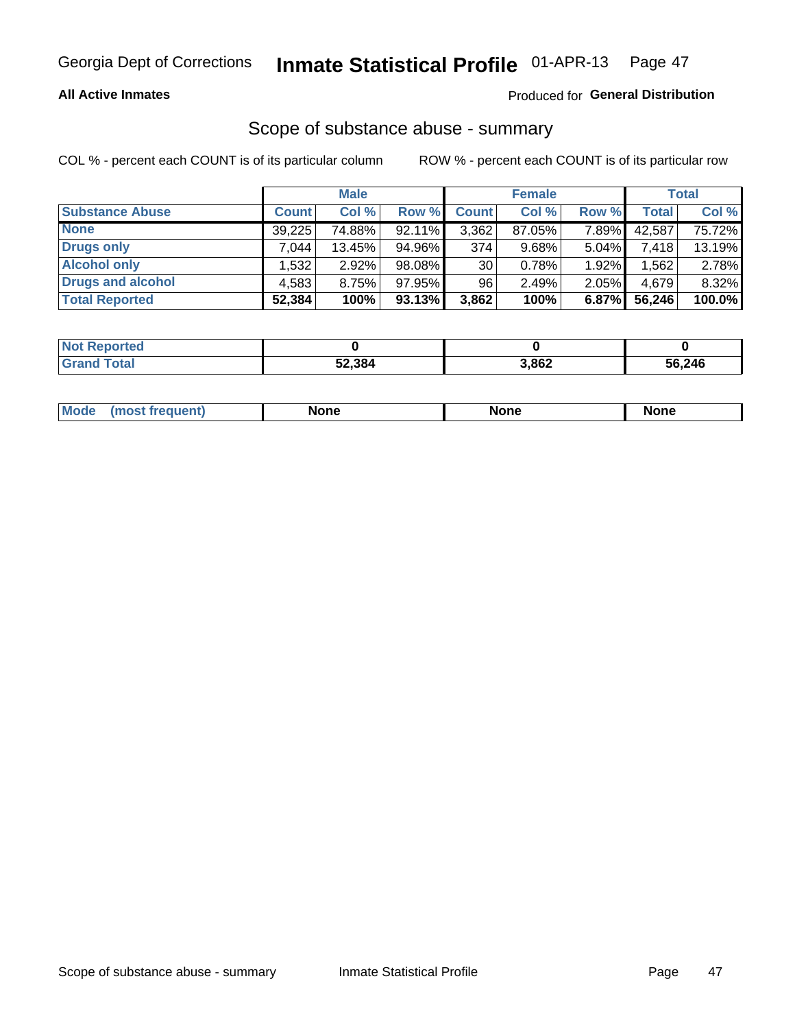Georgia Dept of Corrections **Inmate Statistical Profile** 01-APR-13

**All Active Inmates**

Produced for **General Distribution**

## Scope of substance abuse - summary

COL % - percent each COUNT is of its particular column

ROW % - percent each COUNT is of its particular row

| | Male | | | Female | | | Total | |
|---|---|---|---|---|---|---|---|---|
| **Substance Abuse** | **Count** | **Col %** | **Row %** | **Count** | **Col %** | **Row %** | **Total** | **Col %** |
| **None** | 39,225 | 74.88% | 92.11% | 3,362 | 87.05% | 7.89% | 42,587 | 75.72% |
| **Drugs only** | 7,044 | 13.45% | 94.96% | 374 | 9.68% | 5.04% | 7,418 | 13.19% |
| **Alcohol only** | 1,532 | 2.92% | 98.08% | 30 | 0.78% | 1.92% | 1,562 | 2.78% |
| **Drugs and alcohol** | 4,583 | 8.75% | 97.95% | 96 | 2.49% | 2.05% | 4,679 | 8.32% |
| **Total Reported** | **52,384** | **100%** | **93.13%** | **3,862** | **100%** | **6.87%** | **56,246** | **100.0%** |

| | Male | Female | Total |
|---|---|---|---|
| **Not Reported** | **0** | **0** | **0** |
| **Grand Total** | **52,384** | **3,862** | **56,246** |

| | Male | Female | Total |
|---|---|---|---|
| **Mode (most frequent)** | **None** | **None** | **None** |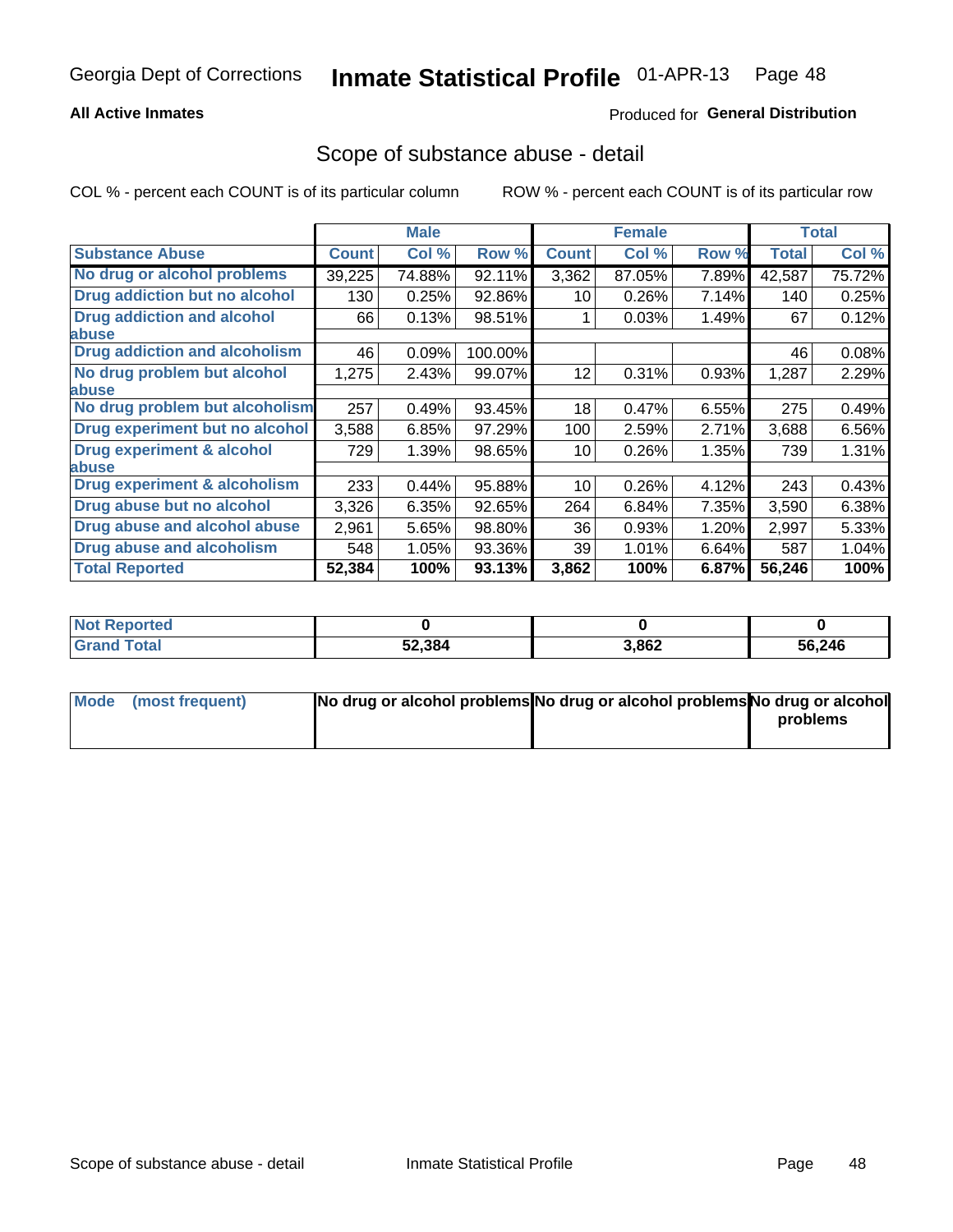Georgia Dept of Corrections **Inmate Statistical Profile** 01-APR-13

**All Active Inmates**

Produced for **General Distribution**

## Scope of substance abuse - detail

COL % - percent each COUNT is of its particular column ROW % - percent each COUNT is of its particular row

| | Male | | | Female | | | Total | |
|---|---|---|---|---|---|---|---|---|
| **Substance Abuse** | **Count** | **Col %** | **Row %** | **Count** | **Col %** | **Row %** | **Total** | **Col %** |
| **No drug or alcohol problems** | 39,225 | 74.88% | 92.11% | 3,362 | 87.05% | 7.89% | 42,587 | 75.72% |
| **Drug addiction but no alcohol** | 130 | 0.25% | 92.86% | 10 | 0.26% | 7.14% | 140 | 0.25% |
| **Drug addiction and alcohol abuse** | 66 | 0.13% | 98.51% | 1 | 0.03% | 1.49% | 67 | 0.12% |
| **Drug addiction and alcoholism** | 46 | 0.09% | 100.00% | | | | 46 | 0.08% |
| **No drug problem but alcohol abuse** | 1,275 | 2.43% | 99.07% | 12 | 0.31% | 0.93% | 1,287 | 2.29% |
| **No drug problem but alcoholism** | 257 | 0.49% | 93.45% | 18 | 0.47% | 6.55% | 275 | 0.49% |
| **Drug experiment but no alcohol** | 3,588 | 6.85% | 97.29% | 100 | 2.59% | 2.71% | 3,688 | 6.56% |
| **Drug experiment & alcohol abuse** | 729 | 1.39% | 98.65% | 10 | 0.26% | 1.35% | 739 | 1.31% |
| **Drug experiment & alcoholism** | 233 | 0.44% | 95.88% | 10 | 0.26% | 4.12% | 243 | 0.43% |
| **Drug abuse but no alcohol** | 3,326 | 6.35% | 92.65% | 264 | 6.84% | 7.35% | 3,590 | 6.38% |
| **Drug abuse and alcohol abuse** | 2,961 | 5.65% | 98.80% | 36 | 0.93% | 1.20% | 2,997 | 5.33% |
| **Drug abuse and alcoholism** | 548 | 1.05% | 93.36% | 39 | 1.01% | 6.64% | 587 | 1.04% |
| **Total Reported** | **52,384** | **100%** | **93.13%** | **3,862** | **100%** | **6.87%** | **56,246** | **100%** |

| | Male | Female | Total |
|---|---|---|---|
| **Not Reported** | **0** | **0** | **0** |
| **Grand Total** | **52,384** | **3,862** | **56,246** |

| | Male | Female | Total |
|---|---|---|---|
| **Mode (most frequent)** | **No drug or alcohol problems** | **No drug or alcohol problems** | **No drug or alcohol problems** |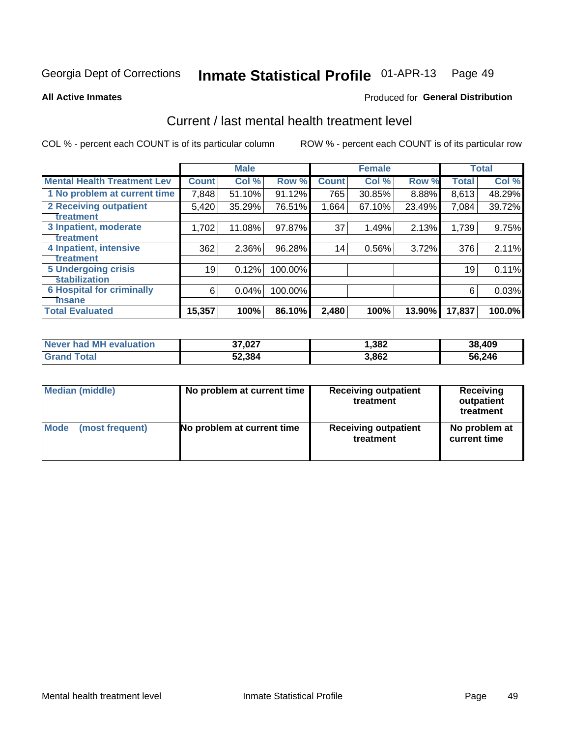Georgia Dept of Corrections **Inmate Statistical Profile** 01-APR-13 Page 49

**All Active Inmates**

Produced for **General Distribution**

## Current / last mental health treatment level

COL % - percent each COUNT is of its particular column

ROW % - percent each COUNT is of its particular row

| | Male | | | Female | | | Total | |
|---|---|---|---|---|---|---|---|---|
| Mental Health Treatment Lev | Count | Col % | Row % | Count | Col % | Row % | Total | Col % |
| 1 No problem at current time | 7,848 | 51.10% | 91.12% | 765 | 30.85% | 8.88% | 8,613 | 48.29% |
| 2 Receiving outpatient treatment | 5,420 | 35.29% | 76.51% | 1,664 | 67.10% | 23.49% | 7,084 | 39.72% |
| 3 Inpatient, moderate treatment | 1,702 | 11.08% | 97.87% | 37 | 1.49% | 2.13% | 1,739 | 9.75% |
| 4 Inpatient, intensive treatment | 362 | 2.36% | 96.28% | 14 | 0.56% | 3.72% | 376 | 2.11% |
| 5 Undergoing crisis stabilization | 19 | 0.12% | 100.00% | | | | 19 | 0.11% |
| 6 Hospital for criminally insane | 6 | 0.04% | 100.00% | | | | 6 | 0.03% |
| Total Evaluated | 15,357 | 100% | 86.10% | 2,480 | 100% | 13.90% | 17,837 | 100.0% |

| | Male | Female | Total |
|---|---|---|---|
| Never had MH evaluation | 37,027 | 1,382 | 38,409 |
| Grand Total | 52,384 | 3,862 | 56,246 |

| | Male | Female | Total |
|---|---|---|---|
| Median (middle) | No problem at current time | Receiving outpatient treatment | Receiving outpatient treatment |
| Mode (most frequent) | No problem at current time | Receiving outpatient treatment | No problem at current time |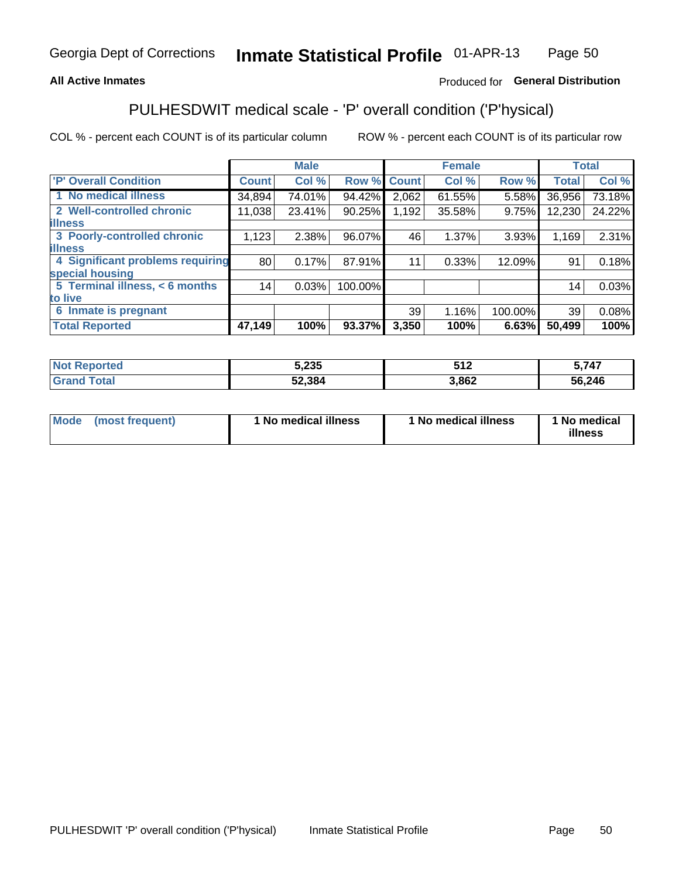Georgia Dept of Corrections **Inmate Statistical Profile** 01-APR-13

**All Active Inmates**

Produced for **General Distribution**

## PULHESDWIT medical scale - 'P' overall condition ('P'hysical)

COL % - percent each COUNT is of its particular column ROW % - percent each COUNT is of its particular row

| | Male | | | Female | | | Total | |
|---|---|---|---|---|---|---|---|---|
| 'P' Overall Condition | Count | Col % | Row % | Count | Col % | Row % | Total | Col % |
| 1 No medical illness | 34,894 | 74.01% | 94.42% | 2,062 | 61.55% | 5.58% | 36,956 | 73.18% |
| 2 Well-controlled chronic illness | 11,038 | 23.41% | 90.25% | 1,192 | 35.58% | 9.75% | 12,230 | 24.22% |
| 3 Poorly-controlled chronic illness | 1,123 | 2.38% | 96.07% | 46 | 1.37% | 3.93% | 1,169 | 2.31% |
| 4 Significant problems requiring special housing | 80 | 0.17% | 87.91% | 11 | 0.33% | 12.09% | 91 | 0.18% |
| 5 Terminal illness, < 6 months to live | 14 | 0.03% | 100.00% | | | | 14 | 0.03% |
| 6 Inmate is pregnant | | | | 39 | 1.16% | 100.00% | 39 | 0.08% |
| **Total Reported** | **47,149** | **100%** | **93.37%** | **3,350** | **100%** | **6.63%** | **50,499** | **100%** |

| | Male | Female | Total |
|---|---|---|---|
| Not Reported | 5,235 | 512 | 5,747 |
| Grand Total | 52,384 | 3,862 | 56,246 |

| | Male | Female | Total |
|---|---|---|---|
| Mode (most frequent) | 1 No medical illness | 1 No medical illness | 1 No medical illness |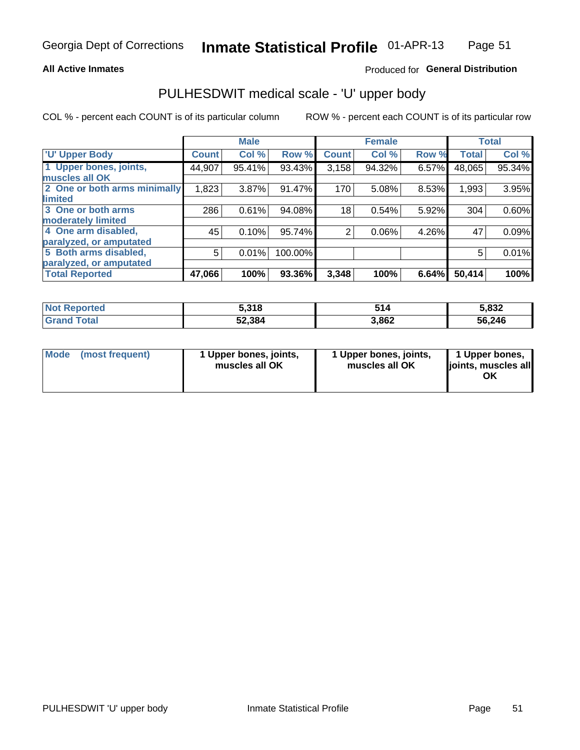Georgia Dept of Corrections **Inmate Statistical Profile** 01-APR-13

**All Active Inmates**

Produced for **General Distribution**

## PULHESDWIT medical scale - 'U' upper body

COL % - percent each COUNT is of its particular column

ROW % - percent each COUNT is of its particular row

| | Male | | | Female | | | Total | |
|---|---|---|---|---|---|---|---|---|
| 'U' Upper Body | Count | Col % | Row % | Count | Col % | Row % | Total | Col % |
| 1 Upper bones, joints, muscles all OK | 44,907 | 95.41% | 93.43% | 3,158 | 94.32% | 6.57% | 48,065 | 95.34% |
| 2 One or both arms minimally limited | 1,823 | 3.87% | 91.47% | 170 | 5.08% | 8.53% | 1,993 | 3.95% |
| 3 One or both arms moderately limited | 286 | 0.61% | 94.08% | 18 | 0.54% | 5.92% | 304 | 0.60% |
| 4 One arm disabled, paralyzed, or amputated | 45 | 0.10% | 95.74% | 2 | 0.06% | 4.26% | 47 | 0.09% |
| 5 Both arms disabled, paralyzed, or amputated | 5 | 0.01% | 100.00% | | | | 5 | 0.01% |
| **Total Reported** | **47,066** | **100%** | **93.36%** | **3,348** | **100%** | **6.64%** | **50,414** | **100%** |

| | Male | Female | Total |
|---|---|---|---|
| **Not Reported** | **5,318** | **514** | **5,832** |
| **Grand Total** | **52,384** | **3,862** | **56,246** |

| | Male | Female | Total |
|---|---|---|---|
| **Mode (most frequent)** | **1 Upper bones, joints, muscles all OK** | **1 Upper bones, joints, muscles all OK** | **1 Upper bones, joints, muscles all OK** |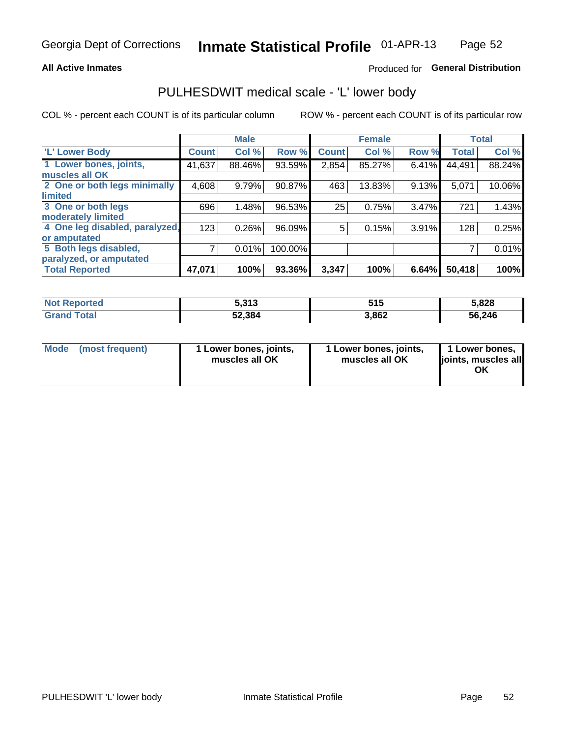Georgia Dept of Corrections **Inmate Statistical Profile** 01-APR-13

**All Active Inmates**

Produced for **General Distribution**

# PULHESDWIT medical scale - 'L' lower body

COL % - percent each COUNT is of its particular column

ROW % - percent each COUNT is of its particular row

| | Male | | | Female | | | Total | |
|---|---|---|---|---|---|---|---|---|
| 'L' Lower Body | Count | Col % | Row % | Count | Col % | Row % | Total | Col % |
| 1 Lower bones, joints, muscles all OK | 41,637 | 88.46% | 93.59% | 2,854 | 85.27% | 6.41% | 44,491 | 88.24% |
| 2 One or both legs minimally limited | 4,608 | 9.79% | 90.87% | 463 | 13.83% | 9.13% | 5,071 | 10.06% |
| 3 One or both legs moderately limited | 696 | 1.48% | 96.53% | 25 | 0.75% | 3.47% | 721 | 1.43% |
| 4 One leg disabled, paralyzed, or amputated | 123 | 0.26% | 96.09% | 5 | 0.15% | 3.91% | 128 | 0.25% |
| 5 Both legs disabled, paralyzed, or amputated | 7 | 0.01% | 100.00% | | | | 7 | 0.01% |
| **Total Reported** | **47,071** | **100%** | **93.36%** | **3,347** | **100%** | **6.64%** | **50,418** | **100%** |

| | Male | Female | Total |
|---|---|---|---|
| Not Reported | 5,313 | 515 | 5,828 |
| Grand Total | 52,384 | 3,862 | 56,246 |

| | Male | Female | Total |
|---|---|---|---|
| Mode (most frequent) | 1 Lower bones, joints, muscles all OK | 1 Lower bones, joints, muscles all OK | 1 Lower bones, joints, muscles all OK |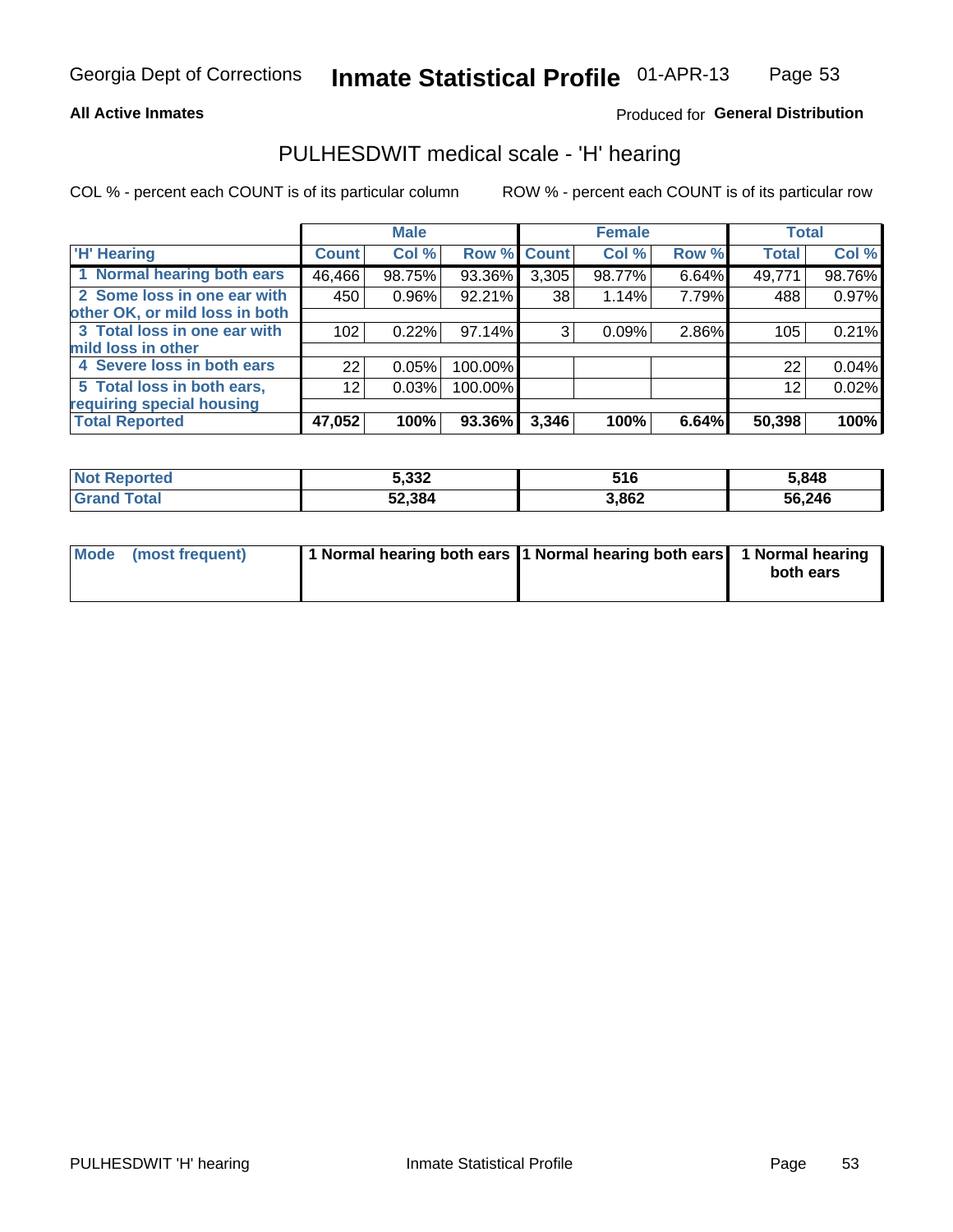Georgia Dept of Corrections **Inmate Statistical Profile** 01-APR-13

**All Active Inmates**

Produced for **General Distribution**

## PULHESDWIT medical scale - 'H' hearing

COL % - percent each COUNT is of its particular column

ROW % - percent each COUNT is of its particular row

| | Male | | | Female | | | Total | |
|---|---|---|---|---|---|---|---|---|
| 'H' Hearing | Count | Col % | Row % | Count | Col % | Row % | Total | Col % |
| 1 Normal hearing both ears | 46,466 | 98.75% | 93.36% | 3,305 | 98.77% | 6.64% | 49,771 | 98.76% |
| 2 Some loss in one ear with other OK, or mild loss in both | 450 | 0.96% | 92.21% | 38 | 1.14% | 7.79% | 488 | 0.97% |
| 3 Total loss in one ear with mild loss in other | 102 | 0.22% | 97.14% | 3 | 0.09% | 2.86% | 105 | 0.21% |
| 4 Severe loss in both ears | 22 | 0.05% | 100.00% | | | | 22 | 0.04% |
| 5 Total loss in both ears, requiring special housing | 12 | 0.03% | 100.00% | | | | 12 | 0.02% |
| **Total Reported** | **47,052** | **100%** | **93.36%** | **3,346** | **100%** | **6.64%** | **50,398** | **100%** |

| | Male | Female | Total |
|---|---|---|---|
| Not Reported | 5,332 | 516 | 5,848 |
| Grand Total | 52,384 | 3,862 | 56,246 |

| | Male | Female | Total |
|---|---|---|---|
| Mode (most frequent) | 1 Normal hearing both ears | 1 Normal hearing both ears | 1 Normal hearing both ears |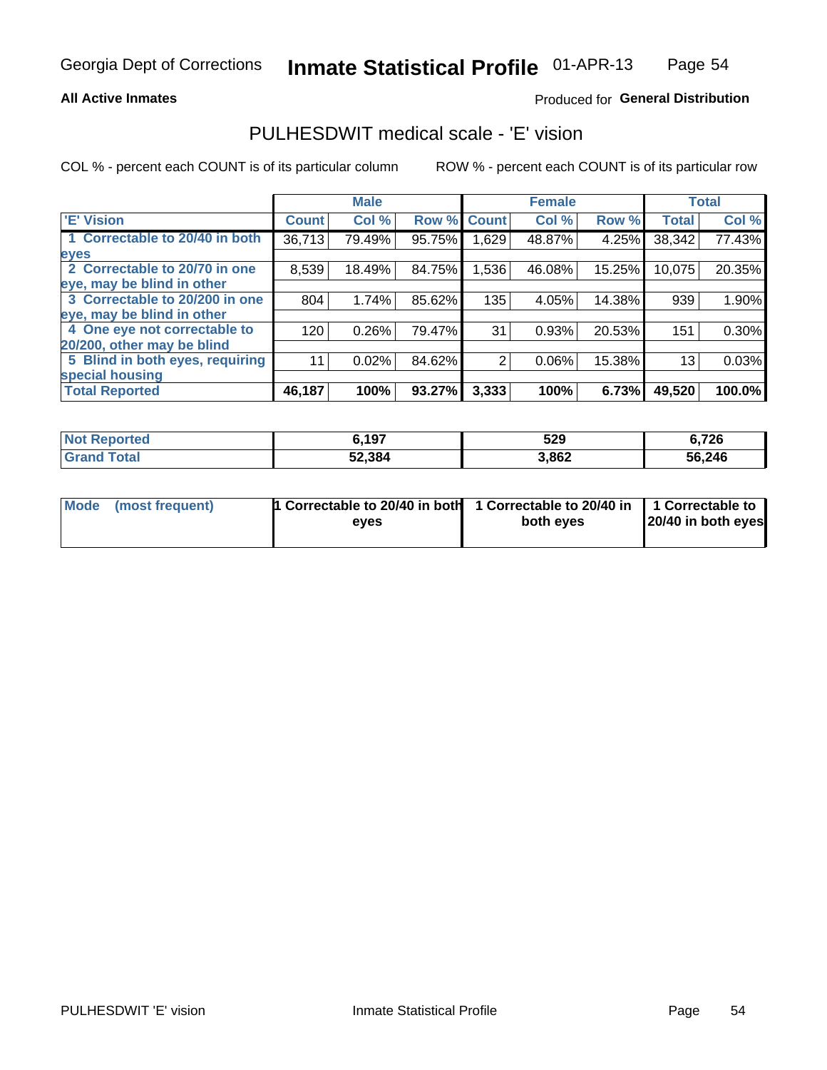Georgia Dept of Corrections **Inmate Statistical Profile** 01-APR-13

**All Active Inmates**

Produced for **General Distribution**

## PULHESDWIT medical scale - 'E' vision

COL % - percent each COUNT is of its particular column

ROW % - percent each COUNT is of its particular row

| | Male | | | Female | | | Total | |
|---|---|---|---|---|---|---|---|---|
| 'E' Vision | Count | Col % | Row % | Count | Col % | Row % | Total | Col % |
| 1 Correctable to 20/40 in both eyes | 36,713 | 79.49% | 95.75% | 1,629 | 48.87% | 4.25% | 38,342 | 77.43% |
| 2 Correctable to 20/70 in one eye, may be blind in other | 8,539 | 18.49% | 84.75% | 1,536 | 46.08% | 15.25% | 10,075 | 20.35% |
| 3 Correctable to 20/200 in one eye, may be blind in other | 804 | 1.74% | 85.62% | 135 | 4.05% | 14.38% | 939 | 1.90% |
| 4 One eye not correctable to 20/200, other may be blind | 120 | 0.26% | 79.47% | 31 | 0.93% | 20.53% | 151 | 0.30% |
| 5 Blind in both eyes, requiring special housing | 11 | 0.02% | 84.62% | 2 | 0.06% | 15.38% | 13 | 0.03% |
| **Total Reported** | **46,187** | **100%** | **93.27%** | **3,333** | **100%** | **6.73%** | **49,520** | **100.0%** |

| | Male | Female | Total |
|---|---|---|---|
| Not Reported | 6,197 | 529 | 6,726 |
| Grand Total | 52,384 | 3,862 | 56,246 |

| | Male | Female | Total |
|---|---|---|---|
| Mode (most frequent) | 1 Correctable to 20/40 in both eyes | 1 Correctable to 20/40 in both eyes | 1 Correctable to 20/40 in both eyes |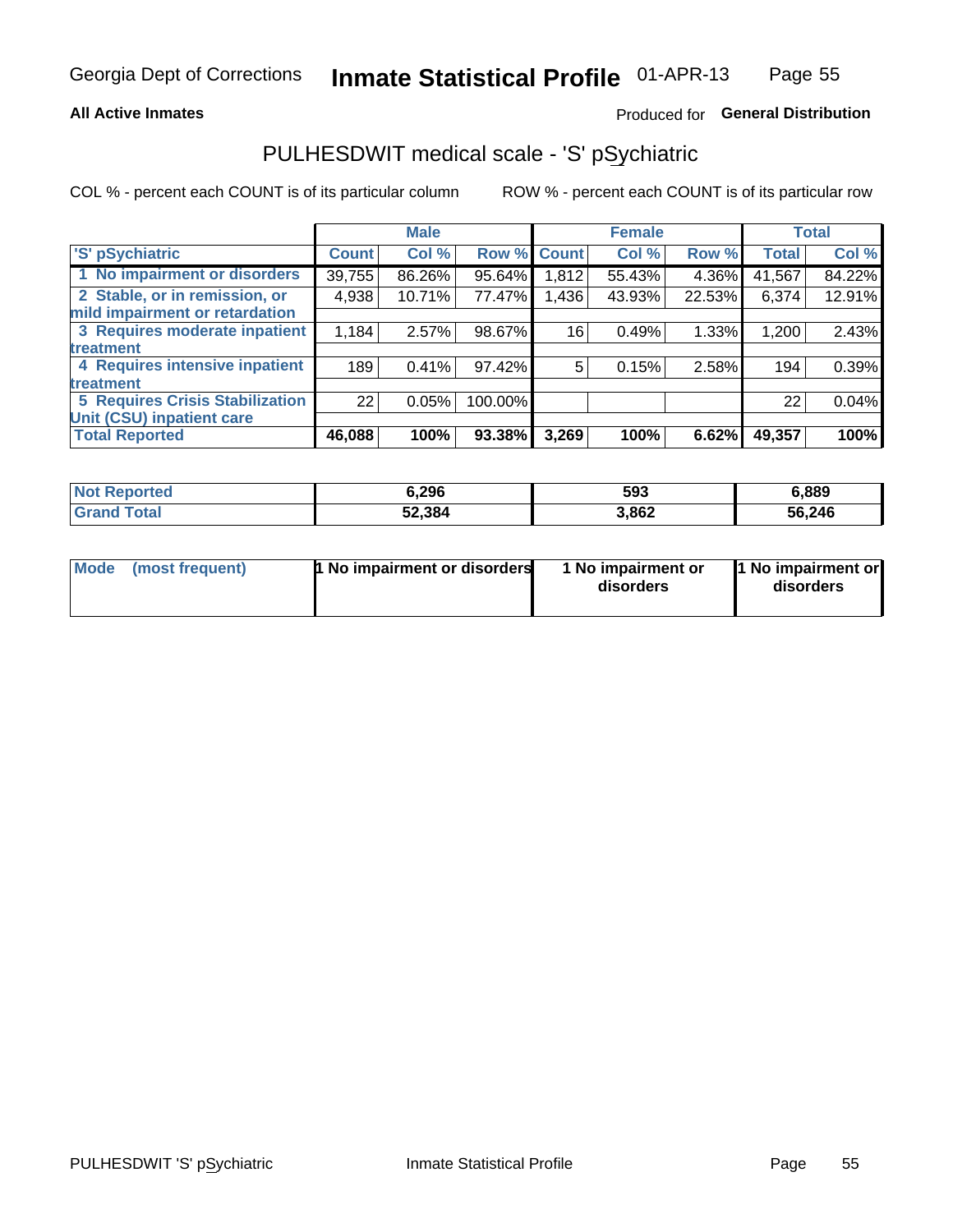Georgia Dept of Corrections **Inmate Statistical Profile** 01-APR-13

**All Active Inmates**

Produced for **General Distribution**

## PULHESDWIT medical scale - 'S' pSychiatric

COL % - percent each COUNT is of its particular column     ROW % - percent each COUNT is of its particular row

| 'S' pSychiatric | Male Count | Male Col % | Male Row % | Female Count | Female Col % | Female Row % | Total | Total Col % |
|---|---|---|---|---|---|---|---|---|
| 1 No impairment or disorders | 39,755 | 86.26% | 95.64% | 1,812 | 55.43% | 4.36% | 41,567 | 84.22% |
| 2 Stable, or in remission, or mild impairment or retardation | 4,938 | 10.71% | 77.47% | 1,436 | 43.93% | 22.53% | 6,374 | 12.91% |
| 3 Requires moderate inpatient treatment | 1,184 | 2.57% | 98.67% | 16 | 0.49% | 1.33% | 1,200 | 2.43% |
| 4 Requires intensive inpatient treatment | 189 | 0.41% | 97.42% | 5 | 0.15% | 2.58% | 194 | 0.39% |
| 5 Requires Crisis Stabilization Unit (CSU) inpatient care | 22 | 0.05% | 100.00% | | | | 22 | 0.04% |
| **Total Reported** | **46,088** | **100%** | **93.38%** | **3,269** | **100%** | **6.62%** | **49,357** | **100%** |

| | Male | Female | Total |
|---|---|---|---|
| Not Reported | 6,296 | 593 | 6,889 |
| Grand Total | 52,384 | 3,862 | 56,246 |

| | Male | Female | Total |
|---|---|---|---|
| Mode (most frequent) | 1 No impairment or disorders | 1 No impairment or disorders | 1 No impairment or disorders |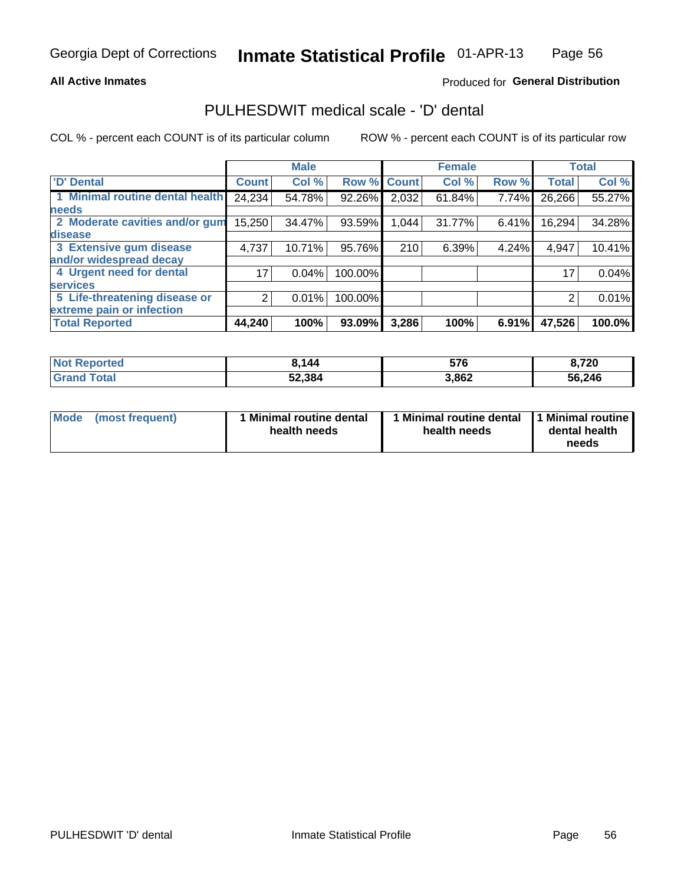Georgia Dept of Corrections **Inmate Statistical Profile** 01-APR-13

**All Active Inmates**

Produced for **General Distribution**

## PULHESDWIT medical scale - 'D' dental

COL % - percent each COUNT is of its particular column

ROW % - percent each COUNT is of its particular row

| | Male | | | Female | | | Total | |
|---|---|---|---|---|---|---|---|---|
| 'D' Dental | Count | Col % | Row % | Count | Col % | Row % | Total | Col % |
| 1 Minimal routine dental health needs | 24,234 | 54.78% | 92.26% | 2,032 | 61.84% | 7.74% | 26,266 | 55.27% |
| 2 Moderate cavities and/or gum disease | 15,250 | 34.47% | 93.59% | 1,044 | 31.77% | 6.41% | 16,294 | 34.28% |
| 3 Extensive gum disease and/or widespread decay | 4,737 | 10.71% | 95.76% | 210 | 6.39% | 4.24% | 4,947 | 10.41% |
| 4 Urgent need for dental services | 17 | 0.04% | 100.00% | | | | 17 | 0.04% |
| 5 Life-threatening disease or extreme pain or infection | 2 | 0.01% | 100.00% | | | | 2 | 0.01% |
| **Total Reported** | **44,240** | **100%** | **93.09%** | **3,286** | **100%** | **6.91%** | **47,526** | **100.0%** |

| | Male | Female | Total |
|---|---|---|---|
| Not Reported | 8,144 | 576 | 8,720 |
| Grand Total | 52,384 | 3,862 | 56,246 |

| | Male | Female | Total |
|---|---|---|---|
| Mode (most frequent) | 1 Minimal routine dental health needs | 1 Minimal routine dental health needs | 1 Minimal routine dental health needs |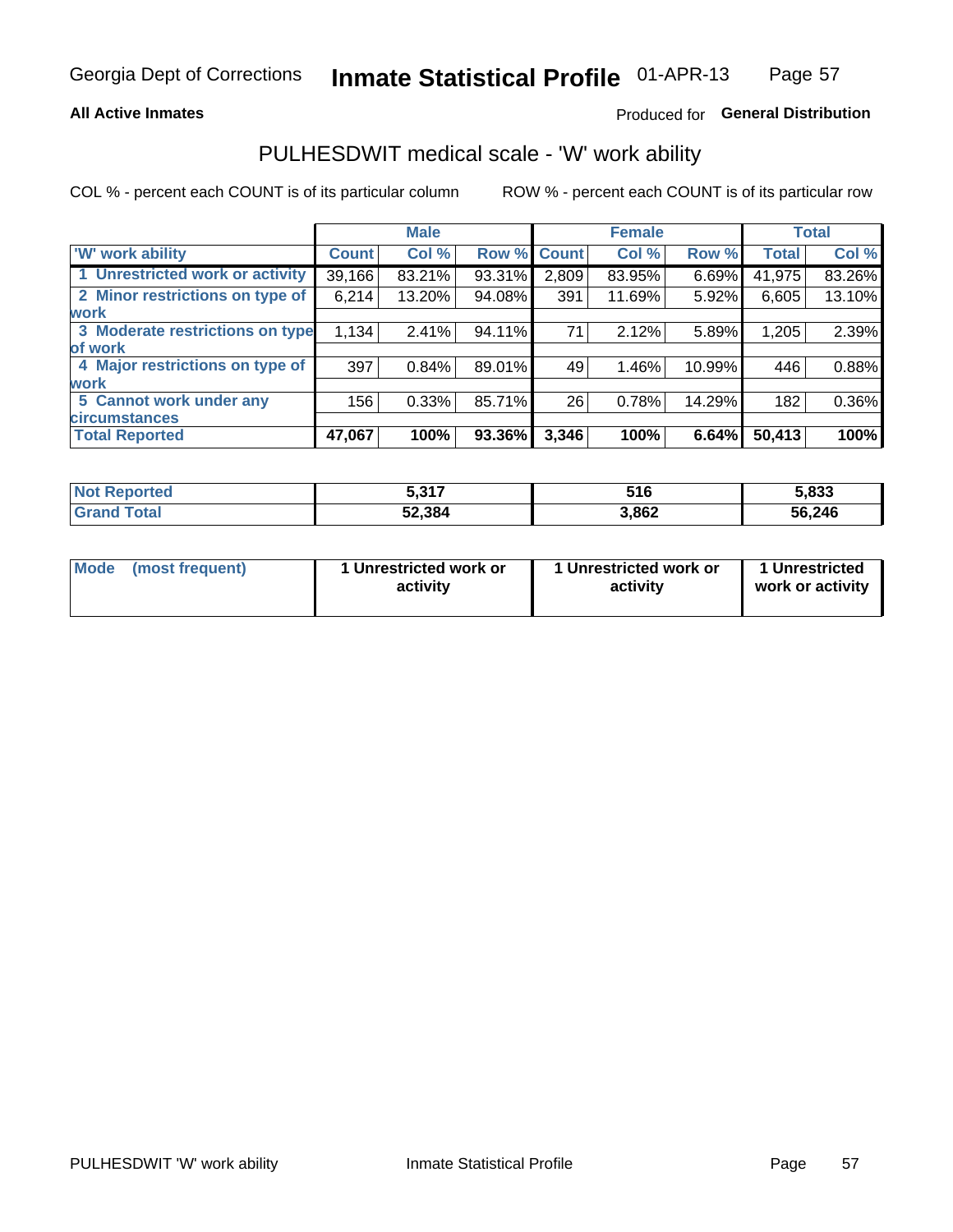**All Active Inmates**

Produced for **General Distribution**

## PULHESDWIT medical scale - 'W' work ability

COL % - percent each COUNT is of its particular column

ROW % - percent each COUNT is of its particular row

| | Male | | | Female | | | Total | |
|---|---|---|---|---|---|---|---|---|
| 'W' work ability | Count | Col % | Row % | Count | Col % | Row % | Total | Col % |
| 1 Unrestricted work or activity | 39,166 | 83.21% | 93.31% | 2,809 | 83.95% | 6.69% | 41,975 | 83.26% |
| 2 Minor restrictions on type of work | 6,214 | 13.20% | 94.08% | 391 | 11.69% | 5.92% | 6,605 | 13.10% |
| 3 Moderate restrictions on type of work | 1,134 | 2.41% | 94.11% | 71 | 2.12% | 5.89% | 1,205 | 2.39% |
| 4 Major restrictions on type of work | 397 | 0.84% | 89.01% | 49 | 1.46% | 10.99% | 446 | 0.88% |
| 5 Cannot work under any circumstances | 156 | 0.33% | 85.71% | 26 | 0.78% | 14.29% | 182 | 0.36% |
| **Total Reported** | **47,067** | **100%** | **93.36%** | **3,346** | **100%** | **6.64%** | **50,413** | **100%** |

| | Male | Female | Total |
|---|---|---|---|
| Not Reported | 5,317 | 516 | 5,833 |
| Grand Total | 52,384 | 3,862 | 56,246 |

| | Male | Female | Total |
|---|---|---|---|
| Mode (most frequent) | 1 Unrestricted work or activity | 1 Unrestricted work or activity | 1 Unrestricted work or activity |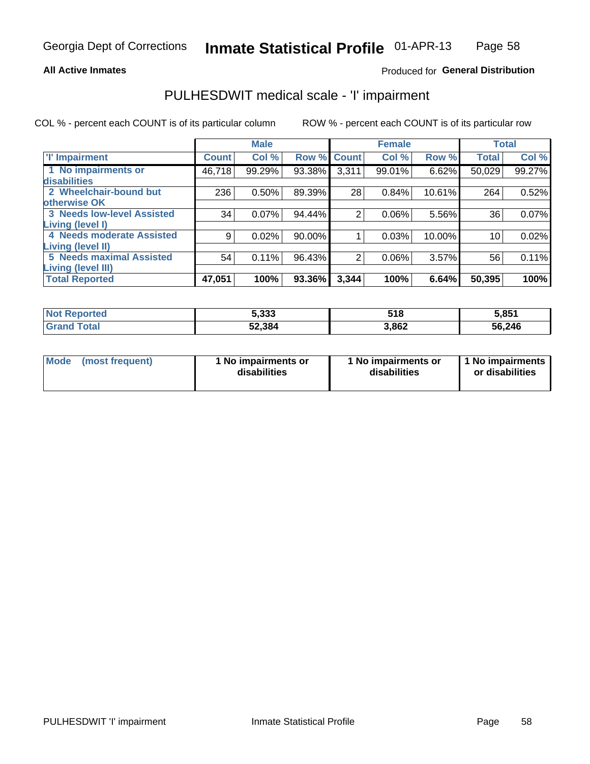Georgia Dept of Corrections **Inmate Statistical Profile** 01-APR-13

**All Active Inmates**

Produced for **General Distribution**

## PULHESDWIT medical scale - 'I' impairment

COL % - percent each COUNT is of its particular column ROW % - percent each COUNT is of its particular row

| | Male | | | Female | | | Total | |
|---|---|---|---|---|---|---|---|---|
| 'I' Impairment | Count | Col % | Row % | Count | Col % | Row % | Total | Col % |
| 1 No impairments or disabilities | 46,718 | 99.29% | 93.38% | 3,311 | 99.01% | 6.62% | 50,029 | 99.27% |
| 2 Wheelchair-bound but otherwise OK | 236 | 0.50% | 89.39% | 28 | 0.84% | 10.61% | 264 | 0.52% |
| 3 Needs low-level Assisted Living (level I) | 34 | 0.07% | 94.44% | 2 | 0.06% | 5.56% | 36 | 0.07% |
| 4 Needs moderate Assisted Living (level II) | 9 | 0.02% | 90.00% | 1 | 0.03% | 10.00% | 10 | 0.02% |
| 5 Needs maximal Assisted Living (level III) | 54 | 0.11% | 96.43% | 2 | 0.06% | 3.57% | 56 | 0.11% |
| **Total Reported** | **47,051** | **100%** | **93.36%** | **3,344** | **100%** | **6.64%** | **50,395** | **100%** |

| | Male | Female | Total |
|---|---|---|---|
| Not Reported | 5,333 | 518 | 5,851 |
| Grand Total | 52,384 | 3,862 | 56,246 |

| | Male | Female | Total |
|---|---|---|---|
| Mode (most frequent) | 1 No impairments or disabilities | 1 No impairments or disabilities | 1 No impairments or disabilities |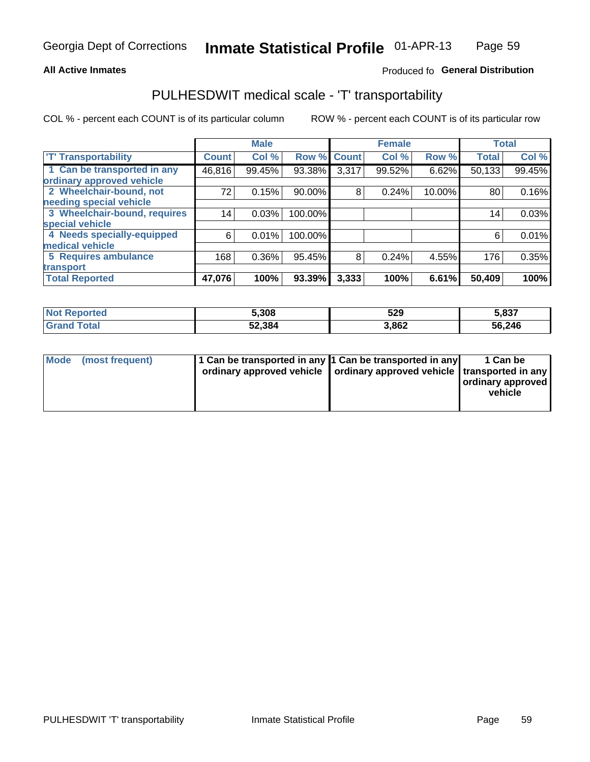Georgia Dept of Corrections **Inmate Statistical Profile** 01-APR-13

**All Active Inmates**

Produced fo **General Distribution**

## PULHESDWIT medical scale - 'T' transportability

COL % - percent each COUNT is of its particular column

ROW % - percent each COUNT is of its particular row

| | Male | | | Female | | | Total | |
|---|---|---|---|---|---|---|---|---|
| 'T' Transportability | Count | Col % | Row % | Count | Col % | Row % | Total | Col % |
| 1 Can be transported in any ordinary approved vehicle | 46,816 | 99.45% | 93.38% | 3,317 | 99.52% | 6.62% | 50,133 | 99.45% |
| 2 Wheelchair-bound, not needing special vehicle | 72 | 0.15% | 90.00% | 8 | 0.24% | 10.00% | 80 | 0.16% |
| 3 Wheelchair-bound, requires special vehicle | 14 | 0.03% | 100.00% | | | | 14 | 0.03% |
| 4 Needs specially-equipped medical vehicle | 6 | 0.01% | 100.00% | | | | 6 | 0.01% |
| 5 Requires ambulance transport | 168 | 0.36% | 95.45% | 8 | 0.24% | 4.55% | 176 | 0.35% |
| **Total Reported** | **47,076** | **100%** | **93.39%** | **3,333** | **100%** | **6.61%** | **50,409** | **100%** |

| | Male | Female | Total |
|---|---|---|---|
| **Not Reported** | **5,308** | **529** | **5,837** |
| **Grand Total** | **52,384** | **3,862** | **56,246** |

| | Male | Female | Total |
|---|---|---|---|
| **Mode (most frequent)** | **1 Can be transported in any ordinary approved vehicle** | **1 Can be transported in any ordinary approved vehicle** | **1 Can be transported in any ordinary approved vehicle** |

PULHESDWIT 'T' transportability Inmate Statistical Profile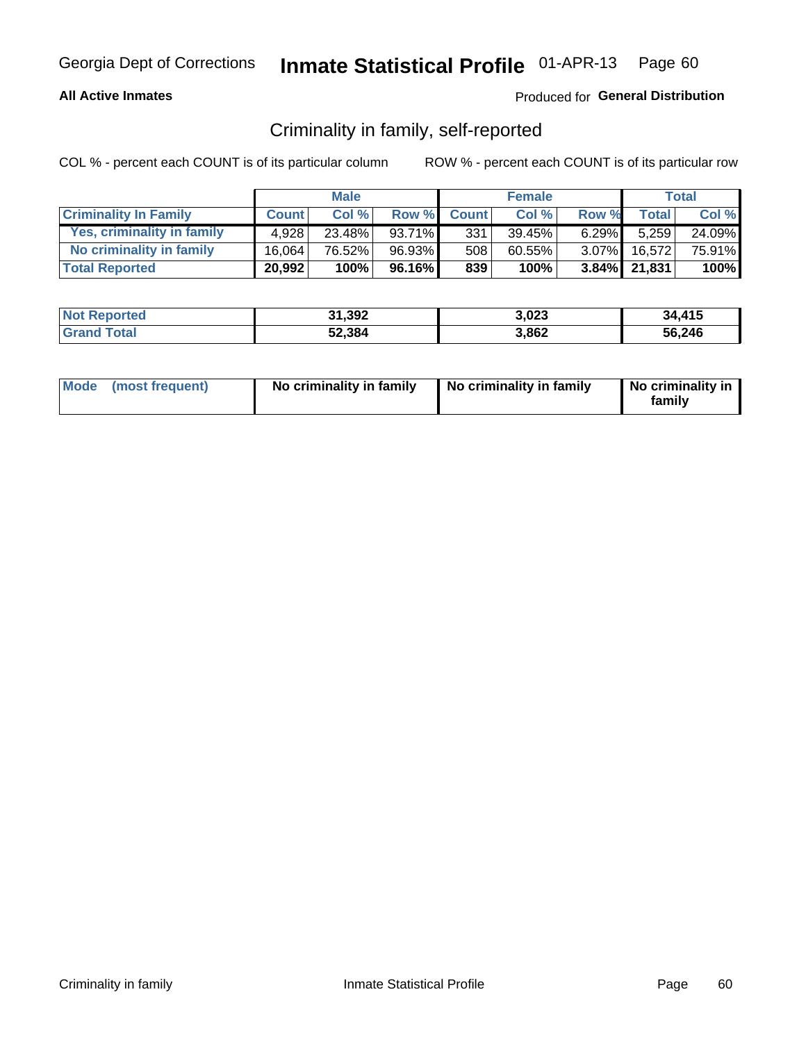Georgia Dept of Corrections **Inmate Statistical Profile** 01-APR-13

**All Active Inmates**

Produced for **General Distribution**

## Criminality in family, self-reported

COL % - percent each COUNT is of its particular column

ROW % - percent each COUNT is of its particular row

| | Male | | | Female | | | Total | |
|---|---|---|---|---|---|---|---|---|
| **Criminality In Family** | **Count** | **Col %** | **Row %** | **Count** | **Col %** | **Row %** | **Total** | **Col %** |
| **Yes, criminality in family** | 4,928 | 23.48% | 93.71% | 331 | 39.45% | 6.29% | 5,259 | 24.09% |
| **No criminality in family** | 16,064 | 76.52% | 96.93% | 508 | 60.55% | 3.07% | 16,572 | 75.91% |
| **Total Reported** | **20,992** | **100%** | **96.16%** | **839** | **100%** | **3.84%** | **21,831** | **100%** |

| | Male | Female | Total |
|---|---|---|---|
| **Not Reported** | **31,392** | **3,023** | **34,415** |
| **Grand Total** | **52,384** | **3,862** | **56,246** |

| | Male | Female | Total |
|---|---|---|---|
| **Mode (most frequent)** | **No criminality in family** | **No criminality in family** | **No criminality in family** |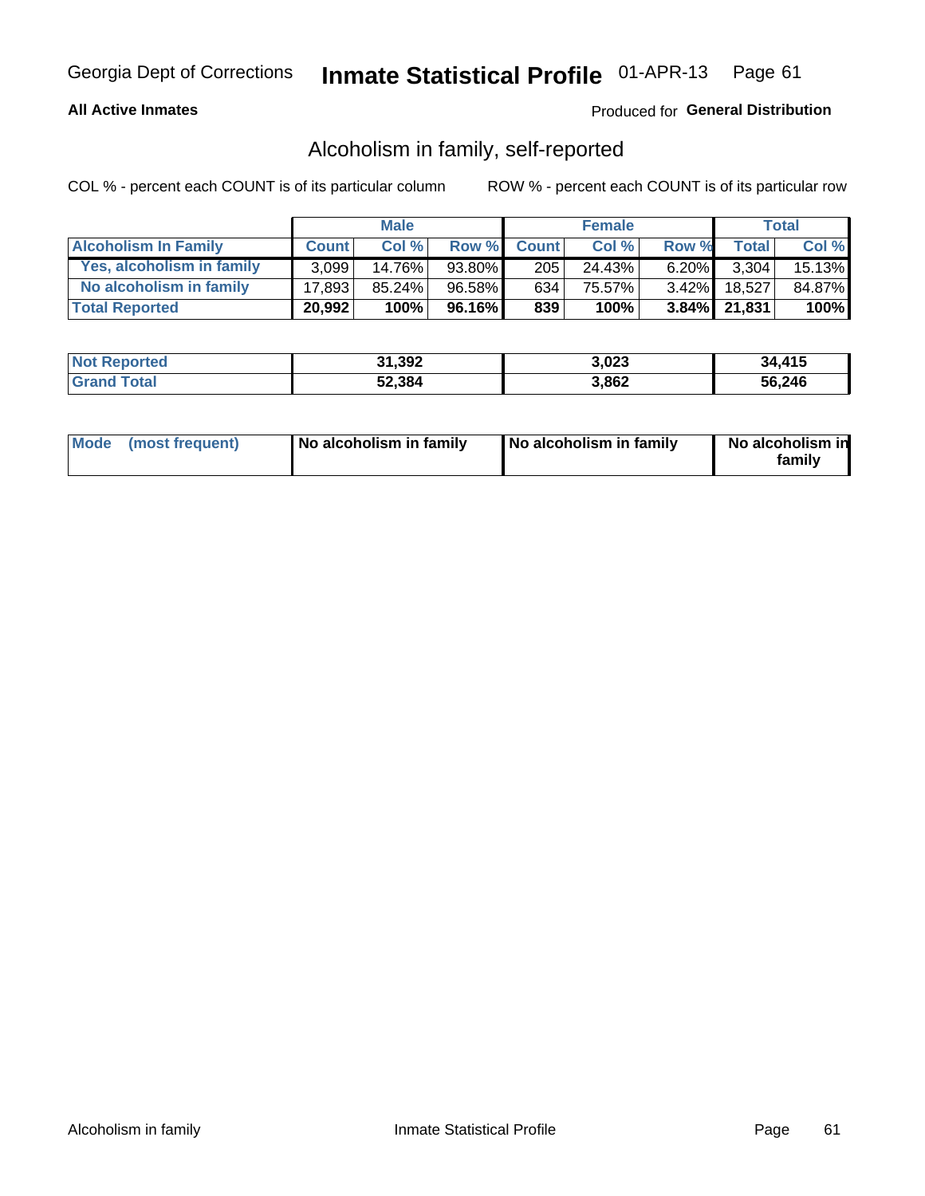Georgia Dept of Corrections **Inmate Statistical Profile** 01-APR-13

**All Active Inmates**

Produced for **General Distribution**

## Alcoholism in family, self-reported

COL % - percent each COUNT is of its particular column    ROW % - percent each COUNT is of its particular row

| | Male | | | Female | | | Total | |
|---|---|---|---|---|---|---|---|---|
| **Alcoholism In Family** | **Count** | **Col %** | **Row %** | **Count** | **Col %** | **Row %** | **Total** | **Col %** |
| **Yes, alcoholism in family** | 3,099 | 14.76% | 93.80% | 205 | 24.43% | 6.20% | 3,304 | 15.13% |
| **No alcoholism in family** | 17,893 | 85.24% | 96.58% | 634 | 75.57% | 3.42% | 18,527 | 84.87% |
| **Total Reported** | **20,992** | **100%** | **96.16%** | **839** | **100%** | **3.84%** | **21,831** | **100%** |

| | Male | Female | Total |
|---|---|---|---|
| **Not Reported** | **31,392** | **3,023** | **34,415** |
| **Grand Total** | **52,384** | **3,862** | **56,246** |

| | Male | Female | Total |
|---|---|---|---|
| **Mode (most frequent)** | **No alcoholism in family** | **No alcoholism in family** | **No alcoholism in family** |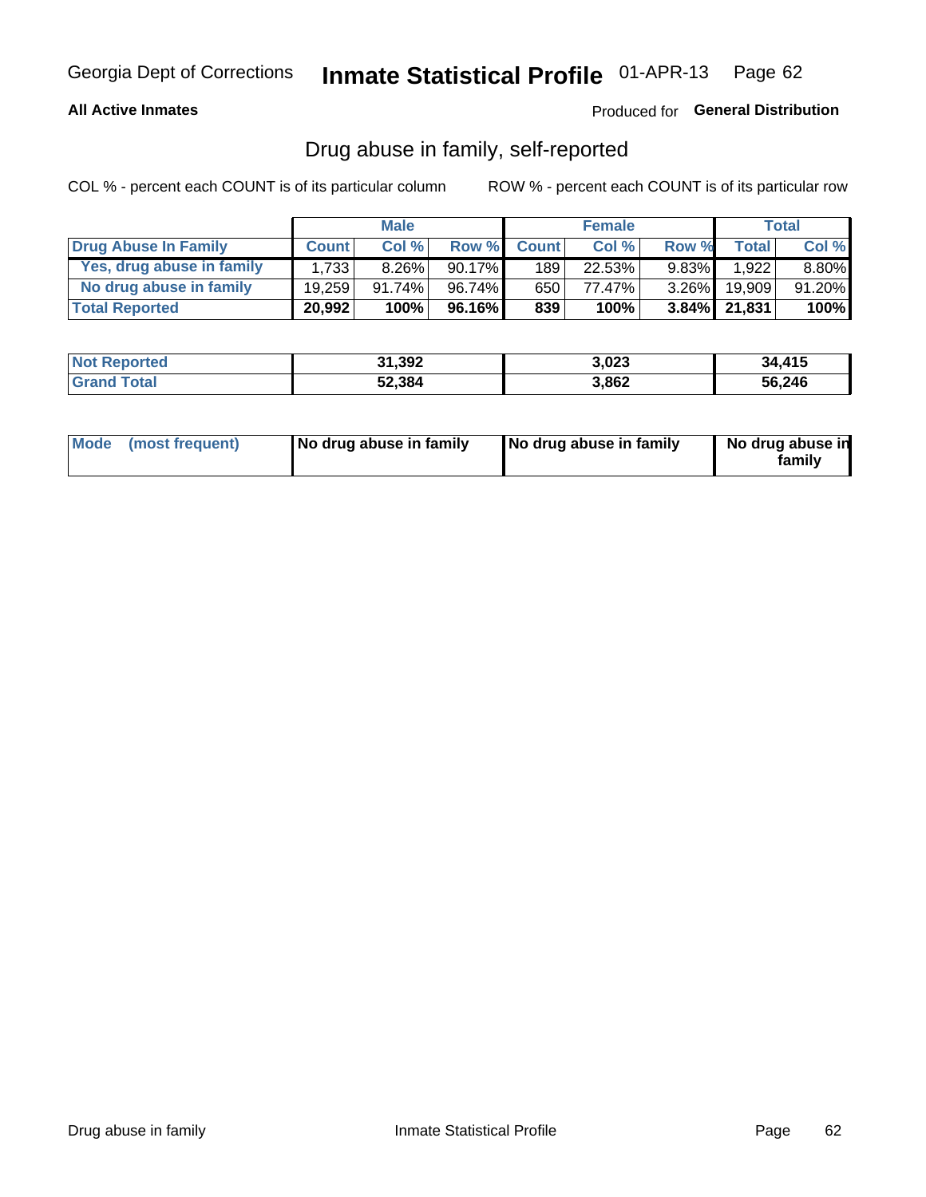Georgia Dept of Corrections **Inmate Statistical Profile** 01-APR-13

**All Active Inmates**

Produced for **General Distribution**

## Drug abuse in family, self-reported

COL % - percent each COUNT is of its particular column

ROW % - percent each COUNT is of its particular row

| | Male | | | Female | | | Total | |
|---|---|---|---|---|---|---|---|---|
| **Drug Abuse In Family** | **Count** | **Col %** | **Row %** | **Count** | **Col %** | **Row %** | **Total** | **Col %** |
| Yes, drug abuse in family | 1,733 | 8.26% | 90.17% | 189 | 22.53% | 9.83% | 1,922 | 8.80% |
| No drug abuse in family | 19,259 | 91.74% | 96.74% | 650 | 77.47% | 3.26% | 19,909 | 91.20% |
| **Total Reported** | **20,992** | **100%** | **96.16%** | **839** | **100%** | **3.84%** | **21,831** | **100%** |

| | Male | Female | Total |
|---|---|---|---|
| **Not Reported** | **31,392** | **3,023** | **34,415** |
| **Grand Total** | **52,384** | **3,862** | **56,246** |

| | Male | Female | Total |
|---|---|---|---|
| **Mode (most frequent)** | **No drug abuse in family** | **No drug abuse in family** | **No drug abuse in family** |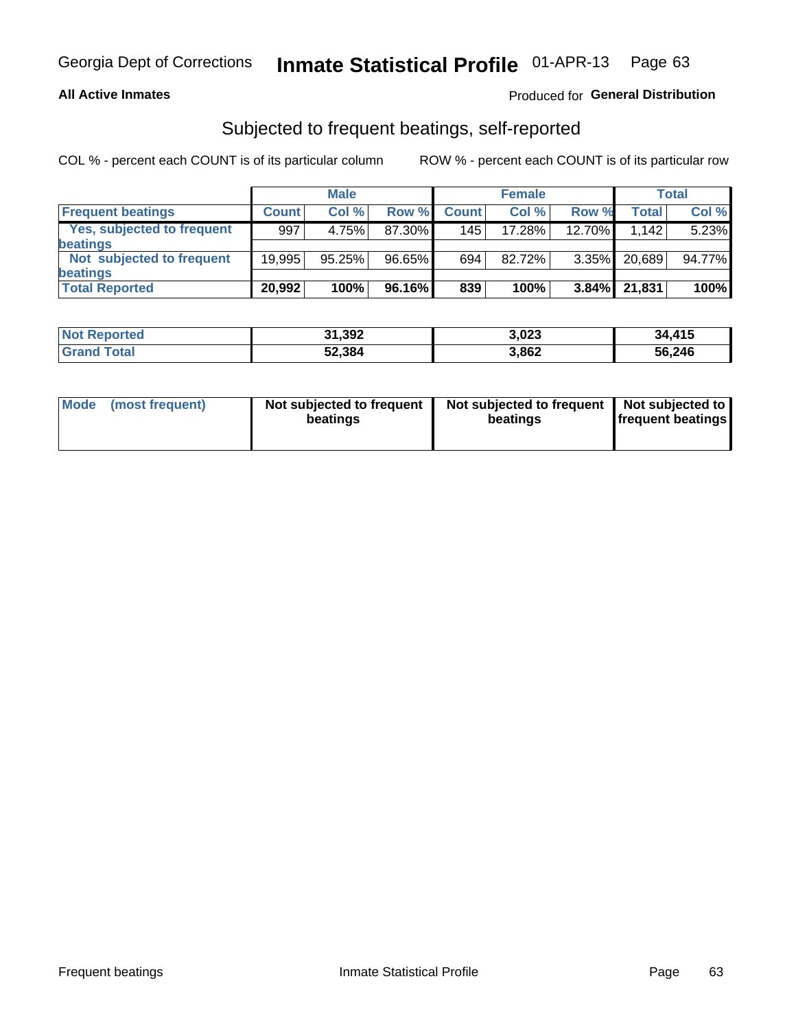Georgia Dept of Corrections **Inmate Statistical Profile** 01-APR-13

**All Active Inmates**

Produced for **General Distribution**

## Subjected to frequent beatings, self-reported

COL % - percent each COUNT is of its particular column ROW % - percent each COUNT is of its particular row

| | Male | | | Female | | | Total | |
|---|---|---|---|---|---|---|---|---|
| **Frequent beatings** | **Count** | **Col %** | **Row %** | **Count** | **Col %** | **Row %** | **Total** | **Col %** |
| **Yes, subjected to frequent beatings** | 997 | 4.75% | 87.30% | 145 | 17.28% | 12.70% | 1,142 | 5.23% |
| **Not subjected to frequent beatings** | 19,995 | 95.25% | 96.65% | 694 | 82.72% | 3.35% | 20,689 | 94.77% |
| **Total Reported** | **20,992** | **100%** | **96.16%** | **839** | **100%** | **3.84%** | **21,831** | **100%** |

| | Male | Female | Total |
|---|---|---|---|
| **Not Reported** | **31,392** | **3,023** | **34,415** |
| **Grand Total** | **52,384** | **3,862** | **56,246** |

| | Male | Female | Total |
|---|---|---|---|
| **Mode (most frequent)** | **Not subjected to frequent beatings** | **Not subjected to frequent beatings** | **Not subjected to frequent beatings** |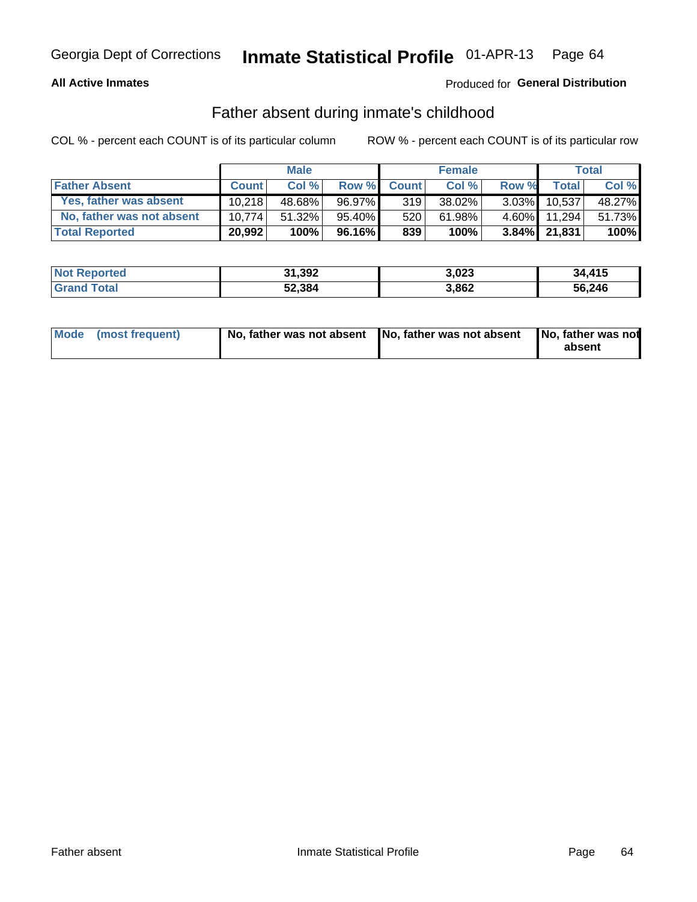Georgia Dept of Corrections **Inmate Statistical Profile** 01-APR-13

**All Active Inmates**

Produced for **General Distribution**

## Father absent during inmate's childhood

COL % - percent each COUNT is of its particular column     ROW % - percent each COUNT is of its particular row

| | Male | | | Female | | | Total | |
|---|---|---|---|---|---|---|---|---|
| **Father Absent** | **Count** | **Col %** | **Row %** | **Count** | **Col %** | **Row %** | **Total** | **Col %** |
| Yes, father was absent | 10,218 | 48.68% | 96.97% | 319 | 38.02% | 3.03% | 10,537 | 48.27% |
| No, father was not absent | 10,774 | 51.32% | 95.40% | 520 | 61.98% | 4.60% | 11,294 | 51.73% |
| **Total Reported** | **20,992** | **100%** | **96.16%** | **839** | **100%** | **3.84%** | **21,831** | **100%** |

| | Male | Female | Total |
|---|---|---|---|
| **Not Reported** | **31,392** | **3,023** | **34,415** |
| **Grand Total** | **52,384** | **3,862** | **56,246** |

| | Male | Female | Total |
|---|---|---|---|
| **Mode (most frequent)** | **No, father was not absent** | **No, father was not absent** | **No, father was not absent** |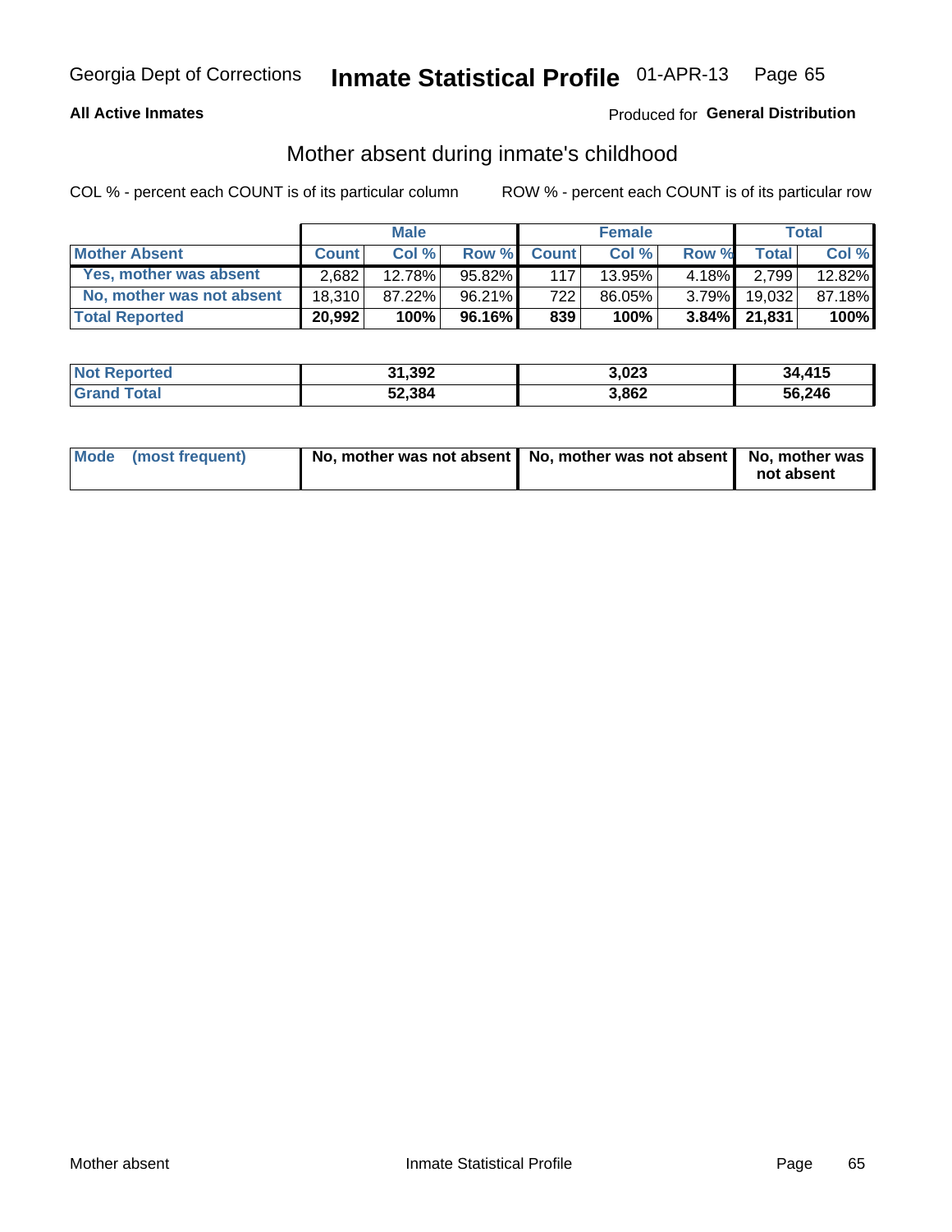Georgia Dept of Corrections **Inmate Statistical Profile** 01-APR-13 Page 65

**All Active Inmates**

Produced for **General Distribution**

## Mother absent during inmate's childhood

COL % - percent each COUNT is of its particular column

ROW % - percent each COUNT is of its particular row

| | Male | | | Female | | | Total | |
|---|---|---|---|---|---|---|---|---|
| **Mother Absent** | **Count** | **Col %** | **Row %** | **Count** | **Col %** | **Row %** | **Total** | **Col %** |
| **Yes, mother was absent** | 2,682 | 12.78% | 95.82% | 117 | 13.95% | 4.18% | 2,799 | 12.82% |
| **No, mother was not absent** | 18,310 | 87.22% | 96.21% | 722 | 86.05% | 3.79% | 19,032 | 87.18% |
| **Total Reported** | **20,992** | **100%** | **96.16%** | **839** | **100%** | **3.84%** | **21,831** | **100%** |

| | Male | Female | Total |
|---|---|---|---|
| **Not Reported** | **31,392** | **3,023** | **34,415** |
| **Grand Total** | **52,384** | **3,862** | **56,246** |

| | Male | Female | Total |
|---|---|---|---|
| **Mode (most frequent)** | **No, mother was not absent** | **No, mother was not absent** | **No, mother was not absent** |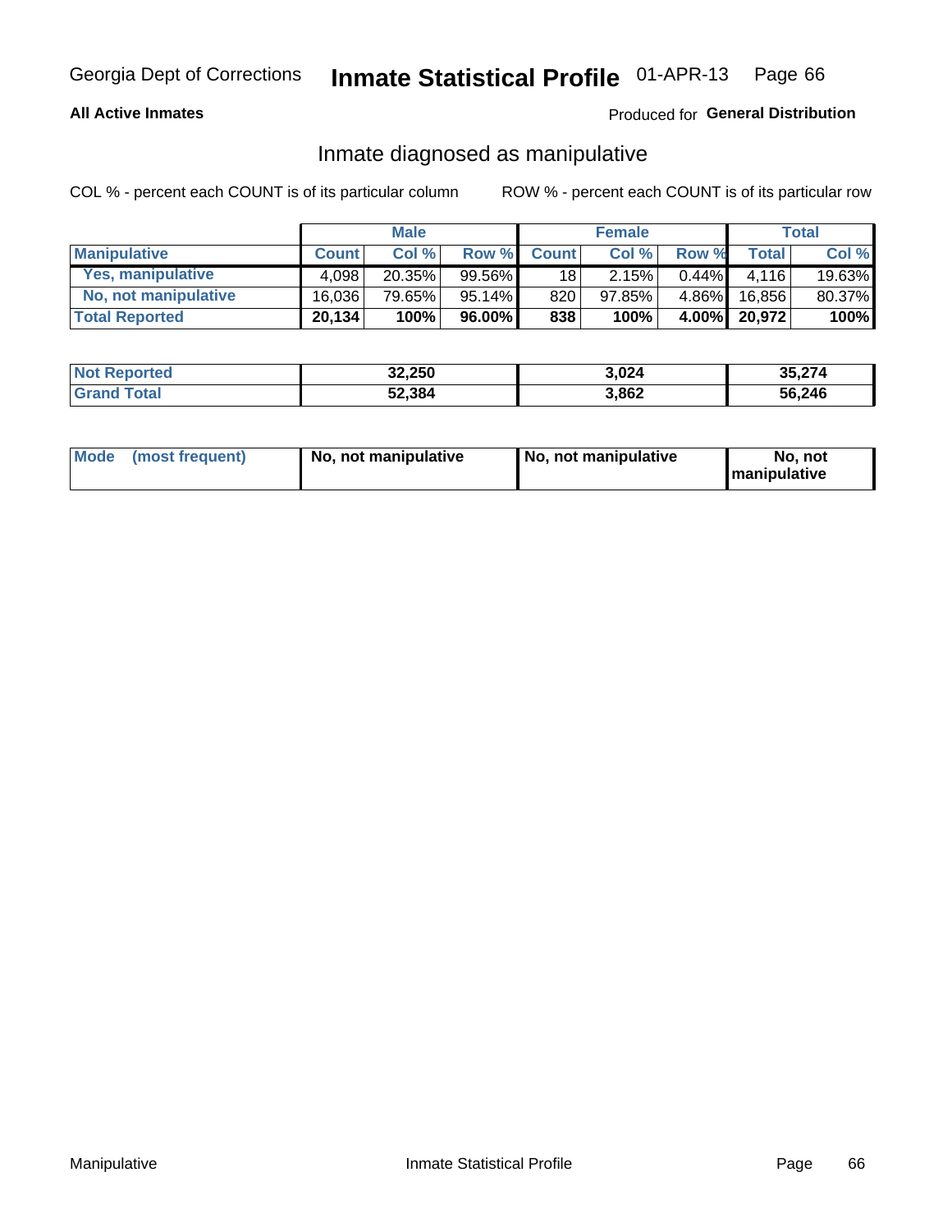Georgia Dept of Corrections **Inmate Statistical Profile** 01-APR-13

**All Active Inmates**

Produced for **General Distribution**

## Inmate diagnosed as manipulative

COL % - percent each COUNT is of its particular column

ROW % - percent each COUNT is of its particular row

| | Male | | | Female | | | Total | |
|---|---|---|---|---|---|---|---|---|
| **Manipulative** | **Count** | **Col %** | **Row %** | **Count** | **Col %** | **Row %** | **Total** | **Col %** |
| **Yes, manipulative** | 4,098 | 20.35% | 99.56% | 18 | 2.15% | 0.44% | 4,116 | 19.63% |
| **No, not manipulative** | 16,036 | 79.65% | 95.14% | 820 | 97.85% | 4.86% | 16,856 | 80.37% |
| **Total Reported** | **20,134** | **100%** | **96.00%** | **838** | **100%** | **4.00%** | **20,972** | **100%** |

| | Male | Female | Total |
|---|---|---|---|
| **Not Reported** | **32,250** | **3,024** | **35,274** |
| **Grand Total** | **52,384** | **3,862** | **56,246** |

| | Male | Female | Total |
|---|---|---|---|
| **Mode (most frequent)** | **No, not manipulative** | **No, not manipulative** | **No, not manipulative** |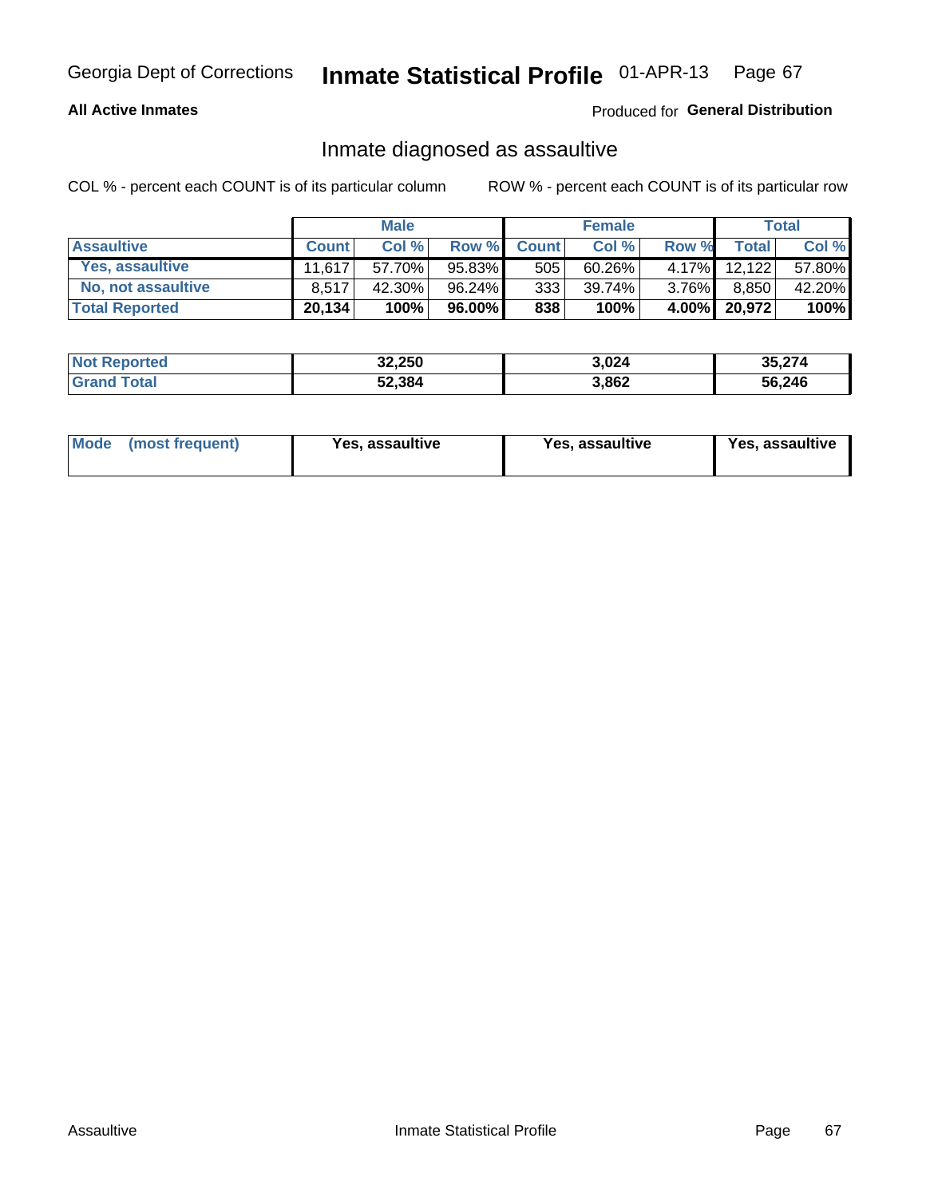Georgia Dept of Corrections **Inmate Statistical Profile** 01-APR-13

**All Active Inmates**

Produced for **General Distribution**

## Inmate diagnosed as assaultive

COL % - percent each COUNT is of its particular column ROW % - percent each COUNT is of its particular row

| | Male | | | Female | | | Total | |
|---|---|---|---|---|---|---|---|---|
| **Assaultive** | **Count** | **Col %** | **Row %** | **Count** | **Col %** | **Row %** | **Total** | **Col %** |
| **Yes, assaultive** | 11,617 | 57.70% | 95.83% | 505 | 60.26% | 4.17% | 12,122 | 57.80% |
| **No, not assaultive** | 8,517 | 42.30% | 96.24% | 333 | 39.74% | 3.76% | 8,850 | 42.20% |
| **Total Reported** | **20,134** | **100%** | **96.00%** | **838** | **100%** | **4.00%** | **20,972** | **100%** |

| | Male | Female | Total |
|---|---|---|---|
| **Not Reported** | **32,250** | **3,024** | **35,274** |
| **Grand Total** | **52,384** | **3,862** | **56,246** |

| | Male | Female | Total |
|---|---|---|---|
| **Mode (most frequent)** | **Yes, assaultive** | **Yes, assaultive** | **Yes, assaultive** |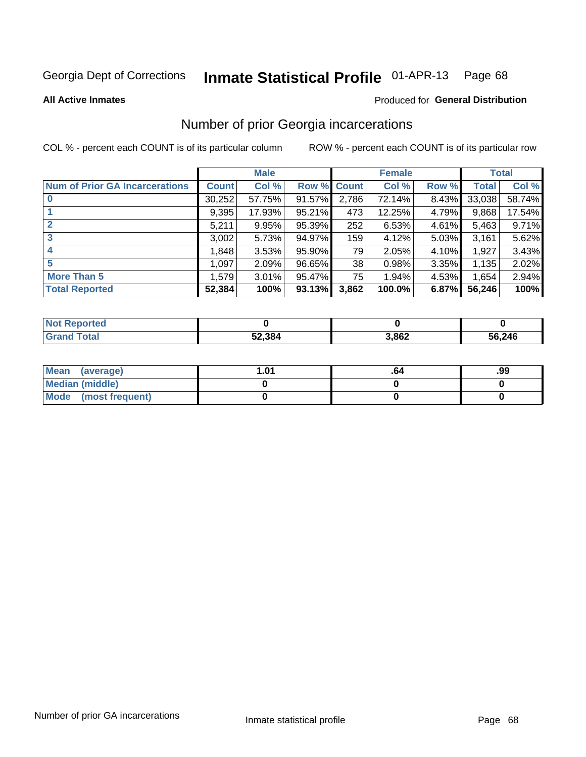Georgia Dept of Corrections **Inmate Statistical Profile** 01-APR-13

**All Active Inmates**

Produced for **General Distribution**

## Number of prior Georgia incarcerations

COL % - percent each COUNT is of its particular column    ROW % - percent each COUNT is of its particular row

| | Male | | | Female | | | Total | |
|---|---|---|---|---|---|---|---|---|
| **Num of Prior GA Incarcerations** | **Count** | **Col %** | **Row %** | **Count** | **Col %** | **Row %** | **Total** | **Col %** |
| **0** | 30,252 | 57.75% | 91.57% | 2,786 | 72.14% | 8.43% | 33,038 | 58.74% |
| **1** | 9,395 | 17.93% | 95.21% | 473 | 12.25% | 4.79% | 9,868 | 17.54% |
| **2** | 5,211 | 9.95% | 95.39% | 252 | 6.53% | 4.61% | 5,463 | 9.71% |
| **3** | 3,002 | 5.73% | 94.97% | 159 | 4.12% | 5.03% | 3,161 | 5.62% |
| **4** | 1,848 | 3.53% | 95.90% | 79 | 2.05% | 4.10% | 1,927 | 3.43% |
| **5** | 1,097 | 2.09% | 96.65% | 38 | 0.98% | 3.35% | 1,135 | 2.02% |
| **More Than 5** | 1,579 | 3.01% | 95.47% | 75 | 1.94% | 4.53% | 1,654 | 2.94% |
| **Total Reported** | **52,384** | **100%** | **93.13%** | **3,862** | **100.0%** | **6.87%** | **56,246** | **100%** |

| | Male | Female | Total |
|---|---|---|---|
| **Not Reported** | **0** | **0** | **0** |
| **Grand Total** | **52,384** | **3,862** | **56,246** |

| | Male | Female | Total |
|---|---|---|---|
| **Mean (average)** | **1.01** | **.64** | **.99** |
| **Median (middle)** | **0** | **0** | **0** |
| **Mode (most frequent)** | **0** | **0** | **0** |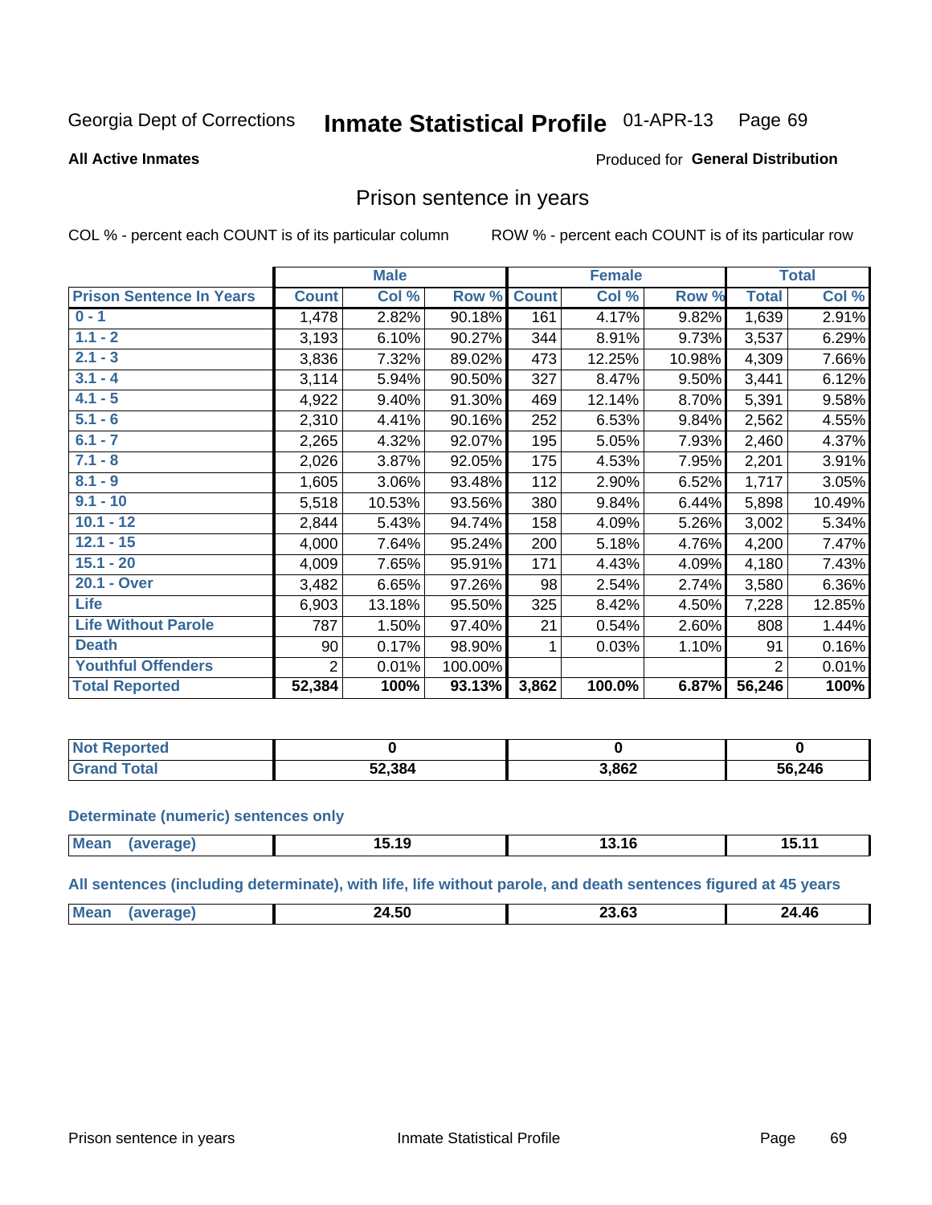Georgia Dept of Corrections **Inmate Statistical Profile** 01-APR-13

**All Active Inmates**

Produced for **General Distribution**

## Prison sentence in years

COL % - percent each COUNT is of its particular column     ROW % - percent each COUNT is of its particular row

| | Male | | | Female | | | Total | |
|---|---|---|---|---|---|---|---|---|
| **Prison Sentence In Years** | **Count** | **Col %** | **Row %** | **Count** | **Col %** | **Row %** | **Total** | **Col %** |
| **0 - 1** | 1,478 | 2.82% | 90.18% | 161 | 4.17% | 9.82% | 1,639 | 2.91% |
| **1.1 - 2** | 3,193 | 6.10% | 90.27% | 344 | 8.91% | 9.73% | 3,537 | 6.29% |
| **2.1 - 3** | 3,836 | 7.32% | 89.02% | 473 | 12.25% | 10.98% | 4,309 | 7.66% |
| **3.1 - 4** | 3,114 | 5.94% | 90.50% | 327 | 8.47% | 9.50% | 3,441 | 6.12% |
| **4.1 - 5** | 4,922 | 9.40% | 91.30% | 469 | 12.14% | 8.70% | 5,391 | 9.58% |
| **5.1 - 6** | 2,310 | 4.41% | 90.16% | 252 | 6.53% | 9.84% | 2,562 | 4.55% |
| **6.1 - 7** | 2,265 | 4.32% | 92.07% | 195 | 5.05% | 7.93% | 2,460 | 4.37% |
| **7.1 - 8** | 2,026 | 3.87% | 92.05% | 175 | 4.53% | 7.95% | 2,201 | 3.91% |
| **8.1 - 9** | 1,605 | 3.06% | 93.48% | 112 | 2.90% | 6.52% | 1,717 | 3.05% |
| **9.1 - 10** | 5,518 | 10.53% | 93.56% | 380 | 9.84% | 6.44% | 5,898 | 10.49% |
| **10.1 - 12** | 2,844 | 5.43% | 94.74% | 158 | 4.09% | 5.26% | 3,002 | 5.34% |
| **12.1 - 15** | 4,000 | 7.64% | 95.24% | 200 | 5.18% | 4.76% | 4,200 | 7.47% |
| **15.1 - 20** | 4,009 | 7.65% | 95.91% | 171 | 4.43% | 4.09% | 4,180 | 7.43% |
| **20.1 - Over** | 3,482 | 6.65% | 97.26% | 98 | 2.54% | 2.74% | 3,580 | 6.36% |
| **Life** | 6,903 | 13.18% | 95.50% | 325 | 8.42% | 4.50% | 7,228 | 12.85% |
| **Life Without Parole** | 787 | 1.50% | 97.40% | 21 | 0.54% | 2.60% | 808 | 1.44% |
| **Death** | 90 | 0.17% | 98.90% | 1 | 0.03% | 1.10% | 91 | 0.16% |
| **Youthful Offenders** | 2 | 0.01% | 100.00% | | | | 2 | 0.01% |
| **Total Reported** | **52,384** | **100%** | **93.13%** | **3,862** | **100.0%** | **6.87%** | **56,246** | **100%** |

| | Male | Female | Total |
|---|---|---|---|
| **Not Reported** | **0** | **0** | **0** |
| **Grand Total** | **52,384** | **3,862** | **56,246** |

**Determinate (numeric) sentences only**

| | Male | Female | Total |
|---|---|---|---|
| **Mean (average)** | **15.19** | **13.16** | **15.11** |

**All sentences (including determinate), with life, life without parole, and death sentences figured at 45 years**

| | Male | Female | Total |
|---|---|---|---|
| **Mean (average)** | **24.50** | **23.63** | **24.46** |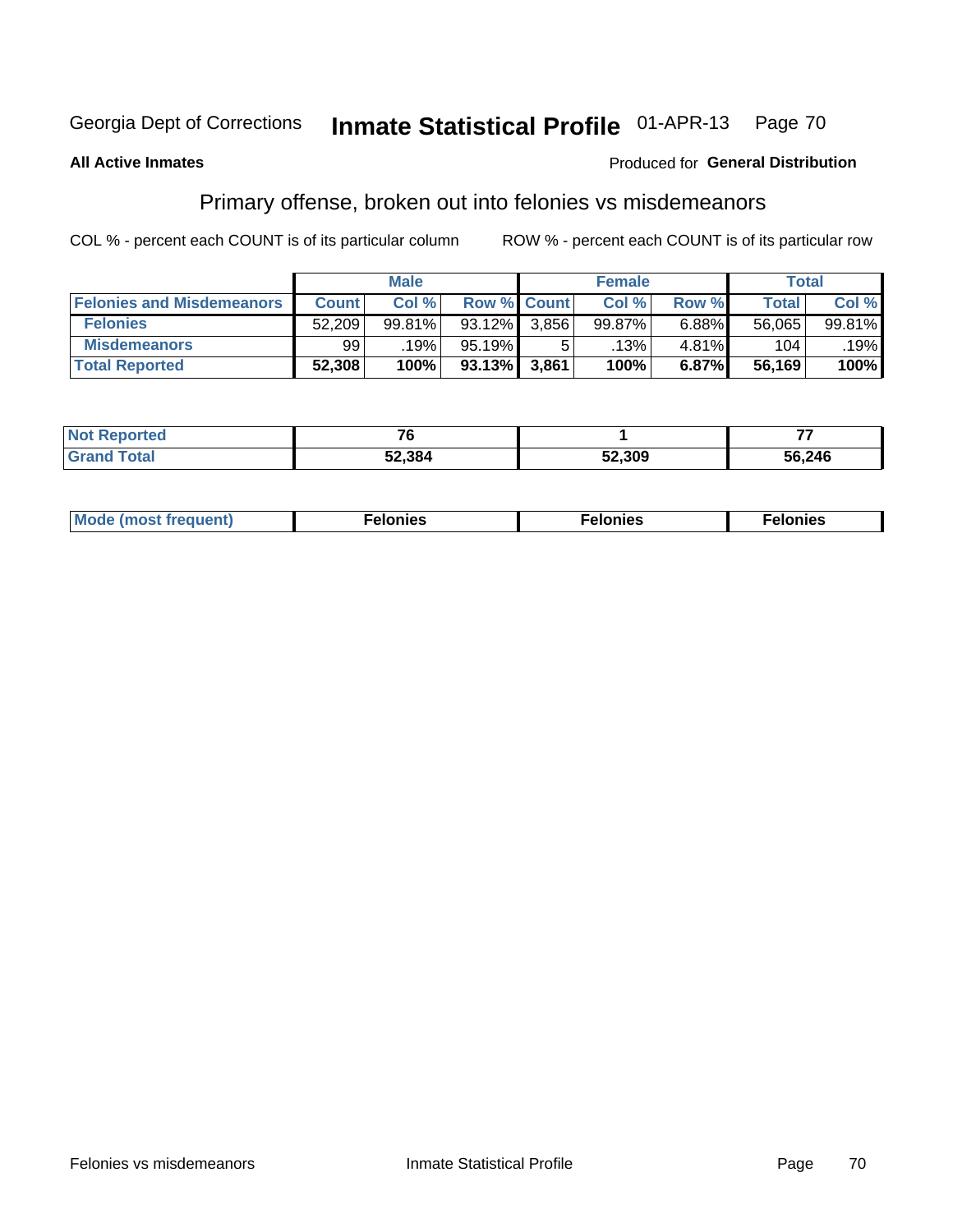Georgia Dept of Corrections **Inmate Statistical Profile** 01-APR-13

**All Active Inmates**

Produced for **General Distribution**

## Primary offense, broken out into felonies vs misdemeanors

COL % - percent each COUNT is of its particular column

ROW % - percent each COUNT is of its particular row

| | Male | | | Female | | | Total | |
|---|---|---|---|---|---|---|---|---|
| **Felonies and Misdemeanors** | **Count** | **Col %** | **Row %** | **Count** | **Col %** | **Row %** | **Total** | **Col %** |
| **Felonies** | 52,209 | 99.81% | 93.12% | 3,856 | 99.87% | 6.88% | 56,065 | 99.81% |
| **Misdemeanors** | 99 | .19% | 95.19% | 5 | .13% | 4.81% | 104 | .19% |
| **Total Reported** | **52,308** | **100%** | **93.13%** | **3,861** | **100%** | **6.87%** | **56,169** | **100%** |

| | Male | Female | Total |
|---|---|---|---|
| **Not Reported** | **76** | **1** | **77** |
| **Grand Total** | **52,384** | **52,309** | **56,246** |

| | Male | Female | Total |
|---|---|---|---|
| **Mode (most frequent)** | **Felonies** | **Felonies** | **Felonies** |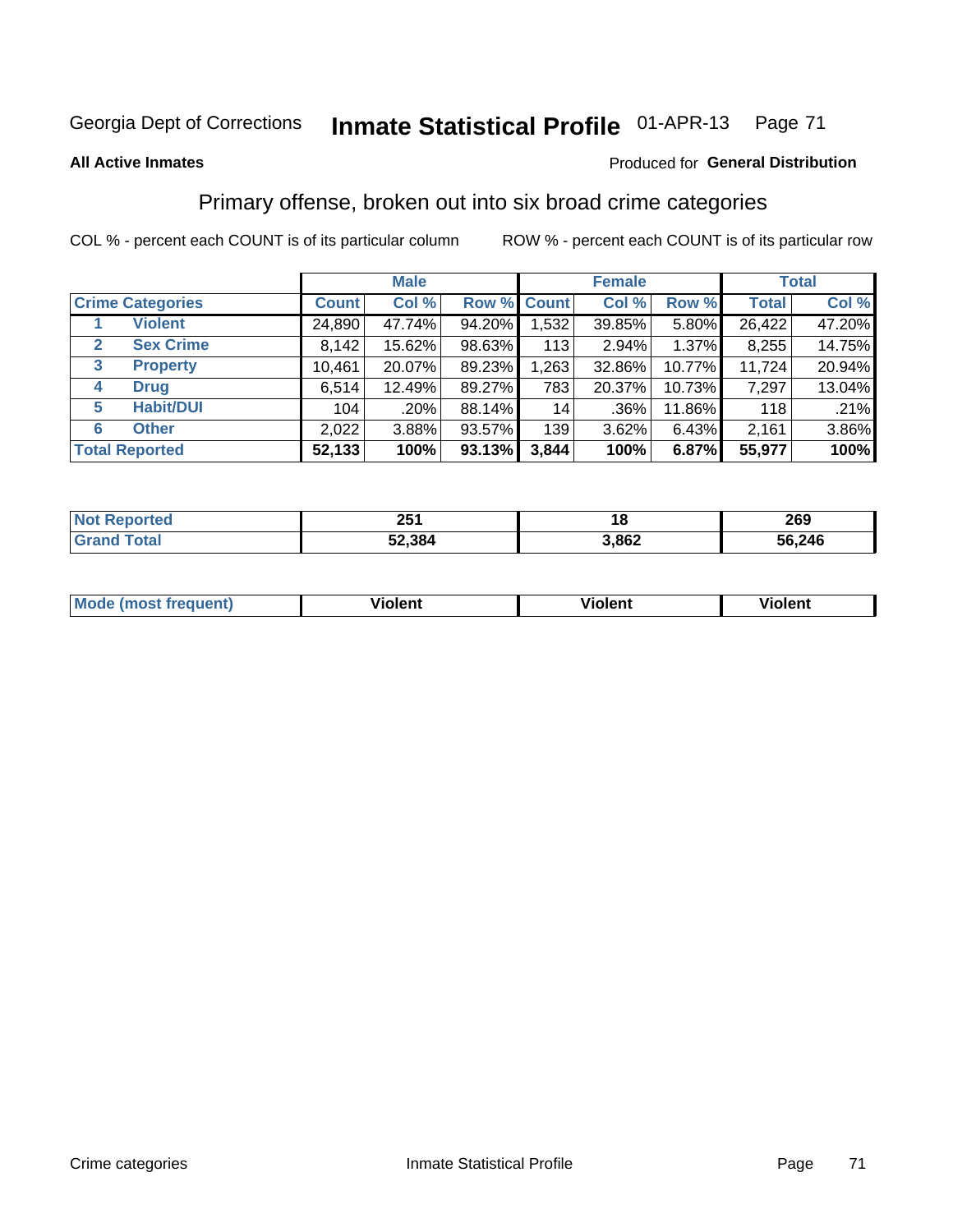Georgia Dept of Corrections **Inmate Statistical Profile** 01-APR-13

**All Active Inmates**

Produced for **General Distribution**

## Primary offense, broken out into six broad crime categories

COL % - percent each COUNT is of its particular column

ROW % - percent each COUNT is of its particular row

| | Male | | | Female | | | Total | |
|---|---|---|---|---|---|---|---|---|
| **Crime Categories** | **Count** | **Col %** | **Row %** | **Count** | **Col %** | **Row %** | **Total** | **Col %** |
| **1 Violent** | 24,890 | 47.74% | 94.20% | 1,532 | 39.85% | 5.80% | 26,422 | 47.20% |
| **2 Sex Crime** | 8,142 | 15.62% | 98.63% | 113 | 2.94% | 1.37% | 8,255 | 14.75% |
| **3 Property** | 10,461 | 20.07% | 89.23% | 1,263 | 32.86% | 10.77% | 11,724 | 20.94% |
| **4 Drug** | 6,514 | 12.49% | 89.27% | 783 | 20.37% | 10.73% | 7,297 | 13.04% |
| **5 Habit/DUI** | 104 | .20% | 88.14% | 14 | .36% | 11.86% | 118 | .21% |
| **6 Other** | 2,022 | 3.88% | 93.57% | 139 | 3.62% | 6.43% | 2,161 | 3.86% |
| **Total Reported** | **52,133** | **100%** | **93.13%** | **3,844** | **100%** | **6.87%** | **55,977** | **100%** |

| | Male | Female | Total |
|---|---|---|---|
| **Not Reported** | **251** | **18** | **269** |
| **Grand Total** | **52,384** | **3,862** | **56,246** |

| | Male | Female | Total |
|---|---|---|---|
| **Mode (most frequent)** | **Violent** | **Violent** | **Violent** |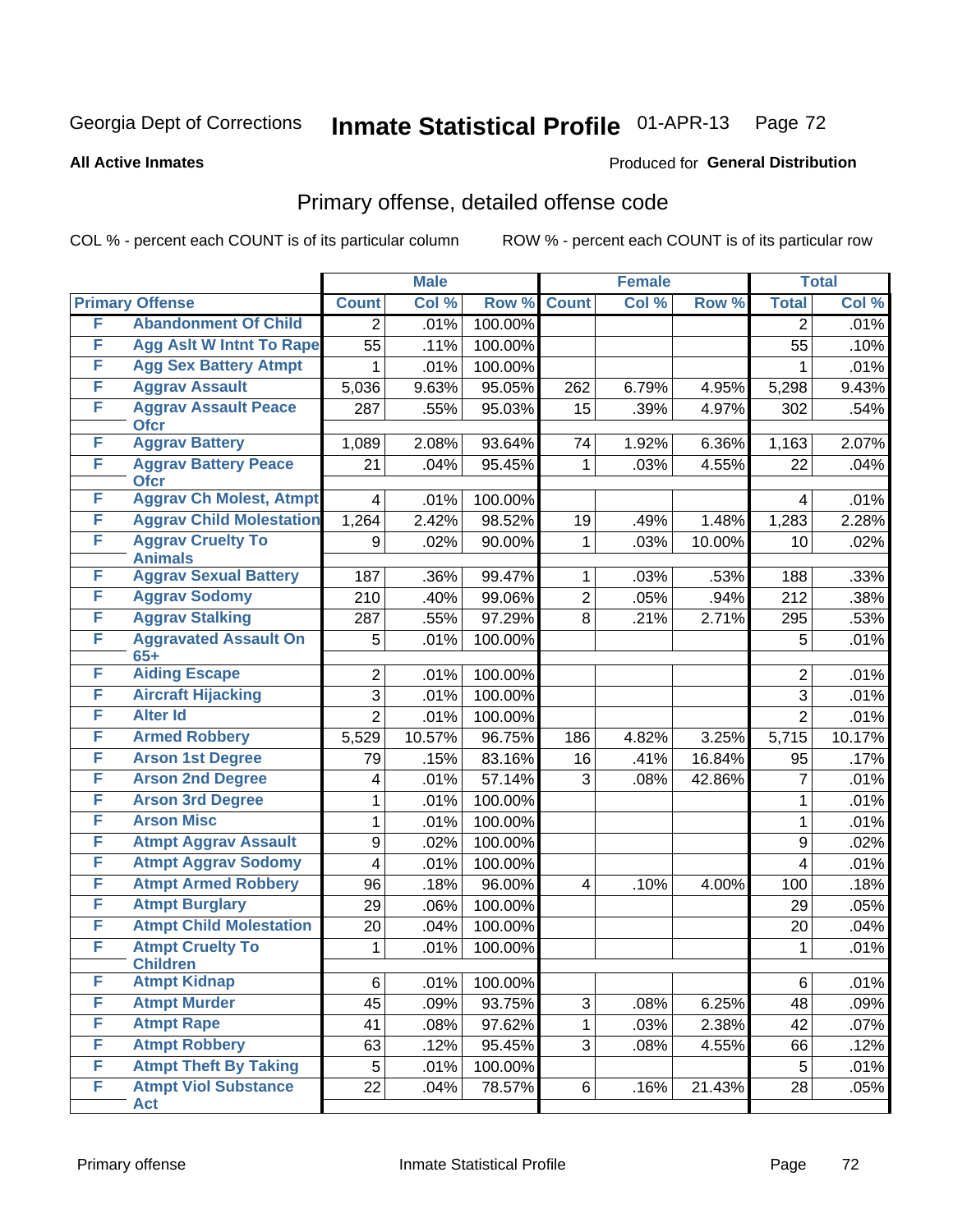Georgia Dept of Corrections **Inmate Statistical Profile** 01-APR-13

**All Active Inmates** Produced for **General Distribution**

## Primary offense, detailed offense code

COL % - percent each COUNT is of its particular column ROW % - percent each COUNT is of its particular row

| Primary Offense | | Male | | | Female | | | Total | |
|---|---|---|---|---|---|---|---|---|---|
| | | Count | Col % | Row % | Count | Col % | Row % | Total | Col % |
| F | Abandonment Of Child | 2 | .01% | 100.00% | | | | 2 | .01% |
| F | Agg Aslt W Intnt To Rape | 55 | .11% | 100.00% | | | | 55 | .10% |
| F | Agg Sex Battery Atmpt | 1 | .01% | 100.00% | | | | 1 | .01% |
| F | Aggrav Assault | 5,036 | 9.63% | 95.05% | 262 | 6.79% | 4.95% | 5,298 | 9.43% |
| F | Aggrav Assault Peace Ofcr | 287 | .55% | 95.03% | 15 | .39% | 4.97% | 302 | .54% |
| F | Aggrav Battery | 1,089 | 2.08% | 93.64% | 74 | 1.92% | 6.36% | 1,163 | 2.07% |
| F | Aggrav Battery Peace Ofcr | 21 | .04% | 95.45% | 1 | .03% | 4.55% | 22 | .04% |
| F | Aggrav Ch Molest, Atmpt | 4 | .01% | 100.00% | | | | 4 | .01% |
| F | Aggrav Child Molestation | 1,264 | 2.42% | 98.52% | 19 | .49% | 1.48% | 1,283 | 2.28% |
| F | Aggrav Cruelty To Animals | 9 | .02% | 90.00% | 1 | .03% | 10.00% | 10 | .02% |
| F | Aggrav Sexual Battery | 187 | .36% | 99.47% | 1 | .03% | .53% | 188 | .33% |
| F | Aggrav Sodomy | 210 | .40% | 99.06% | 2 | .05% | .94% | 212 | .38% |
| F | Aggrav Stalking | 287 | .55% | 97.29% | 8 | .21% | 2.71% | 295 | .53% |
| F | Aggravated Assault On 65+ | 5 | .01% | 100.00% | | | | 5 | .01% |
| F | Aiding Escape | 2 | .01% | 100.00% | | | | 2 | .01% |
| F | Aircraft Hijacking | 3 | .01% | 100.00% | | | | 3 | .01% |
| F | Alter Id | 2 | .01% | 100.00% | | | | 2 | .01% |
| F | Armed Robbery | 5,529 | 10.57% | 96.75% | 186 | 4.82% | 3.25% | 5,715 | 10.17% |
| F | Arson 1st Degree | 79 | .15% | 83.16% | 16 | .41% | 16.84% | 95 | .17% |
| F | Arson 2nd Degree | 4 | .01% | 57.14% | 3 | .08% | 42.86% | 7 | .01% |
| F | Arson 3rd Degree | 1 | .01% | 100.00% | | | | 1 | .01% |
| F | Arson Misc | 1 | .01% | 100.00% | | | | 1 | .01% |
| F | Atmpt Aggrav Assault | 9 | .02% | 100.00% | | | | 9 | .02% |
| F | Atmpt Aggrav Sodomy | 4 | .01% | 100.00% | | | | 4 | .01% |
| F | Atmpt Armed Robbery | 96 | .18% | 96.00% | 4 | .10% | 4.00% | 100 | .18% |
| F | Atmpt Burglary | 29 | .06% | 100.00% | | | | 29 | .05% |
| F | Atmpt Child Molestation | 20 | .04% | 100.00% | | | | 20 | .04% |
| F | Atmpt Cruelty To Children | 1 | .01% | 100.00% | | | | 1 | .01% |
| F | Atmpt Kidnap | 6 | .01% | 100.00% | | | | 6 | .01% |
| F | Atmpt Murder | 45 | .09% | 93.75% | 3 | .08% | 6.25% | 48 | .09% |
| F | Atmpt Rape | 41 | .08% | 97.62% | 1 | .03% | 2.38% | 42 | .07% |
| F | Atmpt Robbery | 63 | .12% | 95.45% | 3 | .08% | 4.55% | 66 | .12% |
| F | Atmpt Theft By Taking | 5 | .01% | 100.00% | | | | 5 | .01% |
| F | Atmpt Viol Substance Act | 22 | .04% | 78.57% | 6 | .16% | 21.43% | 28 | .05% |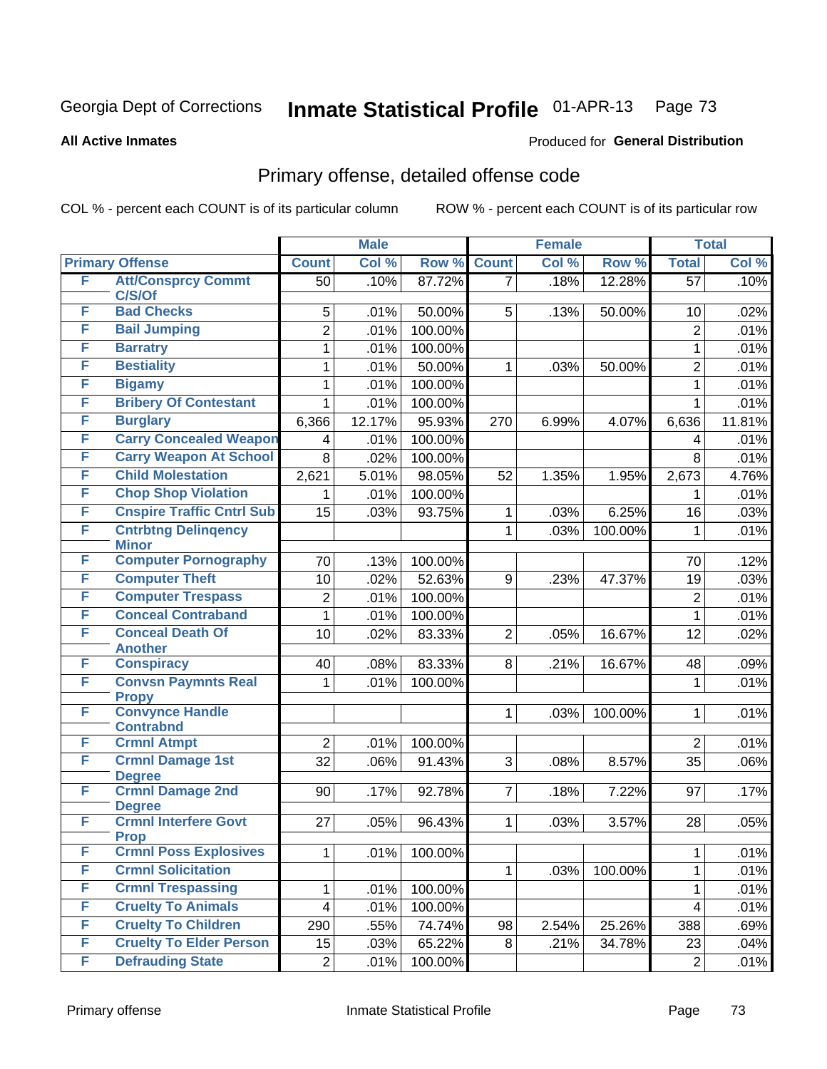Georgia Dept of Corrections **Inmate Statistical Profile** 01-APR-13

**All Active Inmates**

Produced for **General Distribution**

## Primary offense, detailed offense code

COL % - percent each COUNT is of its particular column ROW % - percent each COUNT is of its particular row

| Primary Offense | | Male | | | Female | | | Total | |
|---|---|---|---|---|---|---|---|---|---|
| | | Count | Col % | Row % | Count | Col % | Row % | Total | Col % |
| F | Att/Consprcy Commt C/S/Of | 50 | .10% | 87.72% | 7 | .18% | 12.28% | 57 | .10% |
| F | Bad Checks | 5 | .01% | 50.00% | 5 | .13% | 50.00% | 10 | .02% |
| F | Bail Jumping | 2 | .01% | 100.00% | | | | 2 | .01% |
| F | Barratry | 1 | .01% | 100.00% | | | | 1 | .01% |
| F | Bestiality | 1 | .01% | 50.00% | 1 | .03% | 50.00% | 2 | .01% |
| F | Bigamy | 1 | .01% | 100.00% | | | | 1 | .01% |
| F | Bribery Of Contestant | 1 | .01% | 100.00% | | | | 1 | .01% |
| F | Burglary | 6,366 | 12.17% | 95.93% | 270 | 6.99% | 4.07% | 6,636 | 11.81% |
| F | Carry Concealed Weapon | 4 | .01% | 100.00% | | | | 4 | .01% |
| F | Carry Weapon At School | 8 | .02% | 100.00% | | | | 8 | .01% |
| F | Child Molestation | 2,621 | 5.01% | 98.05% | 52 | 1.35% | 1.95% | 2,673 | 4.76% |
| F | Chop Shop Violation | 1 | .01% | 100.00% | | | | 1 | .01% |
| F | Cnspire Traffic Cntrl Sub | 15 | .03% | 93.75% | 1 | .03% | 6.25% | 16 | .03% |
| F | Cntrbtng Delinqency Minor | | | | 1 | .03% | 100.00% | 1 | .01% |
| F | Computer Pornography | 70 | .13% | 100.00% | | | | 70 | .12% |
| F | Computer Theft | 10 | .02% | 52.63% | 9 | .23% | 47.37% | 19 | .03% |
| F | Computer Trespass | 2 | .01% | 100.00% | | | | 2 | .01% |
| F | Conceal Contraband | 1 | .01% | 100.00% | | | | 1 | .01% |
| F | Conceal Death Of Another | 10 | .02% | 83.33% | 2 | .05% | 16.67% | 12 | .02% |
| F | Conspiracy | 40 | .08% | 83.33% | 8 | .21% | 16.67% | 48 | .09% |
| F | Convsn Paymnts Real Propy | 1 | .01% | 100.00% | | | | 1 | .01% |
| F | Convynce Handle Contrabnd | | | | 1 | .03% | 100.00% | 1 | .01% |
| F | Crmnl Atmpt | 2 | .01% | 100.00% | | | | 2 | .01% |
| F | Crmnl Damage 1st Degree | 32 | .06% | 91.43% | 3 | .08% | 8.57% | 35 | .06% |
| F | Crmnl Damage 2nd Degree | 90 | .17% | 92.78% | 7 | .18% | 7.22% | 97 | .17% |
| F | Crmnl Interfere Govt Prop | 27 | .05% | 96.43% | 1 | .03% | 3.57% | 28 | .05% |
| F | Crmnl Poss Explosives | 1 | .01% | 100.00% | | | | 1 | .01% |
| F | Crmnl Solicitation | | | | 1 | .03% | 100.00% | 1 | .01% |
| F | Crmnl Trespassing | 1 | .01% | 100.00% | | | | 1 | .01% |
| F | Cruelty To Animals | 4 | .01% | 100.00% | | | | 4 | .01% |
| F | Cruelty To Children | 290 | .55% | 74.74% | 98 | 2.54% | 25.26% | 388 | .69% |
| F | Cruelty To Elder Person | 15 | .03% | 65.22% | 8 | .21% | 34.78% | 23 | .04% |
| F | Defrauding State | 2 | .01% | 100.00% | | | | 2 | .01% |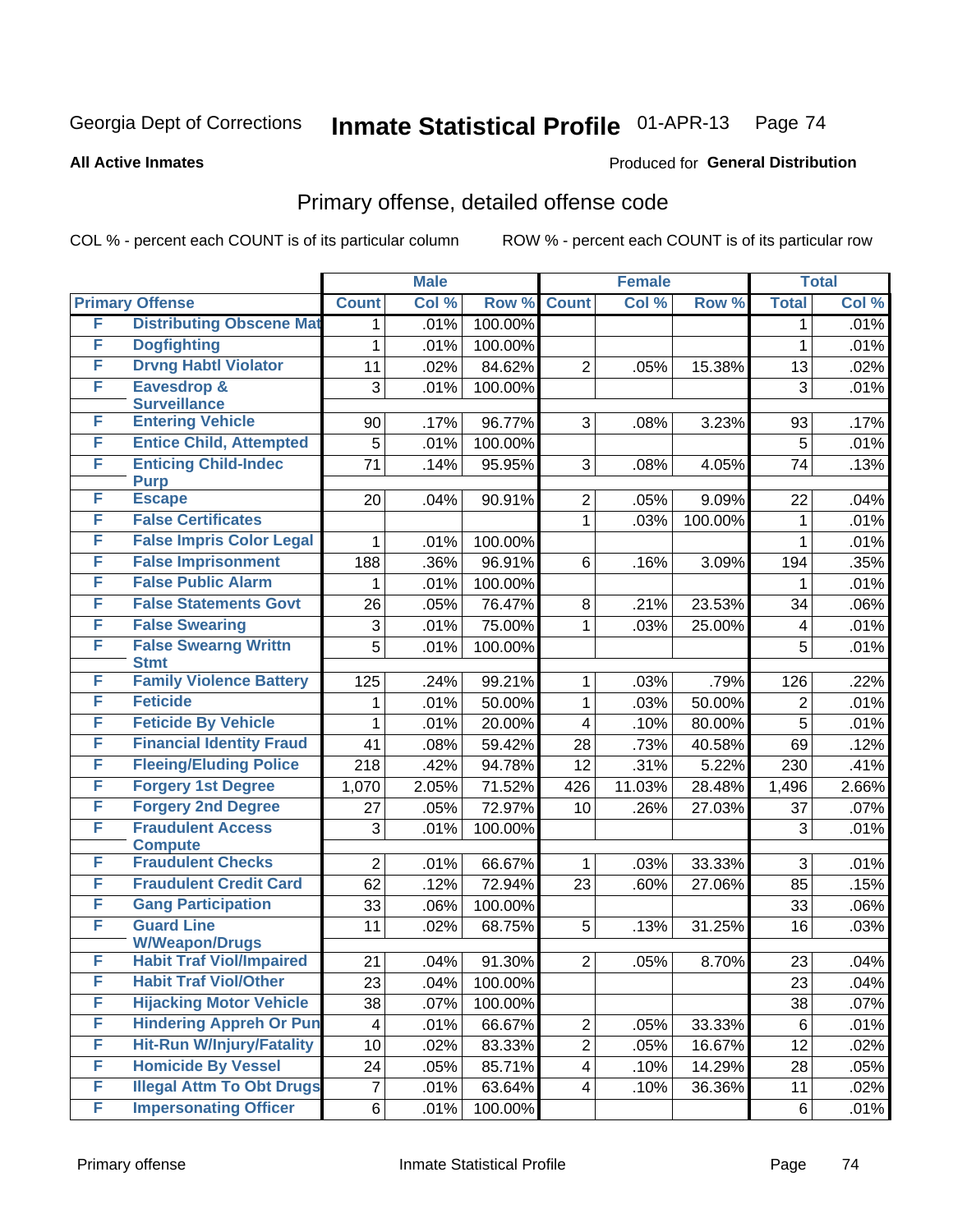Georgia Dept of Corrections **Inmate Statistical Profile** 01-APR-13

**All Active Inmates**

Produced for **General Distribution**

## Primary offense, detailed offense code

COL % - percent each COUNT is of its particular column

ROW % - percent each COUNT is of its particular row

| Primary Offense | | Male | | | Female | | | Total | |
|---|---|---|---|---|---|---|---|---|---|
| | | Count | Col % | Row % | Count | Col % | Row % | Total | Col % |
| F | Distributing Obscene Mat | 1 | .01% | 100.00% | | | | 1 | .01% |
| F | Dogfighting | 1 | .01% | 100.00% | | | | 1 | .01% |
| F | Drvng Habtl Violator | 11 | .02% | 84.62% | 2 | .05% | 15.38% | 13 | .02% |
| F | Eavesdrop & Surveillance | 3 | .01% | 100.00% | | | | 3 | .01% |
| F | Entering Vehicle | 90 | .17% | 96.77% | 3 | .08% | 3.23% | 93 | .17% |
| F | Entice Child, Attempted | 5 | .01% | 100.00% | | | | 5 | .01% |
| F | Enticing Child-Indec Purp | 71 | .14% | 95.95% | 3 | .08% | 4.05% | 74 | .13% |
| F | Escape | 20 | .04% | 90.91% | 2 | .05% | 9.09% | 22 | .04% |
| F | False Certificates | | | | 1 | .03% | 100.00% | 1 | .01% |
| F | False Impris Color Legal | 1 | .01% | 100.00% | | | | 1 | .01% |
| F | False Imprisonment | 188 | .36% | 96.91% | 6 | .16% | 3.09% | 194 | .35% |
| F | False Public Alarm | 1 | .01% | 100.00% | | | | 1 | .01% |
| F | False Statements Govt | 26 | .05% | 76.47% | 8 | .21% | 23.53% | 34 | .06% |
| F | False Swearing | 3 | .01% | 75.00% | 1 | .03% | 25.00% | 4 | .01% |
| F | False Swearng Writtn Stmt | 5 | .01% | 100.00% | | | | 5 | .01% |
| F | Family Violence Battery | 125 | .24% | 99.21% | 1 | .03% | .79% | 126 | .22% |
| F | Feticide | 1 | .01% | 50.00% | 1 | .03% | 50.00% | 2 | .01% |
| F | Feticide By Vehicle | 1 | .01% | 20.00% | 4 | .10% | 80.00% | 5 | .01% |
| F | Financial Identity Fraud | 41 | .08% | 59.42% | 28 | .73% | 40.58% | 69 | .12% |
| F | Fleeing/Eluding Police | 218 | .42% | 94.78% | 12 | .31% | 5.22% | 230 | .41% |
| F | Forgery 1st Degree | 1,070 | 2.05% | 71.52% | 426 | 11.03% | 28.48% | 1,496 | 2.66% |
| F | Forgery 2nd Degree | 27 | .05% | 72.97% | 10 | .26% | 27.03% | 37 | .07% |
| F | Fraudulent Access Compute | 3 | .01% | 100.00% | | | | 3 | .01% |
| F | Fraudulent Checks | 2 | .01% | 66.67% | 1 | .03% | 33.33% | 3 | .01% |
| F | Fraudulent Credit Card | 62 | .12% | 72.94% | 23 | .60% | 27.06% | 85 | .15% |
| F | Gang Participation | 33 | .06% | 100.00% | | | | 33 | .06% |
| F | Guard Line W/Weapon/Drugs | 11 | .02% | 68.75% | 5 | .13% | 31.25% | 16 | .03% |
| F | Habit Traf Viol/Impaired | 21 | .04% | 91.30% | 2 | .05% | 8.70% | 23 | .04% |
| F | Habit Traf Viol/Other | 23 | .04% | 100.00% | | | | 23 | .04% |
| F | Hijacking Motor Vehicle | 38 | .07% | 100.00% | | | | 38 | .07% |
| F | Hindering Appreh Or Pun | 4 | .01% | 66.67% | 2 | .05% | 33.33% | 6 | .01% |
| F | Hit-Run W/Injury/Fatality | 10 | .02% | 83.33% | 2 | .05% | 16.67% | 12 | .02% |
| F | Homicide By Vessel | 24 | .05% | 85.71% | 4 | .10% | 14.29% | 28 | .05% |
| F | Illegal Attm To Obt Drugs | 7 | .01% | 63.64% | 4 | .10% | 36.36% | 11 | .02% |
| F | Impersonating Officer | 6 | .01% | 100.00% | | | | 6 | .01% |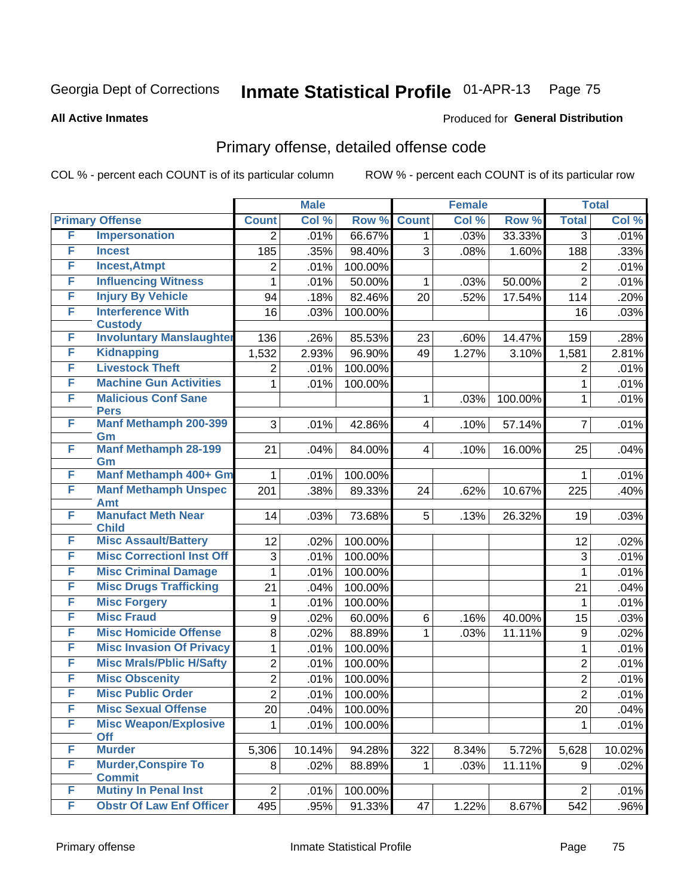Georgia Dept of Corrections **Inmate Statistical Profile** 01-APR-13

**All Active Inmates**

Produced for **General Distribution**

## Primary offense, detailed offense code

COL % - percent each COUNT is of its particular column

ROW % - percent each COUNT is of its particular row

| Primary Offense | | Male | | | Female | | | Total | |
|---|---|---|---|---|---|---|---|---|---|
| | | Count | Col % | Row % | Count | Col % | Row % | Total | Col % |
| F | Impersonation | 2 | .01% | 66.67% | 1 | .03% | 33.33% | 3 | .01% |
| F | Incest | 185 | .35% | 98.40% | 3 | .08% | 1.60% | 188 | .33% |
| F | Incest,Atmpt | 2 | .01% | 100.00% | | | | 2 | .01% |
| F | Influencing Witness | 1 | .01% | 50.00% | 1 | .03% | 50.00% | 2 | .01% |
| F | Injury By Vehicle | 94 | .18% | 82.46% | 20 | .52% | 17.54% | 114 | .20% |
| F | Interference With Custody | 16 | .03% | 100.00% | | | | 16 | .03% |
| F | Involuntary Manslaughter | 136 | .26% | 85.53% | 23 | .60% | 14.47% | 159 | .28% |
| F | Kidnapping | 1,532 | 2.93% | 96.90% | 49 | 1.27% | 3.10% | 1,581 | 2.81% |
| F | Livestock Theft | 2 | .01% | 100.00% | | | | 2 | .01% |
| F | Machine Gun Activities | 1 | .01% | 100.00% | | | | 1 | .01% |
| F | Malicious Conf Sane Pers | | | | 1 | .03% | 100.00% | 1 | .01% |
| F | Manf Methamph 200-399 Gm | 3 | .01% | 42.86% | 4 | .10% | 57.14% | 7 | .01% |
| F | Manf Methamph 28-199 Gm | 21 | .04% | 84.00% | 4 | .10% | 16.00% | 25 | .04% |
| F | Manf Methamph 400+ Gm | 1 | .01% | 100.00% | | | | 1 | .01% |
| F | Manf Methamph Unspec Amt | 201 | .38% | 89.33% | 24 | .62% | 10.67% | 225 | .40% |
| F | Manufact Meth Near Child | 14 | .03% | 73.68% | 5 | .13% | 26.32% | 19 | .03% |
| F | Misc Assault/Battery | 12 | .02% | 100.00% | | | | 12 | .02% |
| F | Misc Correctionl Inst Off | 3 | .01% | 100.00% | | | | 3 | .01% |
| F | Misc Criminal Damage | 1 | .01% | 100.00% | | | | 1 | .01% |
| F | Misc Drugs Trafficking | 21 | .04% | 100.00% | | | | 21 | .04% |
| F | Misc Forgery | 1 | .01% | 100.00% | | | | 1 | .01% |
| F | Misc Fraud | 9 | .02% | 60.00% | 6 | .16% | 40.00% | 15 | .03% |
| F | Misc Homicide Offense | 8 | .02% | 88.89% | 1 | .03% | 11.11% | 9 | .02% |
| F | Misc Invasion Of Privacy | 1 | .01% | 100.00% | | | | 1 | .01% |
| F | Misc Mrals/Pblic H/Safty | 2 | .01% | 100.00% | | | | 2 | .01% |
| F | Misc Obscenity | 2 | .01% | 100.00% | | | | 2 | .01% |
| F | Misc Public Order | 2 | .01% | 100.00% | | | | 2 | .01% |
| F | Misc Sexual Offense | 20 | .04% | 100.00% | | | | 20 | .04% |
| F | Misc Weapon/Explosive Off | 1 | .01% | 100.00% | | | | 1 | .01% |
| F | Murder | 5,306 | 10.14% | 94.28% | 322 | 8.34% | 5.72% | 5,628 | 10.02% |
| F | Murder,Conspire To Commit | 8 | .02% | 88.89% | 1 | .03% | 11.11% | 9 | .02% |
| F | Mutiny In Penal Inst | 2 | .01% | 100.00% | | | | 2 | .01% |
| F | Obstr Of Law Enf Officer | 495 | .95% | 91.33% | 47 | 1.22% | 8.67% | 542 | .96% |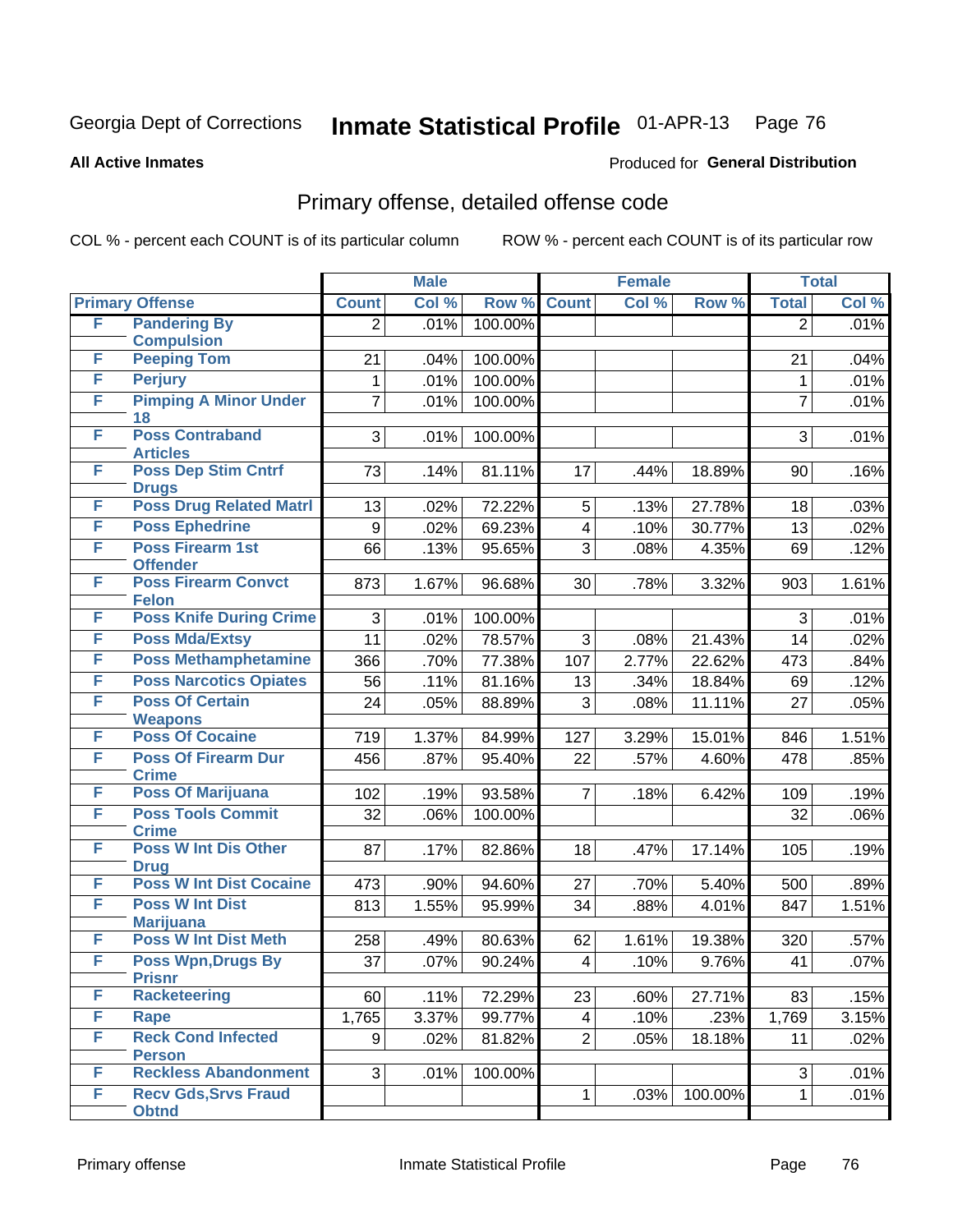Georgia Dept of Corrections **Inmate Statistical Profile** 01-APR-13

**All Active Inmates**

Produced for **General Distribution**

## Primary offense, detailed offense code

COL % - percent each COUNT is of its particular column

ROW % - percent each COUNT is of its particular row

| Primary Offense | | Male | | | Female | | | Total | |
|---|---|---|---|---|---|---|---|---|---|
| | | Count | Col % | Row % | Count | Col % | Row % | Total | Col % |
| F | Pandering By Compulsion | 2 | .01% | 100.00% | | | | 2 | .01% |
| F | Peeping Tom | 21 | .04% | 100.00% | | | | 21 | .04% |
| F | Perjury | 1 | .01% | 100.00% | | | | 1 | .01% |
| F | Pimping A Minor Under 18 | 7 | .01% | 100.00% | | | | 7 | .01% |
| F | Poss Contraband Articles | 3 | .01% | 100.00% | | | | 3 | .01% |
| F | Poss Dep Stim Cntrf Drugs | 73 | .14% | 81.11% | 17 | .44% | 18.89% | 90 | .16% |
| F | Poss Drug Related Matrl | 13 | .02% | 72.22% | 5 | .13% | 27.78% | 18 | .03% |
| F | Poss Ephedrine | 9 | .02% | 69.23% | 4 | .10% | 30.77% | 13 | .02% |
| F | Poss Firearm 1st Offender | 66 | .13% | 95.65% | 3 | .08% | 4.35% | 69 | .12% |
| F | Poss Firearm Convct Felon | 873 | 1.67% | 96.68% | 30 | .78% | 3.32% | 903 | 1.61% |
| F | Poss Knife During Crime | 3 | .01% | 100.00% | | | | 3 | .01% |
| F | Poss Mda/Extsy | 11 | .02% | 78.57% | 3 | .08% | 21.43% | 14 | .02% |
| F | Poss Methamphetamine | 366 | .70% | 77.38% | 107 | 2.77% | 22.62% | 473 | .84% |
| F | Poss Narcotics Opiates | 56 | .11% | 81.16% | 13 | .34% | 18.84% | 69 | .12% |
| F | Poss Of Certain Weapons | 24 | .05% | 88.89% | 3 | .08% | 11.11% | 27 | .05% |
| F | Poss Of Cocaine | 719 | 1.37% | 84.99% | 127 | 3.29% | 15.01% | 846 | 1.51% |
| F | Poss Of Firearm Dur Crime | 456 | .87% | 95.40% | 22 | .57% | 4.60% | 478 | .85% |
| F | Poss Of Marijuana | 102 | .19% | 93.58% | 7 | .18% | 6.42% | 109 | .19% |
| F | Poss Tools Commit Crime | 32 | .06% | 100.00% | | | | 32 | .06% |
| F | Poss W Int Dis Other Drug | 87 | .17% | 82.86% | 18 | .47% | 17.14% | 105 | .19% |
| F | Poss W Int Dist Cocaine | 473 | .90% | 94.60% | 27 | .70% | 5.40% | 500 | .89% |
| F | Poss W Int Dist Marijuana | 813 | 1.55% | 95.99% | 34 | .88% | 4.01% | 847 | 1.51% |
| F | Poss W Int Dist Meth | 258 | .49% | 80.63% | 62 | 1.61% | 19.38% | 320 | .57% |
| F | Poss Wpn,Drugs By Prisnr | 37 | .07% | 90.24% | 4 | .10% | 9.76% | 41 | .07% |
| F | Racketeering | 60 | .11% | 72.29% | 23 | .60% | 27.71% | 83 | .15% |
| F | Rape | 1,765 | 3.37% | 99.77% | 4 | .10% | .23% | 1,769 | 3.15% |
| F | Reck Cond Infected Person | 9 | .02% | 81.82% | 2 | .05% | 18.18% | 11 | .02% |
| F | Reckless Abandonment | 3 | .01% | 100.00% | | | | 3 | .01% |
| F | Recv Gds,Srvs Fraud Obtnd | | | | 1 | .03% | 100.00% | 1 | .01% |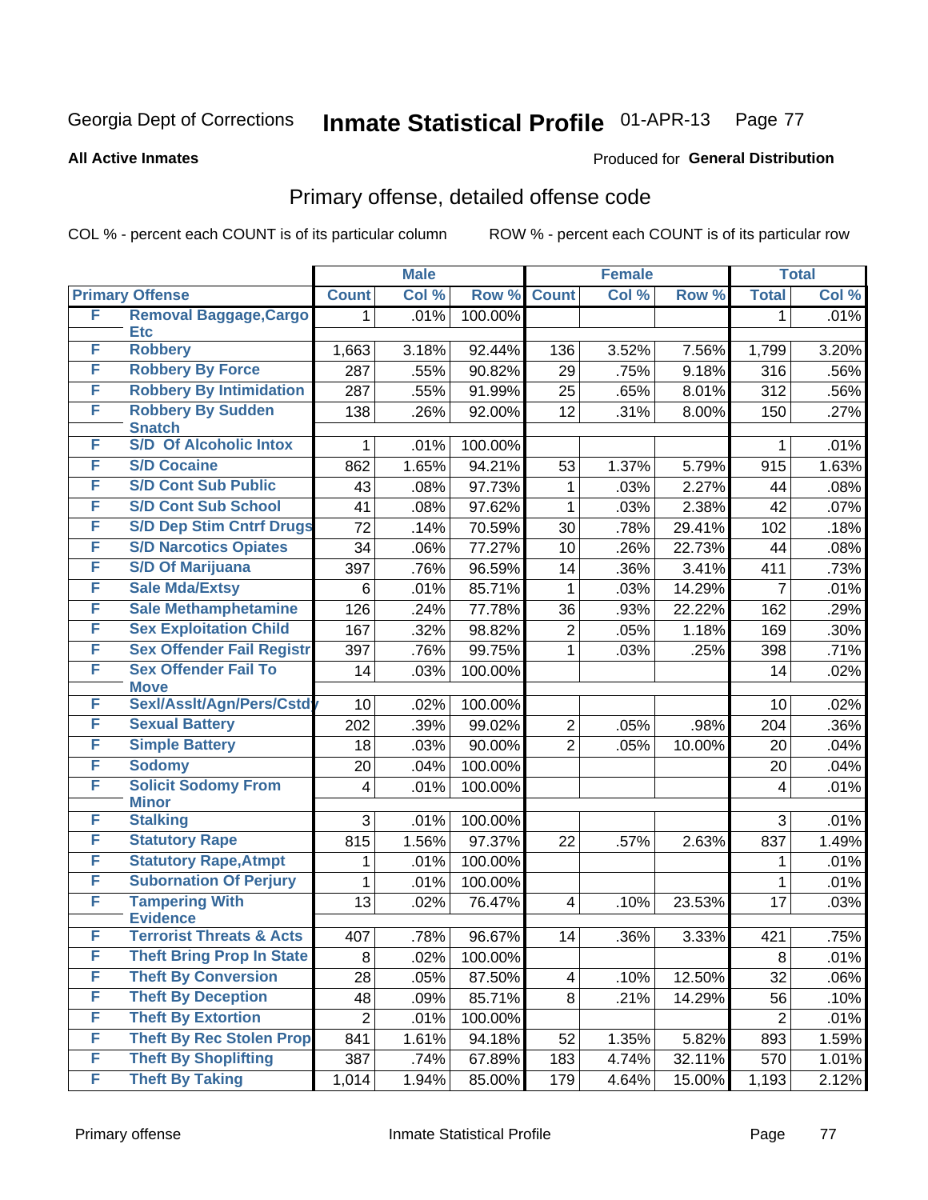Georgia Dept of Corrections **Inmate Statistical Profile** 01-APR-13

**All Active Inmates**

Produced for **General Distribution**

## Primary offense, detailed offense code

COL % - percent each COUNT is of its particular column ROW % - percent each COUNT is of its particular row

| Primary Offense | | Male | | | Female | | | Total | |
|---|---|---|---|---|---|---|---|---|---|
| | | Count | Col % | Row % | Count | Col % | Row % | Total | Col % |
| F | Removal Baggage,Cargo Etc | 1 | .01% | 100.00% | | | | 1 | .01% |
| F | Robbery | 1,663 | 3.18% | 92.44% | 136 | 3.52% | 7.56% | 1,799 | 3.20% |
| F | Robbery By Force | 287 | .55% | 90.82% | 29 | .75% | 9.18% | 316 | .56% |
| F | Robbery By Intimidation | 287 | .55% | 91.99% | 25 | .65% | 8.01% | 312 | .56% |
| F | Robbery By Sudden Snatch | 138 | .26% | 92.00% | 12 | .31% | 8.00% | 150 | .27% |
| F | S/D Of Alcoholic Intox | 1 | .01% | 100.00% | | | | 1 | .01% |
| F | S/D Cocaine | 862 | 1.65% | 94.21% | 53 | 1.37% | 5.79% | 915 | 1.63% |
| F | S/D Cont Sub Public | 43 | .08% | 97.73% | 1 | .03% | 2.27% | 44 | .08% |
| F | S/D Cont Sub School | 41 | .08% | 97.62% | 1 | .03% | 2.38% | 42 | .07% |
| F | S/D Dep Stim Cntrf Drugs | 72 | .14% | 70.59% | 30 | .78% | 29.41% | 102 | .18% |
| F | S/D Narcotics Opiates | 34 | .06% | 77.27% | 10 | .26% | 22.73% | 44 | .08% |
| F | S/D Of Marijuana | 397 | .76% | 96.59% | 14 | .36% | 3.41% | 411 | .73% |
| F | Sale Mda/Extsy | 6 | .01% | 85.71% | 1 | .03% | 14.29% | 7 | .01% |
| F | Sale Methamphetamine | 126 | .24% | 77.78% | 36 | .93% | 22.22% | 162 | .29% |
| F | Sex Exploitation Child | 167 | .32% | 98.82% | 2 | .05% | 1.18% | 169 | .30% |
| F | Sex Offender Fail Registr | 397 | .76% | 99.75% | 1 | .03% | .25% | 398 | .71% |
| F | Sex Offender Fail To Move | 14 | .03% | 100.00% | | | | 14 | .02% |
| F | Sexl/Asslt/Agn/Pers/Cstdy | 10 | .02% | 100.00% | | | | 10 | .02% |
| F | Sexual Battery | 202 | .39% | 99.02% | 2 | .05% | .98% | 204 | .36% |
| F | Simple Battery | 18 | .03% | 90.00% | 2 | .05% | 10.00% | 20 | .04% |
| F | Sodomy | 20 | .04% | 100.00% | | | | 20 | .04% |
| F | Solicit Sodomy From Minor | 4 | .01% | 100.00% | | | | 4 | .01% |
| F | Stalking | 3 | .01% | 100.00% | | | | 3 | .01% |
| F | Statutory Rape | 815 | 1.56% | 97.37% | 22 | .57% | 2.63% | 837 | 1.49% |
| F | Statutory Rape,Atmpt | 1 | .01% | 100.00% | | | | 1 | .01% |
| F | Subornation Of Perjury | 1 | .01% | 100.00% | | | | 1 | .01% |
| F | Tampering With Evidence | 13 | .02% | 76.47% | 4 | .10% | 23.53% | 17 | .03% |
| F | Terrorist Threats & Acts | 407 | .78% | 96.67% | 14 | .36% | 3.33% | 421 | .75% |
| F | Theft Bring Prop In State | 8 | .02% | 100.00% | | | | 8 | .01% |
| F | Theft By Conversion | 28 | .05% | 87.50% | 4 | .10% | 12.50% | 32 | .06% |
| F | Theft By Deception | 48 | .09% | 85.71% | 8 | .21% | 14.29% | 56 | .10% |
| F | Theft By Extortion | 2 | .01% | 100.00% | | | | 2 | .01% |
| F | Theft By Rec Stolen Prop | 841 | 1.61% | 94.18% | 52 | 1.35% | 5.82% | 893 | 1.59% |
| F | Theft By Shoplifting | 387 | .74% | 67.89% | 183 | 4.74% | 32.11% | 570 | 1.01% |
| F | Theft By Taking | 1,014 | 1.94% | 85.00% | 179 | 4.64% | 15.00% | 1,193 | 2.12% |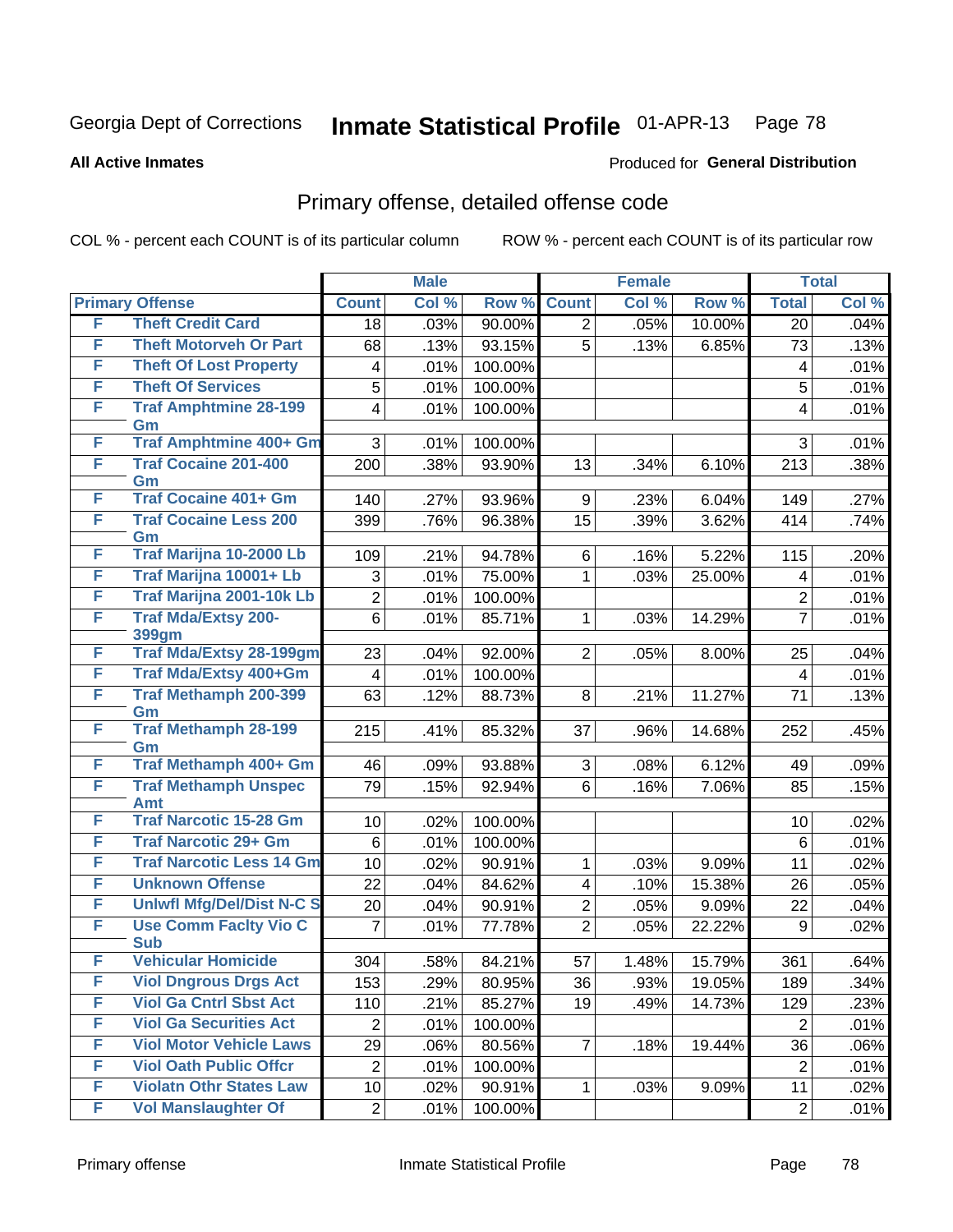Georgia Dept of Corrections **Inmate Statistical Profile** 01-APR-13

**All Active Inmates** Produced for **General Distribution**

## Primary offense, detailed offense code

COL % - percent each COUNT is of its particular column ROW % - percent each COUNT is of its particular row

| Primary Offense | | Male | | | Female | | | Total | |
|---|---|---|---|---|---|---|---|---|---|
| | | Count | Col % | Row % | Count | Col % | Row % | Total | Col % |
| F | Theft Credit Card | 18 | .03% | 90.00% | 2 | .05% | 10.00% | 20 | .04% |
| F | Theft Motorveh Or Part | 68 | .13% | 93.15% | 5 | .13% | 6.85% | 73 | .13% |
| F | Theft Of Lost Property | 4 | .01% | 100.00% | | | | 4 | .01% |
| F | Theft Of Services | 5 | .01% | 100.00% | | | | 5 | .01% |
| F | Traf Amphtmine 28-199 Gm | 4 | .01% | 100.00% | | | | 4 | .01% |
| F | Traf Amphtmine 400+ Gm | 3 | .01% | 100.00% | | | | 3 | .01% |
| F | Traf Cocaine 201-400 Gm | 200 | .38% | 93.90% | 13 | .34% | 6.10% | 213 | .38% |
| F | Traf Cocaine 401+ Gm | 140 | .27% | 93.96% | 9 | .23% | 6.04% | 149 | .27% |
| F | Traf Cocaine Less 200 Gm | 399 | .76% | 96.38% | 15 | .39% | 3.62% | 414 | .74% |
| F | Traf Marijna 10-2000 Lb | 109 | .21% | 94.78% | 6 | .16% | 5.22% | 115 | .20% |
| F | Traf Marijna 10001+ Lb | 3 | .01% | 75.00% | 1 | .03% | 25.00% | 4 | .01% |
| F | Traf Marijna 2001-10k Lb | 2 | .01% | 100.00% | | | | 2 | .01% |
| F | Traf Mda/Extsy 200-399gm | 6 | .01% | 85.71% | 1 | .03% | 14.29% | 7 | .01% |
| F | Traf Mda/Extsy 28-199gm | 23 | .04% | 92.00% | 2 | .05% | 8.00% | 25 | .04% |
| F | Traf Mda/Extsy 400+Gm | 4 | .01% | 100.00% | | | | 4 | .01% |
| F | Traf Methamph 200-399 Gm | 63 | .12% | 88.73% | 8 | .21% | 11.27% | 71 | .13% |
| F | Traf Methamph 28-199 Gm | 215 | .41% | 85.32% | 37 | .96% | 14.68% | 252 | .45% |
| F | Traf Methamph 400+ Gm | 46 | .09% | 93.88% | 3 | .08% | 6.12% | 49 | .09% |
| F | Traf Methamph Unspec Amt | 79 | .15% | 92.94% | 6 | .16% | 7.06% | 85 | .15% |
| F | Traf Narcotic 15-28 Gm | 10 | .02% | 100.00% | | | | 10 | .02% |
| F | Traf Narcotic 29+ Gm | 6 | .01% | 100.00% | | | | 6 | .01% |
| F | Traf Narcotic Less 14 Gm | 10 | .02% | 90.91% | 1 | .03% | 9.09% | 11 | .02% |
| F | Unknown Offense | 22 | .04% | 84.62% | 4 | .10% | 15.38% | 26 | .05% |
| F | Unlwfl Mfg/Del/Dist N-C S | 20 | .04% | 90.91% | 2 | .05% | 9.09% | 22 | .04% |
| F | Use Comm Faclty Vio C Sub | 7 | .01% | 77.78% | 2 | .05% | 22.22% | 9 | .02% |
| F | Vehicular Homicide | 304 | .58% | 84.21% | 57 | 1.48% | 15.79% | 361 | .64% |
| F | Viol Dngrous Drgs Act | 153 | .29% | 80.95% | 36 | .93% | 19.05% | 189 | .34% |
| F | Viol Ga Cntrl Sbst Act | 110 | .21% | 85.27% | 19 | .49% | 14.73% | 129 | .23% |
| F | Viol Ga Securities Act | 2 | .01% | 100.00% | | | | 2 | .01% |
| F | Viol Motor Vehicle Laws | 29 | .06% | 80.56% | 7 | .18% | 19.44% | 36 | .06% |
| F | Viol Oath Public Offcr | 2 | .01% | 100.00% | | | | 2 | .01% |
| F | Violatn Othr States Law | 10 | .02% | 90.91% | 1 | .03% | 9.09% | 11 | .02% |
| F | Vol Manslaughter Of | 2 | .01% | 100.00% | | | | 2 | .01% |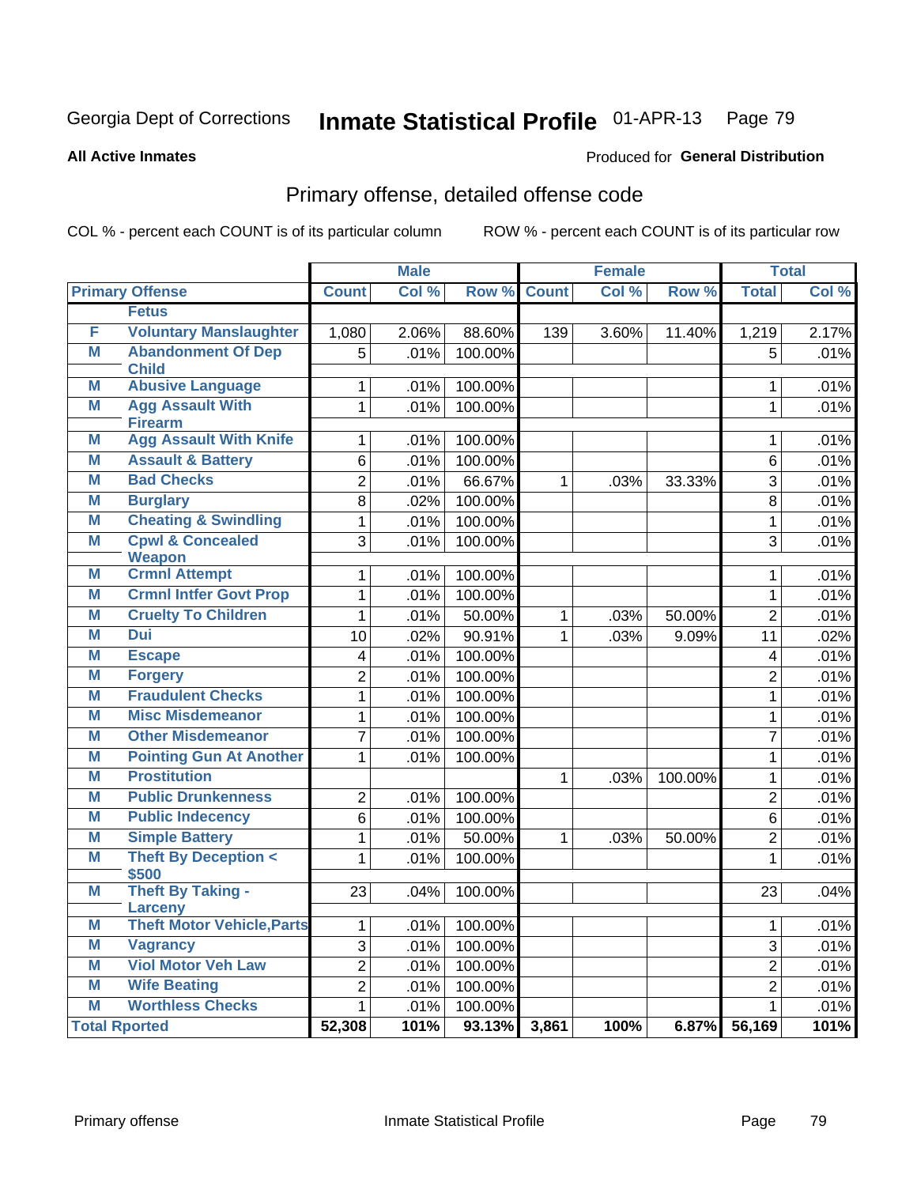Georgia Dept of Corrections **Inmate Statistical Profile** 01-APR-13

**All Active Inmates**

Produced for **General Distribution**

## Primary offense, detailed offense code

COL % - percent each COUNT is of its particular column     ROW % - percent each COUNT is of its particular row

| Primary Offense | | Male | | | Female | | | Total | |
|---|---|---|---|---|---|---|---|---|---|
| | | Count | Col % | Row % | Count | Col % | Row % | Total | Col % |
| | Fetus | | | | | | | | |
| F | Voluntary Manslaughter | 1,080 | 2.06% | 88.60% | 139 | 3.60% | 11.40% | 1,219 | 2.17% |
| M | Abandonment Of Dep Child | 5 | .01% | 100.00% | | | | 5 | .01% |
| M | Abusive Language | 1 | .01% | 100.00% | | | | 1 | .01% |
| M | Agg Assault With Firearm | 1 | .01% | 100.00% | | | | 1 | .01% |
| M | Agg Assault With Knife | 1 | .01% | 100.00% | | | | 1 | .01% |
| M | Assault & Battery | 6 | .01% | 100.00% | | | | 6 | .01% |
| M | Bad Checks | 2 | .01% | 66.67% | 1 | .03% | 33.33% | 3 | .01% |
| M | Burglary | 8 | .02% | 100.00% | | | | 8 | .01% |
| M | Cheating & Swindling | 1 | .01% | 100.00% | | | | 1 | .01% |
| M | Cpwl & Concealed Weapon | 3 | .01% | 100.00% | | | | 3 | .01% |
| M | Crmnl Attempt | 1 | .01% | 100.00% | | | | 1 | .01% |
| M | Crmnl Intfer Govt Prop | 1 | .01% | 100.00% | | | | 1 | .01% |
| M | Cruelty To Children | 1 | .01% | 50.00% | 1 | .03% | 50.00% | 2 | .01% |
| M | Dui | 10 | .02% | 90.91% | 1 | .03% | 9.09% | 11 | .02% |
| M | Escape | 4 | .01% | 100.00% | | | | 4 | .01% |
| M | Forgery | 2 | .01% | 100.00% | | | | 2 | .01% |
| M | Fraudulent Checks | 1 | .01% | 100.00% | | | | 1 | .01% |
| M | Misc Misdemeanor | 1 | .01% | 100.00% | | | | 1 | .01% |
| M | Other Misdemeanor | 7 | .01% | 100.00% | | | | 7 | .01% |
| M | Pointing Gun At Another | 1 | .01% | 100.00% | | | | 1 | .01% |
| M | Prostitution | | | | 1 | .03% | 100.00% | 1 | .01% |
| M | Public Drunkenness | 2 | .01% | 100.00% | | | | 2 | .01% |
| M | Public Indecency | 6 | .01% | 100.00% | | | | 6 | .01% |
| M | Simple Battery | 1 | .01% | 50.00% | 1 | .03% | 50.00% | 2 | .01% |
| M | Theft By Deception < $500 | 1 | .01% | 100.00% | | | | 1 | .01% |
| M | Theft By Taking - Larceny | 23 | .04% | 100.00% | | | | 23 | .04% |
| M | Theft Motor Vehicle,Parts | 1 | .01% | 100.00% | | | | 1 | .01% |
| M | Vagrancy | 3 | .01% | 100.00% | | | | 3 | .01% |
| M | Viol Motor Veh Law | 2 | .01% | 100.00% | | | | 2 | .01% |
| M | Wife Beating | 2 | .01% | 100.00% | | | | 2 | .01% |
| M | Worthless Checks | 1 | .01% | 100.00% | | | | 1 | .01% |
| Total Rported | | 52,308 | 101% | 93.13% | 3,861 | 100% | 6.87% | 56,169 | 101% |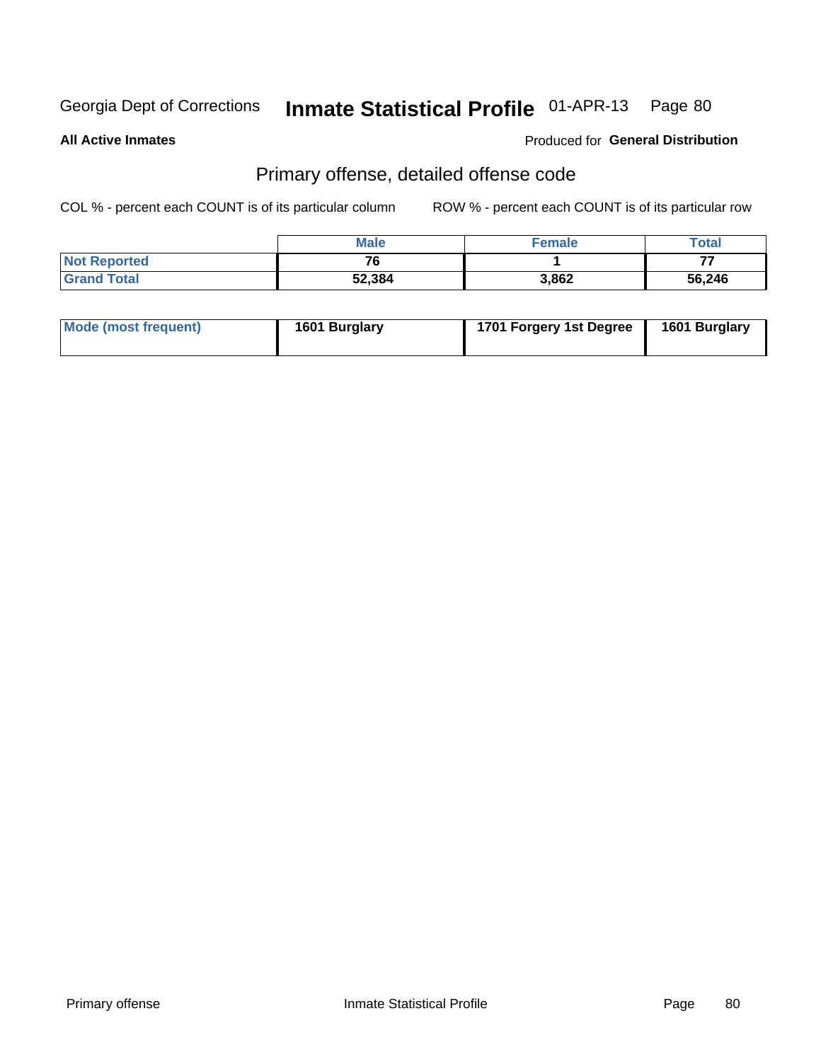Georgia Dept of Corrections **Inmate Statistical Profile** 01-APR-13

**All Active Inmates**

Produced for **General Distribution**

## Primary offense, detailed offense code

COL % - percent each COUNT is of its particular column

ROW % - percent each COUNT is of its particular row

| | Male | Female | Total |
|---|---|---|---|
| Not Reported | 76 | 1 | 77 |
| Grand Total | 52,384 | 3,862 | 56,246 |

| | Male | Female | Total |
|---|---|---|---|
| Mode (most frequent) | 1601 Burglary | 1701 Forgery 1st Degree | 1601 Burglary |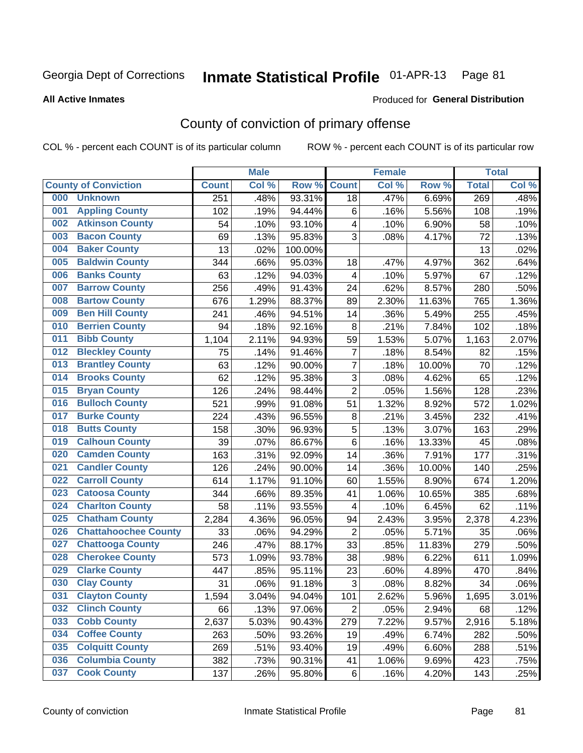Georgia Dept of Corrections **Inmate Statistical Profile** 01-APR-13 Page 81

**All Active Inmates**

Produced for **General Distribution**

## County of conviction of primary offense

COL % - percent each COUNT is of its particular column ROW % - percent each COUNT is of its particular row

| County of Conviction | Male | | | Female | | | Total | |
|---|---|---|---|---|---|---|---|---|
| | Count | Col % | Row % | Count | Col % | Row % | Total | Col % |
| 000 Unknown | 251 | .48% | 93.31% | 18 | .47% | 6.69% | 269 | .48% |
| 001 Appling County | 102 | .19% | 94.44% | 6 | .16% | 5.56% | 108 | .19% |
| 002 Atkinson County | 54 | .10% | 93.10% | 4 | .10% | 6.90% | 58 | .10% |
| 003 Bacon County | 69 | .13% | 95.83% | 3 | .08% | 4.17% | 72 | .13% |
| 004 Baker County | 13 | .02% | 100.00% | | | | 13 | .02% |
| 005 Baldwin County | 344 | .66% | 95.03% | 18 | .47% | 4.97% | 362 | .64% |
| 006 Banks County | 63 | .12% | 94.03% | 4 | .10% | 5.97% | 67 | .12% |
| 007 Barrow County | 256 | .49% | 91.43% | 24 | .62% | 8.57% | 280 | .50% |
| 008 Bartow County | 676 | 1.29% | 88.37% | 89 | 2.30% | 11.63% | 765 | 1.36% |
| 009 Ben Hill County | 241 | .46% | 94.51% | 14 | .36% | 5.49% | 255 | .45% |
| 010 Berrien County | 94 | .18% | 92.16% | 8 | .21% | 7.84% | 102 | .18% |
| 011 Bibb County | 1,104 | 2.11% | 94.93% | 59 | 1.53% | 5.07% | 1,163 | 2.07% |
| 012 Bleckley County | 75 | .14% | 91.46% | 7 | .18% | 8.54% | 82 | .15% |
| 013 Brantley County | 63 | .12% | 90.00% | 7 | .18% | 10.00% | 70 | .12% |
| 014 Brooks County | 62 | .12% | 95.38% | 3 | .08% | 4.62% | 65 | .12% |
| 015 Bryan County | 126 | .24% | 98.44% | 2 | .05% | 1.56% | 128 | .23% |
| 016 Bulloch County | 521 | .99% | 91.08% | 51 | 1.32% | 8.92% | 572 | 1.02% |
| 017 Burke County | 224 | .43% | 96.55% | 8 | .21% | 3.45% | 232 | .41% |
| 018 Butts County | 158 | .30% | 96.93% | 5 | .13% | 3.07% | 163 | .29% |
| 019 Calhoun County | 39 | .07% | 86.67% | 6 | .16% | 13.33% | 45 | .08% |
| 020 Camden County | 163 | .31% | 92.09% | 14 | .36% | 7.91% | 177 | .31% |
| 021 Candler County | 126 | .24% | 90.00% | 14 | .36% | 10.00% | 140 | .25% |
| 022 Carroll County | 614 | 1.17% | 91.10% | 60 | 1.55% | 8.90% | 674 | 1.20% |
| 023 Catoosa County | 344 | .66% | 89.35% | 41 | 1.06% | 10.65% | 385 | .68% |
| 024 Charlton County | 58 | .11% | 93.55% | 4 | .10% | 6.45% | 62 | .11% |
| 025 Chatham County | 2,284 | 4.36% | 96.05% | 94 | 2.43% | 3.95% | 2,378 | 4.23% |
| 026 Chattahoochee County | 33 | .06% | 94.29% | 2 | .05% | 5.71% | 35 | .06% |
| 027 Chattooga County | 246 | .47% | 88.17% | 33 | .85% | 11.83% | 279 | .50% |
| 028 Cherokee County | 573 | 1.09% | 93.78% | 38 | .98% | 6.22% | 611 | 1.09% |
| 029 Clarke County | 447 | .85% | 95.11% | 23 | .60% | 4.89% | 470 | .84% |
| 030 Clay County | 31 | .06% | 91.18% | 3 | .08% | 8.82% | 34 | .06% |
| 031 Clayton County | 1,594 | 3.04% | 94.04% | 101 | 2.62% | 5.96% | 1,695 | 3.01% |
| 032 Clinch County | 66 | .13% | 97.06% | 2 | .05% | 2.94% | 68 | .12% |
| 033 Cobb County | 2,637 | 5.03% | 90.43% | 279 | 7.22% | 9.57% | 2,916 | 5.18% |
| 034 Coffee County | 263 | .50% | 93.26% | 19 | .49% | 6.74% | 282 | .50% |
| 035 Colquitt County | 269 | .51% | 93.40% | 19 | .49% | 6.60% | 288 | .51% |
| 036 Columbia County | 382 | .73% | 90.31% | 41 | 1.06% | 9.69% | 423 | .75% |
| 037 Cook County | 137 | .26% | 95.80% | 6 | .16% | 4.20% | 143 | .25% |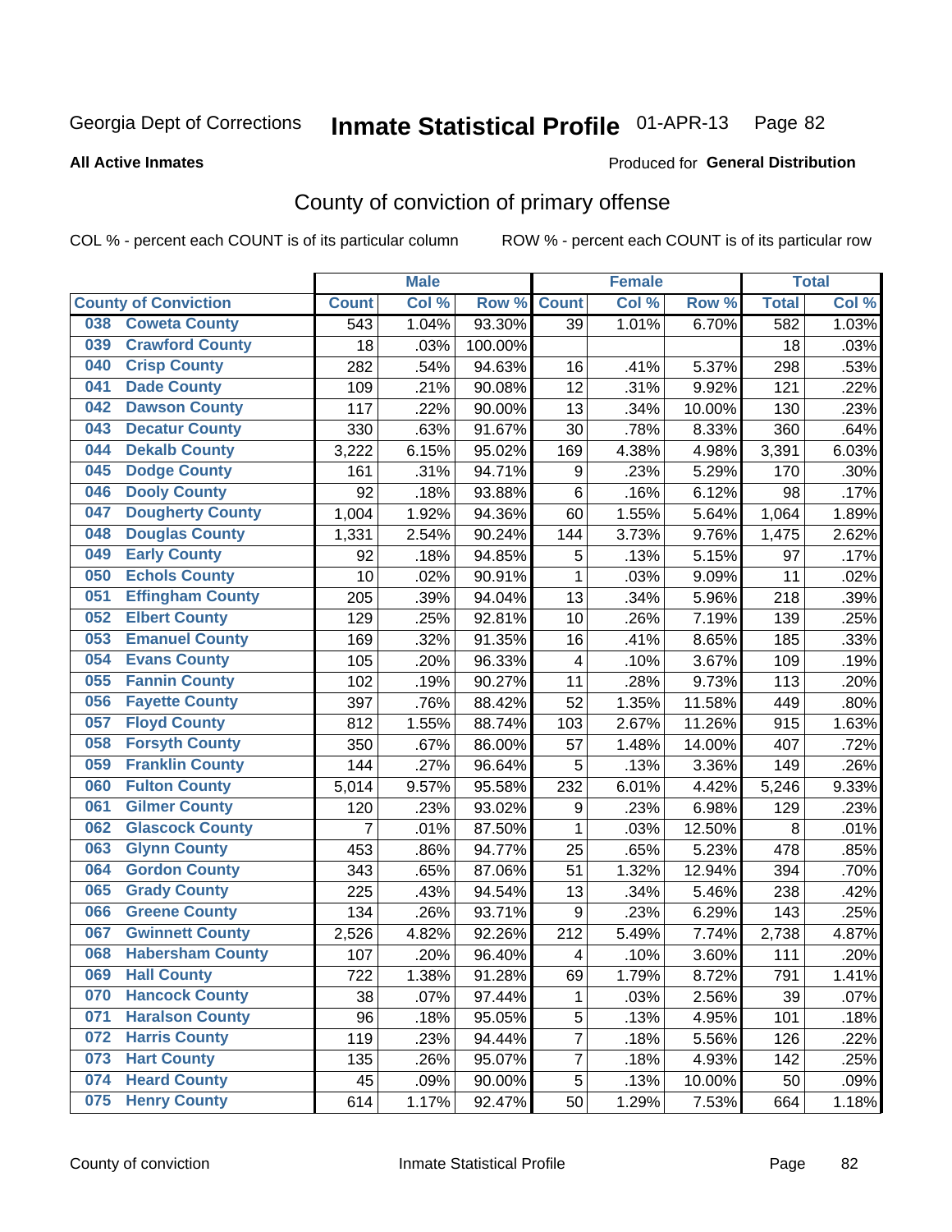Georgia Dept of Corrections **Inmate Statistical Profile** 01-APR-13 Page 82

**All Active Inmates**

Produced for **General Distribution**

# County of conviction of primary offense

COL % - percent each COUNT is of its particular column ROW % - percent each COUNT is of its particular row

| County of Conviction | Male | | | Female | | | Total | |
|---|---|---|---|---|---|---|---|---|
| | Count | Col % | Row % | Count | Col % | Row % | Total | Col % |
| 038 Coweta County | 543 | 1.04% | 93.30% | 39 | 1.01% | 6.70% | 582 | 1.03% |
| 039 Crawford County | 18 | .03% | 100.00% | | | | 18 | .03% |
| 040 Crisp County | 282 | .54% | 94.63% | 16 | .41% | 5.37% | 298 | .53% |
| 041 Dade County | 109 | .21% | 90.08% | 12 | .31% | 9.92% | 121 | .22% |
| 042 Dawson County | 117 | .22% | 90.00% | 13 | .34% | 10.00% | 130 | .23% |
| 043 Decatur County | 330 | .63% | 91.67% | 30 | .78% | 8.33% | 360 | .64% |
| 044 Dekalb County | 3,222 | 6.15% | 95.02% | 169 | 4.38% | 4.98% | 3,391 | 6.03% |
| 045 Dodge County | 161 | .31% | 94.71% | 9 | .23% | 5.29% | 170 | .30% |
| 046 Dooly County | 92 | .18% | 93.88% | 6 | .16% | 6.12% | 98 | .17% |
| 047 Dougherty County | 1,004 | 1.92% | 94.36% | 60 | 1.55% | 5.64% | 1,064 | 1.89% |
| 048 Douglas County | 1,331 | 2.54% | 90.24% | 144 | 3.73% | 9.76% | 1,475 | 2.62% |
| 049 Early County | 92 | .18% | 94.85% | 5 | .13% | 5.15% | 97 | .17% |
| 050 Echols County | 10 | .02% | 90.91% | 1 | .03% | 9.09% | 11 | .02% |
| 051 Effingham County | 205 | .39% | 94.04% | 13 | .34% | 5.96% | 218 | .39% |
| 052 Elbert County | 129 | .25% | 92.81% | 10 | .26% | 7.19% | 139 | .25% |
| 053 Emanuel County | 169 | .32% | 91.35% | 16 | .41% | 8.65% | 185 | .33% |
| 054 Evans County | 105 | .20% | 96.33% | 4 | .10% | 3.67% | 109 | .19% |
| 055 Fannin County | 102 | .19% | 90.27% | 11 | .28% | 9.73% | 113 | .20% |
| 056 Fayette County | 397 | .76% | 88.42% | 52 | 1.35% | 11.58% | 449 | .80% |
| 057 Floyd County | 812 | 1.55% | 88.74% | 103 | 2.67% | 11.26% | 915 | 1.63% |
| 058 Forsyth County | 350 | .67% | 86.00% | 57 | 1.48% | 14.00% | 407 | .72% |
| 059 Franklin County | 144 | .27% | 96.64% | 5 | .13% | 3.36% | 149 | .26% |
| 060 Fulton County | 5,014 | 9.57% | 95.58% | 232 | 6.01% | 4.42% | 5,246 | 9.33% |
| 061 Gilmer County | 120 | .23% | 93.02% | 9 | .23% | 6.98% | 129 | .23% |
| 062 Glascock County | 7 | .01% | 87.50% | 1 | .03% | 12.50% | 8 | .01% |
| 063 Glynn County | 453 | .86% | 94.77% | 25 | .65% | 5.23% | 478 | .85% |
| 064 Gordon County | 343 | .65% | 87.06% | 51 | 1.32% | 12.94% | 394 | .70% |
| 065 Grady County | 225 | .43% | 94.54% | 13 | .34% | 5.46% | 238 | .42% |
| 066 Greene County | 134 | .26% | 93.71% | 9 | .23% | 6.29% | 143 | .25% |
| 067 Gwinnett County | 2,526 | 4.82% | 92.26% | 212 | 5.49% | 7.74% | 2,738 | 4.87% |
| 068 Habersham County | 107 | .20% | 96.40% | 4 | .10% | 3.60% | 111 | .20% |
| 069 Hall County | 722 | 1.38% | 91.28% | 69 | 1.79% | 8.72% | 791 | 1.41% |
| 070 Hancock County | 38 | .07% | 97.44% | 1 | .03% | 2.56% | 39 | .07% |
| 071 Haralson County | 96 | .18% | 95.05% | 5 | .13% | 4.95% | 101 | .18% |
| 072 Harris County | 119 | .23% | 94.44% | 7 | .18% | 5.56% | 126 | .22% |
| 073 Hart County | 135 | .26% | 95.07% | 7 | .18% | 4.93% | 142 | .25% |
| 074 Heard County | 45 | .09% | 90.00% | 5 | .13% | 10.00% | 50 | .09% |
| 075 Henry County | 614 | 1.17% | 92.47% | 50 | 1.29% | 7.53% | 664 | 1.18% |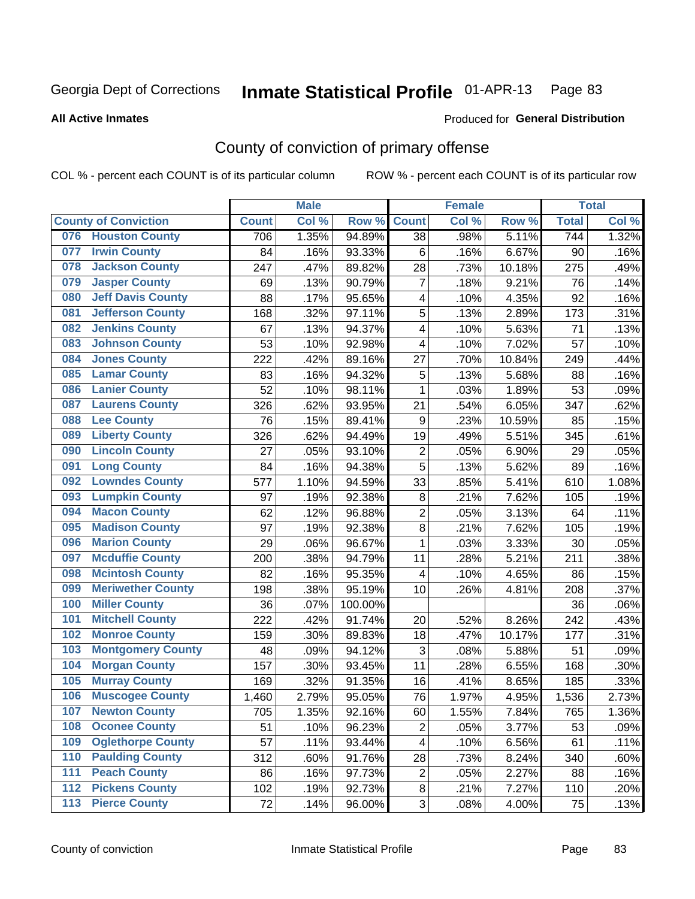Georgia Dept of Corrections **Inmate Statistical Profile** 01-APR-13

**All Active Inmates**

Produced for **General Distribution**

## County of conviction of primary offense

COL % - percent each COUNT is of its particular column ROW % - percent each COUNT is of its particular row

| County of Conviction | | Male | | | Female | | | Total | |
|---|---|---|---|---|---|---|---|---|---|
| | | Count | Col % | Row % | Count | Col % | Row % | Total | Col % |
| 076 | Houston County | 706 | 1.35% | 94.89% | 38 | .98% | 5.11% | 744 | 1.32% |
| 077 | Irwin County | 84 | .16% | 93.33% | 6 | .16% | 6.67% | 90 | .16% |
| 078 | Jackson County | 247 | .47% | 89.82% | 28 | .73% | 10.18% | 275 | .49% |
| 079 | Jasper County | 69 | .13% | 90.79% | 7 | .18% | 9.21% | 76 | .14% |
| 080 | Jeff Davis County | 88 | .17% | 95.65% | 4 | .10% | 4.35% | 92 | .16% |
| 081 | Jefferson County | 168 | .32% | 97.11% | 5 | .13% | 2.89% | 173 | .31% |
| 082 | Jenkins County | 67 | .13% | 94.37% | 4 | .10% | 5.63% | 71 | .13% |
| 083 | Johnson County | 53 | .10% | 92.98% | 4 | .10% | 7.02% | 57 | .10% |
| 084 | Jones County | 222 | .42% | 89.16% | 27 | .70% | 10.84% | 249 | .44% |
| 085 | Lamar County | 83 | .16% | 94.32% | 5 | .13% | 5.68% | 88 | .16% |
| 086 | Lanier County | 52 | .10% | 98.11% | 1 | .03% | 1.89% | 53 | .09% |
| 087 | Laurens County | 326 | .62% | 93.95% | 21 | .54% | 6.05% | 347 | .62% |
| 088 | Lee County | 76 | .15% | 89.41% | 9 | .23% | 10.59% | 85 | .15% |
| 089 | Liberty County | 326 | .62% | 94.49% | 19 | .49% | 5.51% | 345 | .61% |
| 090 | Lincoln County | 27 | .05% | 93.10% | 2 | .05% | 6.90% | 29 | .05% |
| 091 | Long County | 84 | .16% | 94.38% | 5 | .13% | 5.62% | 89 | .16% |
| 092 | Lowndes County | 577 | 1.10% | 94.59% | 33 | .85% | 5.41% | 610 | 1.08% |
| 093 | Lumpkin County | 97 | .19% | 92.38% | 8 | .21% | 7.62% | 105 | .19% |
| 094 | Macon County | 62 | .12% | 96.88% | 2 | .05% | 3.13% | 64 | .11% |
| 095 | Madison County | 97 | .19% | 92.38% | 8 | .21% | 7.62% | 105 | .19% |
| 096 | Marion County | 29 | .06% | 96.67% | 1 | .03% | 3.33% | 30 | .05% |
| 097 | Mcduffie County | 200 | .38% | 94.79% | 11 | .28% | 5.21% | 211 | .38% |
| 098 | Mcintosh County | 82 | .16% | 95.35% | 4 | .10% | 4.65% | 86 | .15% |
| 099 | Meriwether County | 198 | .38% | 95.19% | 10 | .26% | 4.81% | 208 | .37% |
| 100 | Miller County | 36 | .07% | 100.00% | | | | 36 | .06% |
| 101 | Mitchell County | 222 | .42% | 91.74% | 20 | .52% | 8.26% | 242 | .43% |
| 102 | Monroe County | 159 | .30% | 89.83% | 18 | .47% | 10.17% | 177 | .31% |
| 103 | Montgomery County | 48 | .09% | 94.12% | 3 | .08% | 5.88% | 51 | .09% |
| 104 | Morgan County | 157 | .30% | 93.45% | 11 | .28% | 6.55% | 168 | .30% |
| 105 | Murray County | 169 | .32% | 91.35% | 16 | .41% | 8.65% | 185 | .33% |
| 106 | Muscogee County | 1,460 | 2.79% | 95.05% | 76 | 1.97% | 4.95% | 1,536 | 2.73% |
| 107 | Newton County | 705 | 1.35% | 92.16% | 60 | 1.55% | 7.84% | 765 | 1.36% |
| 108 | Oconee County | 51 | .10% | 96.23% | 2 | .05% | 3.77% | 53 | .09% |
| 109 | Oglethorpe County | 57 | .11% | 93.44% | 4 | .10% | 6.56% | 61 | .11% |
| 110 | Paulding County | 312 | .60% | 91.76% | 28 | .73% | 8.24% | 340 | .60% |
| 111 | Peach County | 86 | .16% | 97.73% | 2 | .05% | 2.27% | 88 | .16% |
| 112 | Pickens County | 102 | .19% | 92.73% | 8 | .21% | 7.27% | 110 | .20% |
| 113 | Pierce County | 72 | .14% | 96.00% | 3 | .08% | 4.00% | 75 | .13% |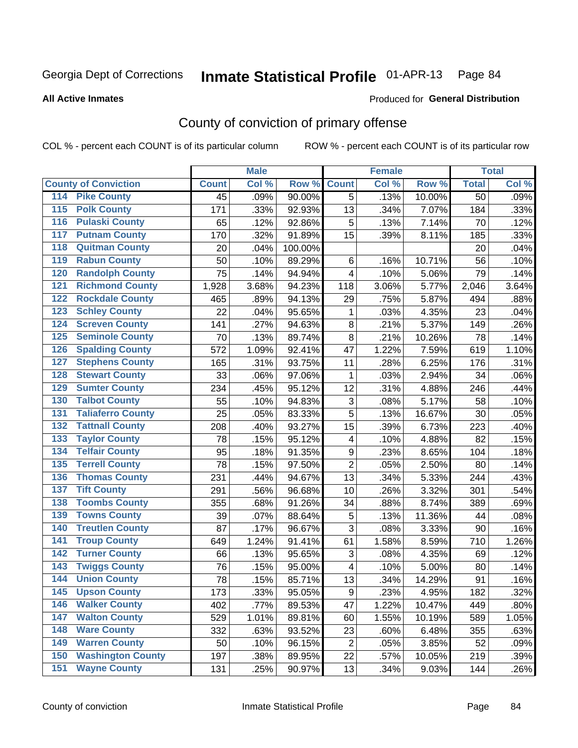Georgia Dept of Corrections **Inmate Statistical Profile** 01-APR-13

**All Active Inmates**

Produced for **General Distribution**

## County of conviction of primary offense

COL % - percent each COUNT is of its particular column ROW % - percent each COUNT is of its particular row

| County of Conviction | Male | | | Female | | | Total | |
|---|---|---|---|---|---|---|---|---|
| | Count | Col % | Row % | Count | Col % | Row % | Total | Col % |
| 114 Pike County | 45 | .09% | 90.00% | 5 | .13% | 10.00% | 50 | .09% |
| 115 Polk County | 171 | .33% | 92.93% | 13 | .34% | 7.07% | 184 | .33% |
| 116 Pulaski County | 65 | .12% | 92.86% | 5 | .13% | 7.14% | 70 | .12% |
| 117 Putnam County | 170 | .32% | 91.89% | 15 | .39% | 8.11% | 185 | .33% |
| 118 Quitman County | 20 | .04% | 100.00% | | | | 20 | .04% |
| 119 Rabun County | 50 | .10% | 89.29% | 6 | .16% | 10.71% | 56 | .10% |
| 120 Randolph County | 75 | .14% | 94.94% | 4 | .10% | 5.06% | 79 | .14% |
| 121 Richmond County | 1,928 | 3.68% | 94.23% | 118 | 3.06% | 5.77% | 2,046 | 3.64% |
| 122 Rockdale County | 465 | .89% | 94.13% | 29 | .75% | 5.87% | 494 | .88% |
| 123 Schley County | 22 | .04% | 95.65% | 1 | .03% | 4.35% | 23 | .04% |
| 124 Screven County | 141 | .27% | 94.63% | 8 | .21% | 5.37% | 149 | .26% |
| 125 Seminole County | 70 | .13% | 89.74% | 8 | .21% | 10.26% | 78 | .14% |
| 126 Spalding County | 572 | 1.09% | 92.41% | 47 | 1.22% | 7.59% | 619 | 1.10% |
| 127 Stephens County | 165 | .31% | 93.75% | 11 | .28% | 6.25% | 176 | .31% |
| 128 Stewart County | 33 | .06% | 97.06% | 1 | .03% | 2.94% | 34 | .06% |
| 129 Sumter County | 234 | .45% | 95.12% | 12 | .31% | 4.88% | 246 | .44% |
| 130 Talbot County | 55 | .10% | 94.83% | 3 | .08% | 5.17% | 58 | .10% |
| 131 Taliaferro County | 25 | .05% | 83.33% | 5 | .13% | 16.67% | 30 | .05% |
| 132 Tattnall County | 208 | .40% | 93.27% | 15 | .39% | 6.73% | 223 | .40% |
| 133 Taylor County | 78 | .15% | 95.12% | 4 | .10% | 4.88% | 82 | .15% |
| 134 Telfair County | 95 | .18% | 91.35% | 9 | .23% | 8.65% | 104 | .18% |
| 135 Terrell County | 78 | .15% | 97.50% | 2 | .05% | 2.50% | 80 | .14% |
| 136 Thomas County | 231 | .44% | 94.67% | 13 | .34% | 5.33% | 244 | .43% |
| 137 Tift County | 291 | .56% | 96.68% | 10 | .26% | 3.32% | 301 | .54% |
| 138 Toombs County | 355 | .68% | 91.26% | 34 | .88% | 8.74% | 389 | .69% |
| 139 Towns County | 39 | .07% | 88.64% | 5 | .13% | 11.36% | 44 | .08% |
| 140 Treutlen County | 87 | .17% | 96.67% | 3 | .08% | 3.33% | 90 | .16% |
| 141 Troup County | 649 | 1.24% | 91.41% | 61 | 1.58% | 8.59% | 710 | 1.26% |
| 142 Turner County | 66 | .13% | 95.65% | 3 | .08% | 4.35% | 69 | .12% |
| 143 Twiggs County | 76 | .15% | 95.00% | 4 | .10% | 5.00% | 80 | .14% |
| 144 Union County | 78 | .15% | 85.71% | 13 | .34% | 14.29% | 91 | .16% |
| 145 Upson County | 173 | .33% | 95.05% | 9 | .23% | 4.95% | 182 | .32% |
| 146 Walker County | 402 | .77% | 89.53% | 47 | 1.22% | 10.47% | 449 | .80% |
| 147 Walton County | 529 | 1.01% | 89.81% | 60 | 1.55% | 10.19% | 589 | 1.05% |
| 148 Ware County | 332 | .63% | 93.52% | 23 | .60% | 6.48% | 355 | .63% |
| 149 Warren County | 50 | .10% | 96.15% | 2 | .05% | 3.85% | 52 | .09% |
| 150 Washington County | 197 | .38% | 89.95% | 22 | .57% | 10.05% | 219 | .39% |
| 151 Wayne County | 131 | .25% | 90.97% | 13 | .34% | 9.03% | 144 | .26% |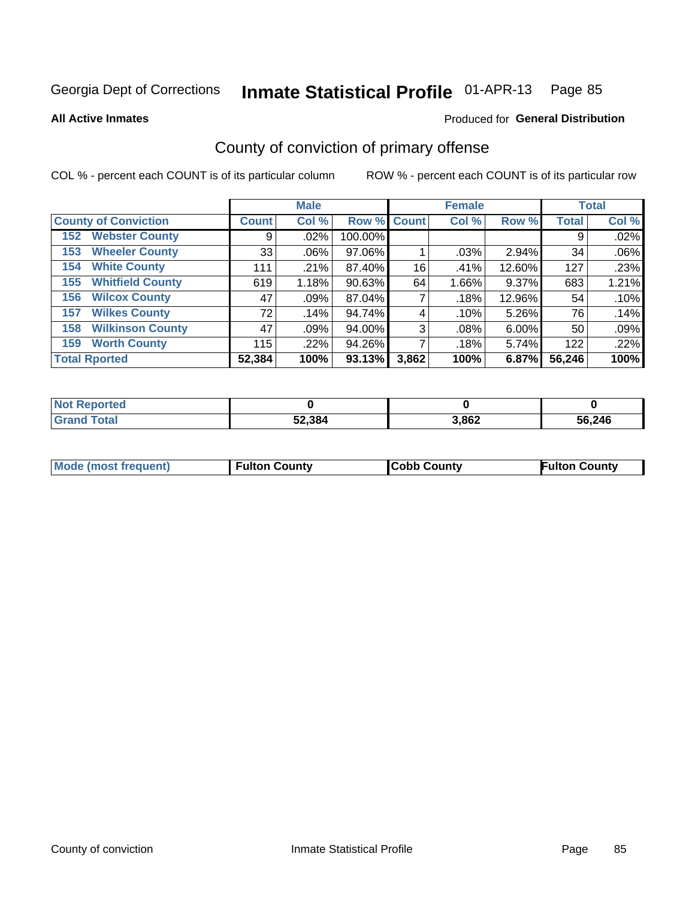Georgia Dept of Corrections **Inmate Statistical Profile** 01-APR-13 Page 85

**All Active Inmates**

Produced for **General Distribution**

## County of conviction of primary offense

COL % - percent each COUNT is of its particular column

ROW % - percent each COUNT is of its particular row

| County of Conviction | Male | | | Female | | | Total | |
|---|---|---|---|---|---|---|---|---|
| | Count | Col % | Row % | Count | Col % | Row % | Total | Col % |
| 152 Webster County | 9 | .02% | 100.00% | | | | 9 | .02% |
| 153 Wheeler County | 33 | .06% | 97.06% | 1 | .03% | 2.94% | 34 | .06% |
| 154 White County | 111 | .21% | 87.40% | 16 | .41% | 12.60% | 127 | .23% |
| 155 Whitfield County | 619 | 1.18% | 90.63% | 64 | 1.66% | 9.37% | 683 | 1.21% |
| 156 Wilcox County | 47 | .09% | 87.04% | 7 | .18% | 12.96% | 54 | .10% |
| 157 Wilkes County | 72 | .14% | 94.74% | 4 | .10% | 5.26% | 76 | .14% |
| 158 Wilkinson County | 47 | .09% | 94.00% | 3 | .08% | 6.00% | 50 | .09% |
| 159 Worth County | 115 | .22% | 94.26% | 7 | .18% | 5.74% | 122 | .22% |
| **Total Rported** | **52,384** | **100%** | **93.13%** | **3,862** | **100%** | **6.87%** | **56,246** | **100%** |

| | Male | Female | Total |
|---|---|---|---|
| Not Reported | 0 | 0 | 0 |
| Grand Total | 52,384 | 3,862 | 56,246 |

| | Male | Female | Total |
|---|---|---|---|
| Mode (most frequent) | Fulton County | Cobb County | Fulton County |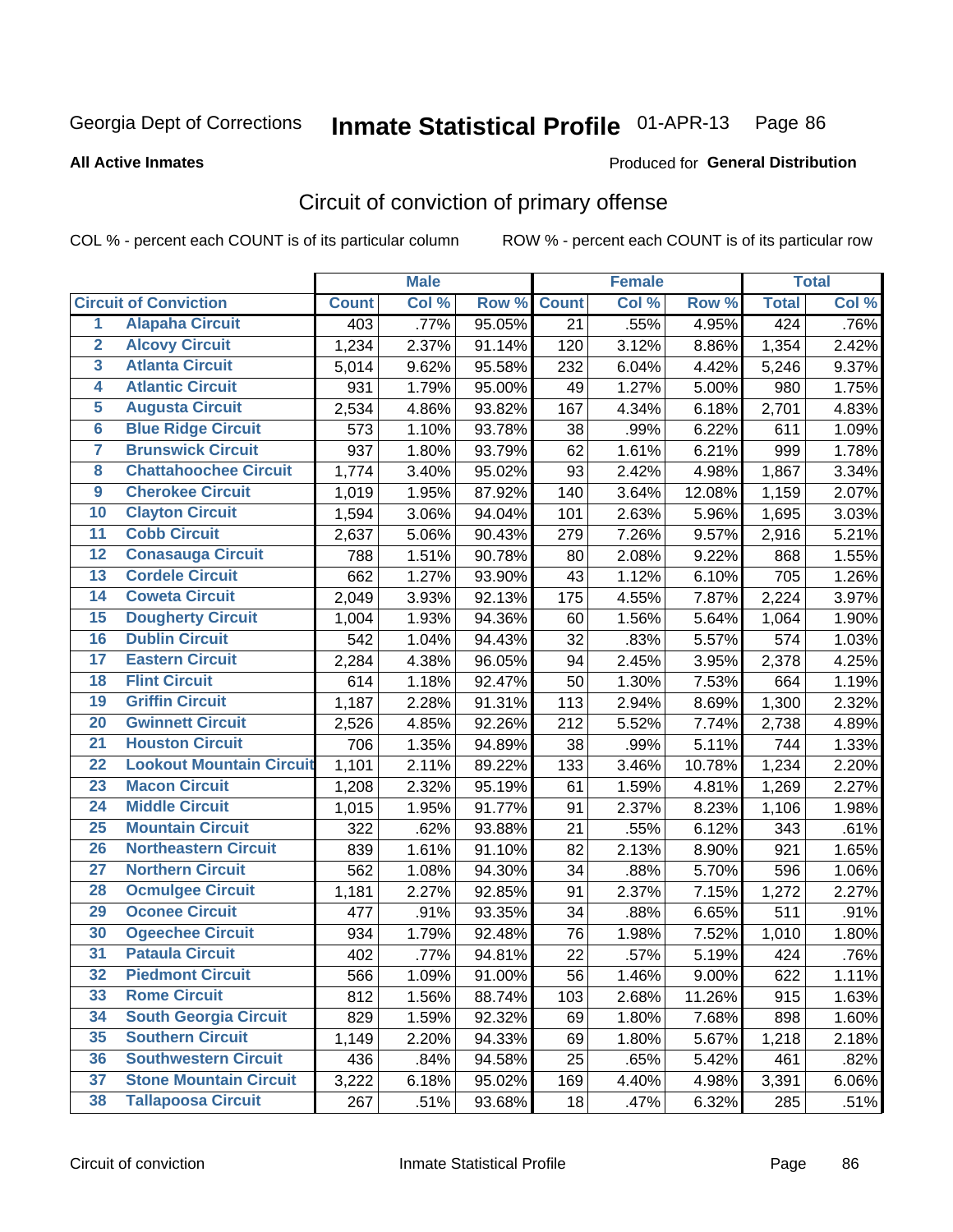Georgia Dept of Corrections **Inmate Statistical Profile** 01-APR-13

**All Active Inmates**

Produced for **General Distribution**

## Circuit of conviction of primary offense

COL % - percent each COUNT is of its particular column ROW % - percent each COUNT is of its particular row

| Circuit of Conviction | | Male | | | Female | | | Total | |
|---|---|---|---|---|---|---|---|---|---|
| | | Count | Col % | Row % | Count | Col % | Row % | Total | Col % |
| 1 | Alapaha Circuit | 403 | .77% | 95.05% | 21 | .55% | 4.95% | 424 | .76% |
| 2 | Alcovy Circuit | 1,234 | 2.37% | 91.14% | 120 | 3.12% | 8.86% | 1,354 | 2.42% |
| 3 | Atlanta Circuit | 5,014 | 9.62% | 95.58% | 232 | 6.04% | 4.42% | 5,246 | 9.37% |
| 4 | Atlantic Circuit | 931 | 1.79% | 95.00% | 49 | 1.27% | 5.00% | 980 | 1.75% |
| 5 | Augusta Circuit | 2,534 | 4.86% | 93.82% | 167 | 4.34% | 6.18% | 2,701 | 4.83% |
| 6 | Blue Ridge Circuit | 573 | 1.10% | 93.78% | 38 | .99% | 6.22% | 611 | 1.09% |
| 7 | Brunswick Circuit | 937 | 1.80% | 93.79% | 62 | 1.61% | 6.21% | 999 | 1.78% |
| 8 | Chattahoochee Circuit | 1,774 | 3.40% | 95.02% | 93 | 2.42% | 4.98% | 1,867 | 3.34% |
| 9 | Cherokee Circuit | 1,019 | 1.95% | 87.92% | 140 | 3.64% | 12.08% | 1,159 | 2.07% |
| 10 | Clayton Circuit | 1,594 | 3.06% | 94.04% | 101 | 2.63% | 5.96% | 1,695 | 3.03% |
| 11 | Cobb Circuit | 2,637 | 5.06% | 90.43% | 279 | 7.26% | 9.57% | 2,916 | 5.21% |
| 12 | Conasauga Circuit | 788 | 1.51% | 90.78% | 80 | 2.08% | 9.22% | 868 | 1.55% |
| 13 | Cordele Circuit | 662 | 1.27% | 93.90% | 43 | 1.12% | 6.10% | 705 | 1.26% |
| 14 | Coweta Circuit | 2,049 | 3.93% | 92.13% | 175 | 4.55% | 7.87% | 2,224 | 3.97% |
| 15 | Dougherty Circuit | 1,004 | 1.93% | 94.36% | 60 | 1.56% | 5.64% | 1,064 | 1.90% |
| 16 | Dublin Circuit | 542 | 1.04% | 94.43% | 32 | .83% | 5.57% | 574 | 1.03% |
| 17 | Eastern Circuit | 2,284 | 4.38% | 96.05% | 94 | 2.45% | 3.95% | 2,378 | 4.25% |
| 18 | Flint Circuit | 614 | 1.18% | 92.47% | 50 | 1.30% | 7.53% | 664 | 1.19% |
| 19 | Griffin Circuit | 1,187 | 2.28% | 91.31% | 113 | 2.94% | 8.69% | 1,300 | 2.32% |
| 20 | Gwinnett Circuit | 2,526 | 4.85% | 92.26% | 212 | 5.52% | 7.74% | 2,738 | 4.89% |
| 21 | Houston Circuit | 706 | 1.35% | 94.89% | 38 | .99% | 5.11% | 744 | 1.33% |
| 22 | Lookout Mountain Circuit | 1,101 | 2.11% | 89.22% | 133 | 3.46% | 10.78% | 1,234 | 2.20% |
| 23 | Macon Circuit | 1,208 | 2.32% | 95.19% | 61 | 1.59% | 4.81% | 1,269 | 2.27% |
| 24 | Middle Circuit | 1,015 | 1.95% | 91.77% | 91 | 2.37% | 8.23% | 1,106 | 1.98% |
| 25 | Mountain Circuit | 322 | .62% | 93.88% | 21 | .55% | 6.12% | 343 | .61% |
| 26 | Northeastern Circuit | 839 | 1.61% | 91.10% | 82 | 2.13% | 8.90% | 921 | 1.65% |
| 27 | Northern Circuit | 562 | 1.08% | 94.30% | 34 | .88% | 5.70% | 596 | 1.06% |
| 28 | Ocmulgee Circuit | 1,181 | 2.27% | 92.85% | 91 | 2.37% | 7.15% | 1,272 | 2.27% |
| 29 | Oconee Circuit | 477 | .91% | 93.35% | 34 | .88% | 6.65% | 511 | .91% |
| 30 | Ogeechee Circuit | 934 | 1.79% | 92.48% | 76 | 1.98% | 7.52% | 1,010 | 1.80% |
| 31 | Pataula Circuit | 402 | .77% | 94.81% | 22 | .57% | 5.19% | 424 | .76% |
| 32 | Piedmont Circuit | 566 | 1.09% | 91.00% | 56 | 1.46% | 9.00% | 622 | 1.11% |
| 33 | Rome Circuit | 812 | 1.56% | 88.74% | 103 | 2.68% | 11.26% | 915 | 1.63% |
| 34 | South Georgia Circuit | 829 | 1.59% | 92.32% | 69 | 1.80% | 7.68% | 898 | 1.60% |
| 35 | Southern Circuit | 1,149 | 2.20% | 94.33% | 69 | 1.80% | 5.67% | 1,218 | 2.18% |
| 36 | Southwestern Circuit | 436 | .84% | 94.58% | 25 | .65% | 5.42% | 461 | .82% |
| 37 | Stone Mountain Circuit | 3,222 | 6.18% | 95.02% | 169 | 4.40% | 4.98% | 3,391 | 6.06% |
| 38 | Tallapoosa Circuit | 267 | .51% | 93.68% | 18 | .47% | 6.32% | 285 | .51% |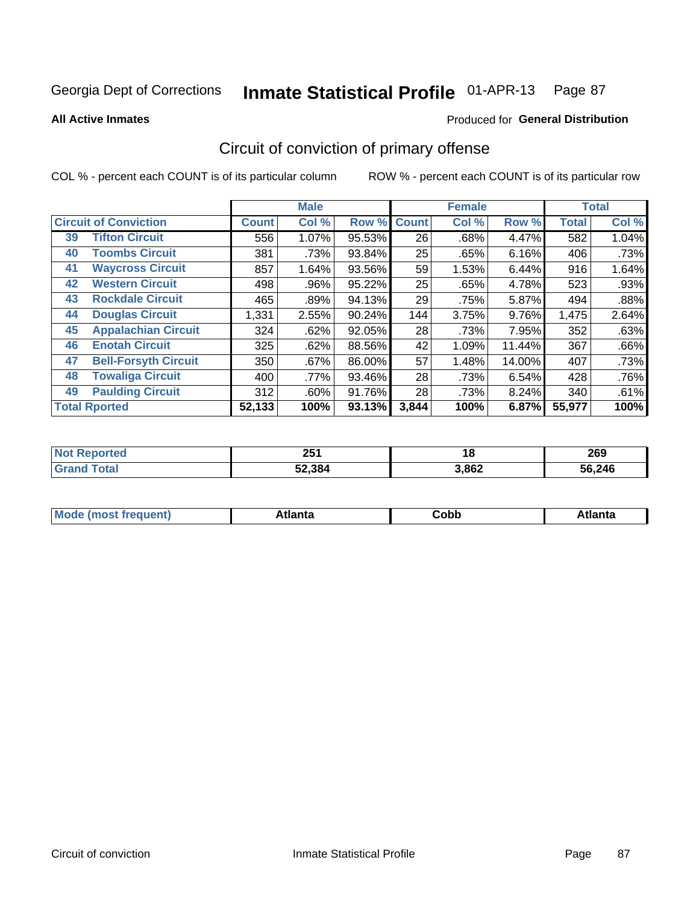Georgia Dept of Corrections **Inmate Statistical Profile** 01-APR-13

**All Active Inmates**

Produced for **General Distribution**

## Circuit of conviction of primary offense

COL % - percent each COUNT is of its particular column ROW % - percent each COUNT is of its particular row

| | | Male | | | Female | | | Total | |
|---|---|---|---|---|---|---|---|---|---|
| **Circuit of Conviction** | | **Count** | **Col %** | **Row %** | **Count** | **Col %** | **Row %** | **Total** | **Col %** |
| 39 | Tifton Circuit | 556 | 1.07% | 95.53% | 26 | .68% | 4.47% | 582 | 1.04% |
| 40 | Toombs Circuit | 381 | .73% | 93.84% | 25 | .65% | 6.16% | 406 | .73% |
| 41 | Waycross Circuit | 857 | 1.64% | 93.56% | 59 | 1.53% | 6.44% | 916 | 1.64% |
| 42 | Western Circuit | 498 | .96% | 95.22% | 25 | .65% | 4.78% | 523 | .93% |
| 43 | Rockdale Circuit | 465 | .89% | 94.13% | 29 | .75% | 5.87% | 494 | .88% |
| 44 | Douglas Circuit | 1,331 | 2.55% | 90.24% | 144 | 3.75% | 9.76% | 1,475 | 2.64% |
| 45 | Appalachian Circuit | 324 | .62% | 92.05% | 28 | .73% | 7.95% | 352 | .63% |
| 46 | Enotah Circuit | 325 | .62% | 88.56% | 42 | 1.09% | 11.44% | 367 | .66% |
| 47 | Bell-Forsyth Circuit | 350 | .67% | 86.00% | 57 | 1.48% | 14.00% | 407 | .73% |
| 48 | Towaliga Circuit | 400 | .77% | 93.46% | 28 | .73% | 6.54% | 428 | .76% |
| 49 | Paulding Circuit | 312 | .60% | 91.76% | 28 | .73% | 8.24% | 340 | .61% |
| **Total Rported** | | **52,133** | **100%** | **93.13%** | **3,844** | **100%** | **6.87%** | **55,977** | **100%** |

| | Male | Female | Total |
|---|---|---|---|
| **Not Reported** | **251** | **18** | **269** |
| **Grand Total** | **52,384** | **3,862** | **56,246** |

| | Male | Female | Total |
|---|---|---|---|
| **Mode (most frequent)** | **Atlanta** | **Cobb** | **Atlanta** |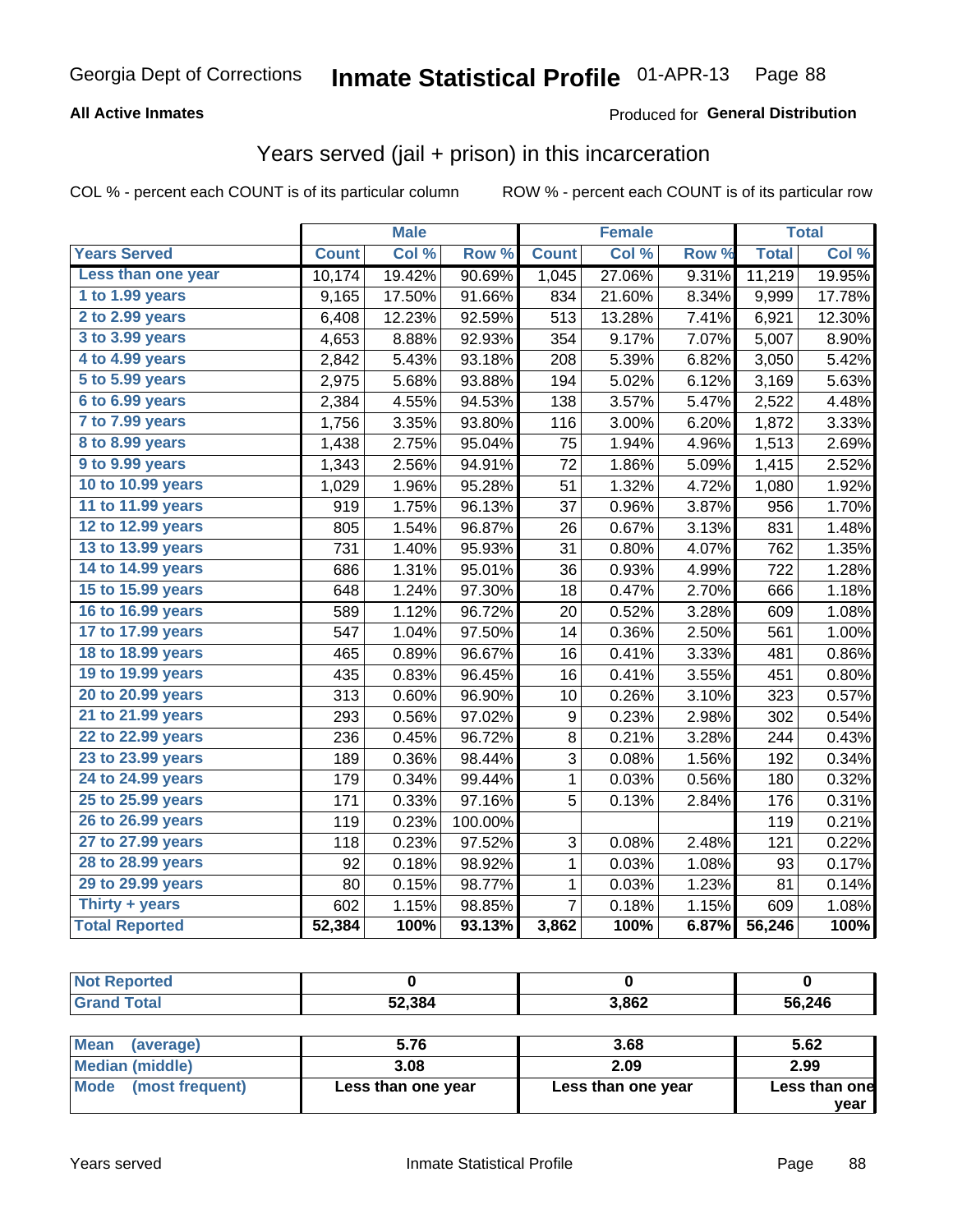Georgia Dept of Corrections **Inmate Statistical Profile** 01-APR-13

**All Active Inmates**

Produced for **General Distribution**

## Years served (jail + prison) in this incarceration

COL % - percent each COUNT is of its particular column    ROW % - percent each COUNT is of its particular row

| | Male | | | Female | | | Total | |
|---|---|---|---|---|---|---|---|---|
| **Years Served** | **Count** | **Col %** | **Row %** | **Count** | **Col %** | **Row %** | **Total** | **Col %** |
| Less than one year | 10,174 | 19.42% | 90.69% | 1,045 | 27.06% | 9.31% | 11,219 | 19.95% |
| 1 to 1.99 years | 9,165 | 17.50% | 91.66% | 834 | 21.60% | 8.34% | 9,999 | 17.78% |
| 2 to 2.99 years | 6,408 | 12.23% | 92.59% | 513 | 13.28% | 7.41% | 6,921 | 12.30% |
| 3 to 3.99 years | 4,653 | 8.88% | 92.93% | 354 | 9.17% | 7.07% | 5,007 | 8.90% |
| 4 to 4.99 years | 2,842 | 5.43% | 93.18% | 208 | 5.39% | 6.82% | 3,050 | 5.42% |
| 5 to 5.99 years | 2,975 | 5.68% | 93.88% | 194 | 5.02% | 6.12% | 3,169 | 5.63% |
| 6 to 6.99 years | 2,384 | 4.55% | 94.53% | 138 | 3.57% | 5.47% | 2,522 | 4.48% |
| 7 to 7.99 years | 1,756 | 3.35% | 93.80% | 116 | 3.00% | 6.20% | 1,872 | 3.33% |
| 8 to 8.99 years | 1,438 | 2.75% | 95.04% | 75 | 1.94% | 4.96% | 1,513 | 2.69% |
| 9 to 9.99 years | 1,343 | 2.56% | 94.91% | 72 | 1.86% | 5.09% | 1,415 | 2.52% |
| 10 to 10.99 years | 1,029 | 1.96% | 95.28% | 51 | 1.32% | 4.72% | 1,080 | 1.92% |
| 11 to 11.99 years | 919 | 1.75% | 96.13% | 37 | 0.96% | 3.87% | 956 | 1.70% |
| 12 to 12.99 years | 805 | 1.54% | 96.87% | 26 | 0.67% | 3.13% | 831 | 1.48% |
| 13 to 13.99 years | 731 | 1.40% | 95.93% | 31 | 0.80% | 4.07% | 762 | 1.35% |
| 14 to 14.99 years | 686 | 1.31% | 95.01% | 36 | 0.93% | 4.99% | 722 | 1.28% |
| 15 to 15.99 years | 648 | 1.24% | 97.30% | 18 | 0.47% | 2.70% | 666 | 1.18% |
| 16 to 16.99 years | 589 | 1.12% | 96.72% | 20 | 0.52% | 3.28% | 609 | 1.08% |
| 17 to 17.99 years | 547 | 1.04% | 97.50% | 14 | 0.36% | 2.50% | 561 | 1.00% |
| 18 to 18.99 years | 465 | 0.89% | 96.67% | 16 | 0.41% | 3.33% | 481 | 0.86% |
| 19 to 19.99 years | 435 | 0.83% | 96.45% | 16 | 0.41% | 3.55% | 451 | 0.80% |
| 20 to 20.99 years | 313 | 0.60% | 96.90% | 10 | 0.26% | 3.10% | 323 | 0.57% |
| 21 to 21.99 years | 293 | 0.56% | 97.02% | 9 | 0.23% | 2.98% | 302 | 0.54% |
| 22 to 22.99 years | 236 | 0.45% | 96.72% | 8 | 0.21% | 3.28% | 244 | 0.43% |
| 23 to 23.99 years | 189 | 0.36% | 98.44% | 3 | 0.08% | 1.56% | 192 | 0.34% |
| 24 to 24.99 years | 179 | 0.34% | 99.44% | 1 | 0.03% | 0.56% | 180 | 0.32% |
| 25 to 25.99 years | 171 | 0.33% | 97.16% | 5 | 0.13% | 2.84% | 176 | 0.31% |
| 26 to 26.99 years | 119 | 0.23% | 100.00% | | | | 119 | 0.21% |
| 27 to 27.99 years | 118 | 0.23% | 97.52% | 3 | 0.08% | 2.48% | 121 | 0.22% |
| 28 to 28.99 years | 92 | 0.18% | 98.92% | 1 | 0.03% | 1.08% | 93 | 0.17% |
| 29 to 29.99 years | 80 | 0.15% | 98.77% | 1 | 0.03% | 1.23% | 81 | 0.14% |
| Thirty + years | 602 | 1.15% | 98.85% | 7 | 0.18% | 1.15% | 609 | 1.08% |
| **Total Reported** | **52,384** | **100%** | **93.13%** | **3,862** | **100%** | **6.87%** | **56,246** | **100%** |

| | Male | Female | Total |
|---|---|---|---|
| Not Reported | 0 | 0 | 0 |
| Grand Total | 52,384 | 3,862 | 56,246 |

| | Male | Female | Total |
|---|---|---|---|
| Mean (average) | 5.76 | 3.68 | 5.62 |
| Median (middle) | 3.08 | 2.09 | 2.99 |
| Mode (most frequent) | Less than one year | Less than one year | Less than one year |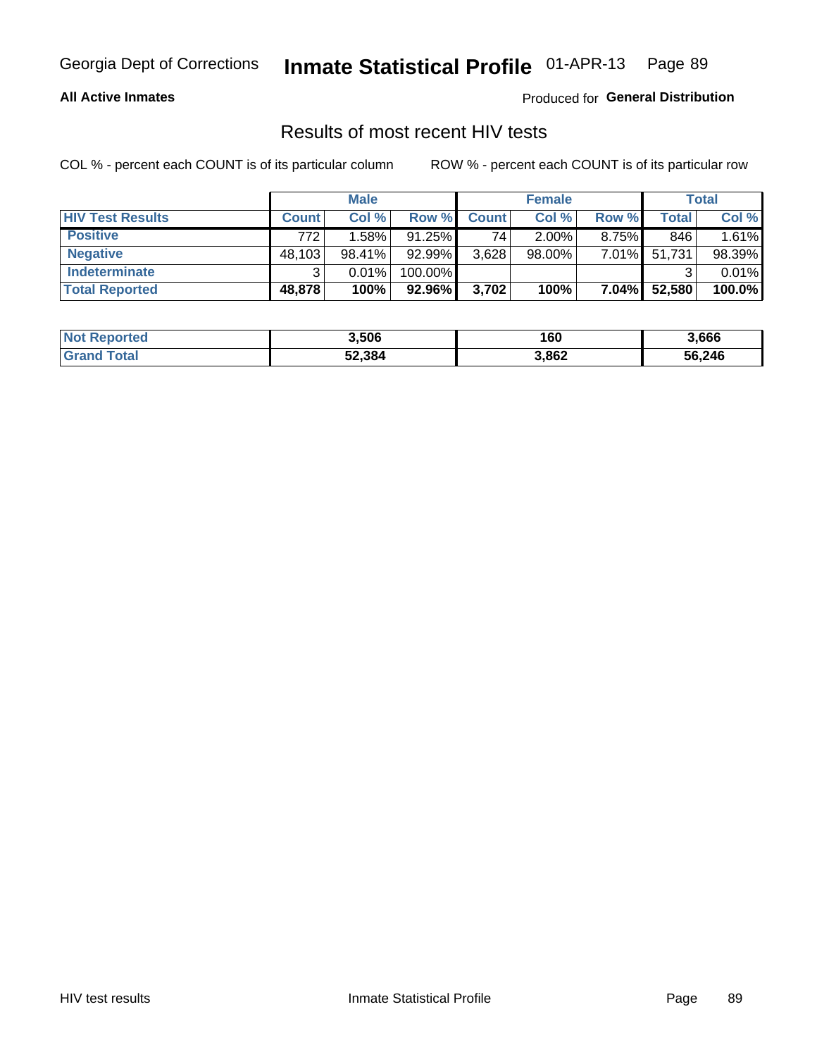Georgia Dept of Corrections **Inmate Statistical Profile** 01-APR-13

**All Active Inmates**

Produced for **General Distribution**

## Results of most recent HIV tests

COL % - percent each COUNT is of its particular column ROW % - percent each COUNT is of its particular row

| | Male | | | Female | | | Total | |
|---|---|---|---|---|---|---|---|---|
| **HIV Test Results** | **Count** | **Col %** | **Row %** | **Count** | **Col %** | **Row %** | **Total** | **Col %** |
| **Positive** | 772 | 1.58% | 91.25% | 74 | 2.00% | 8.75% | 846 | 1.61% |
| **Negative** | 48,103 | 98.41% | 92.99% | 3,628 | 98.00% | 7.01% | 51,731 | 98.39% |
| **Indeterminate** | 3 | 0.01% | 100.00% | | | | 3 | 0.01% |
| **Total Reported** | **48,878** | **100%** | **92.96%** | **3,702** | **100%** | **7.04%** | **52,580** | **100.0%** |

| | Male | Female | Total |
|---|---|---|---|
| **Not Reported** | **3,506** | **160** | **3,666** |
| **Grand Total** | **52,384** | **3,862** | **56,246** |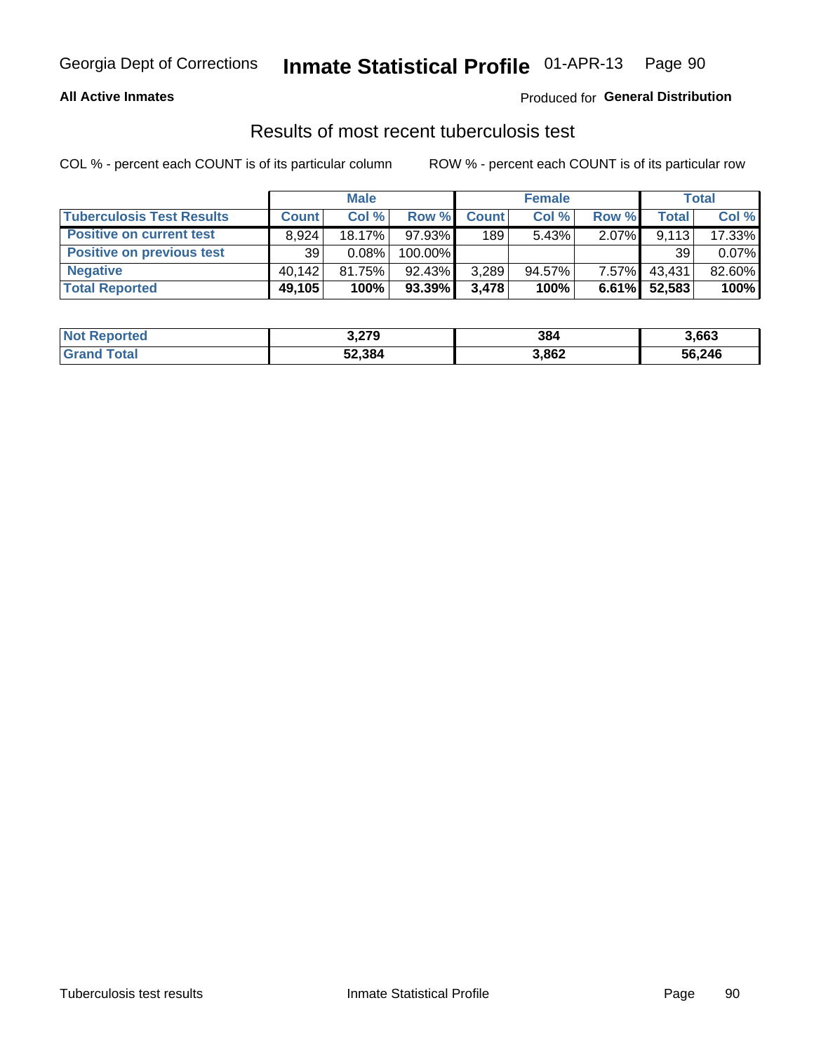Georgia Dept of Corrections **Inmate Statistical Profile** 01-APR-13

**All Active Inmates**

Produced for **General Distribution**

## Results of most recent tuberculosis test

COL % - percent each COUNT is of its particular column

ROW % - percent each COUNT is of its particular row

| | Male | | | Female | | | Total | |
|---|---|---|---|---|---|---|---|---|
| **Tuberculosis Test Results** | **Count** | **Col %** | **Row %** | **Count** | **Col %** | **Row %** | **Total** | **Col %** |
| **Positive on current test** | 8,924 | 18.17% | 97.93% | 189 | 5.43% | 2.07% | 9,113 | 17.33% |
| **Positive on previous test** | 39 | 0.08% | 100.00% | | | | 39 | 0.07% |
| **Negative** | 40,142 | 81.75% | 92.43% | 3,289 | 94.57% | 7.57% | 43,431 | 82.60% |
| **Total Reported** | **49,105** | **100%** | **93.39%** | **3,478** | **100%** | **6.61%** | **52,583** | **100%** |

| | Male | Female | Total |
|---|---|---|---|
| **Not Reported** | **3,279** | **384** | **3,663** |
| **Grand Total** | **52,384** | **3,862** | **56,246** |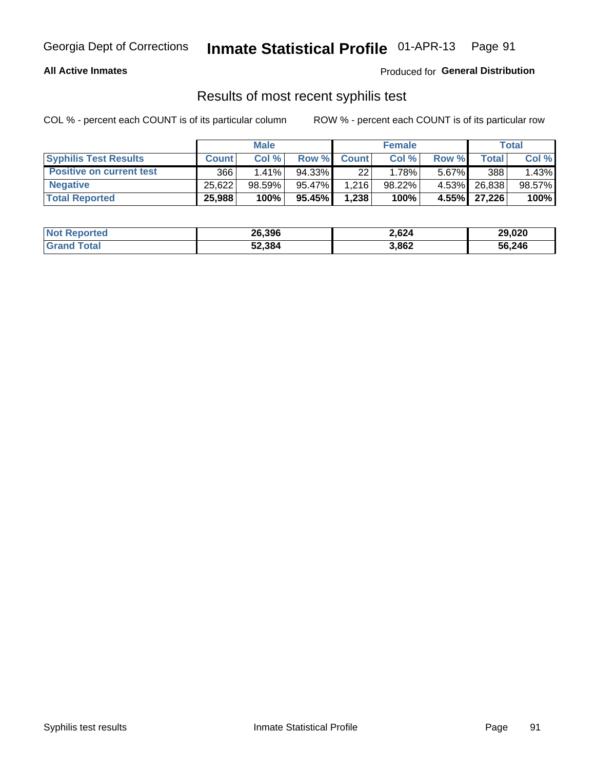Georgia Dept of Corrections **Inmate Statistical Profile** 01-APR-13

**All Active Inmates**

Produced for **General Distribution**

## Results of most recent syphilis test

COL % - percent each COUNT is of its particular column

ROW % - percent each COUNT is of its particular row

| | Male | | | Female | | | Total | |
|---|---|---|---|---|---|---|---|---|
| **Syphilis Test Results** | **Count** | **Col %** | **Row %** | **Count** | **Col %** | **Row %** | **Total** | **Col %** |
| **Positive on current test** | 366 | 1.41% | 94.33% | 22 | 1.78% | 5.67% | 388 | 1.43% |
| **Negative** | 25,622 | 98.59% | 95.47% | 1,216 | 98.22% | 4.53% | 26,838 | 98.57% |
| **Total Reported** | **25,988** | **100%** | **95.45%** | **1,238** | **100%** | **4.55%** | **27,226** | **100%** |

| | Male | Female | Total |
|---|---|---|---|
| **Not Reported** | **26,396** | **2,624** | **29,020** |
| **Grand Total** | **52,384** | **3,862** | **56,246** |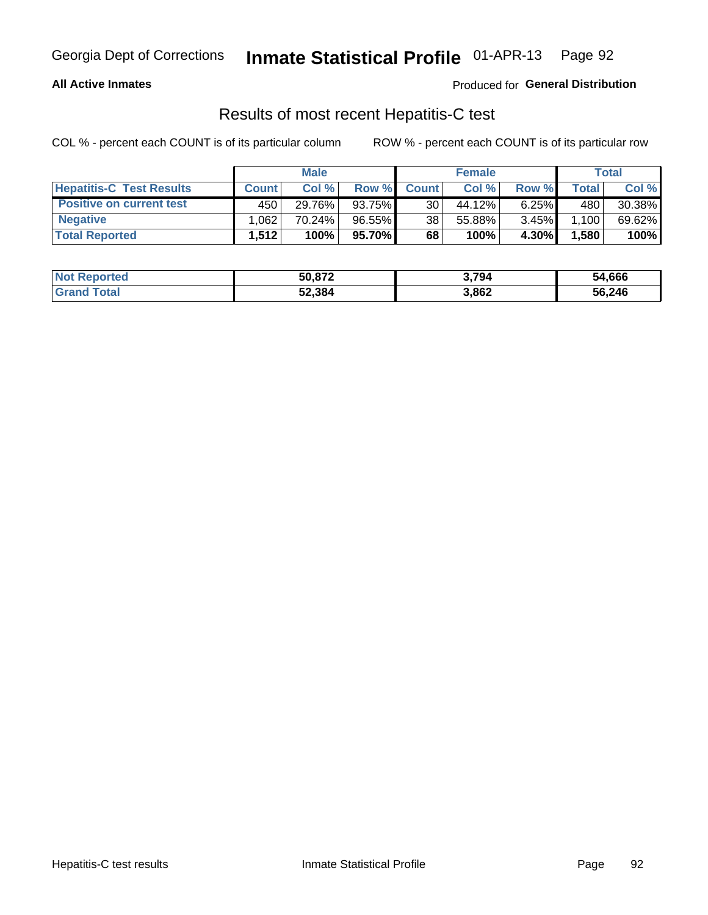## All Active Inmates

Produced for **General Distribution**

# Results of most recent Hepatitis-C test

COL % - percent each COUNT is of its particular column

ROW % - percent each COUNT is of its particular row

| | Male | | | Female | | | Total | |
|---|---|---|---|---|---|---|---|---|
| **Hepatitis-C Test Results** | **Count** | **Col %** | **Row %** | **Count** | **Col %** | **Row %** | **Total** | **Col %** |
| **Positive on current test** | 450 | 29.76% | 93.75% | 30 | 44.12% | 6.25% | 480 | 30.38% |
| **Negative** | 1,062 | 70.24% | 96.55% | 38 | 55.88% | 3.45% | 1,100 | 69.62% |
| **Total Reported** | **1,512** | **100%** | **95.70%** | **68** | **100%** | **4.30%** | **1,580** | **100%** |

| | Male | Female | Total |
|---|---|---|---|
| **Not Reported** | **50,872** | **3,794** | **54,666** |
| **Grand Total** | **52,384** | **3,862** | **56,246** |